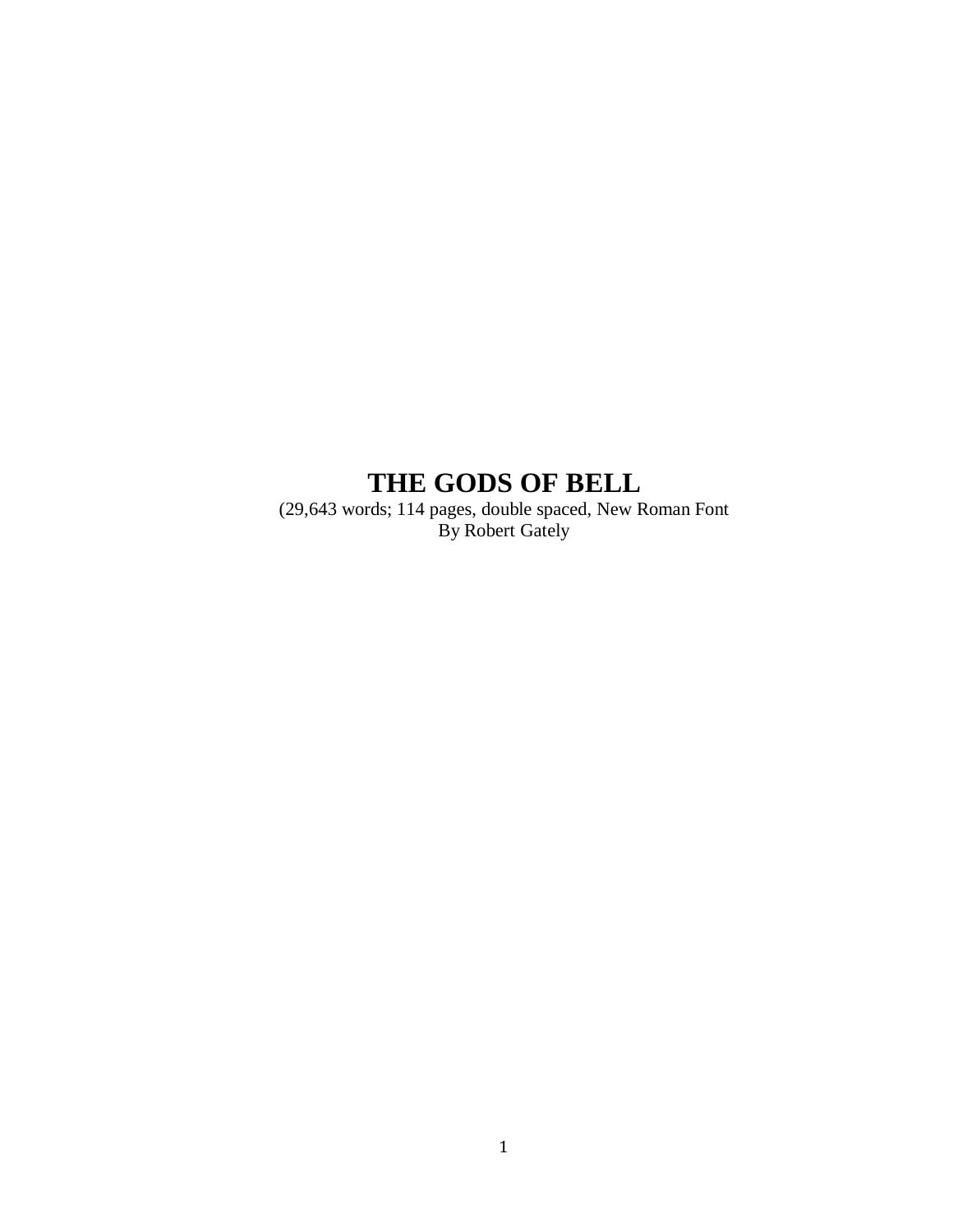# THE GODS OF BELL

(29,643 words; 114 pages, double spaced, New Roman Font

By Robert Gately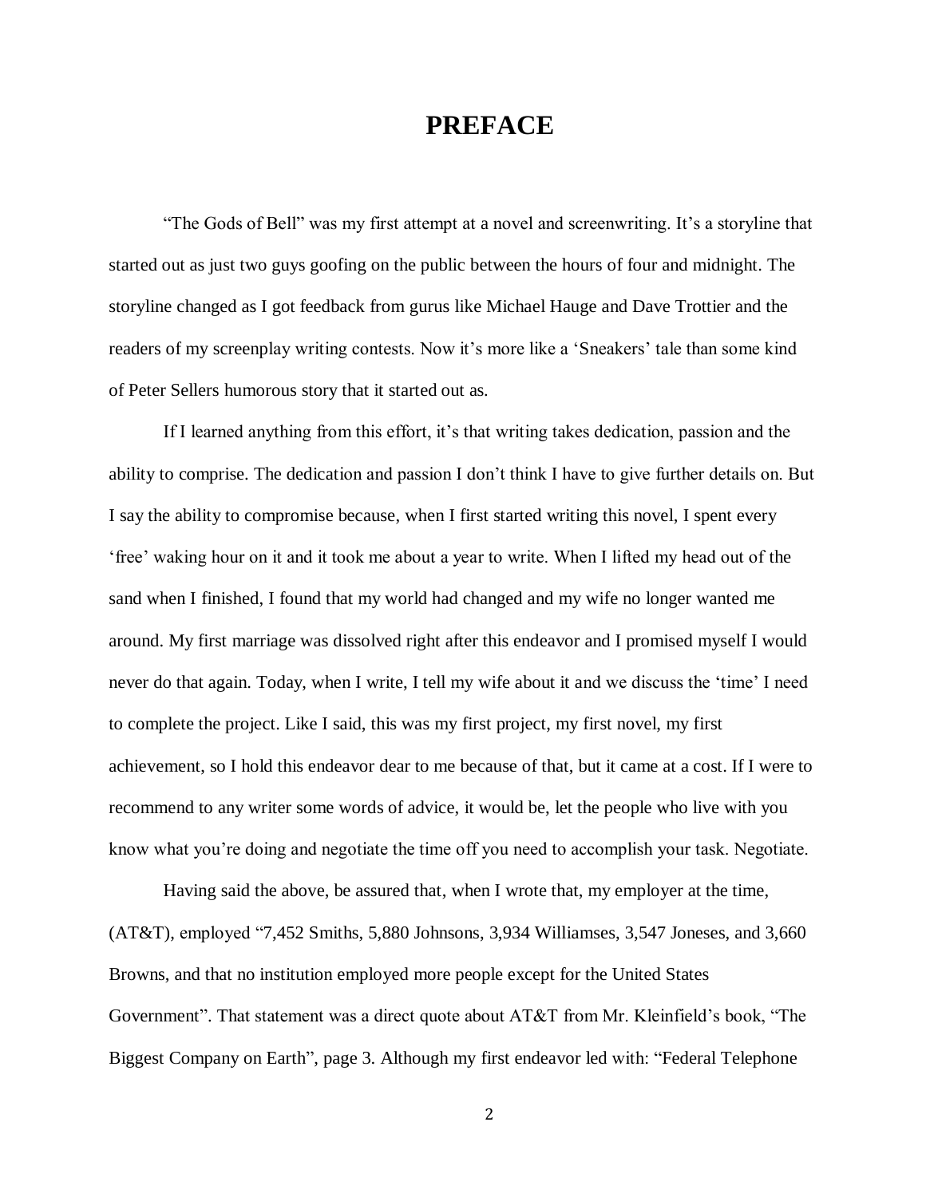# PREFACE

“The Gods of Bell” was my first attempt at a novel and screenwriting. It’s a storyline that started out as just two guys goofing on the public between the hours of four and midnight. The storyline changed as I got feedback from gurus like Michael Hauge and Dave Trottier and the readers of my screenplay writing contests. Now it’s more like a ‘Sneakers’ tale than some kind of Peter Sellers humorous story that it started out as.

If I learned anything from this effort, it’s that writing takes dedication, passion and the ability to comprise. The dedication and passion I don’t think I have to give further details on. But I say the ability to compromise because, when I first started writing this novel, I spent every ‘free’ waking hour on it and it took me about a year to write. When I lifted my head out of the sand when I finished, I found that my world had changed and my wife no longer wanted me around. My first marriage was dissolved right after this endeavor and I promised myself I would never do that again. Today, when I write, I tell my wife about it and we discuss the ‘time’ I need to complete the project. Like I said, this was my first project, my first novel, my first achievement, so I hold this endeavor dear to me because of that, but it came at a cost. If I were to recommend to any writer some words of advice, it would be, let the people who live with you know what you’re doing and negotiate the time off you need to accomplish your task. Negotiate.

Having said the above, be assured that, when I wrote that, my employer at the time, (AT&T), employed “7,452 Smiths, 5,880 Johnsons, 3,934 Williamses, 3,547 Joneses, and 3,660 Browns, and that no institution employed more people except for the United States Government”. That statement was a direct quote about AT&T from Mr. Kleinfield’s book, “The Biggest Company on Earth”, page 3. Although my first endeavor led with: “Federal Telephone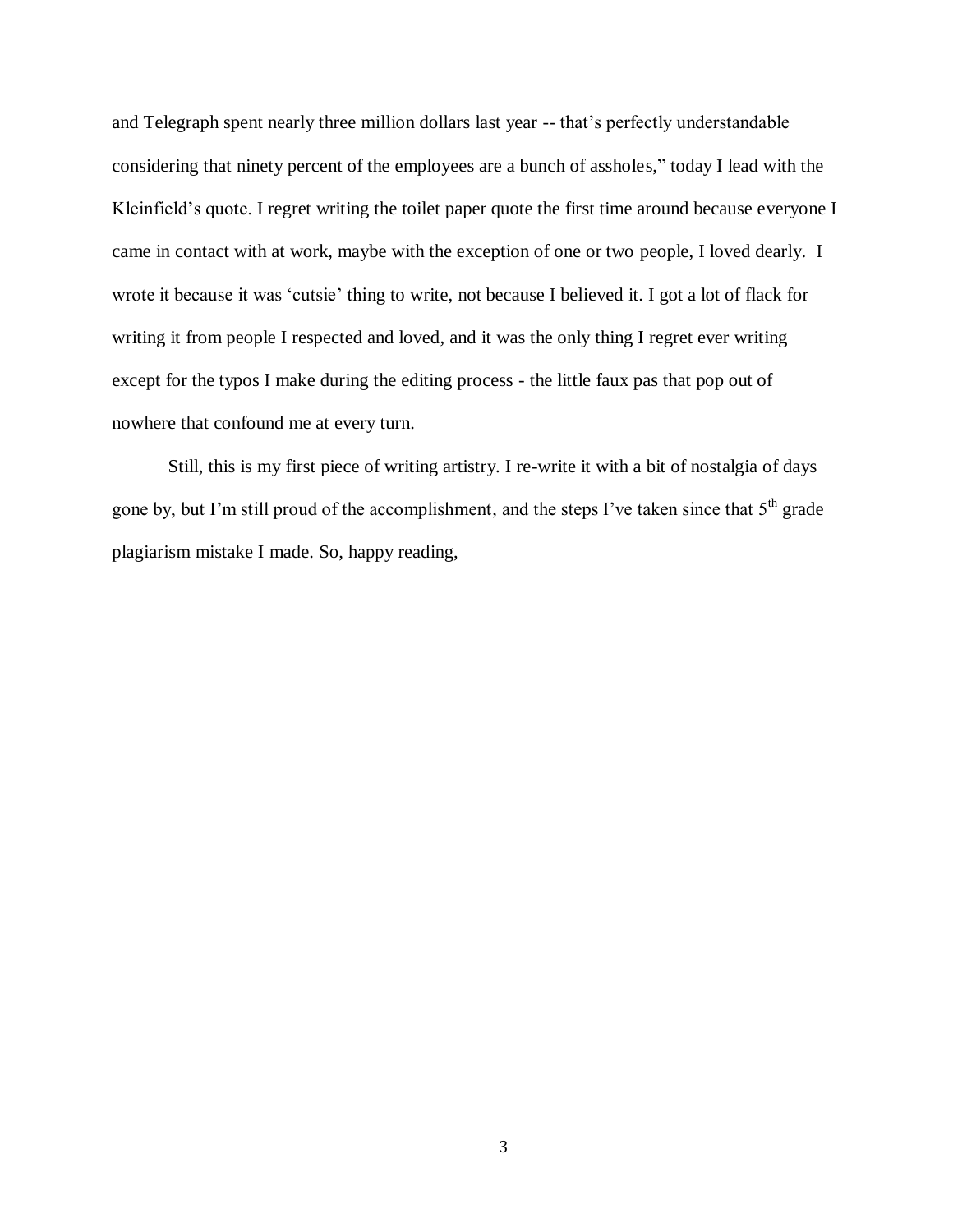and Telegraph spent nearly three million dollars last year -- that's perfectly understandable considering that ninety percent of the employees are a bunch of assholes," today I lead with the Kleinfield's quote. I regret writing the toilet paper quote the first time around because everyone I came in contact with at work, maybe with the exception of one or two people, I loved dearly. I wrote it because it was 'cutsie' thing to write, not because I believed it. I got a lot of flack for writing it from people I respected and loved, and it was the only thing I regret ever writing except for the typos I make during the editing process - the little faux pas that pop out of nowhere that confound me at every turn.

Still, this is my first piece of writing artistry. I re-write it with a bit of nostalgia of days gone by, but I'm still proud of the accomplishment, and the steps I've taken since that 5th grade plagiarism mistake I made. So, happy reading,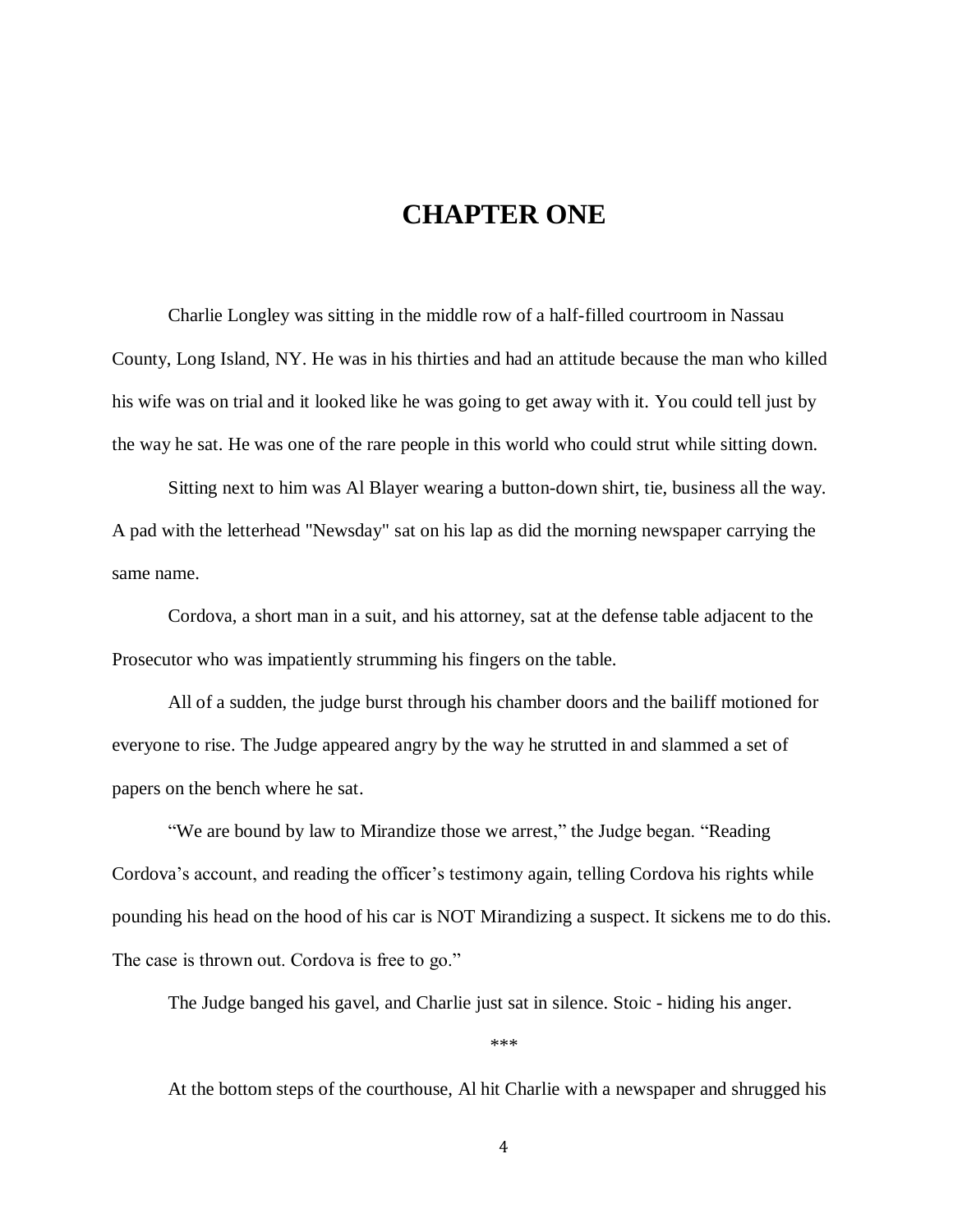# CHAPTER ONE

Charlie Longley was sitting in the middle row of a half-filled courtroom in Nassau County, Long Island, NY. He was in his thirties and had an attitude because the man who killed his wife was on trial and it looked like he was going to get away with it. You could tell just by the way he sat. He was one of the rare people in this world who could strut while sitting down.

Sitting next to him was Al Blayer wearing a button-down shirt, tie, business all the way. A pad with the letterhead "Newsday" sat on his lap as did the morning newspaper carrying the same name.

Cordova, a short man in a suit, and his attorney, sat at the defense table adjacent to the Prosecutor who was impatiently strumming his fingers on the table.

All of a sudden, the judge burst through his chamber doors and the bailiff motioned for everyone to rise. The Judge appeared angry by the way he strutted in and slammed a set of papers on the bench where he sat.

“We are bound by law to Mirandize those we arrest,” the Judge began. “Reading Cordova’s account, and reading the officer’s testimony again, telling Cordova his rights while pounding his head on the hood of his car is NOT Mirandizing a suspect. It sickens me to do this. The case is thrown out. Cordova is free to go.”

The Judge banged his gavel, and Charlie just sat in silence. Stoic - hiding his anger.

***

At the bottom steps of the courthouse, Al hit Charlie with a newspaper and shrugged his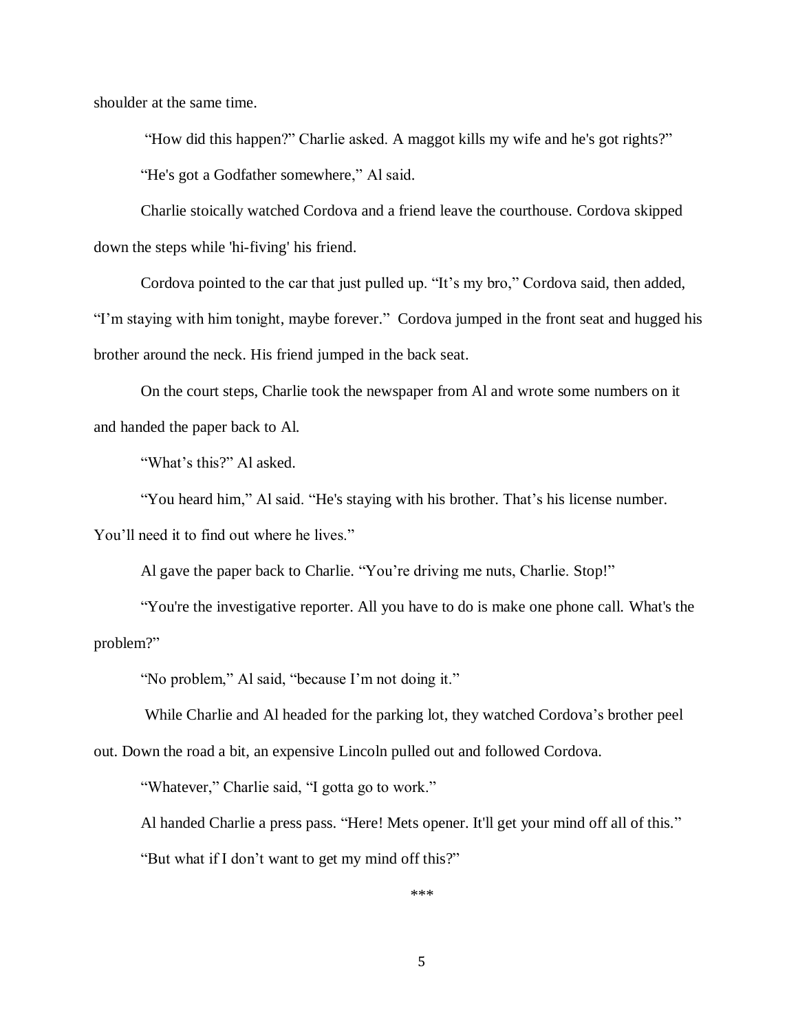shoulder at the same time.

"How did this happen?" Charlie asked. A maggot kills my wife and he's got rights?"

"He's got a Godfather somewhere," Al said.

Charlie stoically watched Cordova and a friend leave the courthouse. Cordova skipped down the steps while 'hi-fiving' his friend.

Cordova pointed to the car that just pulled up. "It's my bro," Cordova said, then added, "I'm staying with him tonight, maybe forever." Cordova jumped in the front seat and hugged his brother around the neck. His friend jumped in the back seat.

On the court steps, Charlie took the newspaper from Al and wrote some numbers on it and handed the paper back to Al.

"What's this?" Al asked.

"You heard him," Al said. "He's staying with his brother. That's his license number. You'll need it to find out where he lives."

Al gave the paper back to Charlie. "You're driving me nuts, Charlie. Stop!"

"You're the investigative reporter. All you have to do is make one phone call. What's the problem?"

"No problem," Al said, "because I'm not doing it."

While Charlie and Al headed for the parking lot, they watched Cordova's brother peel out. Down the road a bit, an expensive Lincoln pulled out and followed Cordova.

"Whatever," Charlie said, "I gotta go to work."

Al handed Charlie a press pass. "Here! Mets opener. It'll get your mind off all of this."

"But what if I don't want to get my mind off this?"

***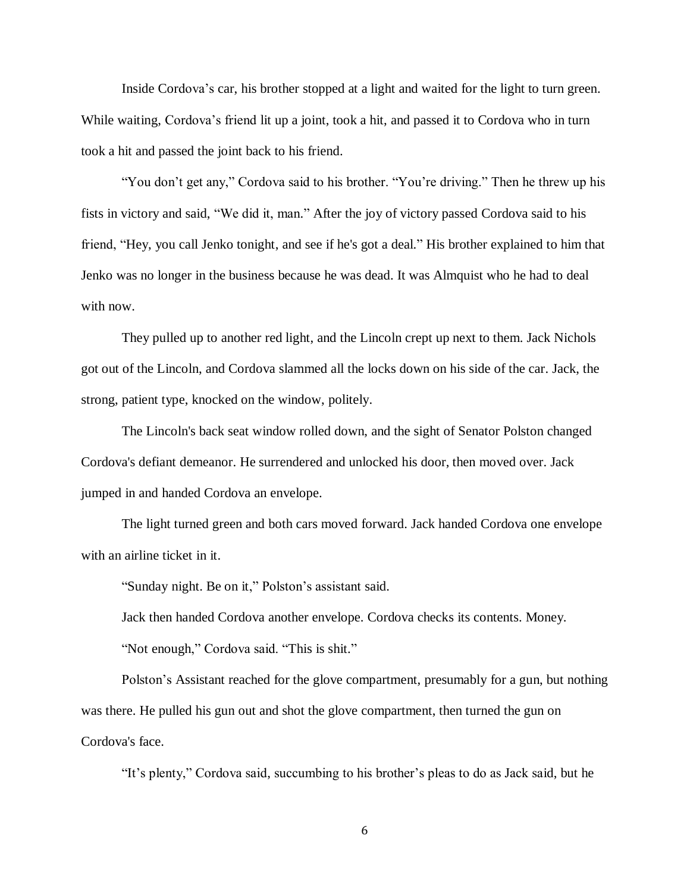Inside Cordova's car, his brother stopped at a light and waited for the light to turn green. While waiting, Cordova's friend lit up a joint, took a hit, and passed it to Cordova who in turn took a hit and passed the joint back to his friend.

"You don't get any," Cordova said to his brother. "You're driving." Then he threw up his fists in victory and said, "We did it, man." After the joy of victory passed Cordova said to his friend, "Hey, you call Jenko tonight, and see if he's got a deal." His brother explained to him that Jenko was no longer in the business because he was dead. It was Almquist who he had to deal with now.

They pulled up to another red light, and the Lincoln crept up next to them. Jack Nichols got out of the Lincoln, and Cordova slammed all the locks down on his side of the car. Jack, the strong, patient type, knocked on the window, politely.

The Lincoln's back seat window rolled down, and the sight of Senator Polston changed Cordova's defiant demeanor. He surrendered and unlocked his door, then moved over. Jack jumped in and handed Cordova an envelope.

The light turned green and both cars moved forward. Jack handed Cordova one envelope with an airline ticket in it.

"Sunday night. Be on it," Polston's assistant said.

Jack then handed Cordova another envelope. Cordova checks its contents. Money.

"Not enough," Cordova said. "This is shit."

Polston's Assistant reached for the glove compartment, presumably for a gun, but nothing was there. He pulled his gun out and shot the glove compartment, then turned the gun on Cordova's face.

"It's plenty," Cordova said, succumbing to his brother's pleas to do as Jack said, but he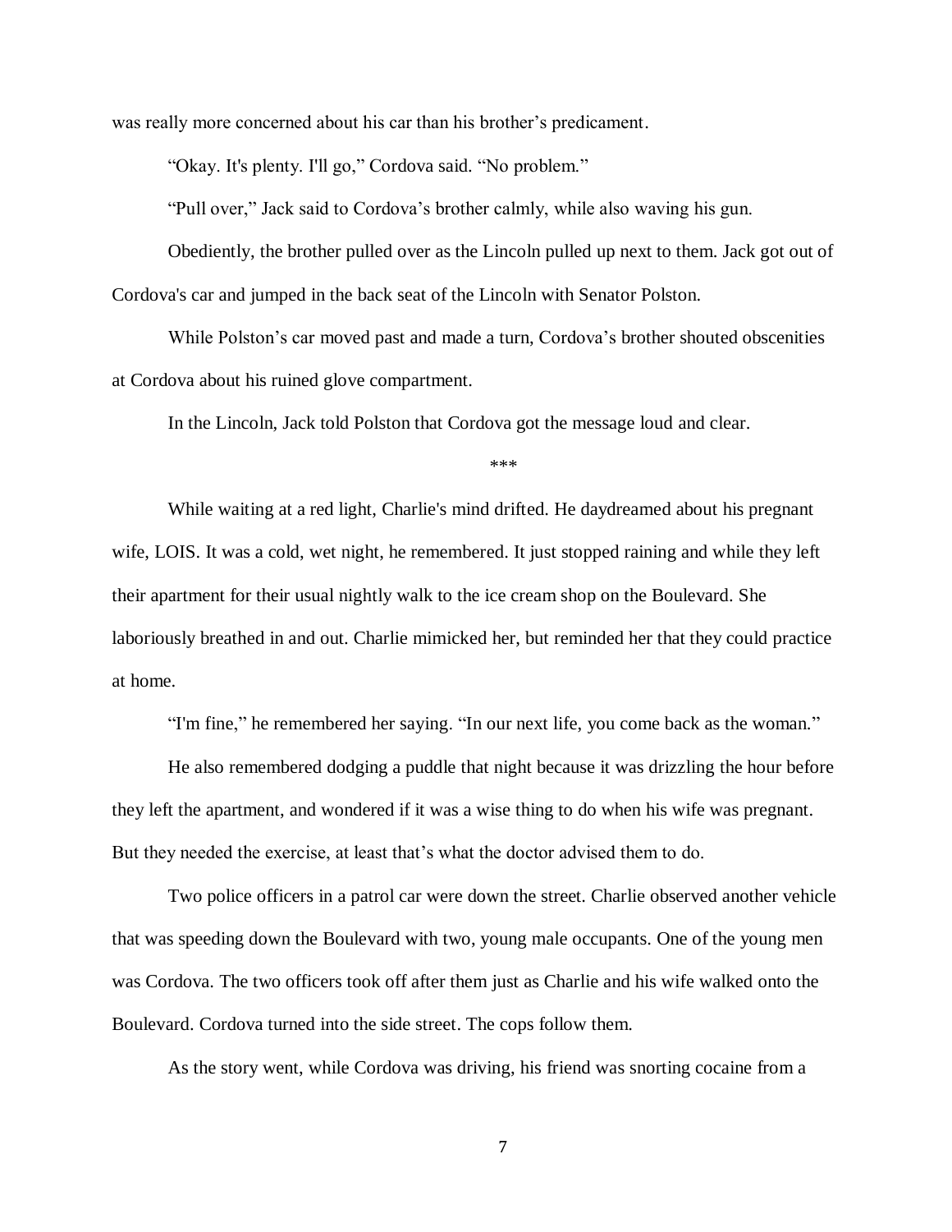was really more concerned about his car than his brother's predicament.

"Okay. It's plenty. I'll go," Cordova said. "No problem."

"Pull over," Jack said to Cordova's brother calmly, while also waving his gun.

Obediently, the brother pulled over as the Lincoln pulled up next to them. Jack got out of Cordova's car and jumped in the back seat of the Lincoln with Senator Polston.

While Polston's car moved past and made a turn, Cordova's brother shouted obscenities at Cordova about his ruined glove compartment.

In the Lincoln, Jack told Polston that Cordova got the message loud and clear.

***

While waiting at a red light, Charlie's mind drifted. He daydreamed about his pregnant wife, LOIS. It was a cold, wet night, he remembered. It just stopped raining and while they left their apartment for their usual nightly walk to the ice cream shop on the Boulevard. She laboriously breathed in and out. Charlie mimicked her, but reminded her that they could practice at home.

"I'm fine," he remembered her saying. "In our next life, you come back as the woman."

He also remembered dodging a puddle that night because it was drizzling the hour before they left the apartment, and wondered if it was a wise thing to do when his wife was pregnant. But they needed the exercise, at least that's what the doctor advised them to do.

Two police officers in a patrol car were down the street. Charlie observed another vehicle that was speeding down the Boulevard with two, young male occupants. One of the young men was Cordova. The two officers took off after them just as Charlie and his wife walked onto the Boulevard. Cordova turned into the side street. The cops follow them.

As the story went, while Cordova was driving, his friend was snorting cocaine from a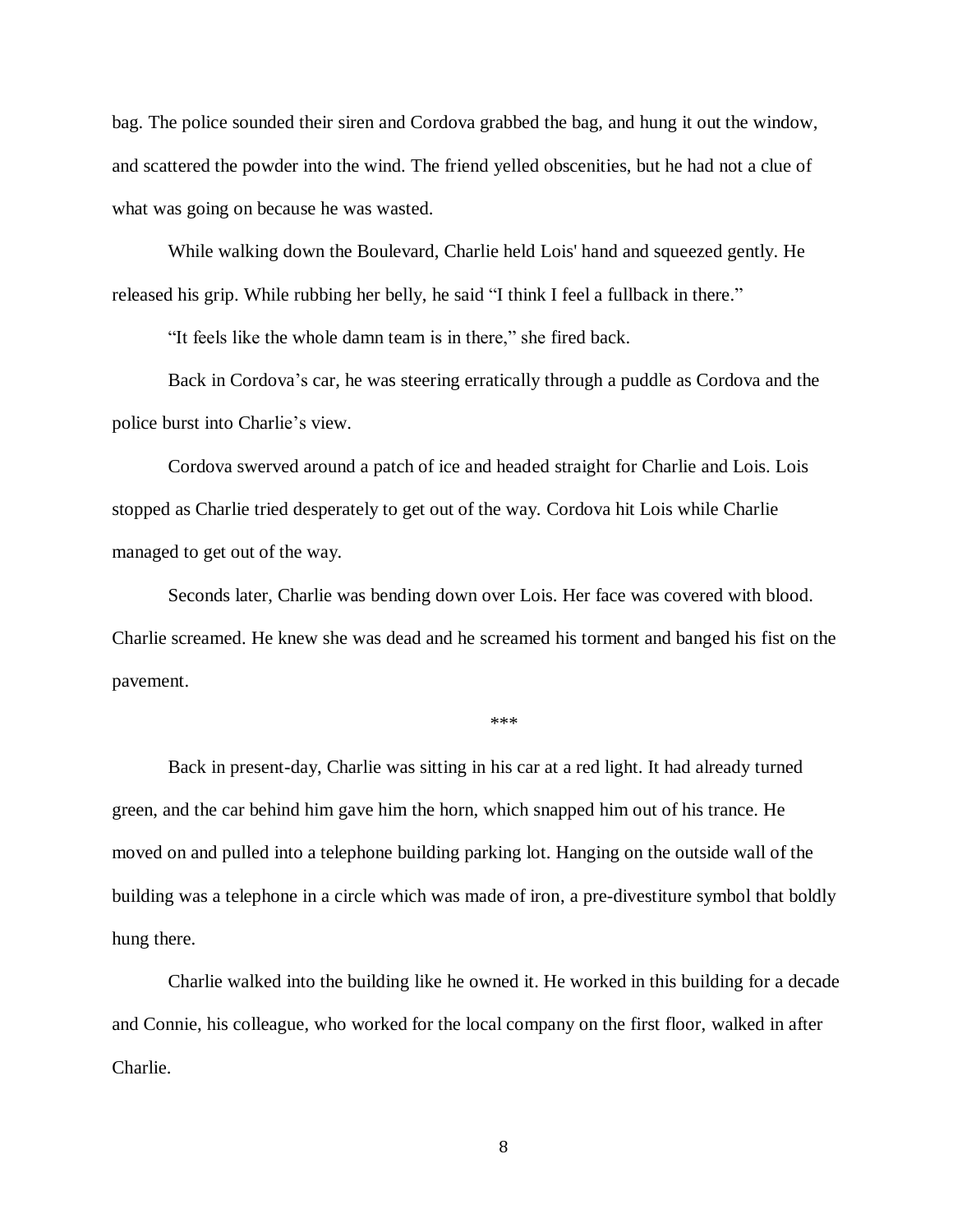bag. The police sounded their siren and Cordova grabbed the bag, and hung it out the window, and scattered the powder into the wind. The friend yelled obscenities, but he had not a clue of what was going on because he was wasted.

While walking down the Boulevard, Charlie held Lois' hand and squeezed gently. He released his grip. While rubbing her belly, he said "I think I feel a fullback in there."

"It feels like the whole damn team is in there," she fired back.

Back in Cordova's car, he was steering erratically through a puddle as Cordova and the police burst into Charlie's view.

Cordova swerved around a patch of ice and headed straight for Charlie and Lois. Lois stopped as Charlie tried desperately to get out of the way. Cordova hit Lois while Charlie managed to get out of the way.

Seconds later, Charlie was bending down over Lois. Her face was covered with blood. Charlie screamed. He knew she was dead and he screamed his torment and banged his fist on the pavement.

***

Back in present-day, Charlie was sitting in his car at a red light. It had already turned green, and the car behind him gave him the horn, which snapped him out of his trance. He moved on and pulled into a telephone building parking lot. Hanging on the outside wall of the building was a telephone in a circle which was made of iron, a pre-divestiture symbol that boldly hung there.

Charlie walked into the building like he owned it. He worked in this building for a decade and Connie, his colleague, who worked for the local company on the first floor, walked in after Charlie.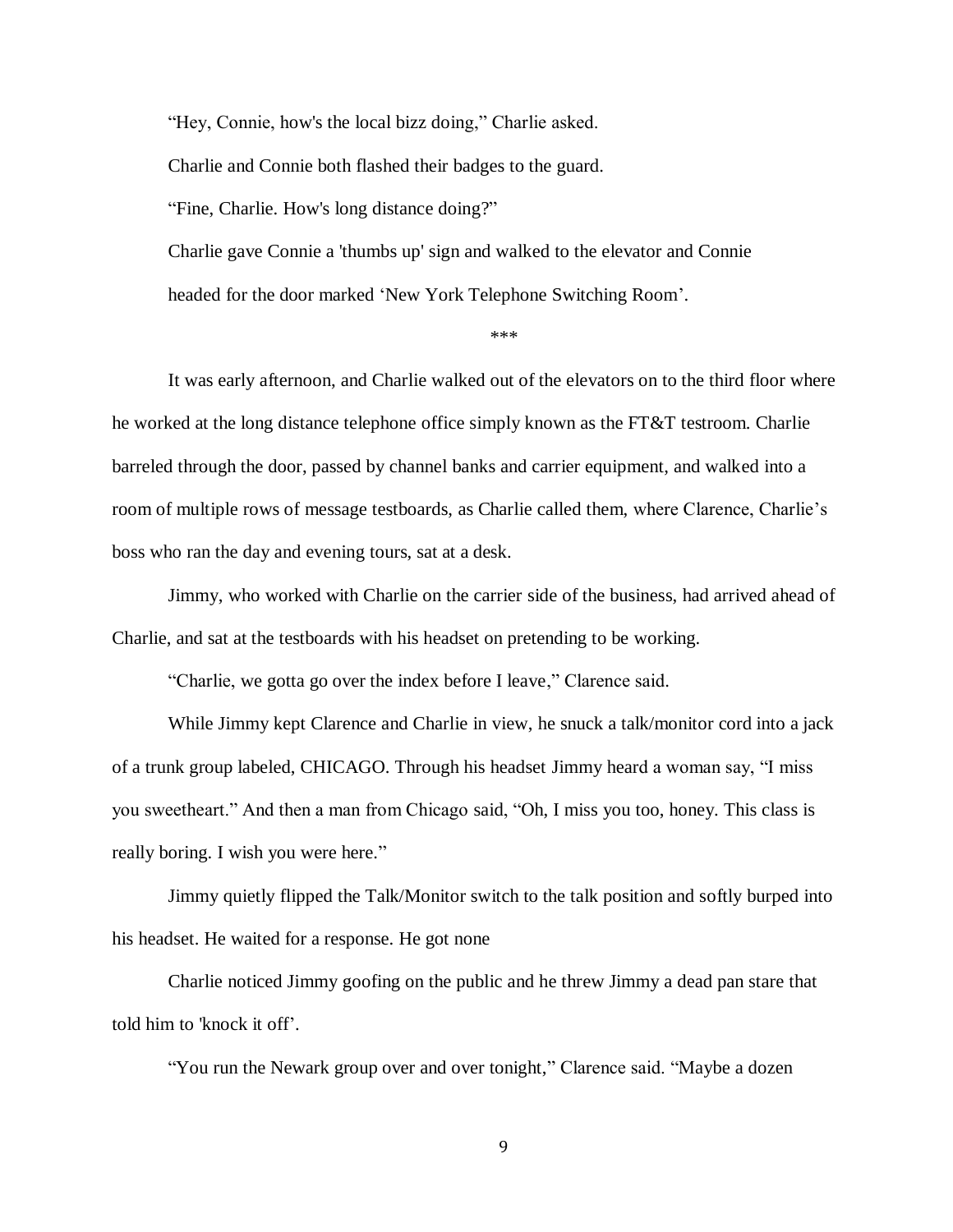"Hey, Connie, how's the local bizz doing," Charlie asked.

Charlie and Connie both flashed their badges to the guard.

"Fine, Charlie. How's long distance doing?"

Charlie gave Connie a 'thumbs up' sign and walked to the elevator and Connie headed for the door marked 'New York Telephone Switching Room'.

\*\*\*

It was early afternoon, and Charlie walked out of the elevators on to the third floor where he worked at the long distance telephone office simply known as the FT&T testroom. Charlie barreled through the door, passed by channel banks and carrier equipment, and walked into a room of multiple rows of message testboards, as Charlie called them, where Clarence, Charlie's boss who ran the day and evening tours, sat at a desk.

Jimmy, who worked with Charlie on the carrier side of the business, had arrived ahead of Charlie, and sat at the testboards with his headset on pretending to be working.

"Charlie, we gotta go over the index before I leave," Clarence said.

While Jimmy kept Clarence and Charlie in view, he snuck a talk/monitor cord into a jack of a trunk group labeled, CHICAGO. Through his headset Jimmy heard a woman say, "I miss you sweetheart." And then a man from Chicago said, "Oh, I miss you too, honey. This class is really boring. I wish you were here."

Jimmy quietly flipped the Talk/Monitor switch to the talk position and softly burped into his headset. He waited for a response. He got none

Charlie noticed Jimmy goofing on the public and he threw Jimmy a dead pan stare that told him to 'knock it off'.

"You run the Newark group over and over tonight," Clarence said. "Maybe a dozen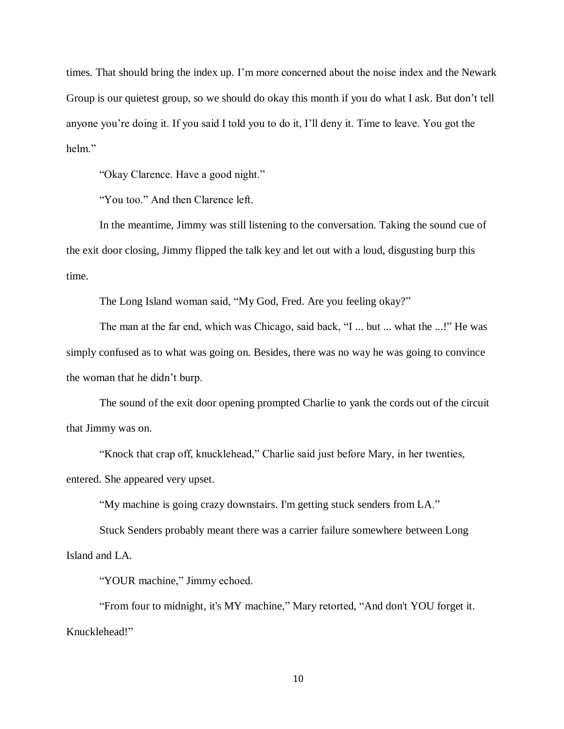times. That should bring the index up. I’m more concerned about the noise index and the Newark Group is our quietest group, so we should do okay this month if you do what I ask. But don’t tell anyone you’re doing it. If you said I told you to do it, I’ll deny it. Time to leave. You got the helm.”

“Okay Clarence. Have a good night.”

“You too.” And then Clarence left.

In the meantime, Jimmy was still listening to the conversation. Taking the sound cue of the exit door closing, Jimmy flipped the talk key and let out with a loud, disgusting burp this time.

The Long Island woman said, “My God, Fred. Are you feeling okay?”

The man at the far end, which was Chicago, said back, “I ... but ... what the ...!” He was simply confused as to what was going on. Besides, there was no way he was going to convince the woman that he didn’t burp.

The sound of the exit door opening prompted Charlie to yank the cords out of the circuit that Jimmy was on.

“Knock that crap off, knucklehead,” Charlie said just before Mary, in her twenties, entered. She appeared very upset.

“My machine is going crazy downstairs. I'm getting stuck senders from LA.”

Stuck Senders probably meant there was a carrier failure somewhere between Long Island and LA.

“YOUR machine,” Jimmy echoed.

“From four to midnight, it's MY machine,” Mary retorted, “And don't YOU forget it. Knucklehead!”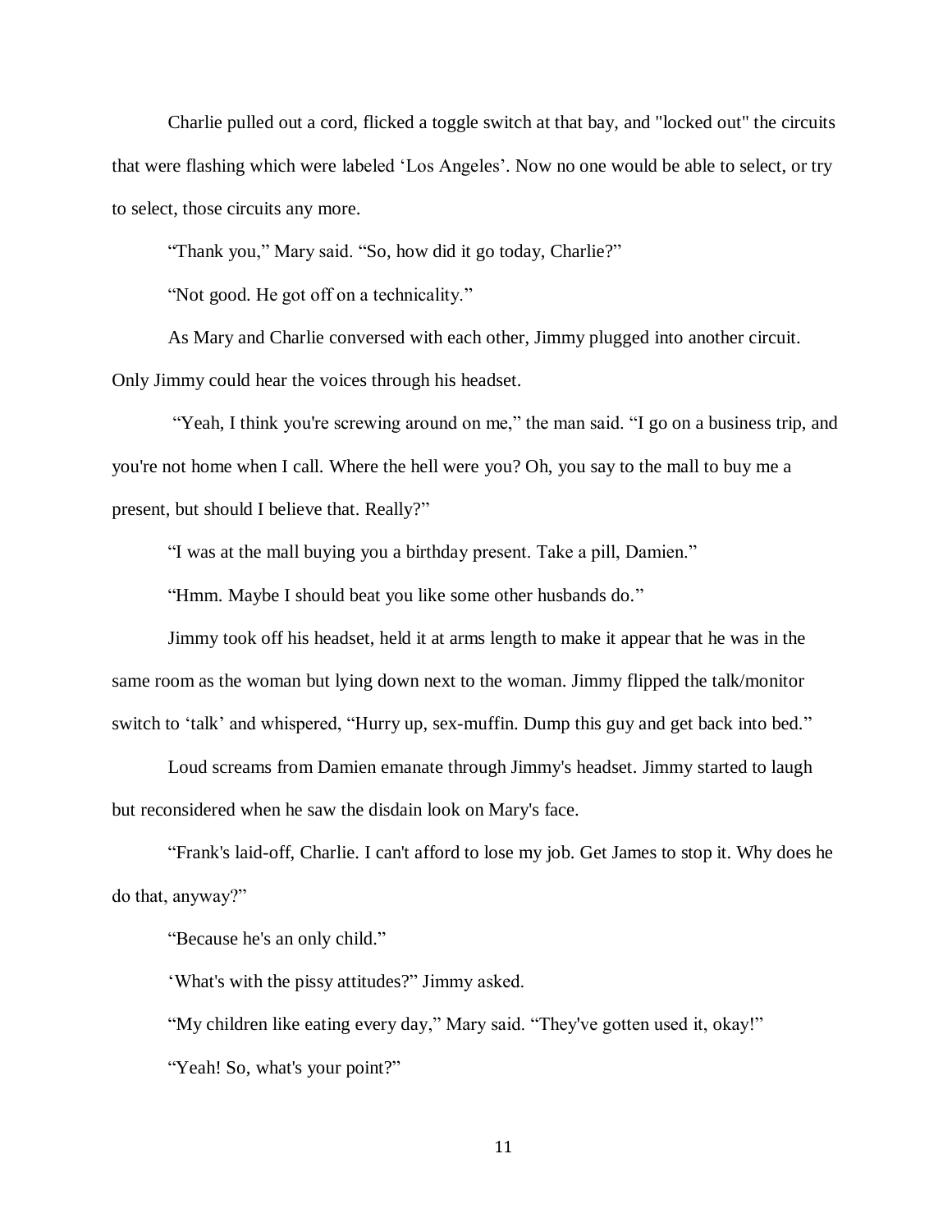Charlie pulled out a cord, flicked a toggle switch at that bay, and "locked out" the circuits that were flashing which were labeled ‘Los Angeles’. Now no one would be able to select, or try to select, those circuits any more.

“Thank you,” Mary said. “So, how did it go today, Charlie?”

“Not good. He got off on a technicality.”

As Mary and Charlie conversed with each other, Jimmy plugged into another circuit. Only Jimmy could hear the voices through his headset.

“Yeah, I think you're screwing around on me,” the man said. “I go on a business trip, and you're not home when I call. Where the hell were you? Oh, you say to the mall to buy me a present, but should I believe that. Really?”

“I was at the mall buying you a birthday present. Take a pill, Damien.”

“Hmm. Maybe I should beat you like some other husbands do.”

Jimmy took off his headset, held it at arms length to make it appear that he was in the same room as the woman but lying down next to the woman. Jimmy flipped the talk/monitor switch to ‘talk’ and whispered, “Hurry up, sex-muffin. Dump this guy and get back into bed.”

Loud screams from Damien emanate through Jimmy's headset. Jimmy started to laugh but reconsidered when he saw the disdain look on Mary's face.

“Frank's laid-off, Charlie. I can't afford to lose my job. Get James to stop it. Why does he do that, anyway?”

“Because he's an only child.”

‘What's with the pissy attitudes?” Jimmy asked.

“My children like eating every day,” Mary said. “They've gotten used it, okay!”

“Yeah! So, what's your point?”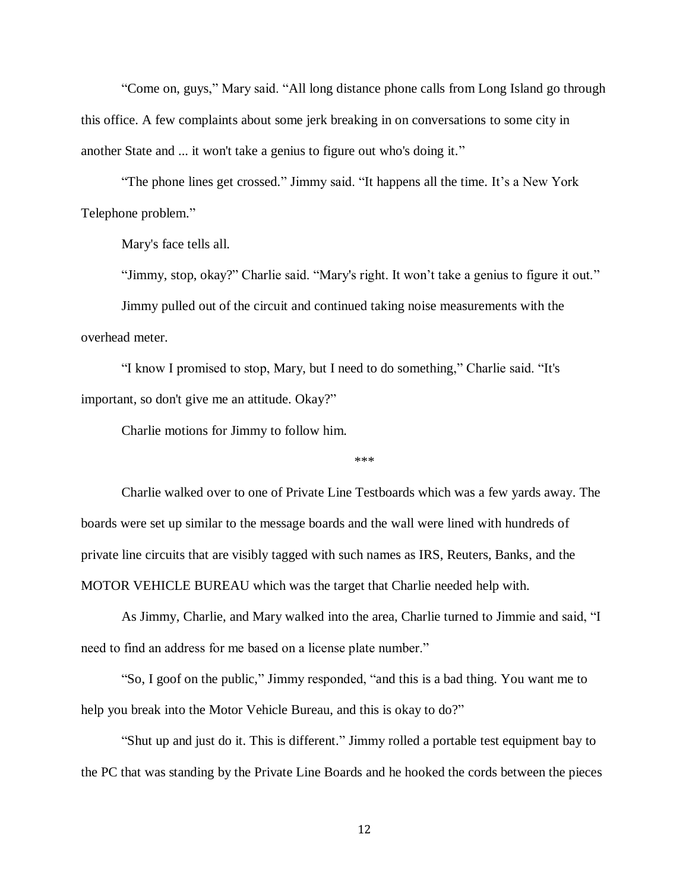"Come on, guys," Mary said. "All long distance phone calls from Long Island go through this office. A few complaints about some jerk breaking in on conversations to some city in another State and ... it won't take a genius to figure out who's doing it."

"The phone lines get crossed." Jimmy said. "It happens all the time. It's a New York Telephone problem."

Mary's face tells all.

"Jimmy, stop, okay?" Charlie said. "Mary's right. It won't take a genius to figure it out."

Jimmy pulled out of the circuit and continued taking noise measurements with the overhead meter.

"I know I promised to stop, Mary, but I need to do something," Charlie said. "It's important, so don't give me an attitude. Okay?"

Charlie motions for Jimmy to follow him.

***

Charlie walked over to one of Private Line Testboards which was a few yards away. The boards were set up similar to the message boards and the wall were lined with hundreds of private line circuits that are visibly tagged with such names as IRS, Reuters, Banks, and the MOTOR VEHICLE BUREAU which was the target that Charlie needed help with.

As Jimmy, Charlie, and Mary walked into the area, Charlie turned to Jimmie and said, "I need to find an address for me based on a license plate number."

"So, I goof on the public," Jimmy responded, "and this is a bad thing. You want me to help you break into the Motor Vehicle Bureau, and this is okay to do?"

"Shut up and just do it. This is different." Jimmy rolled a portable test equipment bay to the PC that was standing by the Private Line Boards and he hooked the cords between the pieces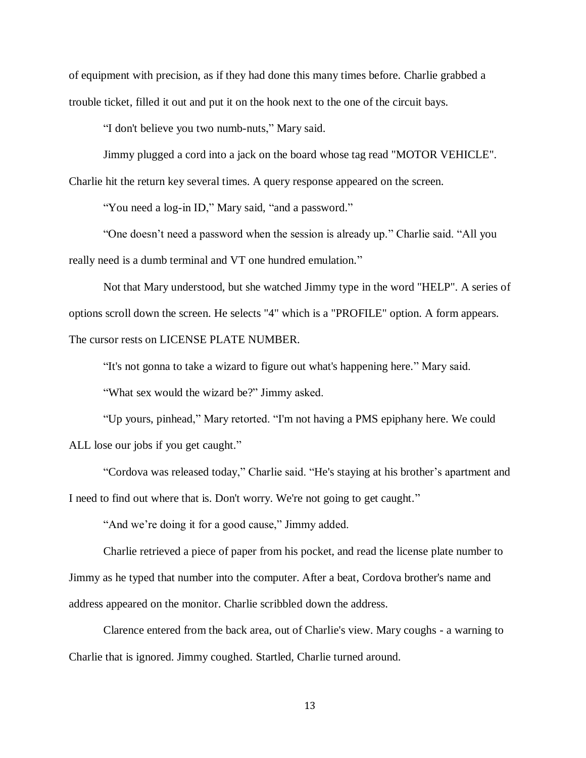of equipment with precision, as if they had done this many times before. Charlie grabbed a trouble ticket, filled it out and put it on the hook next to the one of the circuit bays.

“I don't believe you two numb-nuts,” Mary said.

Jimmy plugged a cord into a jack on the board whose tag read "MOTOR VEHICLE". Charlie hit the return key several times. A query response appeared on the screen.

“You need a log-in ID,” Mary said, “and a password.”

“One doesn’t need a password when the session is already up.” Charlie said. “All you really need is a dumb terminal and VT one hundred emulation.”

Not that Mary understood, but she watched Jimmy type in the word "HELP". A series of options scroll down the screen. He selects "4" which is a "PROFILE" option. A form appears. The cursor rests on LICENSE PLATE NUMBER.

“It's not gonna to take a wizard to figure out what's happening here.” Mary said.

“What sex would the wizard be?” Jimmy asked.

“Up yours, pinhead,” Mary retorted. “I'm not having a PMS epiphany here. We could ALL lose our jobs if you get caught.”

“Cordova was released today,” Charlie said. “He's staying at his brother’s apartment and I need to find out where that is. Don't worry. We're not going to get caught.”

“And we’re doing it for a good cause,” Jimmy added.

Charlie retrieved a piece of paper from his pocket, and read the license plate number to Jimmy as he typed that number into the computer. After a beat, Cordova brother's name and address appeared on the monitor. Charlie scribbled down the address.

Clarence entered from the back area, out of Charlie's view. Mary coughs - a warning to Charlie that is ignored. Jimmy coughed. Startled, Charlie turned around.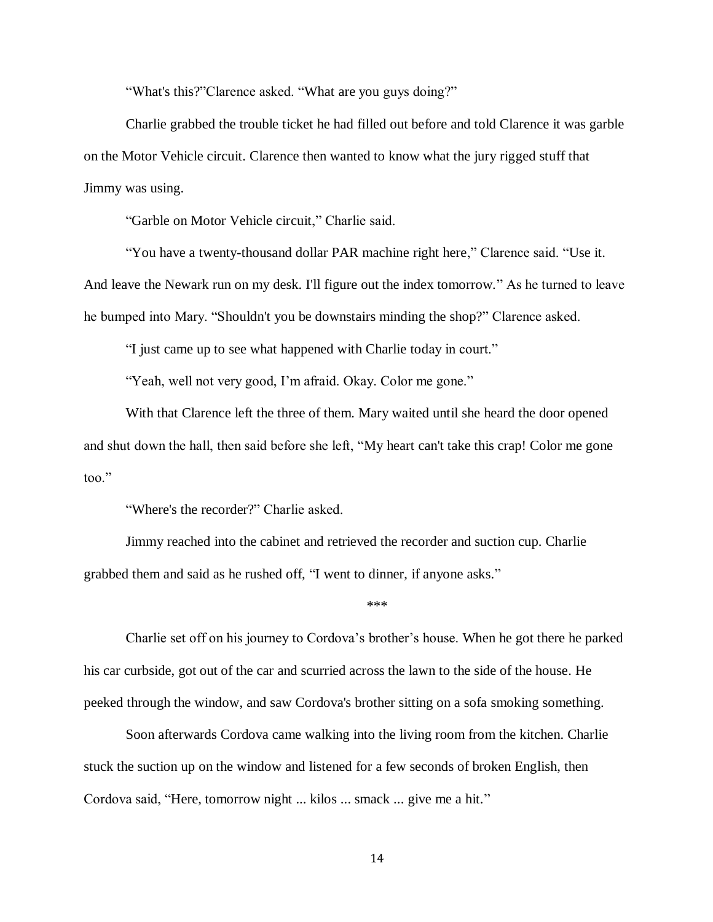"What's this?"Clarence asked. "What are you guys doing?"

Charlie grabbed the trouble ticket he had filled out before and told Clarence it was garble on the Motor Vehicle circuit. Clarence then wanted to know what the jury rigged stuff that Jimmy was using.

"Garble on Motor Vehicle circuit," Charlie said.

"You have a twenty-thousand dollar PAR machine right here," Clarence said. "Use it. And leave the Newark run on my desk. I'll figure out the index tomorrow." As he turned to leave he bumped into Mary. "Shouldn't you be downstairs minding the shop?" Clarence asked.

"I just came up to see what happened with Charlie today in court."

"Yeah, well not very good, I'm afraid. Okay. Color me gone."

With that Clarence left the three of them. Mary waited until she heard the door opened and shut down the hall, then said before she left, "My heart can't take this crap! Color me gone too."

"Where's the recorder?" Charlie asked.

Jimmy reached into the cabinet and retrieved the recorder and suction cup. Charlie grabbed them and said as he rushed off, "I went to dinner, if anyone asks."

\*\*\*

Charlie set off on his journey to Cordova's brother's house. When he got there he parked his car curbside, got out of the car and scurried across the lawn to the side of the house. He peeked through the window, and saw Cordova's brother sitting on a sofa smoking something.

Soon afterwards Cordova came walking into the living room from the kitchen. Charlie stuck the suction up on the window and listened for a few seconds of broken English, then Cordova said, "Here, tomorrow night ... kilos ... smack ... give me a hit."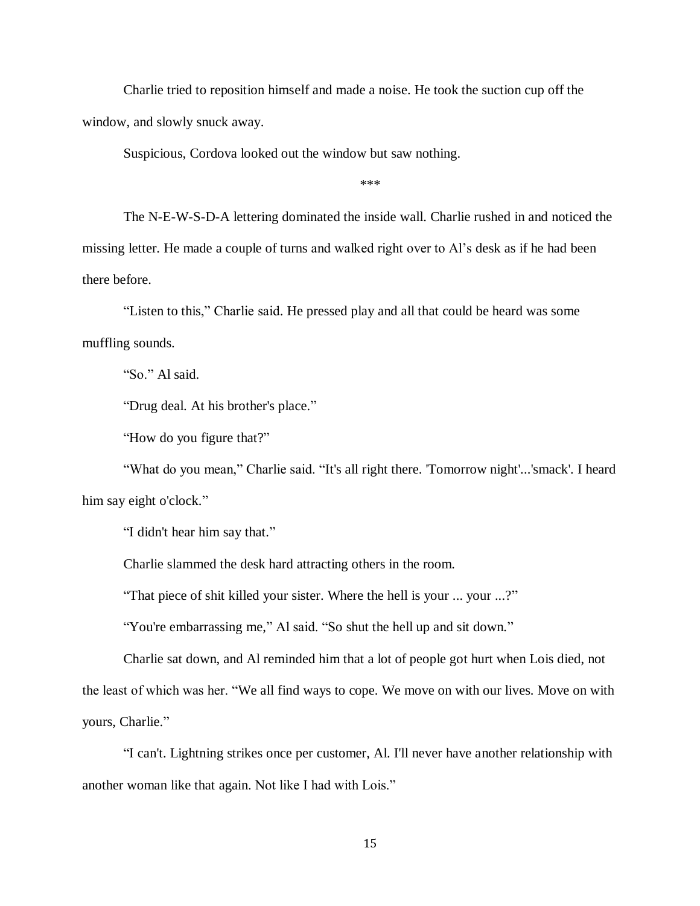Charlie tried to reposition himself and made a noise. He took the suction cup off the window, and slowly snuck away.

Suspicious, Cordova looked out the window but saw nothing.

***

The N-E-W-S-D-A lettering dominated the inside wall. Charlie rushed in and noticed the missing letter. He made a couple of turns and walked right over to Al's desk as if he had been there before.

"Listen to this," Charlie said. He pressed play and all that could be heard was some muffling sounds.

"So." Al said.

"Drug deal. At his brother's place."

"How do you figure that?"

"What do you mean," Charlie said. "It's all right there. 'Tomorrow night'...'smack'. I heard him say eight o'clock."

"I didn't hear him say that."

Charlie slammed the desk hard attracting others in the room.

"That piece of shit killed your sister. Where the hell is your ... your ...?"

"You're embarrassing me," Al said. "So shut the hell up and sit down."

Charlie sat down, and Al reminded him that a lot of people got hurt when Lois died, not the least of which was her. "We all find ways to cope. We move on with our lives. Move on with yours, Charlie."

"I can't. Lightning strikes once per customer, Al. I'll never have another relationship with another woman like that again. Not like I had with Lois."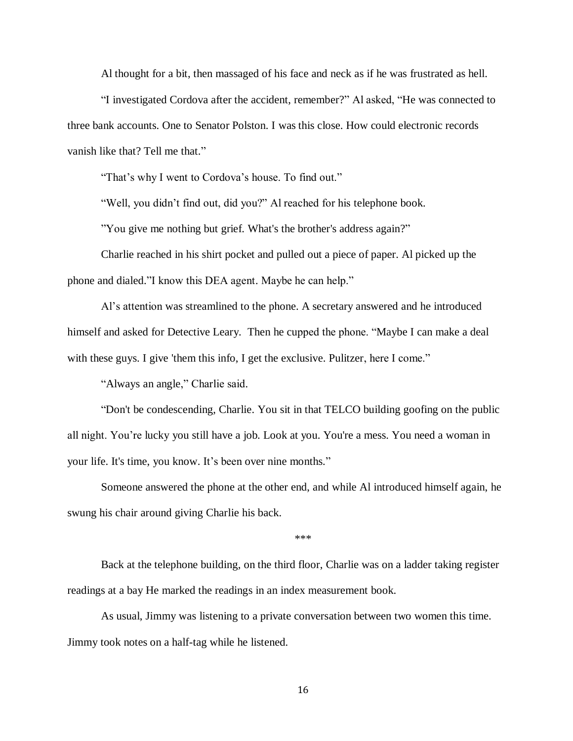Al thought for a bit, then massaged of his face and neck as if he was frustrated as hell.

"I investigated Cordova after the accident, remember?" Al asked, "He was connected to three bank accounts. One to Senator Polston. I was this close. How could electronic records vanish like that? Tell me that."

"That's why I went to Cordova's house. To find out."

"Well, you didn't find out, did you?" Al reached for his telephone book.

"You give me nothing but grief. What's the brother's address again?"

Charlie reached in his shirt pocket and pulled out a piece of paper. Al picked up the phone and dialed."I know this DEA agent. Maybe he can help."

Al's attention was streamlined to the phone. A secretary answered and he introduced himself and asked for Detective Leary. Then he cupped the phone. "Maybe I can make a deal with these guys. I give 'them this info, I get the exclusive. Pulitzer, here I come."

"Always an angle," Charlie said.

"Don't be condescending, Charlie. You sit in that TELCO building goofing on the public all night. You're lucky you still have a job. Look at you. You're a mess. You need a woman in your life. It's time, you know. It's been over nine months."

Someone answered the phone at the other end, and while Al introduced himself again, he swung his chair around giving Charlie his back.

***

Back at the telephone building, on the third floor, Charlie was on a ladder taking register readings at a bay He marked the readings in an index measurement book.

As usual, Jimmy was listening to a private conversation between two women this time. Jimmy took notes on a half-tag while he listened.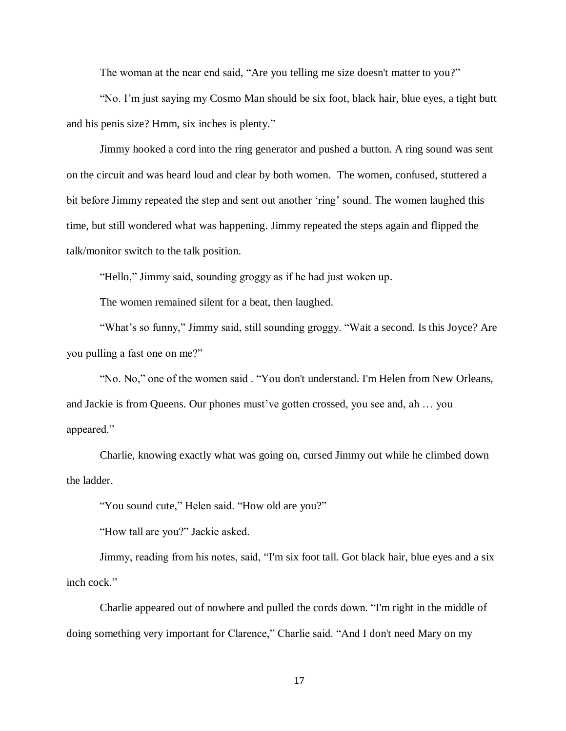The woman at the near end said, “Are you telling me size doesn't matter to you?”

“No. I’m just saying my Cosmo Man should be six foot, black hair, blue eyes, a tight butt and his penis size? Hmm, six inches is plenty.”

Jimmy hooked a cord into the ring generator and pushed a button. A ring sound was sent on the circuit and was heard loud and clear by both women. The women, confused, stuttered a bit before Jimmy repeated the step and sent out another ‘ring’ sound. The women laughed this time, but still wondered what was happening. Jimmy repeated the steps again and flipped the talk/monitor switch to the talk position.

“Hello,” Jimmy said, sounding groggy as if he had just woken up.

The women remained silent for a beat, then laughed.

“What’s so funny,” Jimmy said, still sounding groggy. “Wait a second. Is this Joyce? Are you pulling a fast one on me?”

“No. No,” one of the women said . “You don't understand. I'm Helen from New Orleans, and Jackie is from Queens. Our phones must’ve gotten crossed, you see and, ah … you appeared.”

Charlie, knowing exactly what was going on, cursed Jimmy out while he climbed down the ladder.

“You sound cute,” Helen said. “How old are you?”

“How tall are you?” Jackie asked.

Jimmy, reading from his notes, said, “I'm six foot tall. Got black hair, blue eyes and a six inch cock.”

Charlie appeared out of nowhere and pulled the cords down. “I'm right in the middle of doing something very important for Clarence,” Charlie said. “And I don't need Mary on my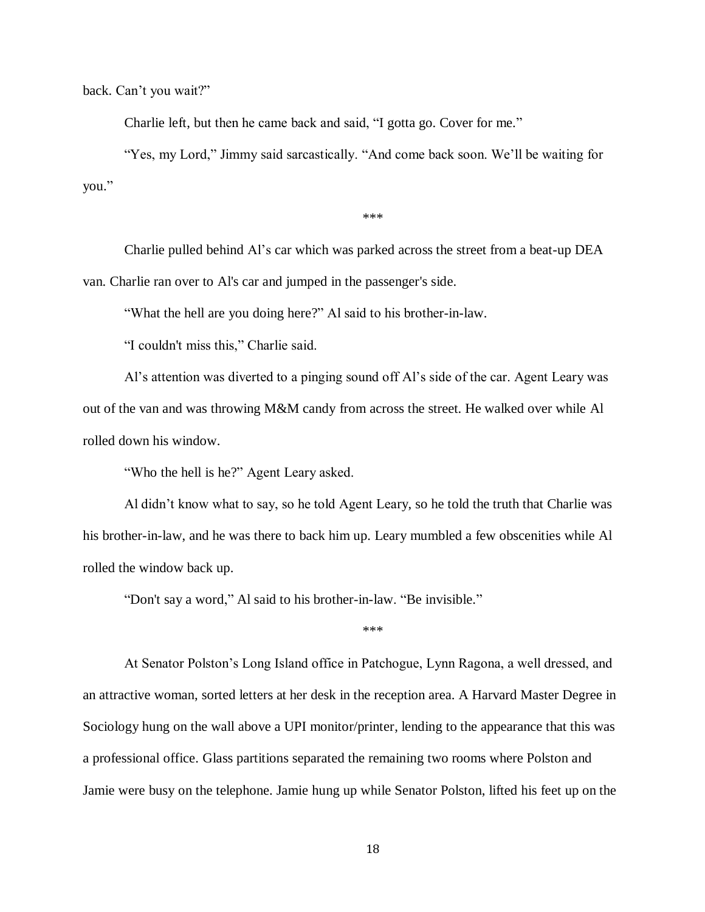back. Can't you wait?"

Charlie left, but then he came back and said, "I gotta go. Cover for me."

"Yes, my Lord," Jimmy said sarcastically. "And come back soon. We'll be waiting for you."

***

Charlie pulled behind Al's car which was parked across the street from a beat-up DEA van. Charlie ran over to Al's car and jumped in the passenger's side.

"What the hell are you doing here?" Al said to his brother-in-law.

"I couldn't miss this," Charlie said.

Al's attention was diverted to a pinging sound off Al's side of the car. Agent Leary was out of the van and was throwing M&M candy from across the street. He walked over while Al rolled down his window.

"Who the hell is he?" Agent Leary asked.

Al didn't know what to say, so he told Agent Leary, so he told the truth that Charlie was his brother-in-law, and he was there to back him up. Leary mumbled a few obscenities while Al rolled the window back up.

"Don't say a word," Al said to his brother-in-law. "Be invisible."

***

At Senator Polston's Long Island office in Patchogue, Lynn Ragona, a well dressed, and an attractive woman, sorted letters at her desk in the reception area. A Harvard Master Degree in Sociology hung on the wall above a UPI monitor/printer, lending to the appearance that this was a professional office. Glass partitions separated the remaining two rooms where Polston and Jamie were busy on the telephone. Jamie hung up while Senator Polston, lifted his feet up on the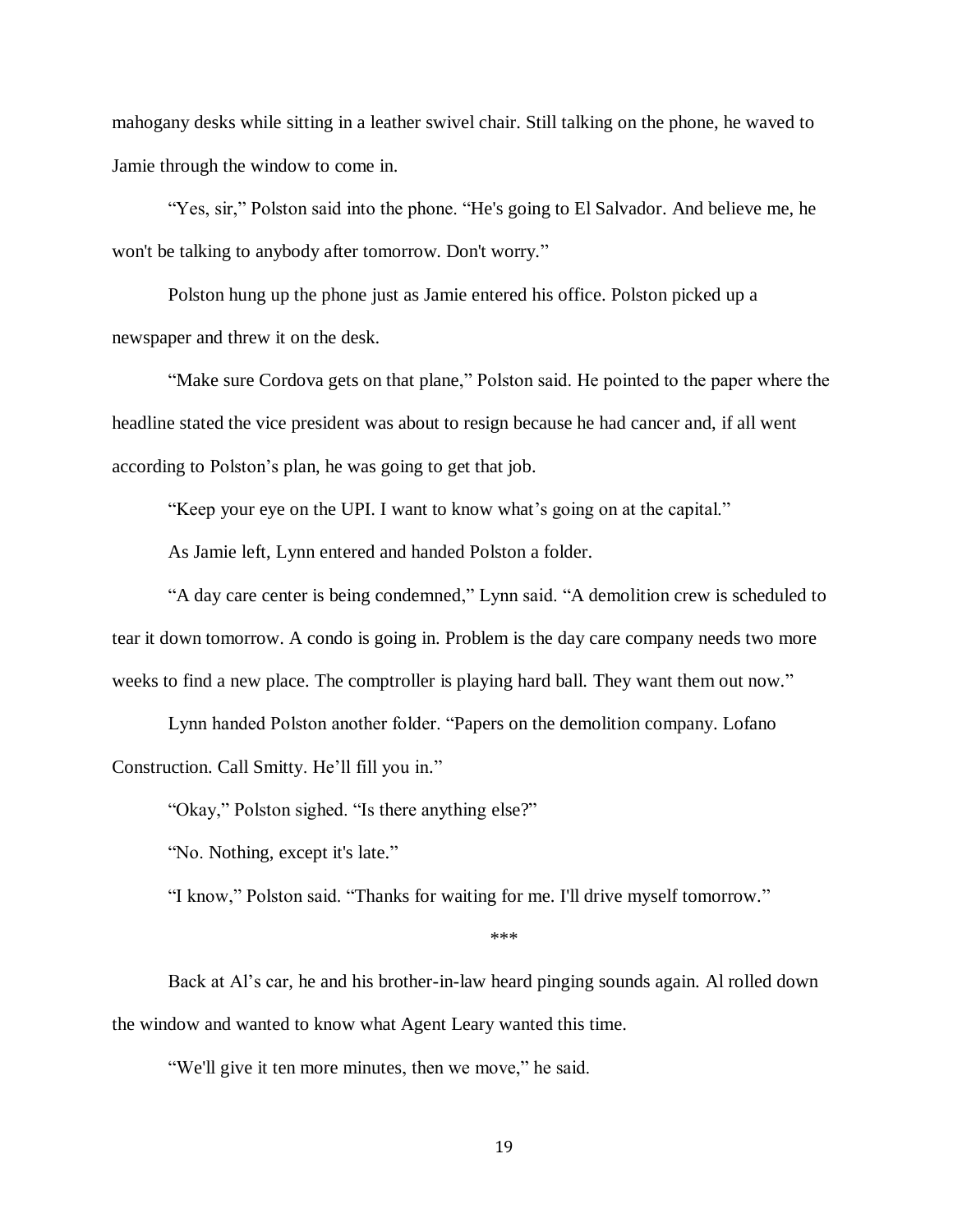mahogany desks while sitting in a leather swivel chair. Still talking on the phone, he waved to Jamie through the window to come in.

"Yes, sir," Polston said into the phone. "He's going to El Salvador. And believe me, he won't be talking to anybody after tomorrow. Don't worry."

Polston hung up the phone just as Jamie entered his office. Polston picked up a newspaper and threw it on the desk.

"Make sure Cordova gets on that plane," Polston said. He pointed to the paper where the headline stated the vice president was about to resign because he had cancer and, if all went according to Polston's plan, he was going to get that job.

"Keep your eye on the UPI. I want to know what's going on at the capital."

As Jamie left, Lynn entered and handed Polston a folder.

"A day care center is being condemned," Lynn said. "A demolition crew is scheduled to tear it down tomorrow. A condo is going in. Problem is the day care company needs two more weeks to find a new place. The comptroller is playing hard ball. They want them out now."

Lynn handed Polston another folder. "Papers on the demolition company. Lofano Construction. Call Smitty. He'll fill you in."

"Okay," Polston sighed. "Is there anything else?"

"No. Nothing, except it's late."

"I know," Polston said. "Thanks for waiting for me. I'll drive myself tomorrow."

***

Back at Al's car, he and his brother-in-law heard pinging sounds again. Al rolled down the window and wanted to know what Agent Leary wanted this time.

"We'll give it ten more minutes, then we move," he said.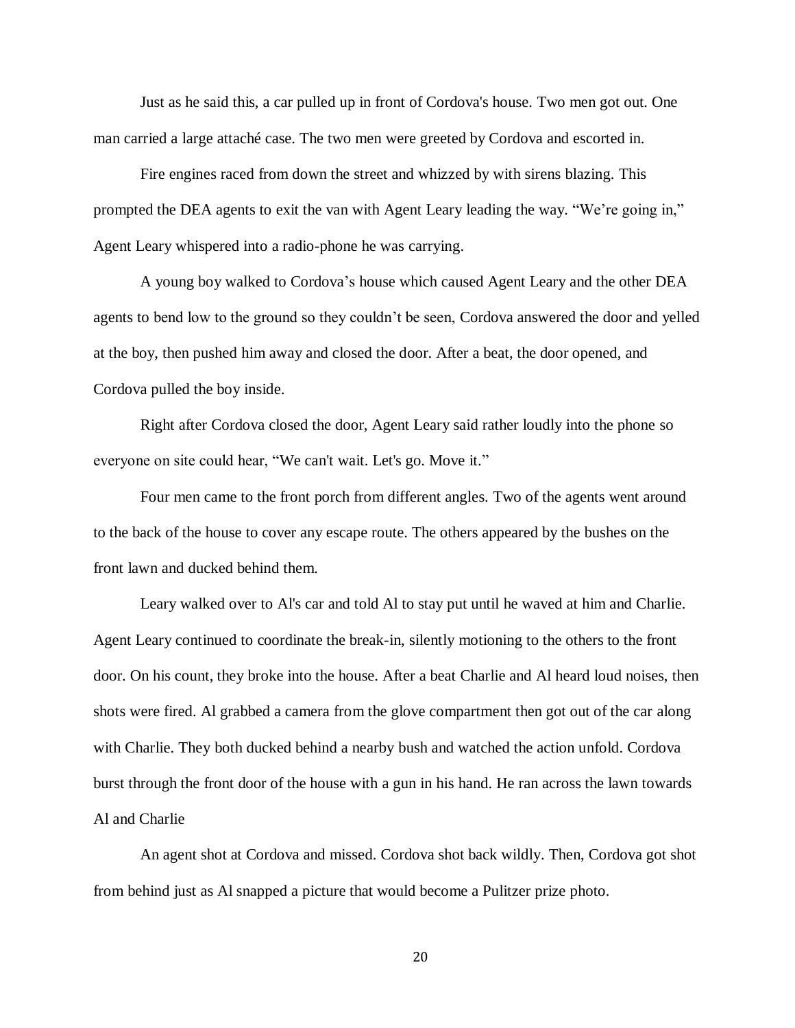Just as he said this, a car pulled up in front of Cordova's house. Two men got out. One man carried a large attaché case. The two men were greeted by Cordova and escorted in.

Fire engines raced from down the street and whizzed by with sirens blazing. This prompted the DEA agents to exit the van with Agent Leary leading the way. "We're going in," Agent Leary whispered into a radio-phone he was carrying.

A young boy walked to Cordova's house which caused Agent Leary and the other DEA agents to bend low to the ground so they couldn't be seen, Cordova answered the door and yelled at the boy, then pushed him away and closed the door. After a beat, the door opened, and Cordova pulled the boy inside.

Right after Cordova closed the door, Agent Leary said rather loudly into the phone so everyone on site could hear, "We can't wait. Let's go. Move it."

Four men came to the front porch from different angles. Two of the agents went around to the back of the house to cover any escape route. The others appeared by the bushes on the front lawn and ducked behind them.

Leary walked over to Al's car and told Al to stay put until he waved at him and Charlie. Agent Leary continued to coordinate the break-in, silently motioning to the others to the front door. On his count, they broke into the house. After a beat Charlie and Al heard loud noises, then shots were fired. Al grabbed a camera from the glove compartment then got out of the car along with Charlie. They both ducked behind a nearby bush and watched the action unfold. Cordova burst through the front door of the house with a gun in his hand. He ran across the lawn towards Al and Charlie

An agent shot at Cordova and missed. Cordova shot back wildly. Then, Cordova got shot from behind just as Al snapped a picture that would become a Pulitzer prize photo.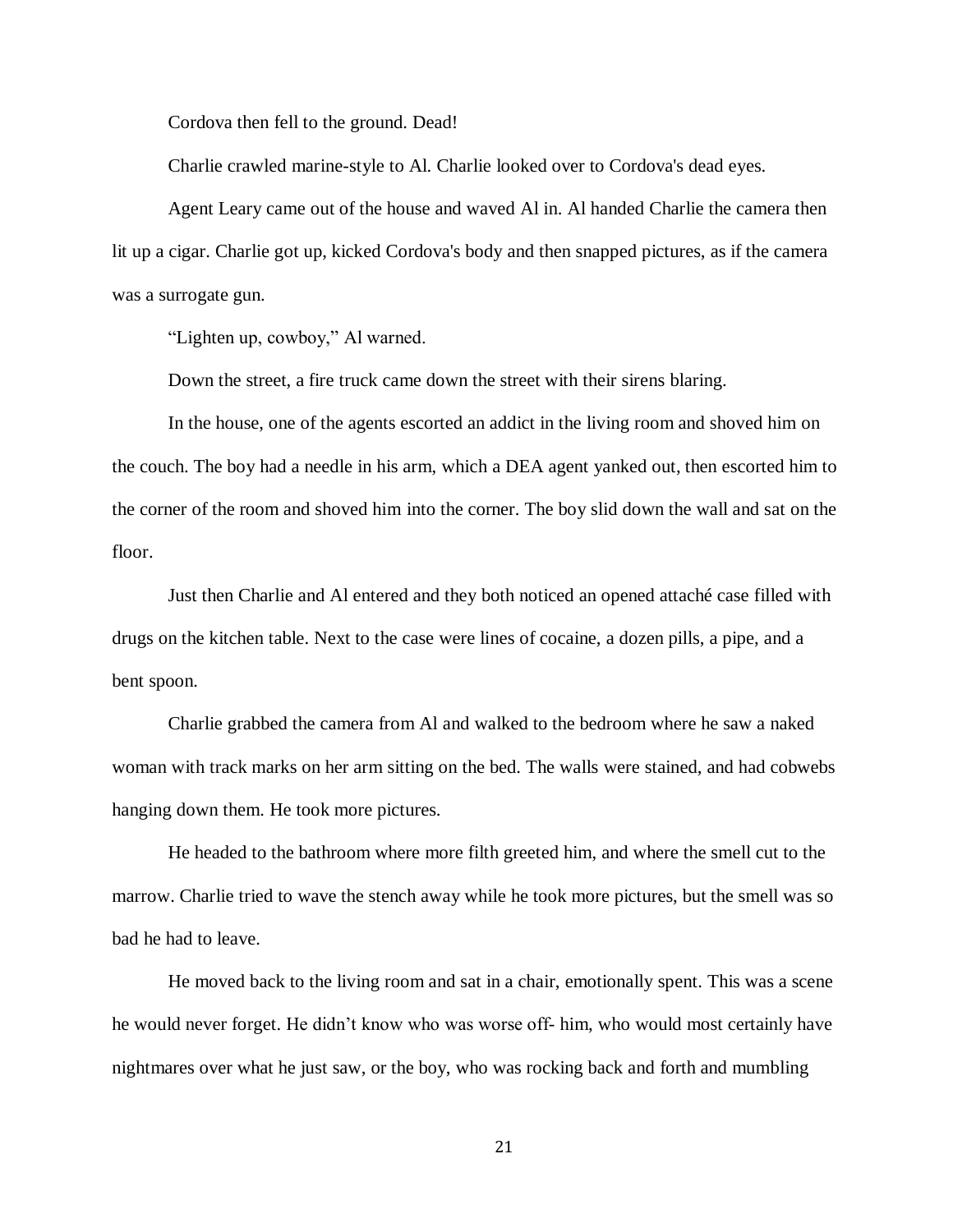Cordova then fell to the ground. Dead!

Charlie crawled marine-style to Al. Charlie looked over to Cordova's dead eyes.

Agent Leary came out of the house and waved Al in. Al handed Charlie the camera then lit up a cigar. Charlie got up, kicked Cordova's body and then snapped pictures, as if the camera was a surrogate gun.

"Lighten up, cowboy," Al warned.

Down the street, a fire truck came down the street with their sirens blaring.

In the house, one of the agents escorted an addict in the living room and shoved him on the couch. The boy had a needle in his arm, which a DEA agent yanked out, then escorted him to the corner of the room and shoved him into the corner. The boy slid down the wall and sat on the floor.

Just then Charlie and Al entered and they both noticed an opened attaché case filled with drugs on the kitchen table. Next to the case were lines of cocaine, a dozen pills, a pipe, and a bent spoon.

Charlie grabbed the camera from Al and walked to the bedroom where he saw a naked woman with track marks on her arm sitting on the bed. The walls were stained, and had cobwebs hanging down them. He took more pictures.

He headed to the bathroom where more filth greeted him, and where the smell cut to the marrow. Charlie tried to wave the stench away while he took more pictures, but the smell was so bad he had to leave.

He moved back to the living room and sat in a chair, emotionally spent. This was a scene he would never forget. He didn't know who was worse off- him, who would most certainly have nightmares over what he just saw, or the boy, who was rocking back and forth and mumbling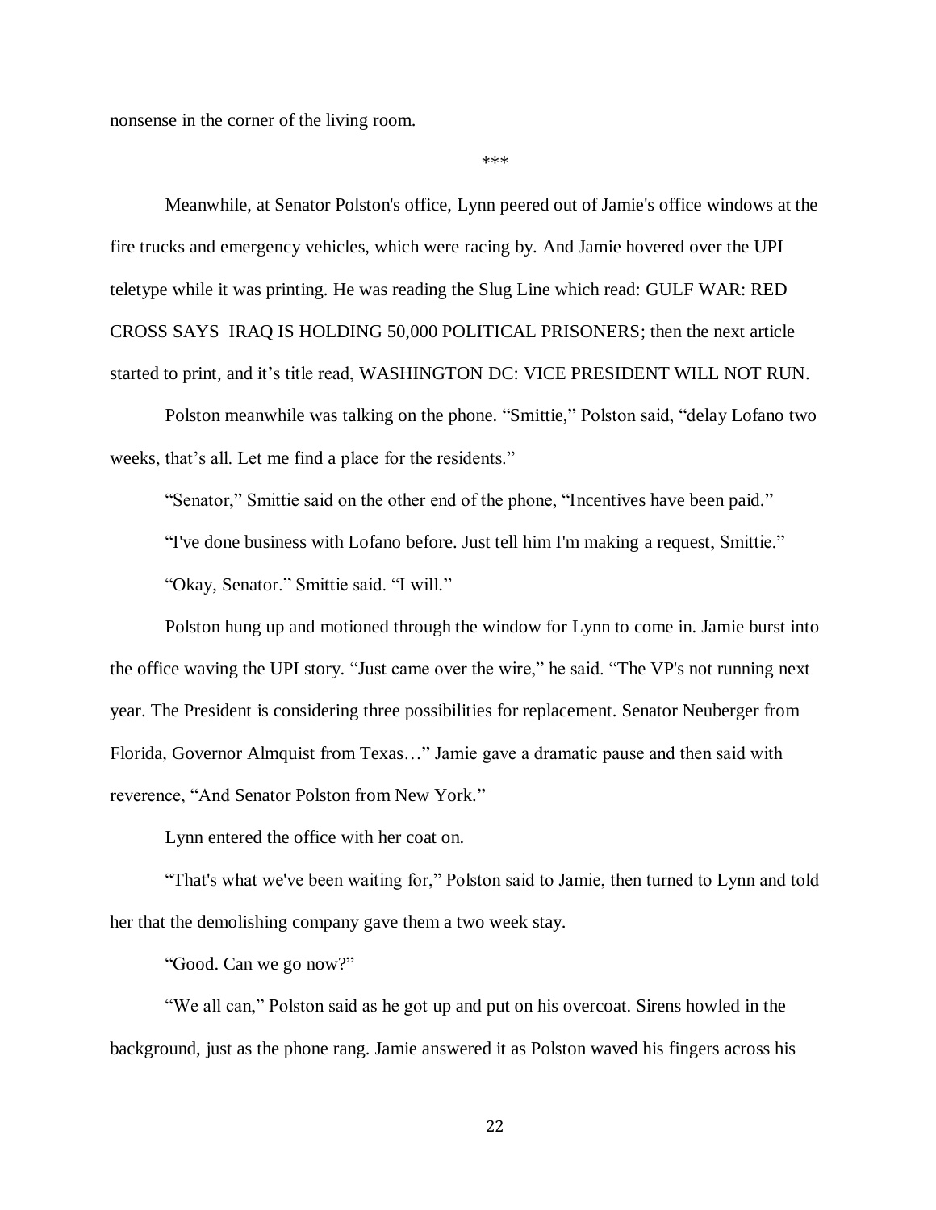nonsense in the corner of the living room.

***

Meanwhile, at Senator Polston's office, Lynn peered out of Jamie's office windows at the fire trucks and emergency vehicles, which were racing by. And Jamie hovered over the UPI teletype while it was printing. He was reading the Slug Line which read: GULF WAR: RED CROSS SAYS IRAQ IS HOLDING 50,000 POLITICAL PRISONERS; then the next article started to print, and it's title read, WASHINGTON DC: VICE PRESIDENT WILL NOT RUN.

Polston meanwhile was talking on the phone. "Smittie," Polston said, "delay Lofano two weeks, that's all. Let me find a place for the residents."

"Senator," Smittie said on the other end of the phone, "Incentives have been paid."

"I've done business with Lofano before. Just tell him I'm making a request, Smittie."

"Okay, Senator." Smittie said. "I will."

Polston hung up and motioned through the window for Lynn to come in. Jamie burst into the office waving the UPI story. "Just came over the wire," he said. "The VP's not running next year. The President is considering three possibilities for replacement. Senator Neuberger from Florida, Governor Almquist from Texas…" Jamie gave a dramatic pause and then said with reverence, "And Senator Polston from New York."

Lynn entered the office with her coat on.

"That's what we've been waiting for," Polston said to Jamie, then turned to Lynn and told her that the demolishing company gave them a two week stay.

"Good. Can we go now?"

"We all can," Polston said as he got up and put on his overcoat. Sirens howled in the background, just as the phone rang. Jamie answered it as Polston waved his fingers across his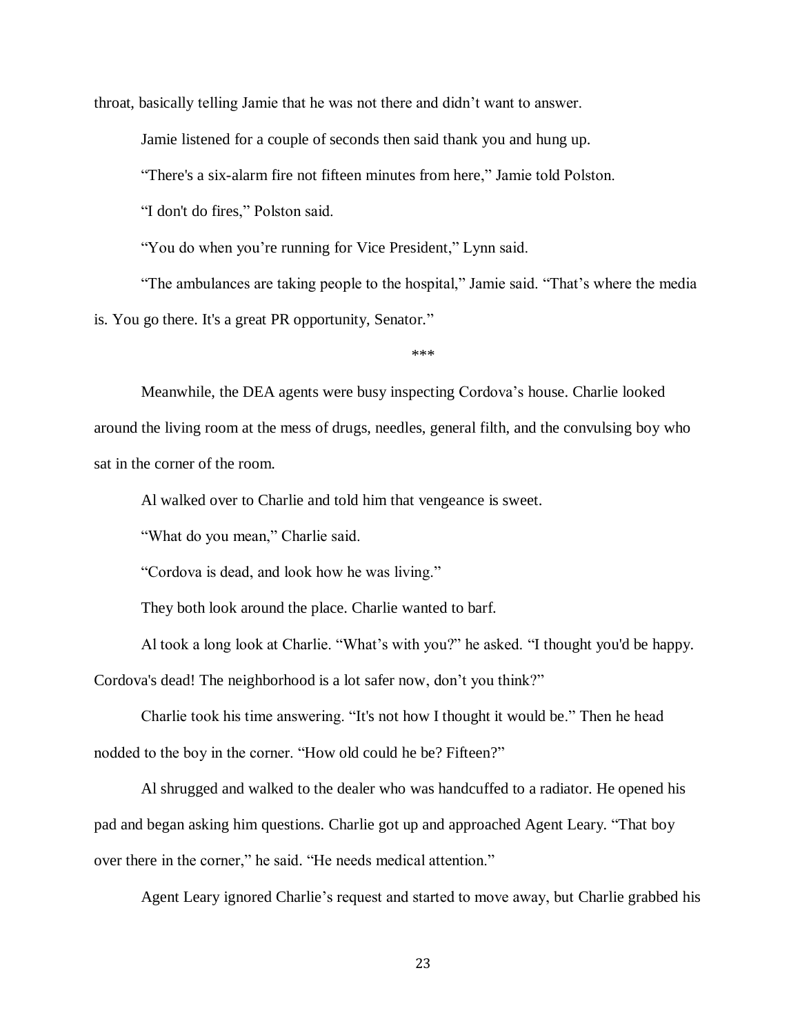throat, basically telling Jamie that he was not there and didn't want to answer.

Jamie listened for a couple of seconds then said thank you and hung up.

"There's a six-alarm fire not fifteen minutes from here," Jamie told Polston.

"I don't do fires," Polston said.

"You do when you're running for Vice President," Lynn said.

"The ambulances are taking people to the hospital," Jamie said. "That's where the media is. You go there. It's a great PR opportunity, Senator."

***

Meanwhile, the DEA agents were busy inspecting Cordova's house. Charlie looked around the living room at the mess of drugs, needles, general filth, and the convulsing boy who sat in the corner of the room.

Al walked over to Charlie and told him that vengeance is sweet.

"What do you mean," Charlie said.

"Cordova is dead, and look how he was living."

They both look around the place. Charlie wanted to barf.

Al took a long look at Charlie. "What's with you?" he asked. "I thought you'd be happy. Cordova's dead! The neighborhood is a lot safer now, don't you think?"

Charlie took his time answering. "It's not how I thought it would be." Then he head nodded to the boy in the corner. "How old could he be? Fifteen?"

Al shrugged and walked to the dealer who was handcuffed to a radiator. He opened his pad and began asking him questions. Charlie got up and approached Agent Leary. "That boy over there in the corner," he said. "He needs medical attention."

Agent Leary ignored Charlie's request and started to move away, but Charlie grabbed his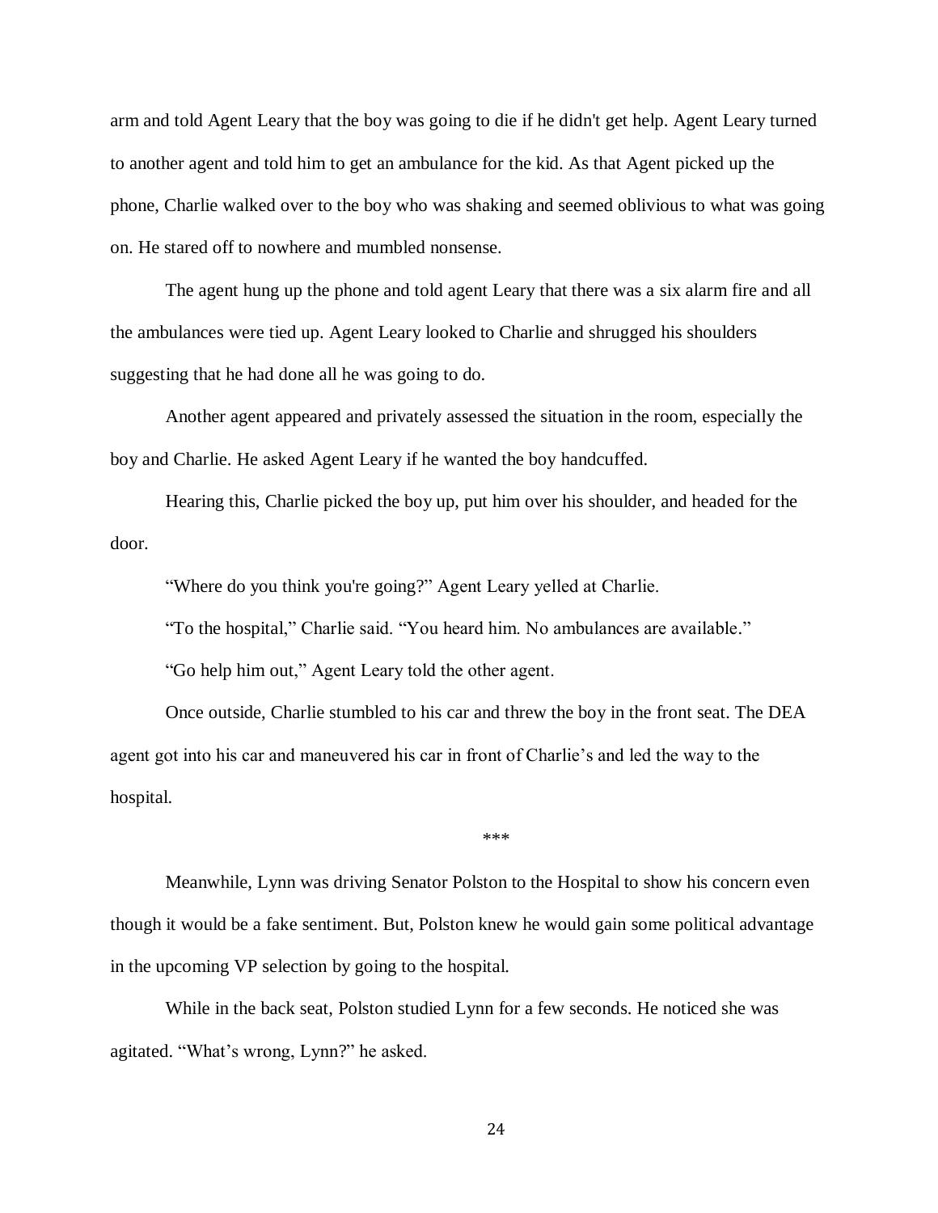arm and told Agent Leary that the boy was going to die if he didn't get help. Agent Leary turned to another agent and told him to get an ambulance for the kid. As that Agent picked up the phone, Charlie walked over to the boy who was shaking and seemed oblivious to what was going on. He stared off to nowhere and mumbled nonsense.

The agent hung up the phone and told agent Leary that there was a six alarm fire and all the ambulances were tied up. Agent Leary looked to Charlie and shrugged his shoulders suggesting that he had done all he was going to do.

Another agent appeared and privately assessed the situation in the room, especially the boy and Charlie. He asked Agent Leary if he wanted the boy handcuffed.

Hearing this, Charlie picked the boy up, put him over his shoulder, and headed for the door.

"Where do you think you're going?" Agent Leary yelled at Charlie.

"To the hospital," Charlie said. "You heard him. No ambulances are available."

"Go help him out," Agent Leary told the other agent.

Once outside, Charlie stumbled to his car and threw the boy in the front seat. The DEA agent got into his car and maneuvered his car in front of Charlie's and led the way to the hospital.

\*\*\*

Meanwhile, Lynn was driving Senator Polston to the Hospital to show his concern even though it would be a fake sentiment. But, Polston knew he would gain some political advantage in the upcoming VP selection by going to the hospital.

While in the back seat, Polston studied Lynn for a few seconds. He noticed she was agitated. "What's wrong, Lynn?" he asked.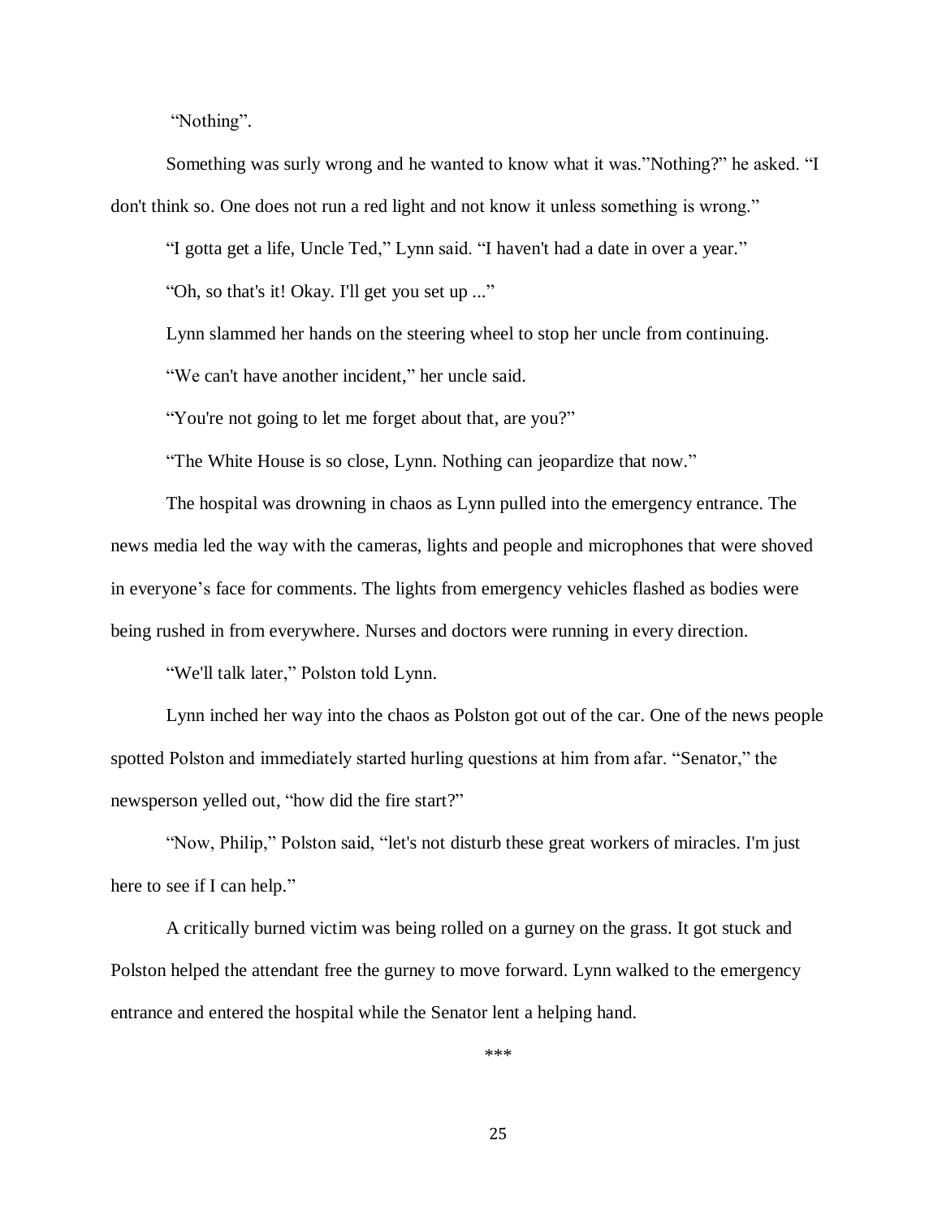"Nothing".

Something was surly wrong and he wanted to know what it was."Nothing?" he asked. "I don't think so. One does not run a red light and not know it unless something is wrong."

"I gotta get a life, Uncle Ted," Lynn said. "I haven't had a date in over a year."

"Oh, so that's it! Okay. I'll get you set up ..."

Lynn slammed her hands on the steering wheel to stop her uncle from continuing.

"We can't have another incident," her uncle said.

"You're not going to let me forget about that, are you?"

"The White House is so close, Lynn. Nothing can jeopardize that now."

The hospital was drowning in chaos as Lynn pulled into the emergency entrance. The news media led the way with the cameras, lights and people and microphones that were shoved in everyone's face for comments. The lights from emergency vehicles flashed as bodies were being rushed in from everywhere. Nurses and doctors were running in every direction.

"We'll talk later," Polston told Lynn.

Lynn inched her way into the chaos as Polston got out of the car. One of the news people spotted Polston and immediately started hurling questions at him from afar. "Senator," the newsperson yelled out, "how did the fire start?"

"Now, Philip," Polston said, "let's not disturb these great workers of miracles. I'm just here to see if I can help."

A critically burned victim was being rolled on a gurney on the grass. It got stuck and Polston helped the attendant free the gurney to move forward. Lynn walked to the emergency entrance and entered the hospital while the Senator lent a helping hand.

***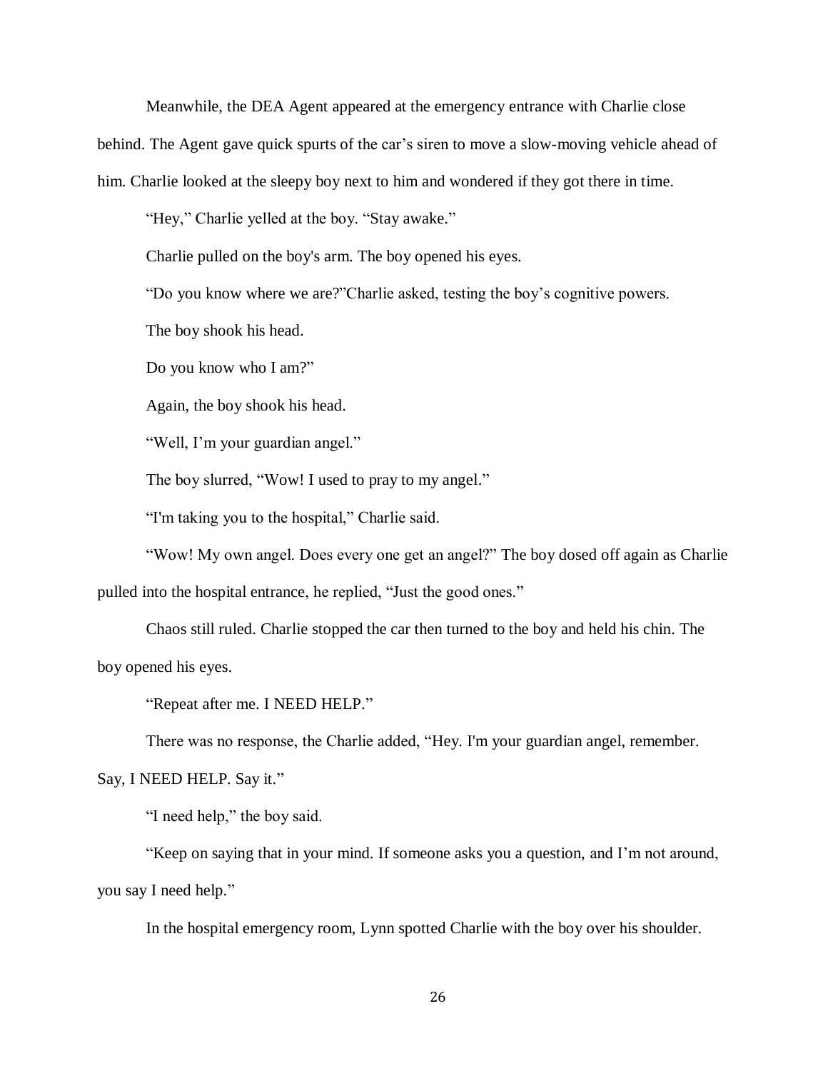Meanwhile, the DEA Agent appeared at the emergency entrance with Charlie close behind. The Agent gave quick spurts of the car's siren to move a slow-moving vehicle ahead of him. Charlie looked at the sleepy boy next to him and wondered if they got there in time.

"Hey," Charlie yelled at the boy. "Stay awake."

Charlie pulled on the boy's arm. The boy opened his eyes.

"Do you know where we are?"Charlie asked, testing the boy's cognitive powers.

The boy shook his head.

Do you know who I am?"

Again, the boy shook his head.

"Well, I'm your guardian angel."

The boy slurred, "Wow! I used to pray to my angel."

"I'm taking you to the hospital," Charlie said.

"Wow! My own angel. Does every one get an angel?" The boy dosed off again as Charlie pulled into the hospital entrance, he replied, "Just the good ones."

Chaos still ruled. Charlie stopped the car then turned to the boy and held his chin. The boy opened his eyes.

"Repeat after me. I NEED HELP."

There was no response, the Charlie added, "Hey. I'm your guardian angel, remember. Say, I NEED HELP. Say it."

"I need help," the boy said.

"Keep on saying that in your mind. If someone asks you a question, and I'm not around, you say I need help."

In the hospital emergency room, Lynn spotted Charlie with the boy over his shoulder.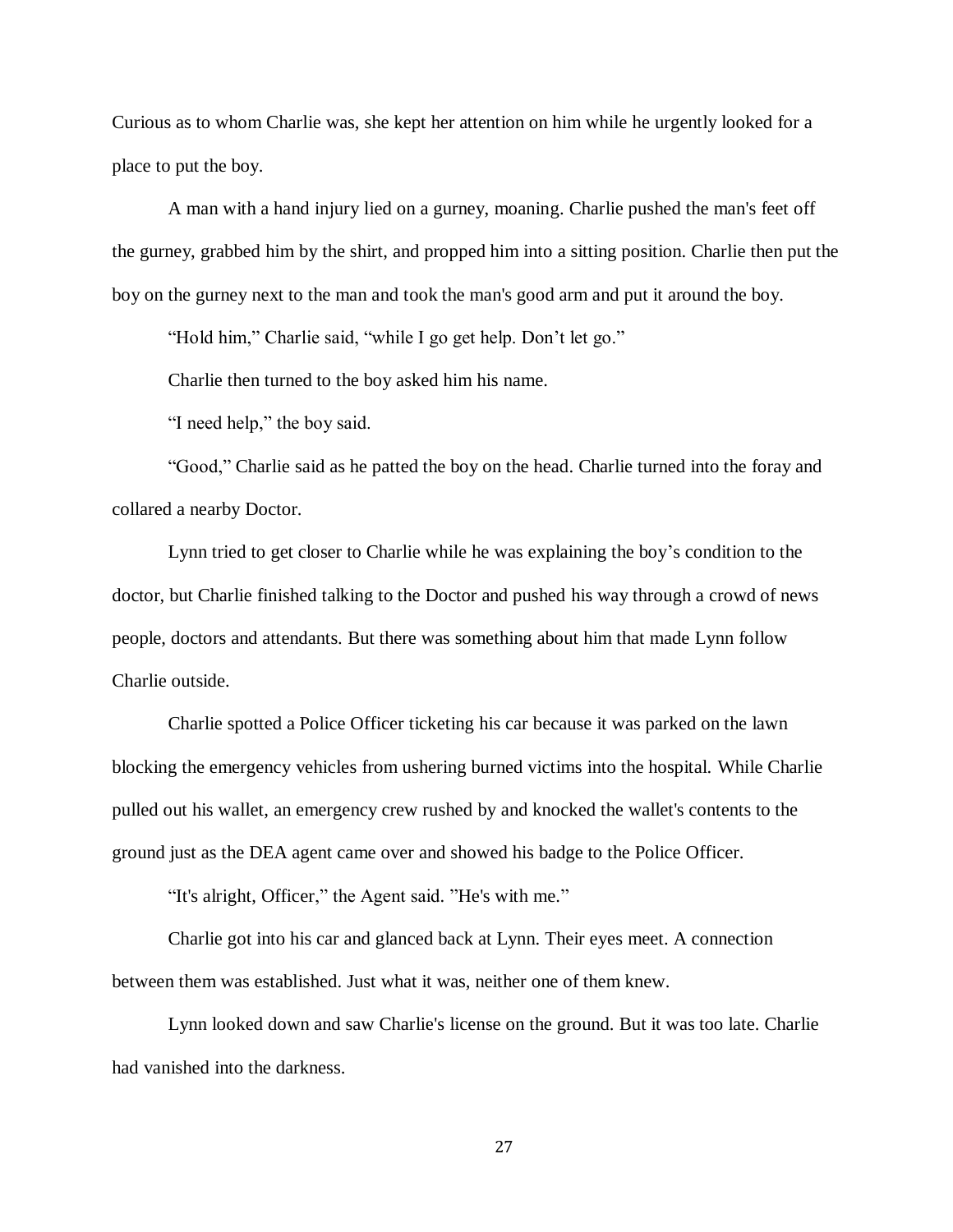Curious as to whom Charlie was, she kept her attention on him while he urgently looked for a place to put the boy.

A man with a hand injury lied on a gurney, moaning. Charlie pushed the man's feet off the gurney, grabbed him by the shirt, and propped him into a sitting position. Charlie then put the boy on the gurney next to the man and took the man's good arm and put it around the boy.

"Hold him," Charlie said, "while I go get help. Don't let go."

Charlie then turned to the boy asked him his name.

"I need help," the boy said.

"Good," Charlie said as he patted the boy on the head. Charlie turned into the foray and collared a nearby Doctor.

Lynn tried to get closer to Charlie while he was explaining the boy's condition to the doctor, but Charlie finished talking to the Doctor and pushed his way through a crowd of news people, doctors and attendants. But there was something about him that made Lynn follow Charlie outside.

Charlie spotted a Police Officer ticketing his car because it was parked on the lawn blocking the emergency vehicles from ushering burned victims into the hospital. While Charlie pulled out his wallet, an emergency crew rushed by and knocked the wallet's contents to the ground just as the DEA agent came over and showed his badge to the Police Officer.

"It's alright, Officer," the Agent said. "He's with me."

Charlie got into his car and glanced back at Lynn. Their eyes meet. A connection between them was established. Just what it was, neither one of them knew.

Lynn looked down and saw Charlie's license on the ground. But it was too late. Charlie had vanished into the darkness.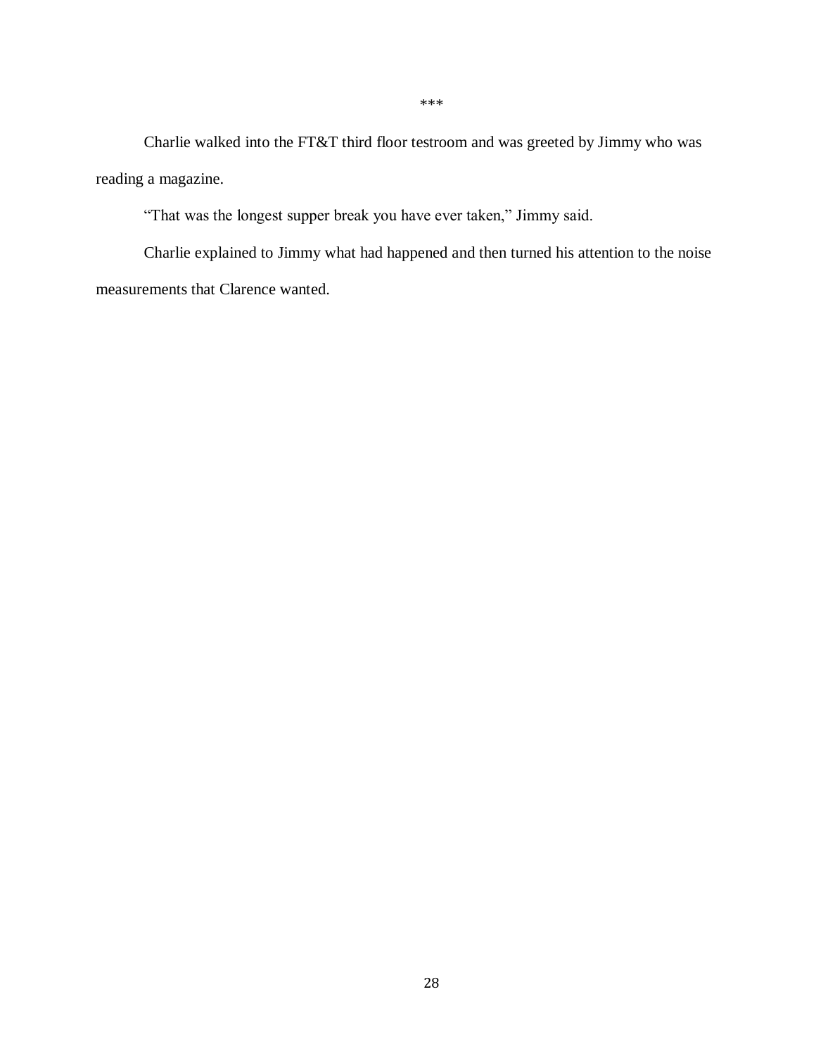***

Charlie walked into the FT&T third floor testroom and was greeted by Jimmy who was reading a magazine.

"That was the longest supper break you have ever taken," Jimmy said.

Charlie explained to Jimmy what had happened and then turned his attention to the noise measurements that Clarence wanted.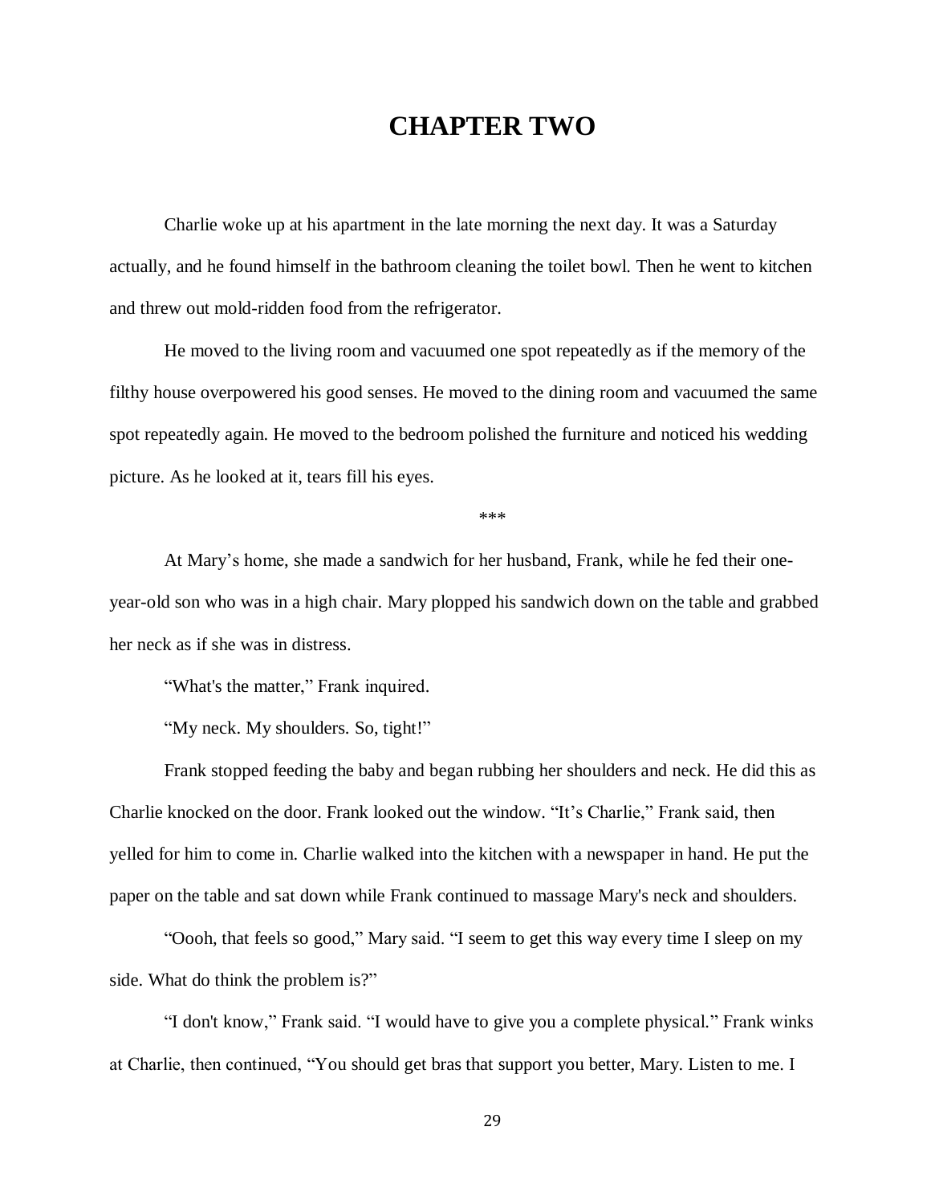# CHAPTER TWO

Charlie woke up at his apartment in the late morning the next day. It was a Saturday actually, and he found himself in the bathroom cleaning the toilet bowl. Then he went to kitchen and threw out mold-ridden food from the refrigerator.

He moved to the living room and vacuumed one spot repeatedly as if the memory of the filthy house overpowered his good senses. He moved to the dining room and vacuumed the same spot repeatedly again. He moved to the bedroom polished the furniture and noticed his wedding picture. As he looked at it, tears fill his eyes.

\*\*\*

At Mary's home, she made a sandwich for her husband, Frank, while he fed their one-year-old son who was in a high chair. Mary plopped his sandwich down on the table and grabbed her neck as if she was in distress.

"What's the matter," Frank inquired.

"My neck. My shoulders. So, tight!"

Frank stopped feeding the baby and began rubbing her shoulders and neck. He did this as Charlie knocked on the door. Frank looked out the window. "It's Charlie," Frank said, then yelled for him to come in. Charlie walked into the kitchen with a newspaper in hand. He put the paper on the table and sat down while Frank continued to massage Mary's neck and shoulders.

"Oooh, that feels so good," Mary said. "I seem to get this way every time I sleep on my side. What do think the problem is?"

"I don't know," Frank said. "I would have to give you a complete physical." Frank winks at Charlie, then continued, "You should get bras that support you better, Mary. Listen to me. I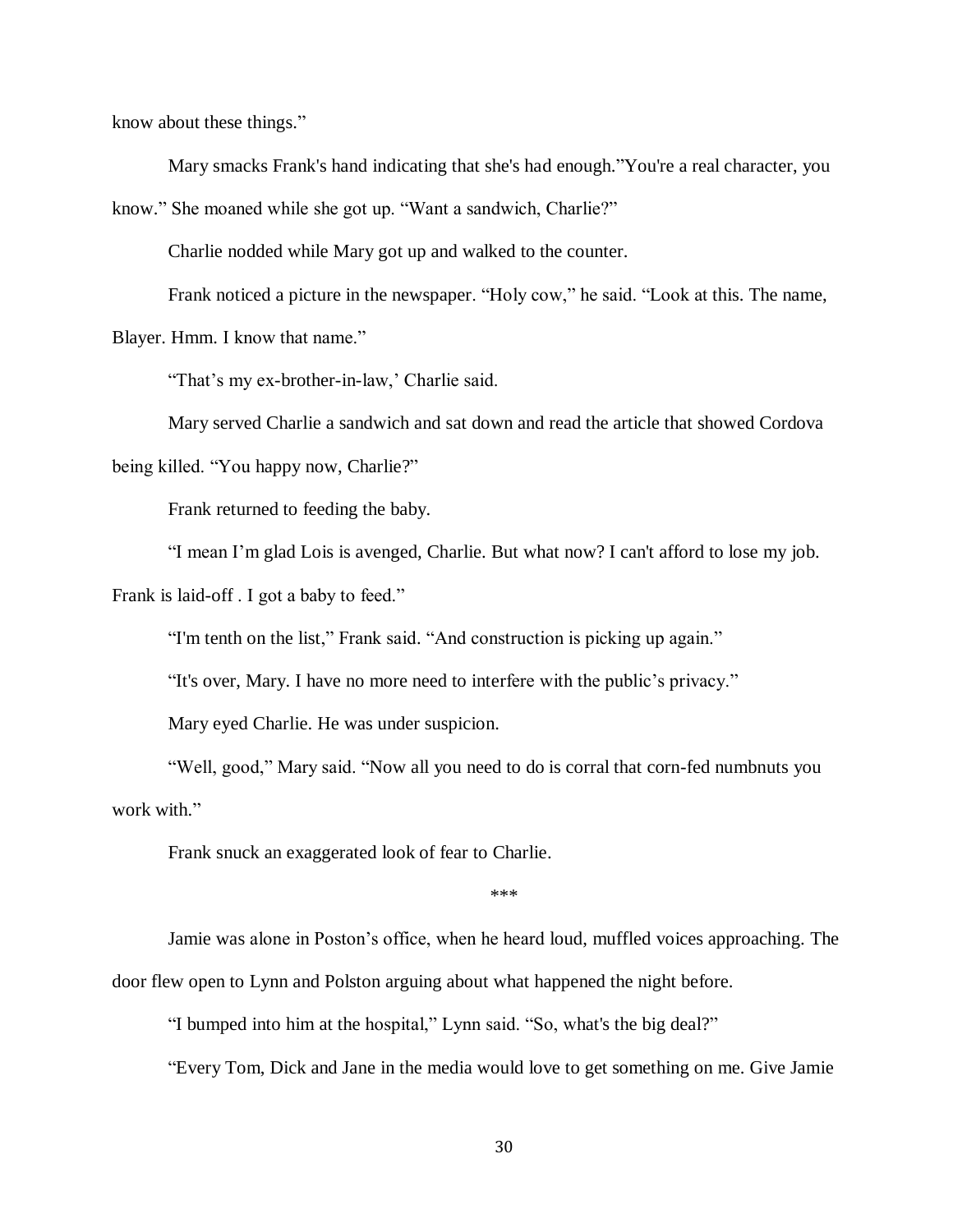know about these things."

Mary smacks Frank's hand indicating that she's had enough."You're a real character, you know." She moaned while she got up. "Want a sandwich, Charlie?"

Charlie nodded while Mary got up and walked to the counter.

Frank noticed a picture in the newspaper. "Holy cow," he said. "Look at this. The name, Blayer. Hmm. I know that name."

"That's my ex-brother-in-law,' Charlie said.

Mary served Charlie a sandwich and sat down and read the article that showed Cordova being killed. "You happy now, Charlie?"

Frank returned to feeding the baby.

"I mean I'm glad Lois is avenged, Charlie. But what now? I can't afford to lose my job. Frank is laid-off . I got a baby to feed."

"I'm tenth on the list," Frank said. "And construction is picking up again."

"It's over, Mary. I have no more need to interfere with the public's privacy."

Mary eyed Charlie. He was under suspicion.

"Well, good," Mary said. "Now all you need to do is corral that corn-fed numbnuts you work with."

Frank snuck an exaggerated look of fear to Charlie.

\*\*\*

Jamie was alone in Poston's office, when he heard loud, muffled voices approaching. The door flew open to Lynn and Polston arguing about what happened the night before.

"I bumped into him at the hospital," Lynn said. "So, what's the big deal?"

"Every Tom, Dick and Jane in the media would love to get something on me. Give Jamie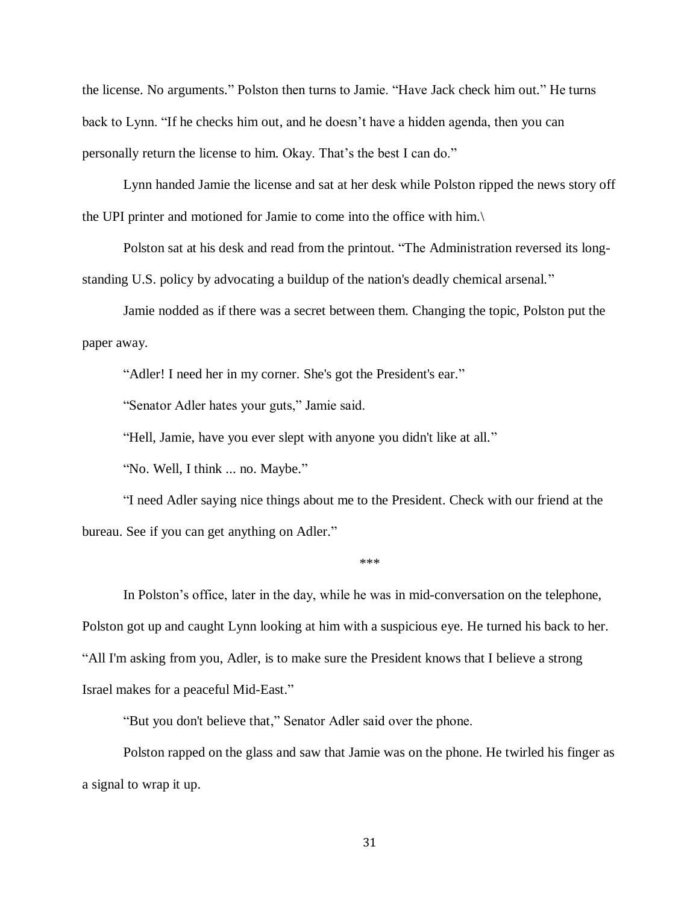the license. No arguments." Polston then turns to Jamie. "Have Jack check him out." He turns back to Lynn. "If he checks him out, and he doesn't have a hidden agenda, then you can personally return the license to him. Okay. That's the best I can do."

Lynn handed Jamie the license and sat at her desk while Polston ripped the news story off the UPI printer and motioned for Jamie to come into the office with him.\

Polston sat at his desk and read from the printout. "The Administration reversed its long-standing U.S. policy by advocating a buildup of the nation's deadly chemical arsenal."

Jamie nodded as if there was a secret between them. Changing the topic, Polston put the paper away.

"Adler! I need her in my corner. She's got the President's ear."

"Senator Adler hates your guts," Jamie said.

"Hell, Jamie, have you ever slept with anyone you didn't like at all."

"No. Well, I think ... no. Maybe."

"I need Adler saying nice things about me to the President. Check with our friend at the bureau. See if you can get anything on Adler."

***

In Polston's office, later in the day, while he was in mid-conversation on the telephone, Polston got up and caught Lynn looking at him with a suspicious eye. He turned his back to her. "All I'm asking from you, Adler, is to make sure the President knows that I believe a strong Israel makes for a peaceful Mid-East."

"But you don't believe that," Senator Adler said over the phone.

Polston rapped on the glass and saw that Jamie was on the phone. He twirled his finger as a signal to wrap it up.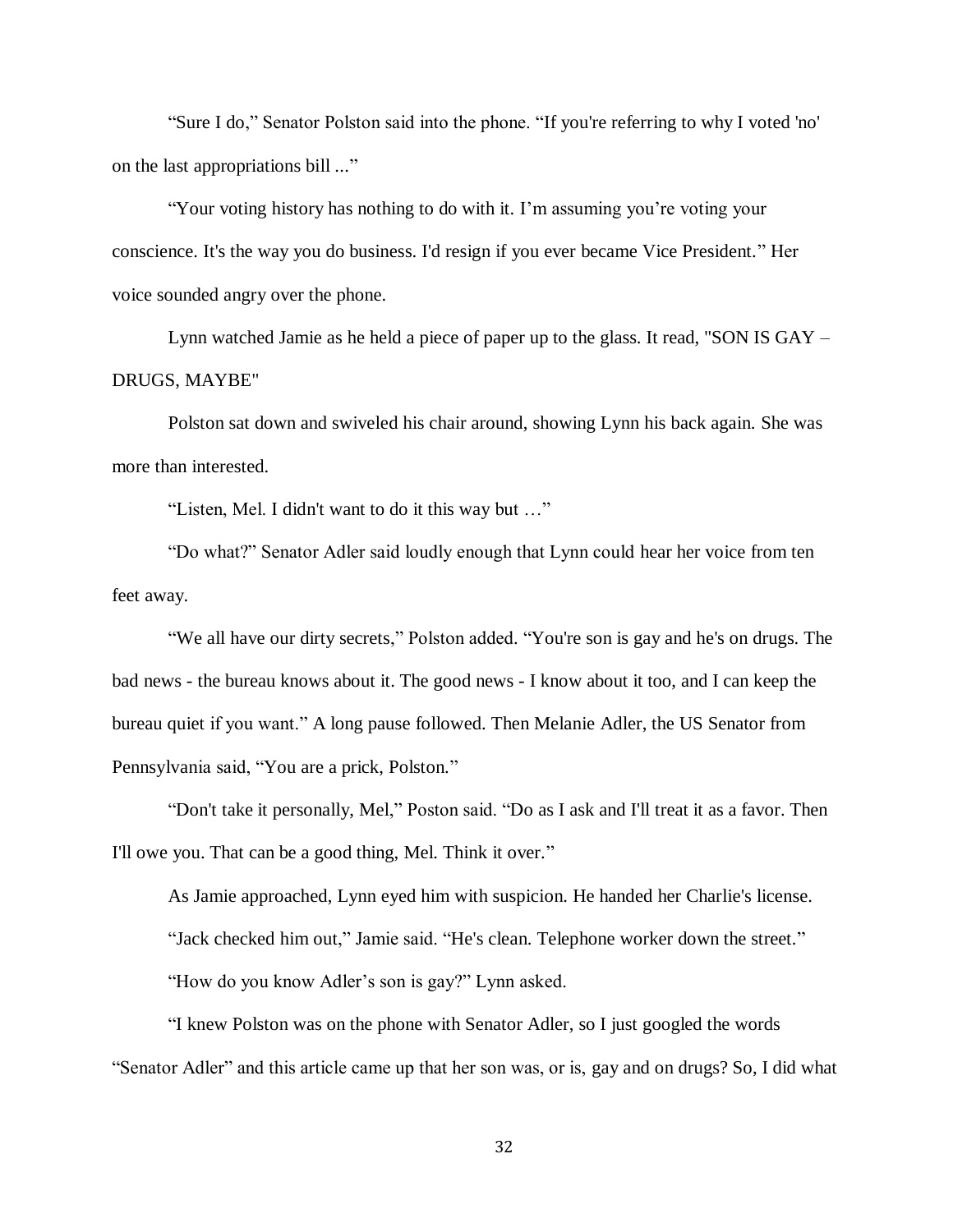“Sure I do,” Senator Polston said into the phone. “If you're referring to why I voted 'no' on the last appropriations bill ...”

“Your voting history has nothing to do with it. I’m assuming you’re voting your conscience. It's the way you do business. I'd resign if you ever became Vice President.” Her voice sounded angry over the phone.

Lynn watched Jamie as he held a piece of paper up to the glass. It read, "SON IS GAY – DRUGS, MAYBE"

Polston sat down and swiveled his chair around, showing Lynn his back again. She was more than interested.

“Listen, Mel. I didn't want to do it this way but …”

“Do what?” Senator Adler said loudly enough that Lynn could hear her voice from ten feet away.

“We all have our dirty secrets,” Polston added. “You're son is gay and he's on drugs. The bad news - the bureau knows about it. The good news - I know about it too, and I can keep the bureau quiet if you want.” A long pause followed. Then Melanie Adler, the US Senator from Pennsylvania said, “You are a prick, Polston.”

“Don't take it personally, Mel,” Poston said. “Do as I ask and I'll treat it as a favor. Then I'll owe you. That can be a good thing, Mel. Think it over.”

As Jamie approached, Lynn eyed him with suspicion. He handed her Charlie's license.

“Jack checked him out,” Jamie said. “He's clean. Telephone worker down the street.”

“How do you know Adler’s son is gay?” Lynn asked.

“I knew Polston was on the phone with Senator Adler, so I just googled the words “Senator Adler” and this article came up that her son was, or is, gay and on drugs? So, I did what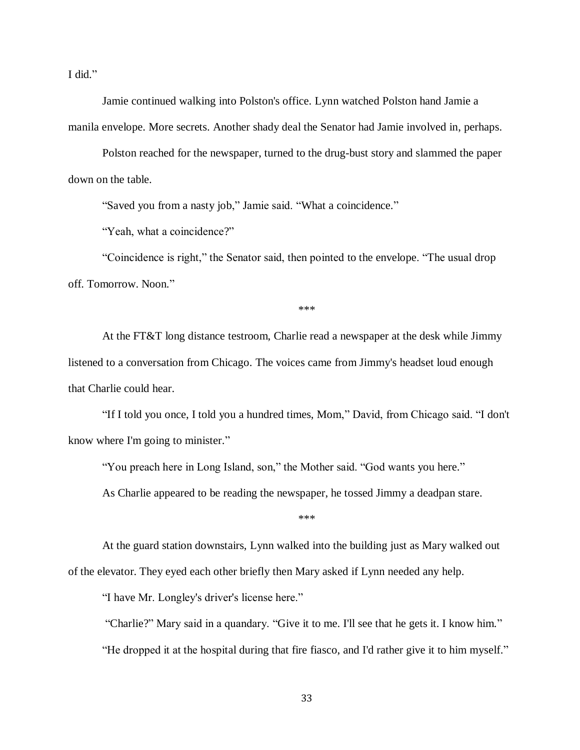I did."

Jamie continued walking into Polston's office. Lynn watched Polston hand Jamie a manila envelope. More secrets. Another shady deal the Senator had Jamie involved in, perhaps.

Polston reached for the newspaper, turned to the drug-bust story and slammed the paper down on the table.

"Saved you from a nasty job," Jamie said. "What a coincidence."

"Yeah, what a coincidence?"

"Coincidence is right," the Senator said, then pointed to the envelope. "The usual drop off. Tomorrow. Noon."

***

At the FT&T long distance testroom, Charlie read a newspaper at the desk while Jimmy listened to a conversation from Chicago. The voices came from Jimmy's headset loud enough that Charlie could hear.

"If I told you once, I told you a hundred times, Mom," David, from Chicago said. "I don't know where I'm going to minister."

"You preach here in Long Island, son," the Mother said. "God wants you here."

As Charlie appeared to be reading the newspaper, he tossed Jimmy a deadpan stare.

***

At the guard station downstairs, Lynn walked into the building just as Mary walked out of the elevator. They eyed each other briefly then Mary asked if Lynn needed any help.

"I have Mr. Longley's driver's license here."

"Charlie?" Mary said in a quandary. "Give it to me. I'll see that he gets it. I know him."

"He dropped it at the hospital during that fire fiasco, and I'd rather give it to him myself."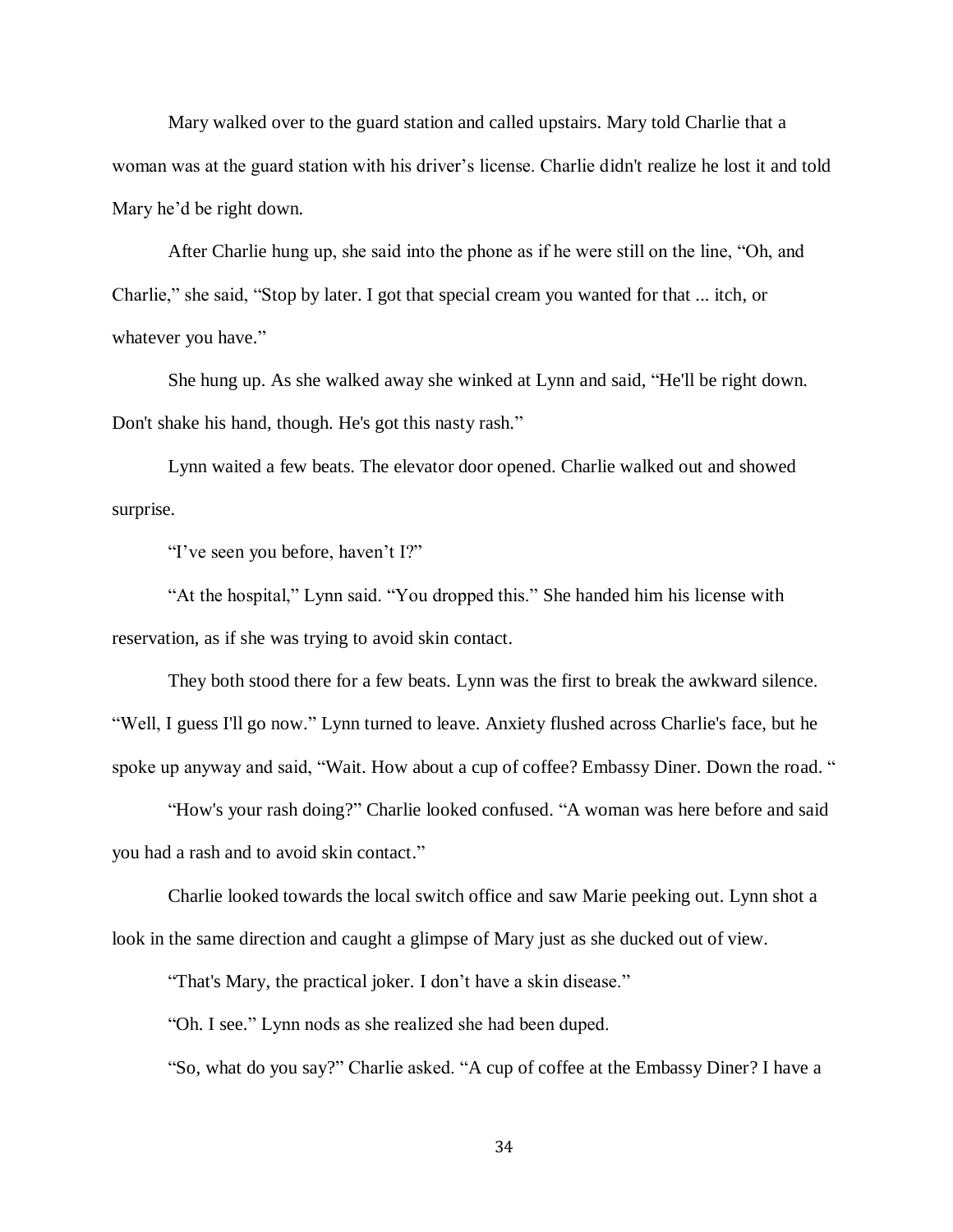Mary walked over to the guard station and called upstairs. Mary told Charlie that a woman was at the guard station with his driver's license. Charlie didn't realize he lost it and told Mary he'd be right down.

After Charlie hung up, she said into the phone as if he were still on the line, "Oh, and Charlie," she said, "Stop by later. I got that special cream you wanted for that ... itch, or whatever you have."

She hung up. As she walked away she winked at Lynn and said, "He'll be right down. Don't shake his hand, though. He's got this nasty rash."

Lynn waited a few beats. The elevator door opened. Charlie walked out and showed surprise.

"I've seen you before, haven't I?"

"At the hospital," Lynn said. "You dropped this." She handed him his license with reservation, as if she was trying to avoid skin contact.

They both stood there for a few beats. Lynn was the first to break the awkward silence. "Well, I guess I'll go now." Lynn turned to leave. Anxiety flushed across Charlie's face, but he spoke up anyway and said, "Wait. How about a cup of coffee? Embassy Diner. Down the road. "

"How's your rash doing?" Charlie looked confused. "A woman was here before and said you had a rash and to avoid skin contact."

Charlie looked towards the local switch office and saw Marie peeking out. Lynn shot a look in the same direction and caught a glimpse of Mary just as she ducked out of view.

"That's Mary, the practical joker. I don't have a skin disease."

"Oh. I see." Lynn nods as she realized she had been duped.

"So, what do you say?" Charlie asked. "A cup of coffee at the Embassy Diner? I have a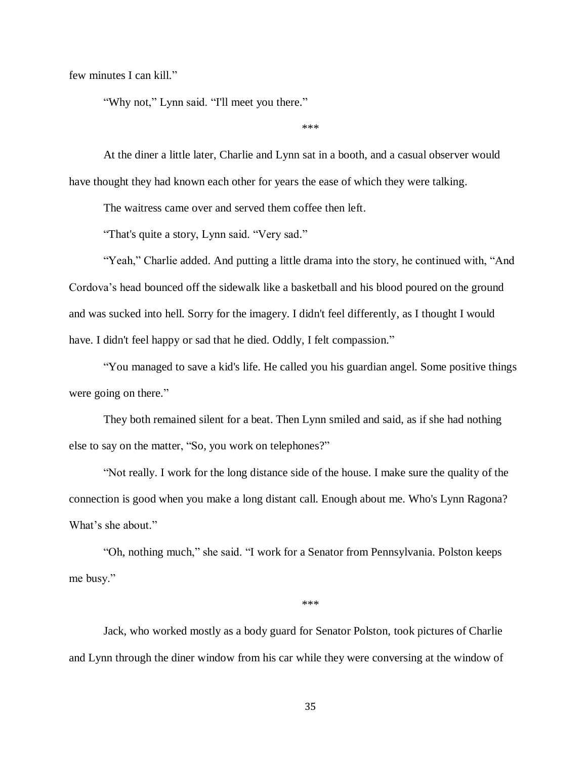few minutes I can kill."

"Why not," Lynn said. "I'll meet you there."

***

At the diner a little later, Charlie and Lynn sat in a booth, and a casual observer would have thought they had known each other for years the ease of which they were talking.

The waitress came over and served them coffee then left.

"That's quite a story, Lynn said. "Very sad."

"Yeah," Charlie added. And putting a little drama into the story, he continued with, "And Cordova's head bounced off the sidewalk like a basketball and his blood poured on the ground and was sucked into hell. Sorry for the imagery. I didn't feel differently, as I thought I would have. I didn't feel happy or sad that he died. Oddly, I felt compassion."

"You managed to save a kid's life. He called you his guardian angel. Some positive things were going on there."

They both remained silent for a beat. Then Lynn smiled and said, as if she had nothing else to say on the matter, "So, you work on telephones?"

"Not really. I work for the long distance side of the house. I make sure the quality of the connection is good when you make a long distant call. Enough about me. Who's Lynn Ragona? What's she about."

"Oh, nothing much," she said. "I work for a Senator from Pennsylvania. Polston keeps me busy."

***

Jack, who worked mostly as a body guard for Senator Polston, took pictures of Charlie and Lynn through the diner window from his car while they were conversing at the window of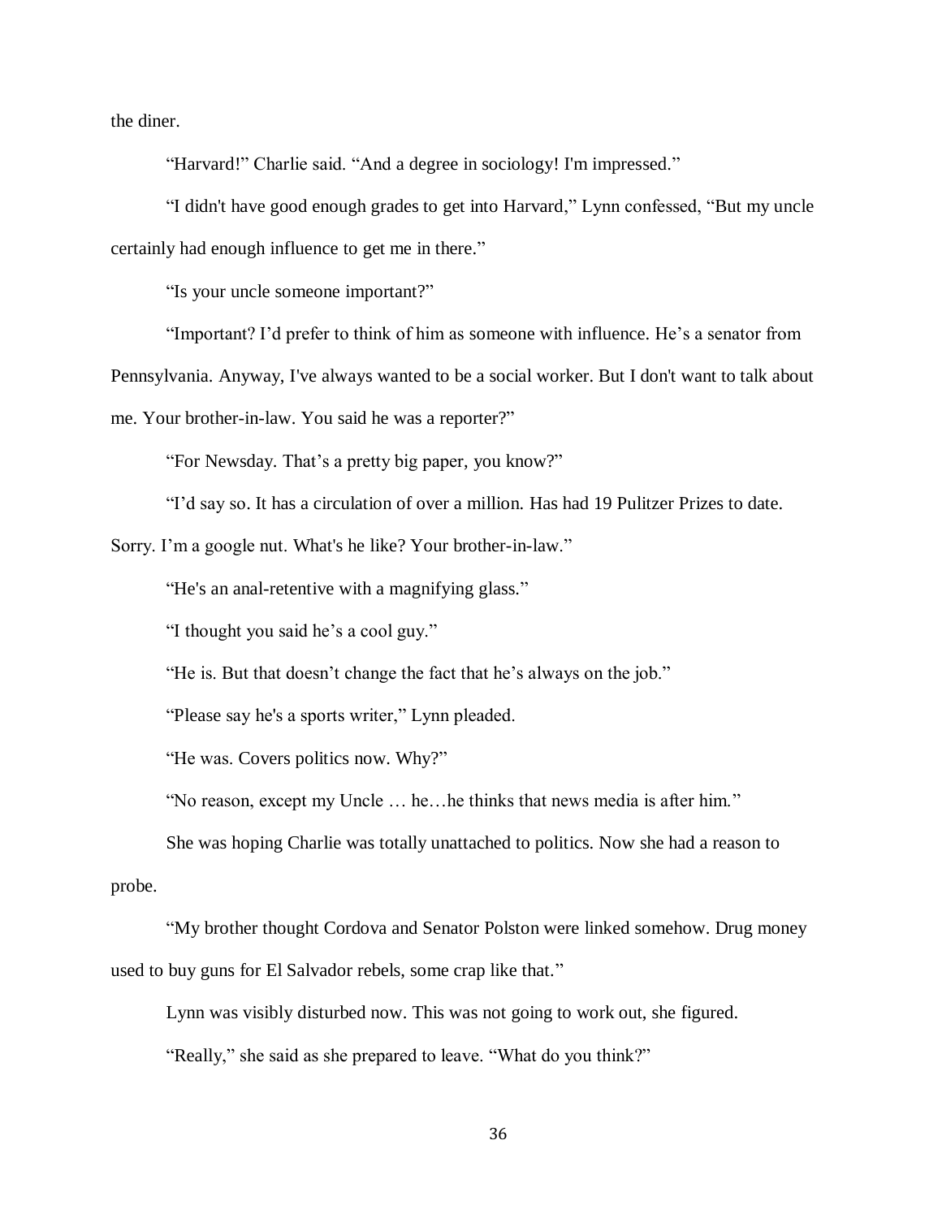the diner.

"Harvard!" Charlie said. "And a degree in sociology! I'm impressed."

"I didn't have good enough grades to get into Harvard," Lynn confessed, "But my uncle certainly had enough influence to get me in there."

"Is your uncle someone important?"

"Important? I'd prefer to think of him as someone with influence. He's a senator from Pennsylvania. Anyway, I've always wanted to be a social worker. But I don't want to talk about me. Your brother-in-law. You said he was a reporter?"

"For Newsday. That's a pretty big paper, you know?"

"I'd say so. It has a circulation of over a million. Has had 19 Pulitzer Prizes to date. Sorry. I'm a google nut. What's he like? Your brother-in-law."

"He's an anal-retentive with a magnifying glass."

"I thought you said he's a cool guy."

"He is. But that doesn't change the fact that he's always on the job."

"Please say he's a sports writer," Lynn pleaded.

"He was. Covers politics now. Why?"

"No reason, except my Uncle … he…he thinks that news media is after him."

She was hoping Charlie was totally unattached to politics. Now she had a reason to probe.

"My brother thought Cordova and Senator Polston were linked somehow. Drug money used to buy guns for El Salvador rebels, some crap like that."

Lynn was visibly disturbed now. This was not going to work out, she figured.

"Really," she said as she prepared to leave. "What do you think?"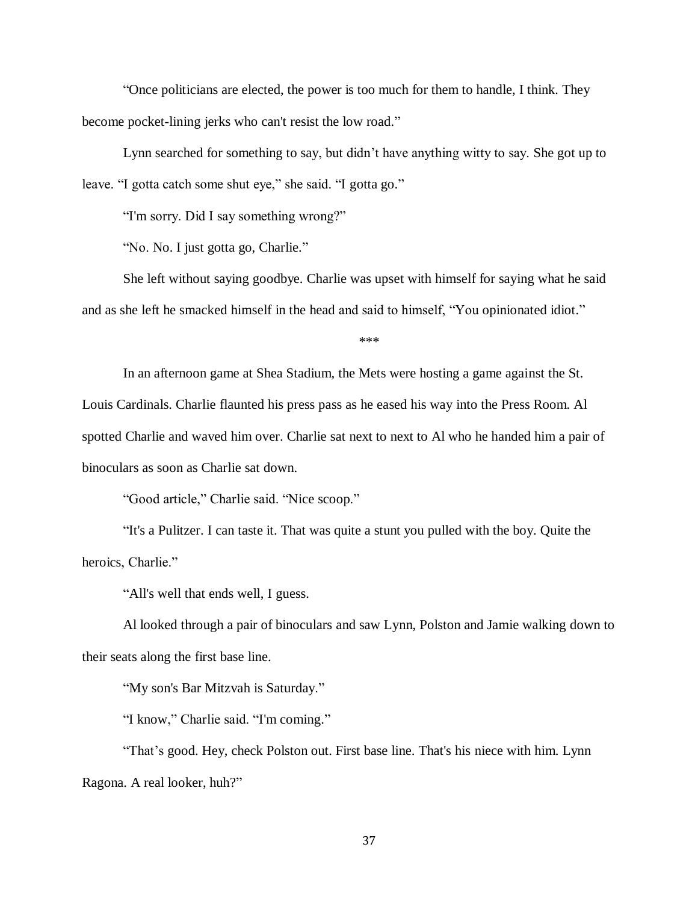"Once politicians are elected, the power is too much for them to handle, I think. They become pocket-lining jerks who can't resist the low road."

Lynn searched for something to say, but didn't have anything witty to say. She got up to leave. "I gotta catch some shut eye," she said. "I gotta go."

"I'm sorry. Did I say something wrong?"

"No. No. I just gotta go, Charlie."

She left without saying goodbye. Charlie was upset with himself for saying what he said and as she left he smacked himself in the head and said to himself, "You opinionated idiot."

***

In an afternoon game at Shea Stadium, the Mets were hosting a game against the St. Louis Cardinals. Charlie flaunted his press pass as he eased his way into the Press Room. Al spotted Charlie and waved him over. Charlie sat next to next to Al who he handed him a pair of binoculars as soon as Charlie sat down.

"Good article," Charlie said. "Nice scoop."

"It's a Pulitzer. I can taste it. That was quite a stunt you pulled with the boy. Quite the heroics, Charlie."

"All's well that ends well, I guess.

Al looked through a pair of binoculars and saw Lynn, Polston and Jamie walking down to their seats along the first base line.

"My son's Bar Mitzvah is Saturday."

"I know," Charlie said. "I'm coming."

"That's good. Hey, check Polston out. First base line. That's his niece with him. Lynn Ragona. A real looker, huh?"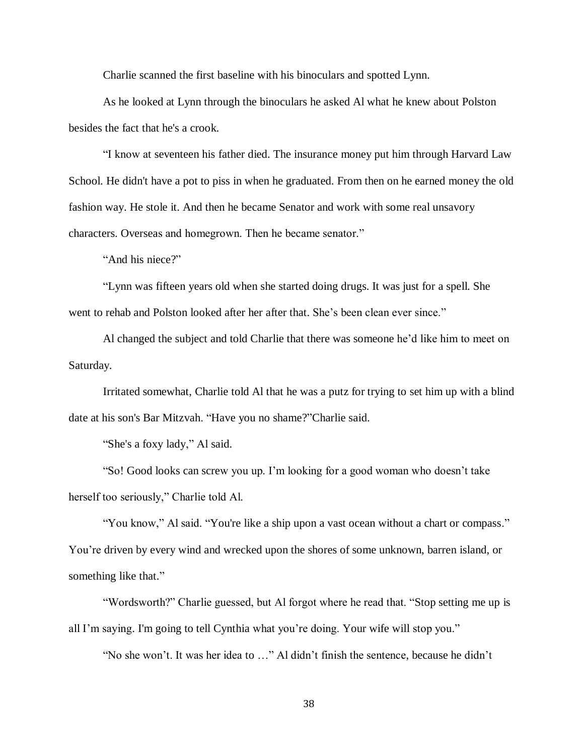Charlie scanned the first baseline with his binoculars and spotted Lynn.

As he looked at Lynn through the binoculars he asked Al what he knew about Polston besides the fact that he's a crook.

"I know at seventeen his father died. The insurance money put him through Harvard Law School. He didn't have a pot to piss in when he graduated. From then on he earned money the old fashion way. He stole it. And then he became Senator and work with some real unsavory characters. Overseas and homegrown. Then he became senator."

"And his niece?"

"Lynn was fifteen years old when she started doing drugs. It was just for a spell. She went to rehab and Polston looked after her after that. She's been clean ever since."

Al changed the subject and told Charlie that there was someone he'd like him to meet on Saturday.

Irritated somewhat, Charlie told Al that he was a putz for trying to set him up with a blind date at his son's Bar Mitzvah. "Have you no shame?"Charlie said.

"She's a foxy lady," Al said.

"So! Good looks can screw you up. I'm looking for a good woman who doesn't take herself too seriously," Charlie told Al.

"You know," Al said. "You're like a ship upon a vast ocean without a chart or compass." You're driven by every wind and wrecked upon the shores of some unknown, barren island, or something like that."

"Wordsworth?" Charlie guessed, but Al forgot where he read that. "Stop setting me up is all I'm saying. I'm going to tell Cynthia what you're doing. Your wife will stop you."

"No she won't. It was her idea to …" Al didn't finish the sentence, because he didn't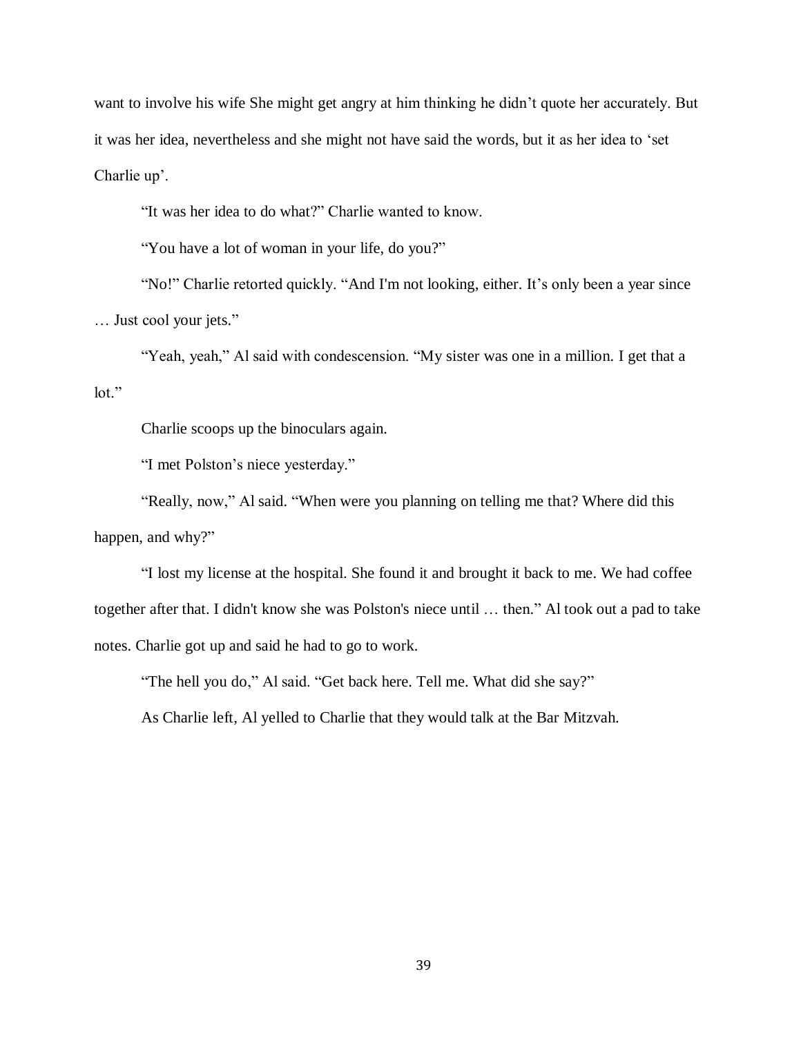want to involve his wife She might get angry at him thinking he didn't quote her accurately. But it was her idea, nevertheless and she might not have said the words, but it as her idea to 'set Charlie up'.

"It was her idea to do what?" Charlie wanted to know.

"You have a lot of woman in your life, do you?"

"No!" Charlie retorted quickly. "And I'm not looking, either. It's only been a year since … Just cool your jets."

"Yeah, yeah," Al said with condescension. "My sister was one in a million. I get that a lot."

Charlie scoops up the binoculars again.

"I met Polston's niece yesterday."

"Really, now," Al said. "When were you planning on telling me that? Where did this happen, and why?"

"I lost my license at the hospital. She found it and brought it back to me. We had coffee together after that. I didn't know she was Polston's niece until … then." Al took out a pad to take notes. Charlie got up and said he had to go to work.

"The hell you do," Al said. "Get back here. Tell me. What did she say?"

As Charlie left, Al yelled to Charlie that they would talk at the Bar Mitzvah.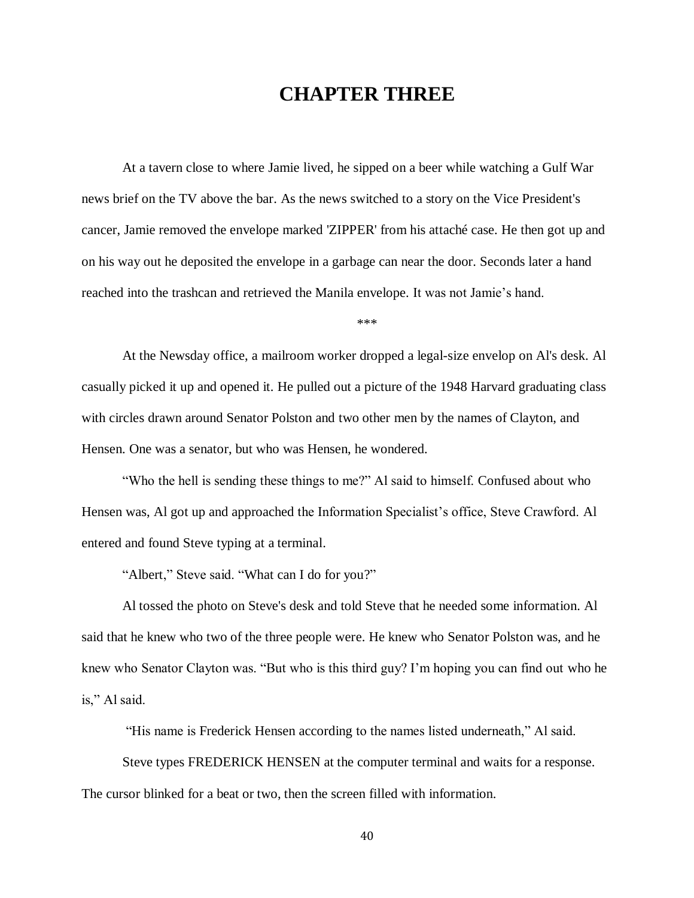# CHAPTER THREE

At a tavern close to where Jamie lived, he sipped on a beer while watching a Gulf War news brief on the TV above the bar. As the news switched to a story on the Vice President's cancer, Jamie removed the envelope marked 'ZIPPER' from his attaché case. He then got up and on his way out he deposited the envelope in a garbage can near the door. Seconds later a hand reached into the trashcan and retrieved the Manila envelope. It was not Jamie's hand.

***

At the Newsday office, a mailroom worker dropped a legal-size envelop on Al's desk. Al casually picked it up and opened it. He pulled out a picture of the 1948 Harvard graduating class with circles drawn around Senator Polston and two other men by the names of Clayton, and Hensen. One was a senator, but who was Hensen, he wondered.

"Who the hell is sending these things to me?" Al said to himself. Confused about who Hensen was, Al got up and approached the Information Specialist's office, Steve Crawford. Al entered and found Steve typing at a terminal.

"Albert," Steve said. "What can I do for you?"

Al tossed the photo on Steve's desk and told Steve that he needed some information. Al said that he knew who two of the three people were. He knew who Senator Polston was, and he knew who Senator Clayton was. "But who is this third guy? I'm hoping you can find out who he is," Al said.

"His name is Frederick Hensen according to the names listed underneath," Al said.

Steve types FREDERICK HENSEN at the computer terminal and waits for a response. The cursor blinked for a beat or two, then the screen filled with information.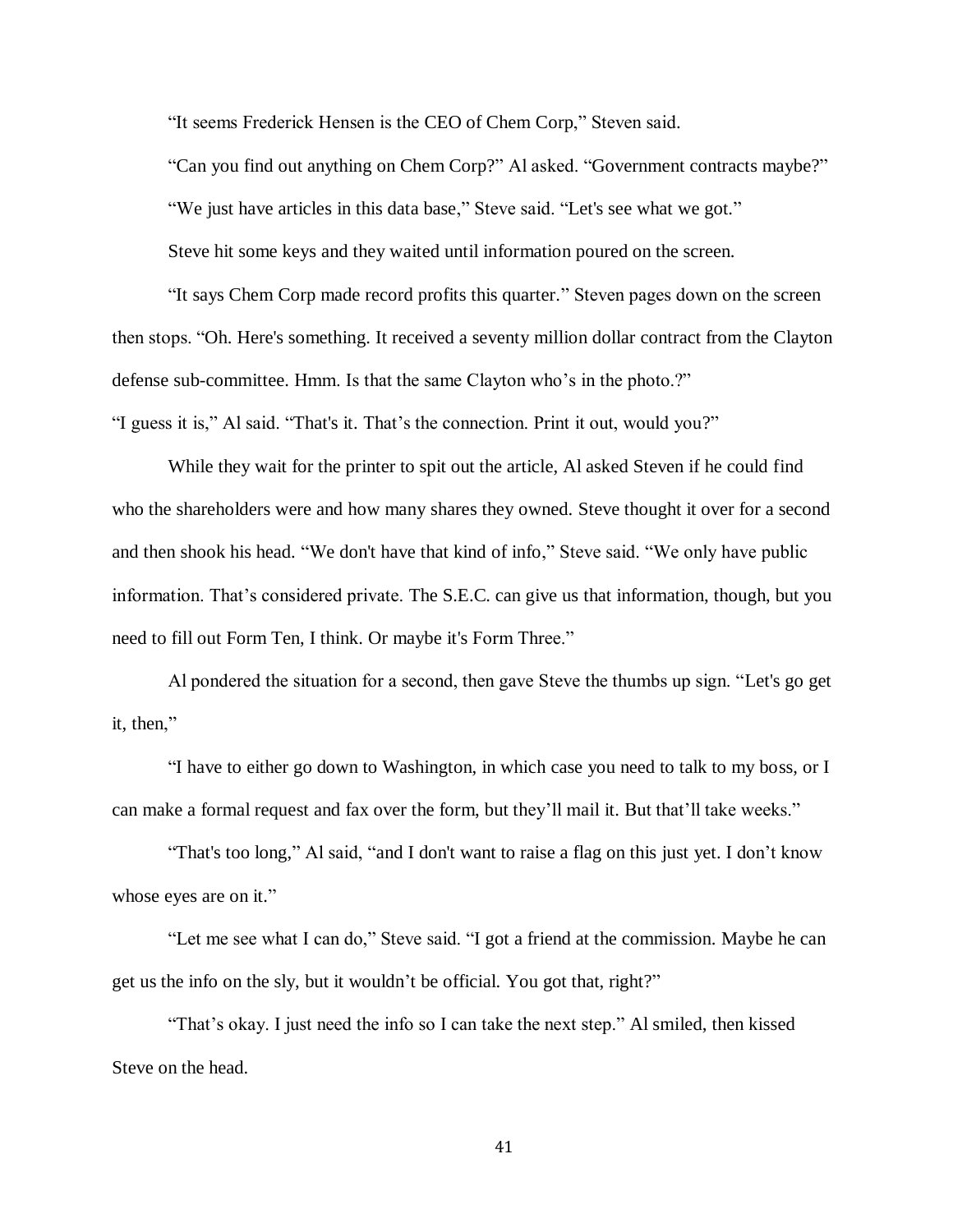"It seems Frederick Hensen is the CEO of Chem Corp," Steven said.

"Can you find out anything on Chem Corp?" Al asked. "Government contracts maybe?"

"We just have articles in this data base," Steve said. "Let's see what we got."

Steve hit some keys and they waited until information poured on the screen.

"It says Chem Corp made record profits this quarter." Steven pages down on the screen then stops. "Oh. Here's something. It received a seventy million dollar contract from the Clayton defense sub-committee. Hmm. Is that the same Clayton who's in the photo.?"

"I guess it is," Al said. "That's it. That's the connection. Print it out, would you?"

While they wait for the printer to spit out the article, Al asked Steven if he could find who the shareholders were and how many shares they owned. Steve thought it over for a second and then shook his head. "We don't have that kind of info," Steve said. "We only have public information. That's considered private. The S.E.C. can give us that information, though, but you need to fill out Form Ten, I think. Or maybe it's Form Three."

Al pondered the situation for a second, then gave Steve the thumbs up sign. "Let's go get it, then,"

"I have to either go down to Washington, in which case you need to talk to my boss, or I can make a formal request and fax over the form, but they'll mail it. But that'll take weeks."

"That's too long," Al said, "and I don't want to raise a flag on this just yet. I don't know whose eyes are on it."

"Let me see what I can do," Steve said. "I got a friend at the commission. Maybe he can get us the info on the sly, but it wouldn't be official. You got that, right?"

"That's okay. I just need the info so I can take the next step." Al smiled, then kissed Steve on the head.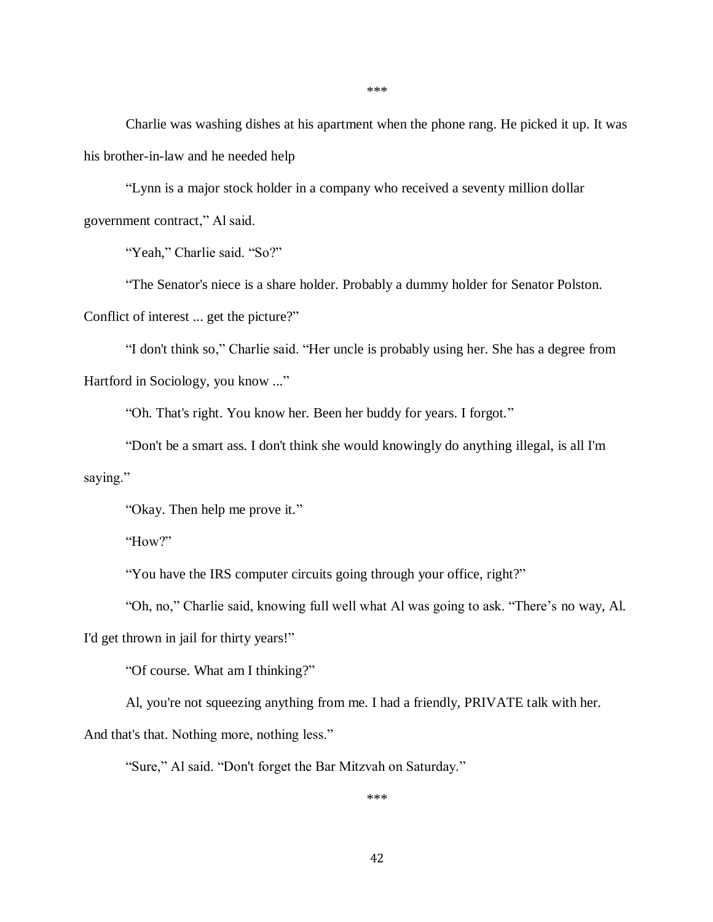***

Charlie was washing dishes at his apartment when the phone rang. He picked it up. It was his brother-in-law and he needed help

"Lynn is a major stock holder in a company who received a seventy million dollar government contract," Al said.

"Yeah," Charlie said. "So?"

"The Senator's niece is a share holder. Probably a dummy holder for Senator Polston. Conflict of interest ... get the picture?"

"I don't think so," Charlie said. "Her uncle is probably using her. She has a degree from Hartford in Sociology, you know ..."

"Oh. That's right. You know her. Been her buddy for years. I forgot."

"Don't be a smart ass. I don't think she would knowingly do anything illegal, is all I'm saying."

"Okay. Then help me prove it."

"How?"

"You have the IRS computer circuits going through your office, right?"

"Oh, no," Charlie said, knowing full well what Al was going to ask. "There's no way, Al. I'd get thrown in jail for thirty years!"

"Of course. What am I thinking?"

Al, you're not squeezing anything from me. I had a friendly, PRIVATE talk with her. And that's that. Nothing more, nothing less."

"Sure," Al said. "Don't forget the Bar Mitzvah on Saturday."

***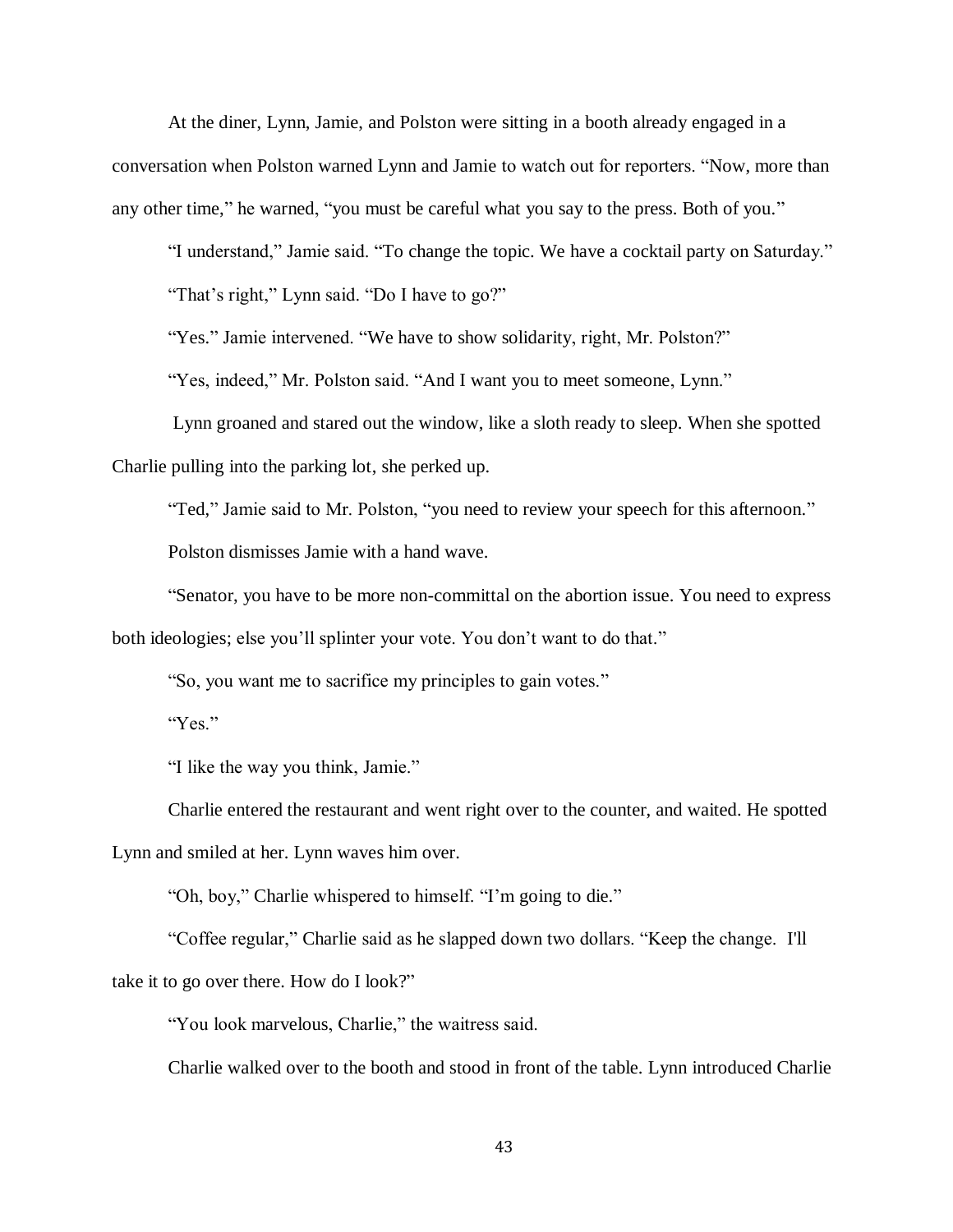At the diner, Lynn, Jamie, and Polston were sitting in a booth already engaged in a conversation when Polston warned Lynn and Jamie to watch out for reporters. "Now, more than any other time," he warned, "you must be careful what you say to the press. Both of you."

"I understand," Jamie said. "To change the topic. We have a cocktail party on Saturday."

"That's right," Lynn said. "Do I have to go?"

"Yes." Jamie intervened. "We have to show solidarity, right, Mr. Polston?"

"Yes, indeed," Mr. Polston said. "And I want you to meet someone, Lynn."

Lynn groaned and stared out the window, like a sloth ready to sleep. When she spotted Charlie pulling into the parking lot, she perked up.

"Ted," Jamie said to Mr. Polston, "you need to review your speech for this afternoon."

Polston dismisses Jamie with a hand wave.

"Senator, you have to be more non-committal on the abortion issue. You need to express both ideologies; else you'll splinter your vote. You don't want to do that."

"So, you want me to sacrifice my principles to gain votes."

"Yes."

"I like the way you think, Jamie."

Charlie entered the restaurant and went right over to the counter, and waited. He spotted Lynn and smiled at her. Lynn waves him over.

"Oh, boy," Charlie whispered to himself. "I'm going to die."

"Coffee regular," Charlie said as he slapped down two dollars. "Keep the change. I'll take it to go over there. How do I look?"

"You look marvelous, Charlie," the waitress said.

Charlie walked over to the booth and stood in front of the table. Lynn introduced Charlie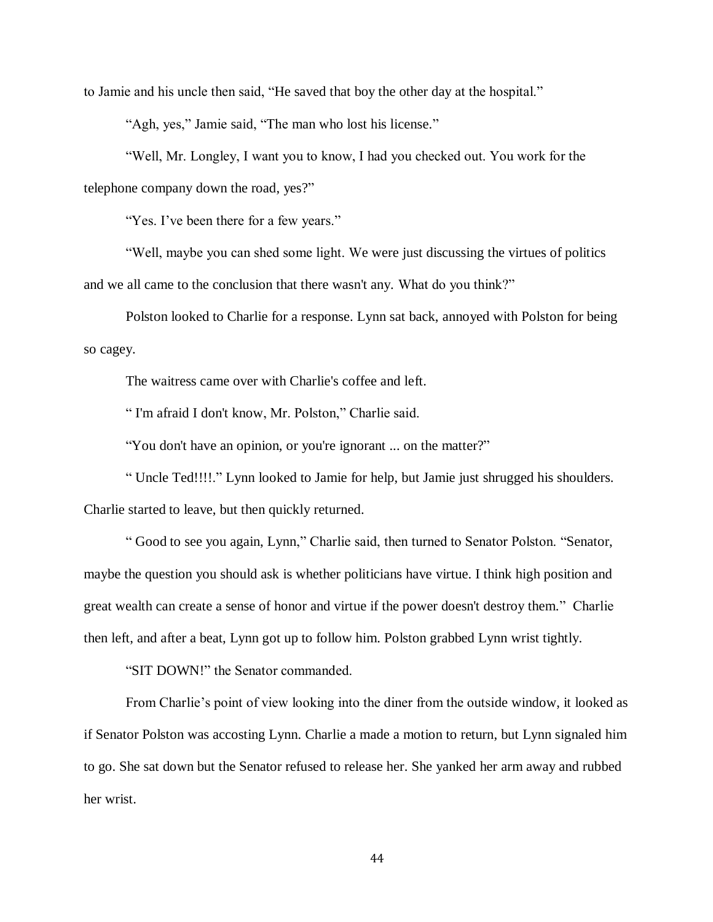to Jamie and his uncle then said, “He saved that boy the other day at the hospital.”

“Agh, yes,” Jamie said, “The man who lost his license.”

“Well, Mr. Longley, I want you to know, I had you checked out. You work for the telephone company down the road, yes?”

“Yes. I’ve been there for a few years.”

“Well, maybe you can shed some light. We were just discussing the virtues of politics and we all came to the conclusion that there wasn't any. What do you think?”

Polston looked to Charlie for a response. Lynn sat back, annoyed with Polston for being so cagey.

The waitress came over with Charlie's coffee and left.

“ I'm afraid I don't know, Mr. Polston,” Charlie said.

“You don't have an opinion, or you're ignorant ... on the matter?”

“ Uncle Ted!!!!.” Lynn looked to Jamie for help, but Jamie just shrugged his shoulders. Charlie started to leave, but then quickly returned.

“ Good to see you again, Lynn,” Charlie said, then turned to Senator Polston. “Senator, maybe the question you should ask is whether politicians have virtue. I think high position and great wealth can create a sense of honor and virtue if the power doesn't destroy them.” Charlie then left, and after a beat, Lynn got up to follow him. Polston grabbed Lynn wrist tightly.

“SIT DOWN!” the Senator commanded.

From Charlie’s point of view looking into the diner from the outside window, it looked as if Senator Polston was accosting Lynn. Charlie a made a motion to return, but Lynn signaled him to go. She sat down but the Senator refused to release her. She yanked her arm away and rubbed her wrist.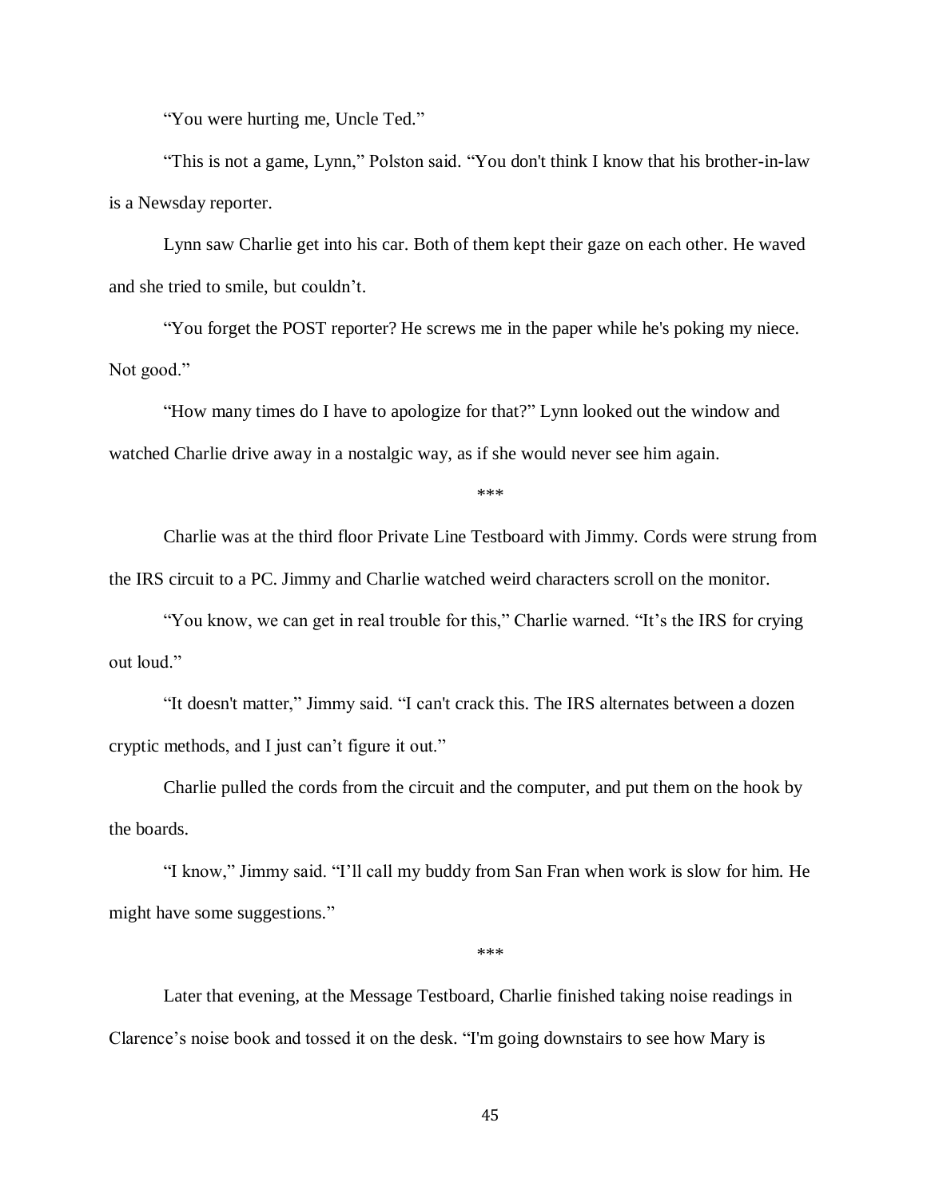“You were hurting me, Uncle Ted.”

“This is not a game, Lynn,” Polston said. “You don't think I know that his brother-in-law is a Newsday reporter.

Lynn saw Charlie get into his car. Both of them kept their gaze on each other. He waved and she tried to smile, but couldn’t.

“You forget the POST reporter? He screws me in the paper while he's poking my niece. Not good.”

“How many times do I have to apologize for that?” Lynn looked out the window and watched Charlie drive away in a nostalgic way, as if she would never see him again.

***

Charlie was at the third floor Private Line Testboard with Jimmy. Cords were strung from the IRS circuit to a PC. Jimmy and Charlie watched weird characters scroll on the monitor.

“You know, we can get in real trouble for this,” Charlie warned. “It’s the IRS for crying out loud.”

“It doesn't matter,” Jimmy said. “I can't crack this. The IRS alternates between a dozen cryptic methods, and I just can’t figure it out.”

Charlie pulled the cords from the circuit and the computer, and put them on the hook by the boards.

“I know,” Jimmy said. “I’ll call my buddy from San Fran when work is slow for him. He might have some suggestions.”

***

Later that evening, at the Message Testboard, Charlie finished taking noise readings in Clarence’s noise book and tossed it on the desk. “I'm going downstairs to see how Mary is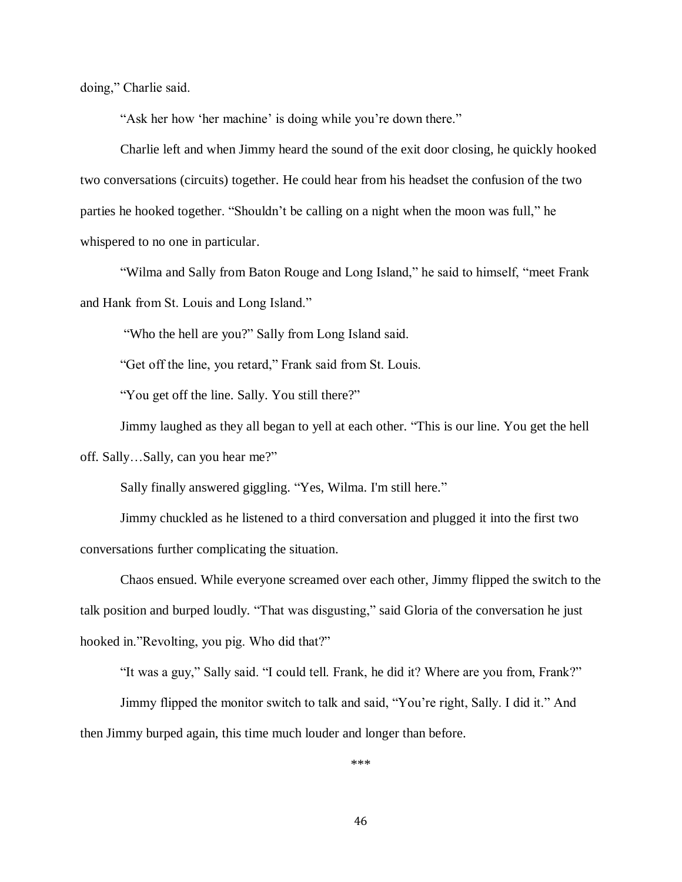doing," Charlie said.

"Ask her how 'her machine' is doing while you're down there."

Charlie left and when Jimmy heard the sound of the exit door closing, he quickly hooked two conversations (circuits) together. He could hear from his headset the confusion of the two parties he hooked together. "Shouldn't be calling on a night when the moon was full," he whispered to no one in particular.

"Wilma and Sally from Baton Rouge and Long Island," he said to himself, "meet Frank and Hank from St. Louis and Long Island."

"Who the hell are you?" Sally from Long Island said.

"Get off the line, you retard," Frank said from St. Louis.

"You get off the line. Sally. You still there?"

Jimmy laughed as they all began to yell at each other. "This is our line. You get the hell off. Sally…Sally, can you hear me?"

Sally finally answered giggling. "Yes, Wilma. I'm still here."

Jimmy chuckled as he listened to a third conversation and plugged it into the first two conversations further complicating the situation.

Chaos ensued. While everyone screamed over each other, Jimmy flipped the switch to the talk position and burped loudly. "That was disgusting," said Gloria of the conversation he just hooked in."Revolting, you pig. Who did that?"

"It was a guy," Sally said. "I could tell. Frank, he did it? Where are you from, Frank?"

Jimmy flipped the monitor switch to talk and said, "You're right, Sally. I did it." And then Jimmy burped again, this time much louder and longer than before.

***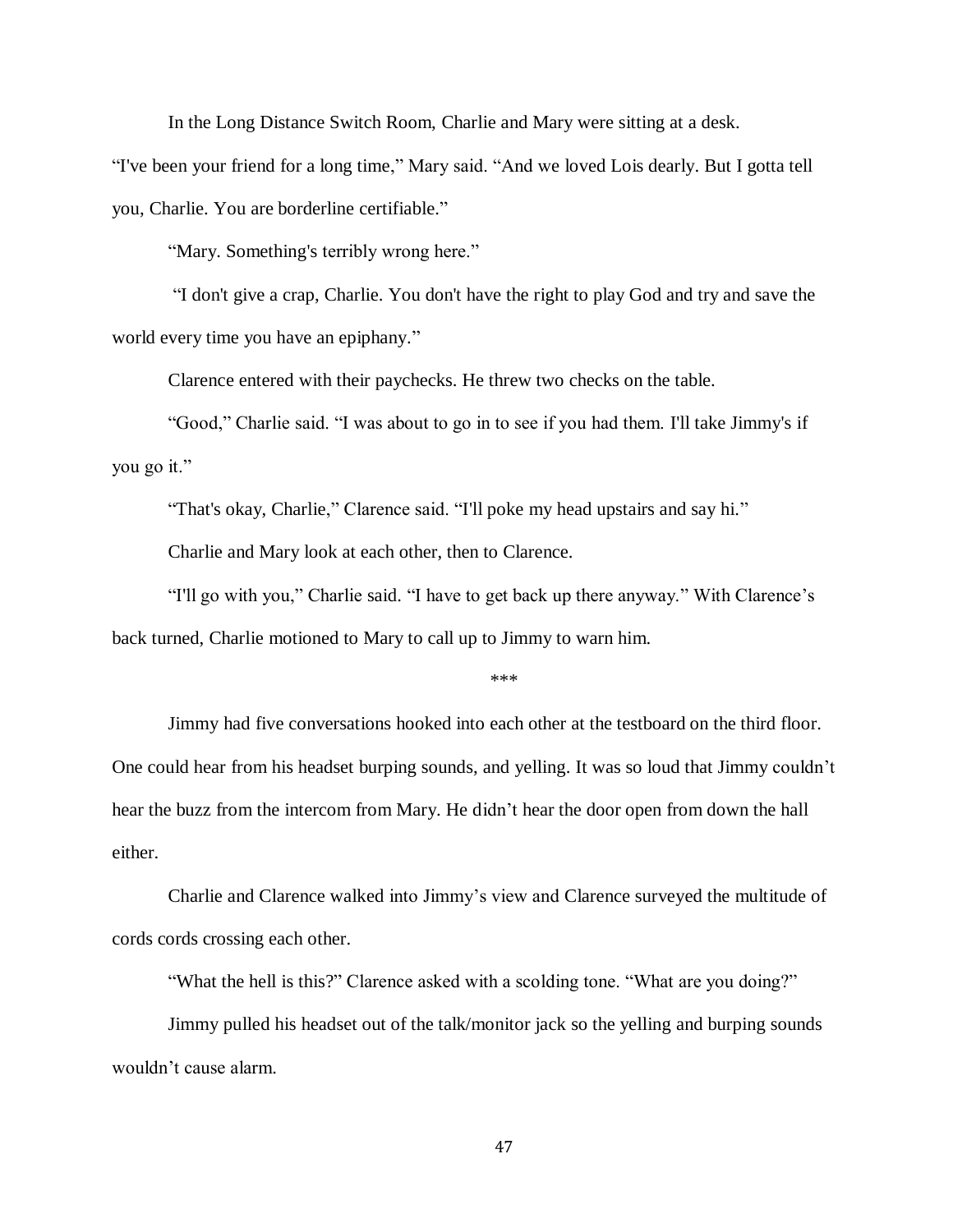In the Long Distance Switch Room, Charlie and Mary were sitting at a desk.

"I've been your friend for a long time," Mary said. "And we loved Lois dearly. But I gotta tell you, Charlie. You are borderline certifiable."

"Mary. Something's terribly wrong here."

"I don't give a crap, Charlie. You don't have the right to play God and try and save the world every time you have an epiphany."

Clarence entered with their paychecks. He threw two checks on the table.

"Good," Charlie said. "I was about to go in to see if you had them. I'll take Jimmy's if you go it."

"That's okay, Charlie," Clarence said. "I'll poke my head upstairs and say hi."

Charlie and Mary look at each other, then to Clarence.

"I'll go with you," Charlie said. "I have to get back up there anyway." With Clarence's back turned, Charlie motioned to Mary to call up to Jimmy to warn him.

***

Jimmy had five conversations hooked into each other at the testboard on the third floor. One could hear from his headset burping sounds, and yelling. It was so loud that Jimmy couldn't hear the buzz from the intercom from Mary. He didn't hear the door open from down the hall either.

Charlie and Clarence walked into Jimmy's view and Clarence surveyed the multitude of cords cords crossing each other.

"What the hell is this?" Clarence asked with a scolding tone. "What are you doing?"

Jimmy pulled his headset out of the talk/monitor jack so the yelling and burping sounds wouldn't cause alarm.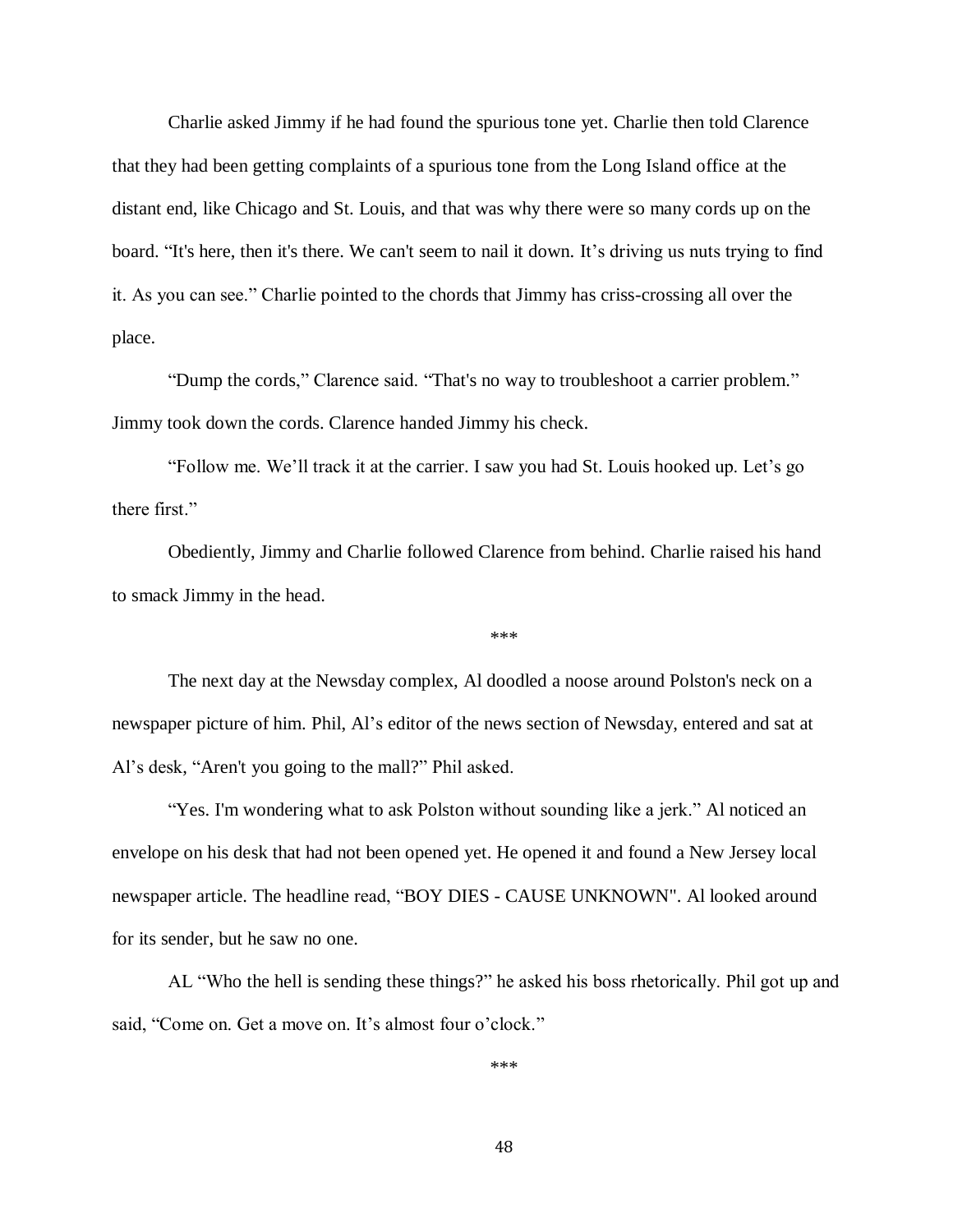Charlie asked Jimmy if he had found the spurious tone yet. Charlie then told Clarence that they had been getting complaints of a spurious tone from the Long Island office at the distant end, like Chicago and St. Louis, and that was why there were so many cords up on the board. "It's here, then it's there. We can't seem to nail it down. It's driving us nuts trying to find it. As you can see." Charlie pointed to the chords that Jimmy has criss-crossing all over the place.

"Dump the cords," Clarence said. "That's no way to troubleshoot a carrier problem." Jimmy took down the cords. Clarence handed Jimmy his check.

"Follow me. We'll track it at the carrier. I saw you had St. Louis hooked up. Let's go there first."

Obediently, Jimmy and Charlie followed Clarence from behind. Charlie raised his hand to smack Jimmy in the head.

***

The next day at the Newsday complex, Al doodled a noose around Polston's neck on a newspaper picture of him. Phil, Al's editor of the news section of Newsday, entered and sat at Al's desk, "Aren't you going to the mall?" Phil asked.

"Yes. I'm wondering what to ask Polston without sounding like a jerk." Al noticed an envelope on his desk that had not been opened yet. He opened it and found a New Jersey local newspaper article. The headline read, "BOY DIES - CAUSE UNKNOWN". Al looked around for its sender, but he saw no one.

AL "Who the hell is sending these things?" he asked his boss rhetorically. Phil got up and said, "Come on. Get a move on. It's almost four o'clock."

***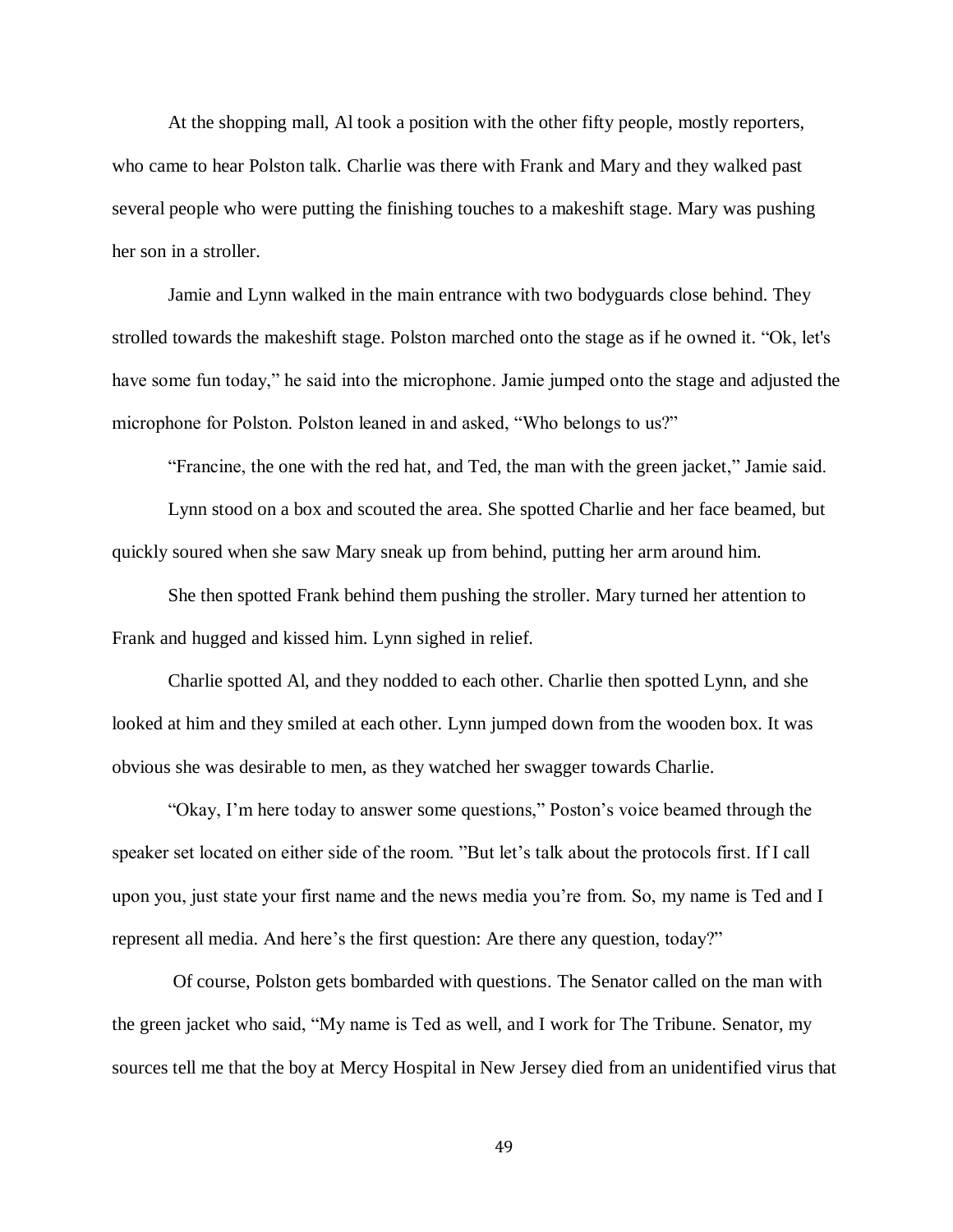At the shopping mall, Al took a position with the other fifty people, mostly reporters, who came to hear Polston talk. Charlie was there with Frank and Mary and they walked past several people who were putting the finishing touches to a makeshift stage. Mary was pushing her son in a stroller.

Jamie and Lynn walked in the main entrance with two bodyguards close behind. They strolled towards the makeshift stage. Polston marched onto the stage as if he owned it. “Ok, let's have some fun today,” he said into the microphone. Jamie jumped onto the stage and adjusted the microphone for Polston. Polston leaned in and asked, “Who belongs to us?”

“Francine, the one with the red hat, and Ted, the man with the green jacket,” Jamie said.

Lynn stood on a box and scouted the area. She spotted Charlie and her face beamed, but quickly soured when she saw Mary sneak up from behind, putting her arm around him.

She then spotted Frank behind them pushing the stroller. Mary turned her attention to Frank and hugged and kissed him. Lynn sighed in relief.

Charlie spotted Al, and they nodded to each other. Charlie then spotted Lynn, and she looked at him and they smiled at each other. Lynn jumped down from the wooden box. It was obvious she was desirable to men, as they watched her swagger towards Charlie.

“Okay, I’m here today to answer some questions,” Poston’s voice beamed through the speaker set located on either side of the room. ”But let’s talk about the protocols first. If I call upon you, just state your first name and the news media you’re from. So, my name is Ted and I represent all media. And here’s the first question: Are there any question, today?”

Of course, Polston gets bombarded with questions. The Senator called on the man with the green jacket who said, “My name is Ted as well, and I work for The Tribune. Senator, my sources tell me that the boy at Mercy Hospital in New Jersey died from an unidentified virus that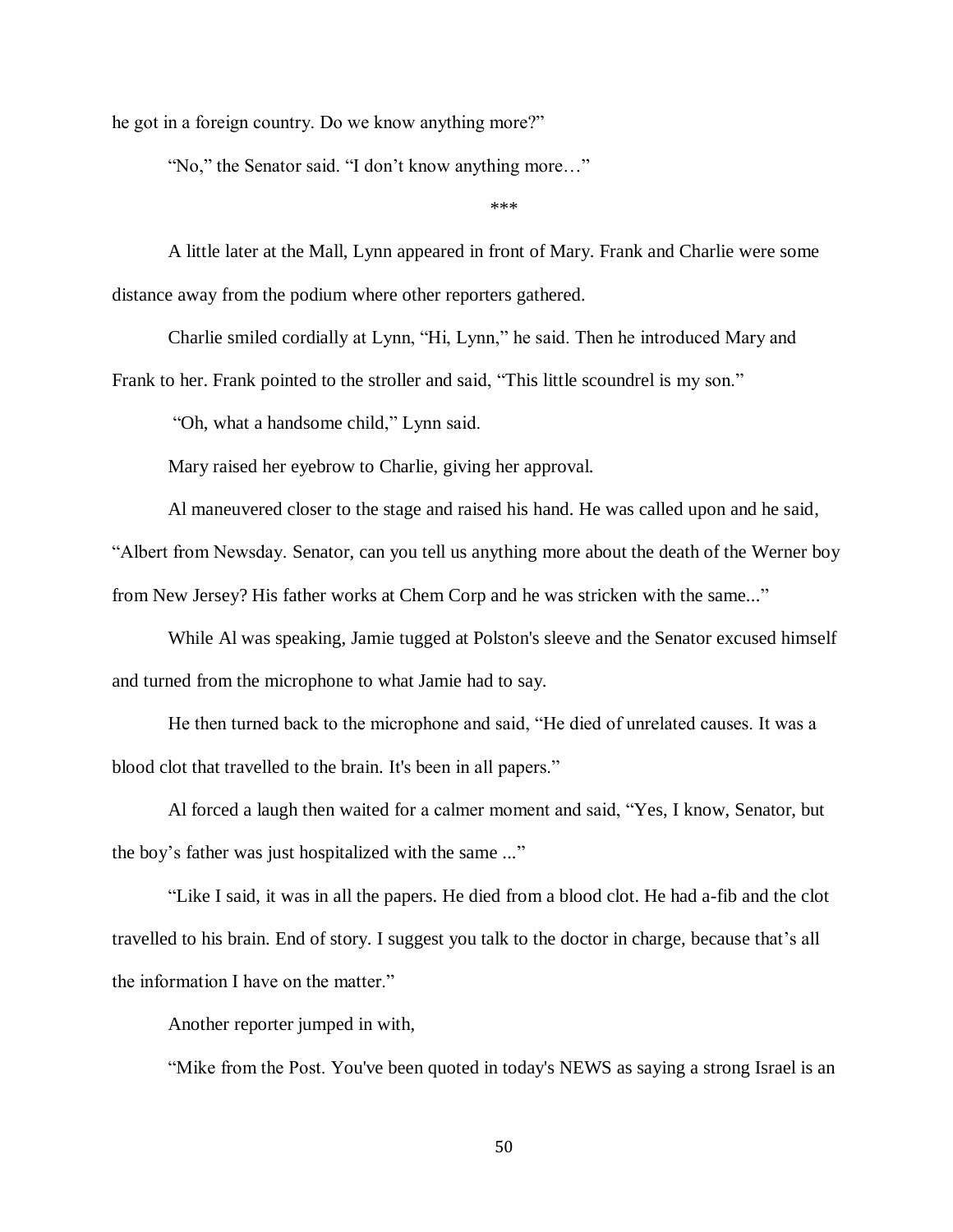he got in a foreign country. Do we know anything more?"

"No," the Senator said. "I don't know anything more…"

***

A little later at the Mall, Lynn appeared in front of Mary. Frank and Charlie were some distance away from the podium where other reporters gathered.

Charlie smiled cordially at Lynn, "Hi, Lynn," he said. Then he introduced Mary and Frank to her. Frank pointed to the stroller and said, "This little scoundrel is my son."

"Oh, what a handsome child," Lynn said.

Mary raised her eyebrow to Charlie, giving her approval.

Al maneuvered closer to the stage and raised his hand. He was called upon and he said, "Albert from Newsday. Senator, can you tell us anything more about the death of the Werner boy from New Jersey? His father works at Chem Corp and he was stricken with the same..."

While Al was speaking, Jamie tugged at Polston's sleeve and the Senator excused himself and turned from the microphone to what Jamie had to say.

He then turned back to the microphone and said, "He died of unrelated causes. It was a blood clot that travelled to the brain. It's been in all papers."

Al forced a laugh then waited for a calmer moment and said, "Yes, I know, Senator, but the boy's father was just hospitalized with the same ..."

"Like I said, it was in all the papers. He died from a blood clot. He had a-fib and the clot travelled to his brain. End of story. I suggest you talk to the doctor in charge, because that's all the information I have on the matter."

Another reporter jumped in with,

"Mike from the Post. You've been quoted in today's NEWS as saying a strong Israel is an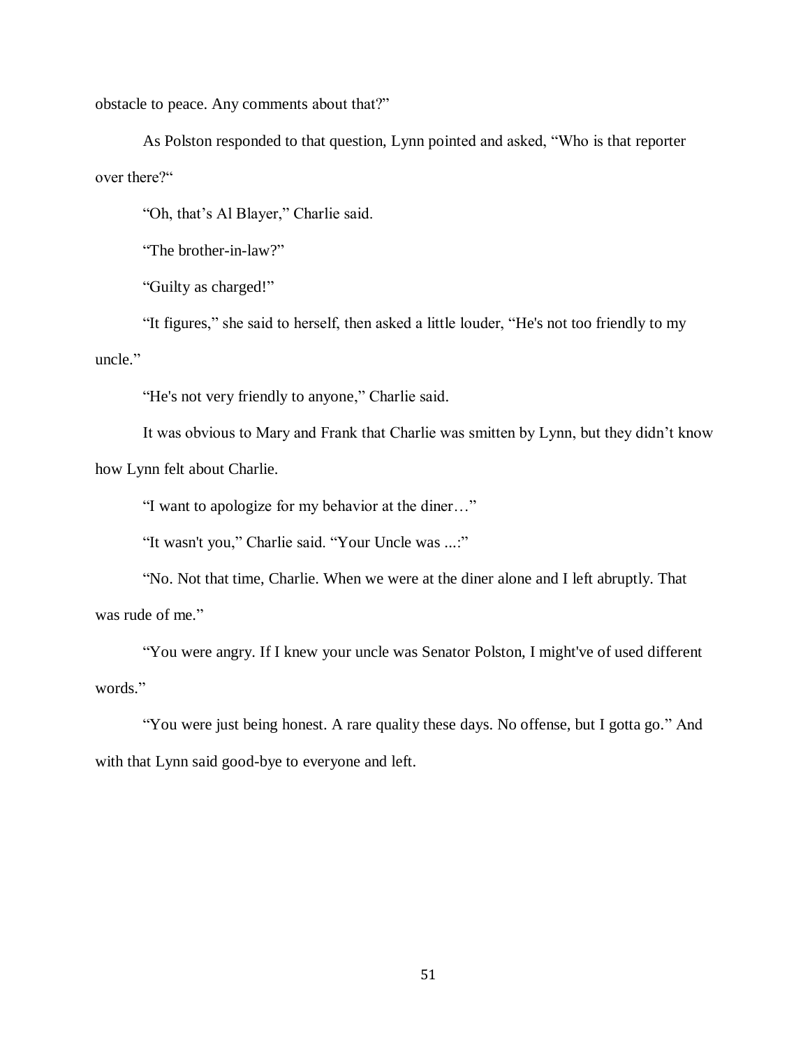obstacle to peace. Any comments about that?"

As Polston responded to that question, Lynn pointed and asked, "Who is that reporter over there?"

"Oh, that's Al Blayer," Charlie said.

"The brother-in-law?"

"Guilty as charged!"

"It figures," she said to herself, then asked a little louder, "He's not too friendly to my uncle."

"He's not very friendly to anyone," Charlie said.

It was obvious to Mary and Frank that Charlie was smitten by Lynn, but they didn't know how Lynn felt about Charlie.

"I want to apologize for my behavior at the diner…"

"It wasn't you," Charlie said. "Your Uncle was ...:"

"No. Not that time, Charlie. When we were at the diner alone and I left abruptly. That was rude of me."

"You were angry. If I knew your uncle was Senator Polston, I might've of used different words."

"You were just being honest. A rare quality these days. No offense, but I gotta go." And with that Lynn said good-bye to everyone and left.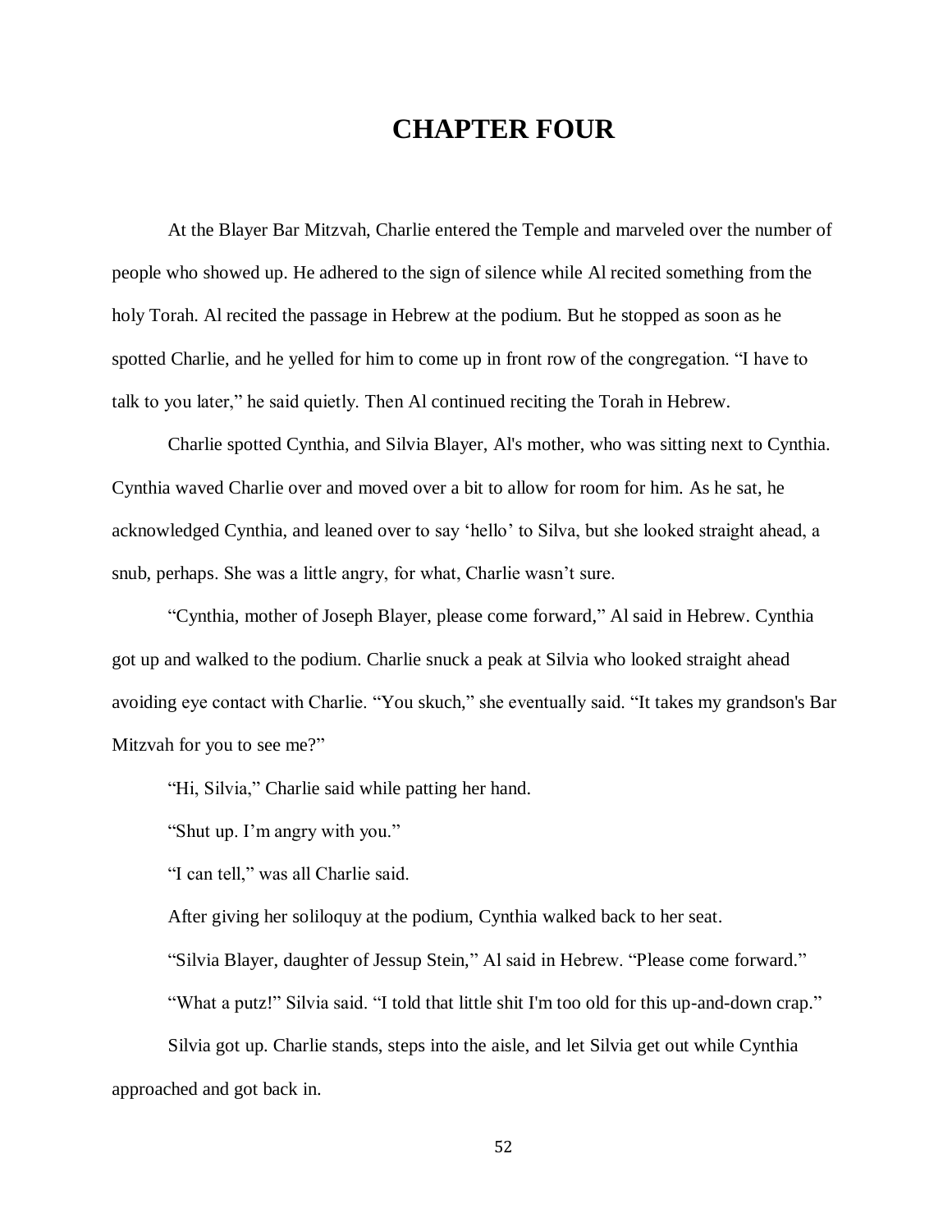# CHAPTER FOUR

At the Blayer Bar Mitzvah, Charlie entered the Temple and marveled over the number of people who showed up. He adhered to the sign of silence while Al recited something from the holy Torah. Al recited the passage in Hebrew at the podium. But he stopped as soon as he spotted Charlie, and he yelled for him to come up in front row of the congregation. "I have to talk to you later," he said quietly. Then Al continued reciting the Torah in Hebrew.

Charlie spotted Cynthia, and Silvia Blayer, Al's mother, who was sitting next to Cynthia. Cynthia waved Charlie over and moved over a bit to allow for room for him. As he sat, he acknowledged Cynthia, and leaned over to say 'hello' to Silva, but she looked straight ahead, a snub, perhaps. She was a little angry, for what, Charlie wasn't sure.

"Cynthia, mother of Joseph Blayer, please come forward," Al said in Hebrew. Cynthia got up and walked to the podium. Charlie snuck a peak at Silvia who looked straight ahead avoiding eye contact with Charlie. "You skuch," she eventually said. "It takes my grandson's Bar Mitzvah for you to see me?"

"Hi, Silvia," Charlie said while patting her hand.

"Shut up. I'm angry with you."

"I can tell," was all Charlie said.

After giving her soliloquy at the podium, Cynthia walked back to her seat.

"Silvia Blayer, daughter of Jessup Stein," Al said in Hebrew. "Please come forward."

"What a putz!" Silvia said. "I told that little shit I'm too old for this up-and-down crap."

Silvia got up. Charlie stands, steps into the aisle, and let Silvia get out while Cynthia approached and got back in.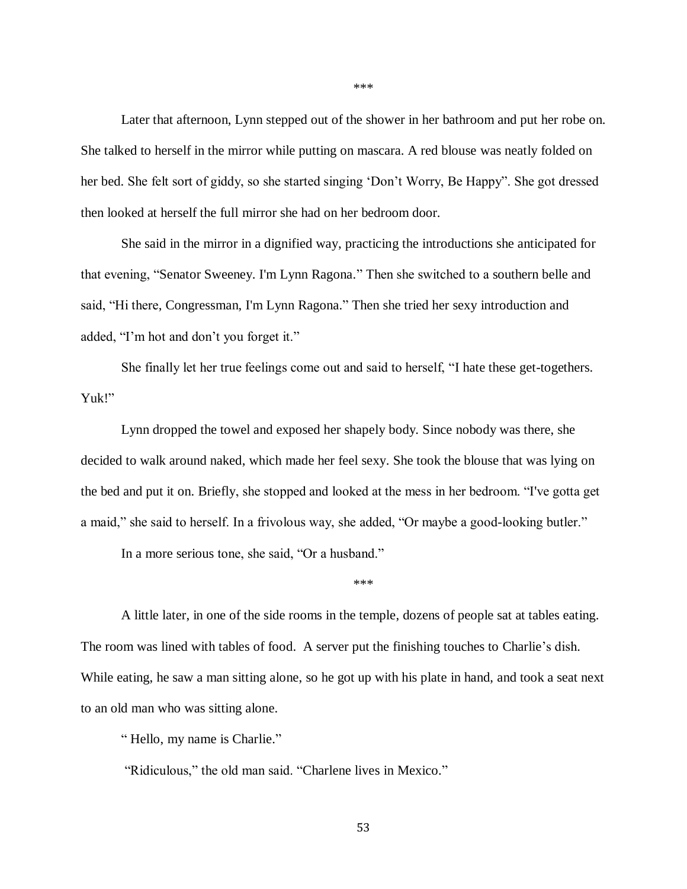***

Later that afternoon, Lynn stepped out of the shower in her bathroom and put her robe on. She talked to herself in the mirror while putting on mascara. A red blouse was neatly folded on her bed. She felt sort of giddy, so she started singing 'Don't Worry, Be Happy". She got dressed then looked at herself the full mirror she had on her bedroom door.

She said in the mirror in a dignified way, practicing the introductions she anticipated for that evening, "Senator Sweeney. I'm Lynn Ragona." Then she switched to a southern belle and said, "Hi there, Congressman, I'm Lynn Ragona." Then she tried her sexy introduction and added, "I'm hot and don't you forget it."

She finally let her true feelings come out and said to herself, "I hate these get-togethers. Yuk!"

Lynn dropped the towel and exposed her shapely body. Since nobody was there, she decided to walk around naked, which made her feel sexy. She took the blouse that was lying on the bed and put it on. Briefly, she stopped and looked at the mess in her bedroom. "I've gotta get a maid," she said to herself. In a frivolous way, she added, "Or maybe a good-looking butler."

In a more serious tone, she said, "Or a husband."

***

A little later, in one of the side rooms in the temple, dozens of people sat at tables eating. The room was lined with tables of food. A server put the finishing touches to Charlie's dish. While eating, he saw a man sitting alone, so he got up with his plate in hand, and took a seat next to an old man who was sitting alone.

" Hello, my name is Charlie."

"Ridiculous," the old man said. "Charlene lives in Mexico."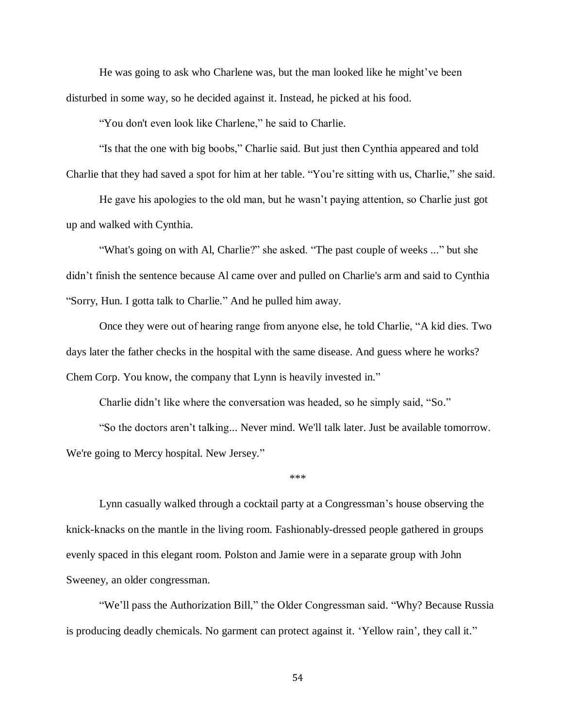He was going to ask who Charlene was, but the man looked like he might've been disturbed in some way, so he decided against it. Instead, he picked at his food.

"You don't even look like Charlene," he said to Charlie.

"Is that the one with big boobs," Charlie said. But just then Cynthia appeared and told Charlie that they had saved a spot for him at her table. "You're sitting with us, Charlie," she said.

He gave his apologies to the old man, but he wasn't paying attention, so Charlie just got up and walked with Cynthia.

"What's going on with Al, Charlie?" she asked. "The past couple of weeks ..." but she didn't finish the sentence because Al came over and pulled on Charlie's arm and said to Cynthia "Sorry, Hun. I gotta talk to Charlie." And he pulled him away.

Once they were out of hearing range from anyone else, he told Charlie, "A kid dies. Two days later the father checks in the hospital with the same disease. And guess where he works? Chem Corp. You know, the company that Lynn is heavily invested in."

Charlie didn't like where the conversation was headed, so he simply said, "So."

"So the doctors aren't talking... Never mind. We'll talk later. Just be available tomorrow. We're going to Mercy hospital. New Jersey."

\*\*\*

Lynn casually walked through a cocktail party at a Congressman's house observing the knick-knacks on the mantle in the living room. Fashionably-dressed people gathered in groups evenly spaced in this elegant room. Polston and Jamie were in a separate group with John Sweeney, an older congressman.

"We'll pass the Authorization Bill," the Older Congressman said. "Why? Because Russia is producing deadly chemicals. No garment can protect against it. 'Yellow rain', they call it."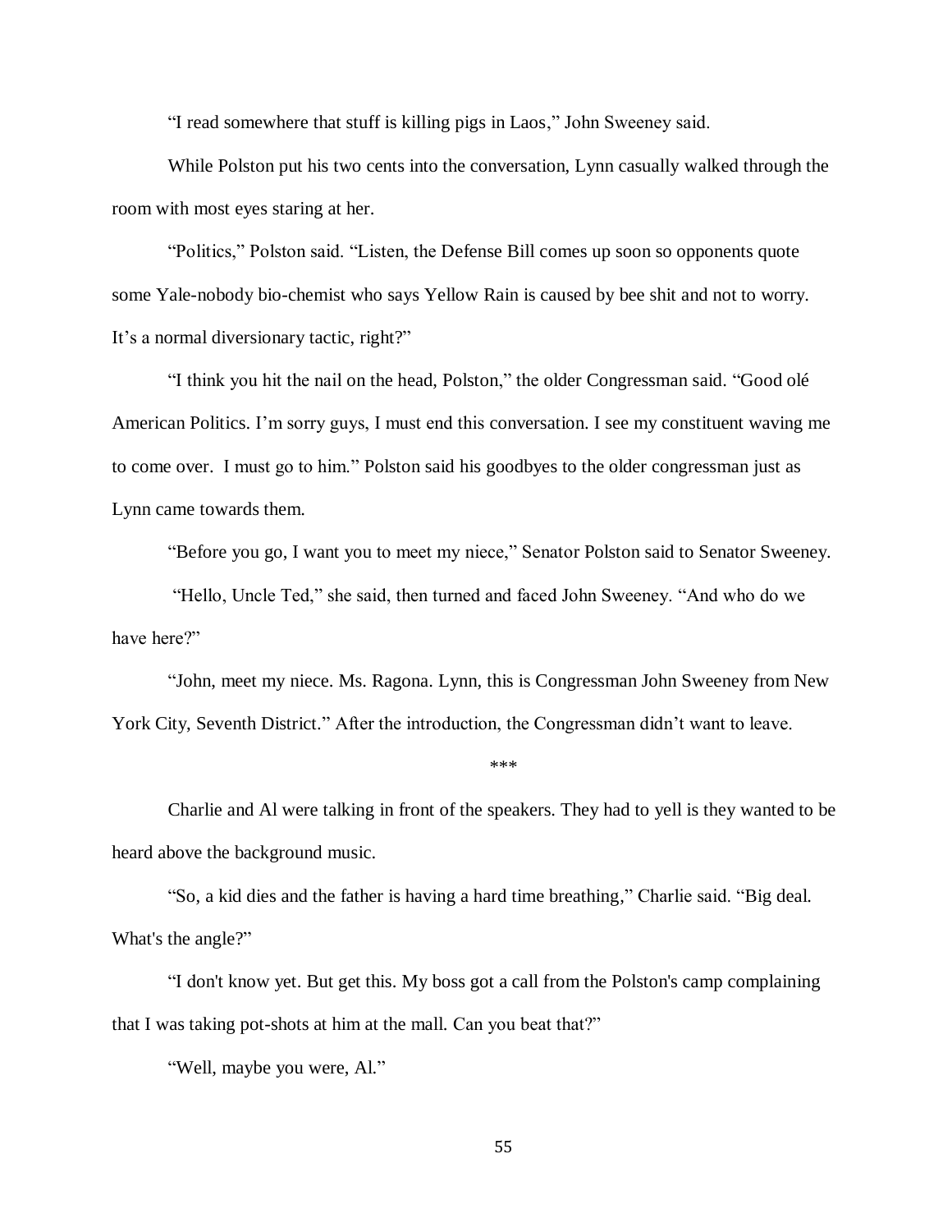"I read somewhere that stuff is killing pigs in Laos," John Sweeney said.

While Polston put his two cents into the conversation, Lynn casually walked through the room with most eyes staring at her.

"Politics," Polston said. "Listen, the Defense Bill comes up soon so opponents quote some Yale-nobody bio-chemist who says Yellow Rain is caused by bee shit and not to worry. It's a normal diversionary tactic, right?"

"I think you hit the nail on the head, Polston," the older Congressman said. "Good olé American Politics. I'm sorry guys, I must end this conversation. I see my constituent waving me to come over. I must go to him." Polston said his goodbyes to the older congressman just as Lynn came towards them.

"Before you go, I want you to meet my niece," Senator Polston said to Senator Sweeney.

"Hello, Uncle Ted," she said, then turned and faced John Sweeney. "And who do we have here?"

"John, meet my niece. Ms. Ragona. Lynn, this is Congressman John Sweeney from New York City, Seventh District." After the introduction, the Congressman didn't want to leave.

\*\*\*

Charlie and Al were talking in front of the speakers. They had to yell is they wanted to be heard above the background music.

"So, a kid dies and the father is having a hard time breathing," Charlie said. "Big deal. What's the angle?"

"I don't know yet. But get this. My boss got a call from the Polston's camp complaining that I was taking pot-shots at him at the mall. Can you beat that?"

"Well, maybe you were, Al."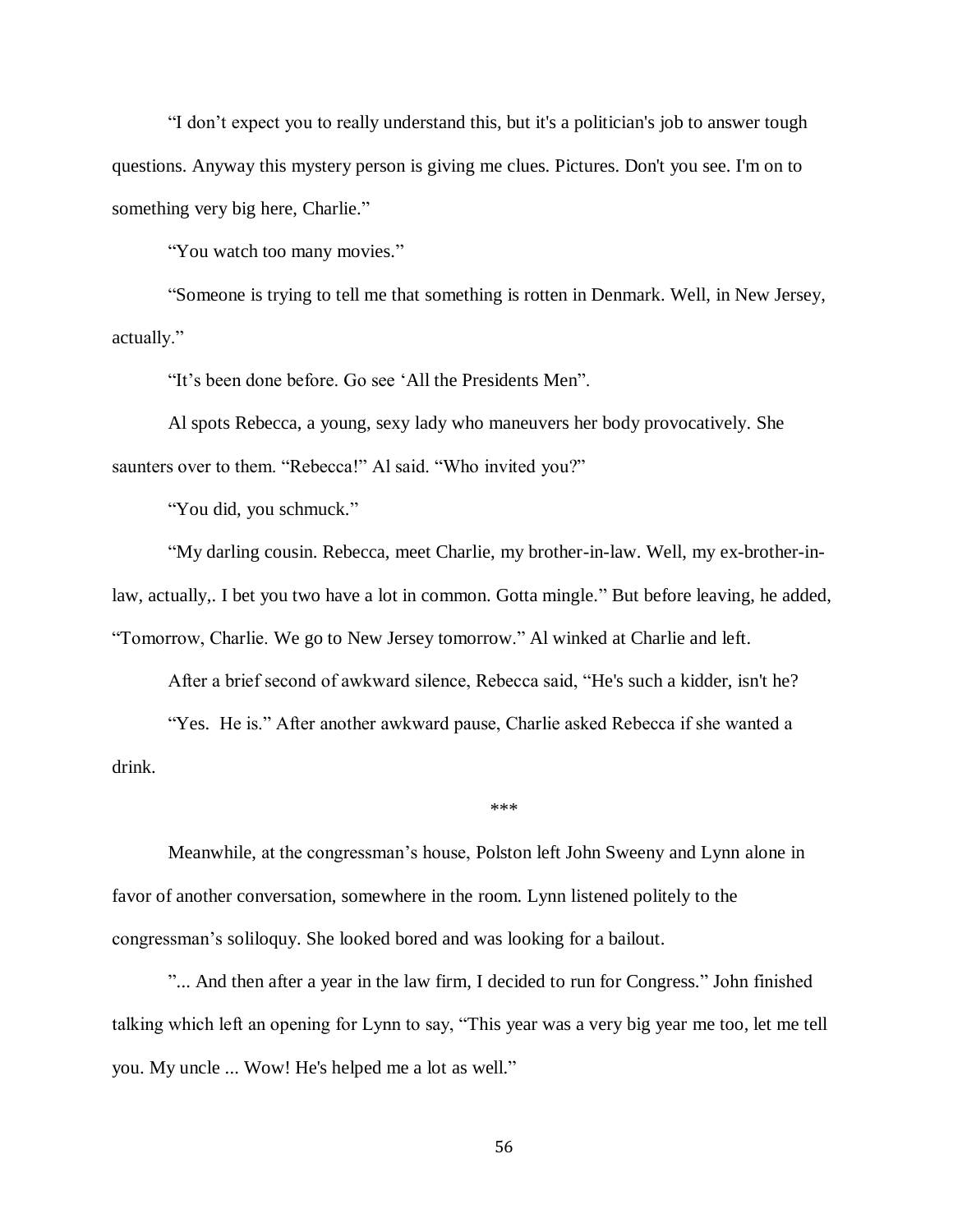"I don't expect you to really understand this, but it's a politician's job to answer tough questions. Anyway this mystery person is giving me clues. Pictures. Don't you see. I'm on to something very big here, Charlie."

"You watch too many movies."

"Someone is trying to tell me that something is rotten in Denmark. Well, in New Jersey, actually."

"It's been done before. Go see 'All the Presidents Men".

Al spots Rebecca, a young, sexy lady who maneuvers her body provocatively. She saunters over to them. "Rebecca!" Al said. "Who invited you?"

"You did, you schmuck."

"My darling cousin. Rebecca, meet Charlie, my brother-in-law. Well, my ex-brother-in-law, actually,. I bet you two have a lot in common. Gotta mingle." But before leaving, he added, "Tomorrow, Charlie. We go to New Jersey tomorrow." Al winked at Charlie and left.

After a brief second of awkward silence, Rebecca said, "He's such a kidder, isn't he?

"Yes. He is." After another awkward pause, Charlie asked Rebecca if she wanted a drink.

\*\*\*

Meanwhile, at the congressman's house, Polston left John Sweeny and Lynn alone in favor of another conversation, somewhere in the room. Lynn listened politely to the congressman's soliloquy. She looked bored and was looking for a bailout.

"... And then after a year in the law firm, I decided to run for Congress." John finished talking which left an opening for Lynn to say, "This year was a very big year me too, let me tell you. My uncle ... Wow! He's helped me a lot as well."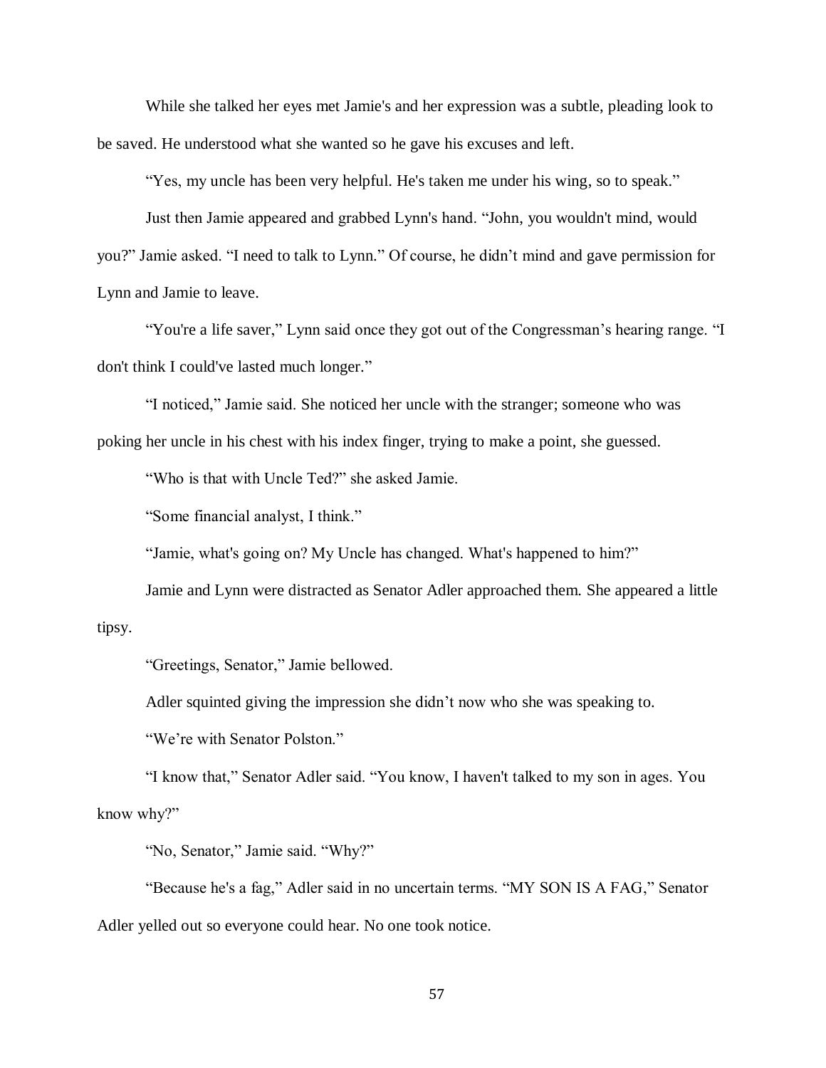While she talked her eyes met Jamie's and her expression was a subtle, pleading look to be saved. He understood what she wanted so he gave his excuses and left.

"Yes, my uncle has been very helpful. He's taken me under his wing, so to speak."

Just then Jamie appeared and grabbed Lynn's hand. "John, you wouldn't mind, would you?" Jamie asked. "I need to talk to Lynn." Of course, he didn't mind and gave permission for Lynn and Jamie to leave.

"You're a life saver," Lynn said once they got out of the Congressman's hearing range. "I don't think I could've lasted much longer."

"I noticed," Jamie said. She noticed her uncle with the stranger; someone who was poking her uncle in his chest with his index finger, trying to make a point, she guessed.

"Who is that with Uncle Ted?" she asked Jamie.

"Some financial analyst, I think."

"Jamie, what's going on? My Uncle has changed. What's happened to him?"

Jamie and Lynn were distracted as Senator Adler approached them. She appeared a little tipsy.

"Greetings, Senator," Jamie bellowed.

Adler squinted giving the impression she didn't now who she was speaking to.

"We're with Senator Polston."

"I know that," Senator Adler said. "You know, I haven't talked to my son in ages. You know why?"

"No, Senator," Jamie said. "Why?"

"Because he's a fag," Adler said in no uncertain terms. "MY SON IS A FAG," Senator Adler yelled out so everyone could hear. No one took notice.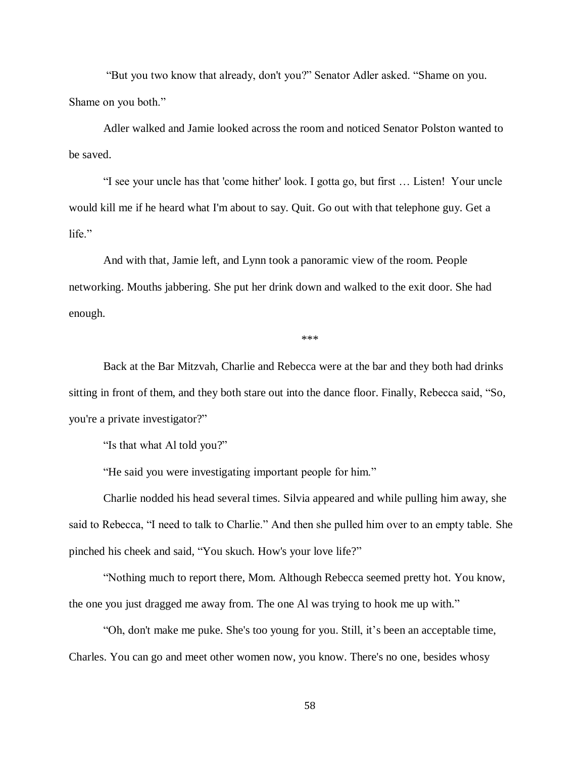"But you two know that already, don't you?" Senator Adler asked. "Shame on you. Shame on you both."

Adler walked and Jamie looked across the room and noticed Senator Polston wanted to be saved.

"I see your uncle has that 'come hither' look. I gotta go, but first … Listen! Your uncle would kill me if he heard what I'm about to say. Quit. Go out with that telephone guy. Get a life."

And with that, Jamie left, and Lynn took a panoramic view of the room. People networking. Mouths jabbering. She put her drink down and walked to the exit door. She had enough.

\*\*\*

Back at the Bar Mitzvah, Charlie and Rebecca were at the bar and they both had drinks sitting in front of them, and they both stare out into the dance floor. Finally, Rebecca said, "So, you're a private investigator?"

"Is that what Al told you?"

"He said you were investigating important people for him."

Charlie nodded his head several times. Silvia appeared and while pulling him away, she said to Rebecca, "I need to talk to Charlie." And then she pulled him over to an empty table. She pinched his cheek and said, "You skuch. How's your love life?"

"Nothing much to report there, Mom. Although Rebecca seemed pretty hot. You know, the one you just dragged me away from. The one Al was trying to hook me up with."

"Oh, don't make me puke. She's too young for you. Still, it's been an acceptable time, Charles. You can go and meet other women now, you know. There's no one, besides whosy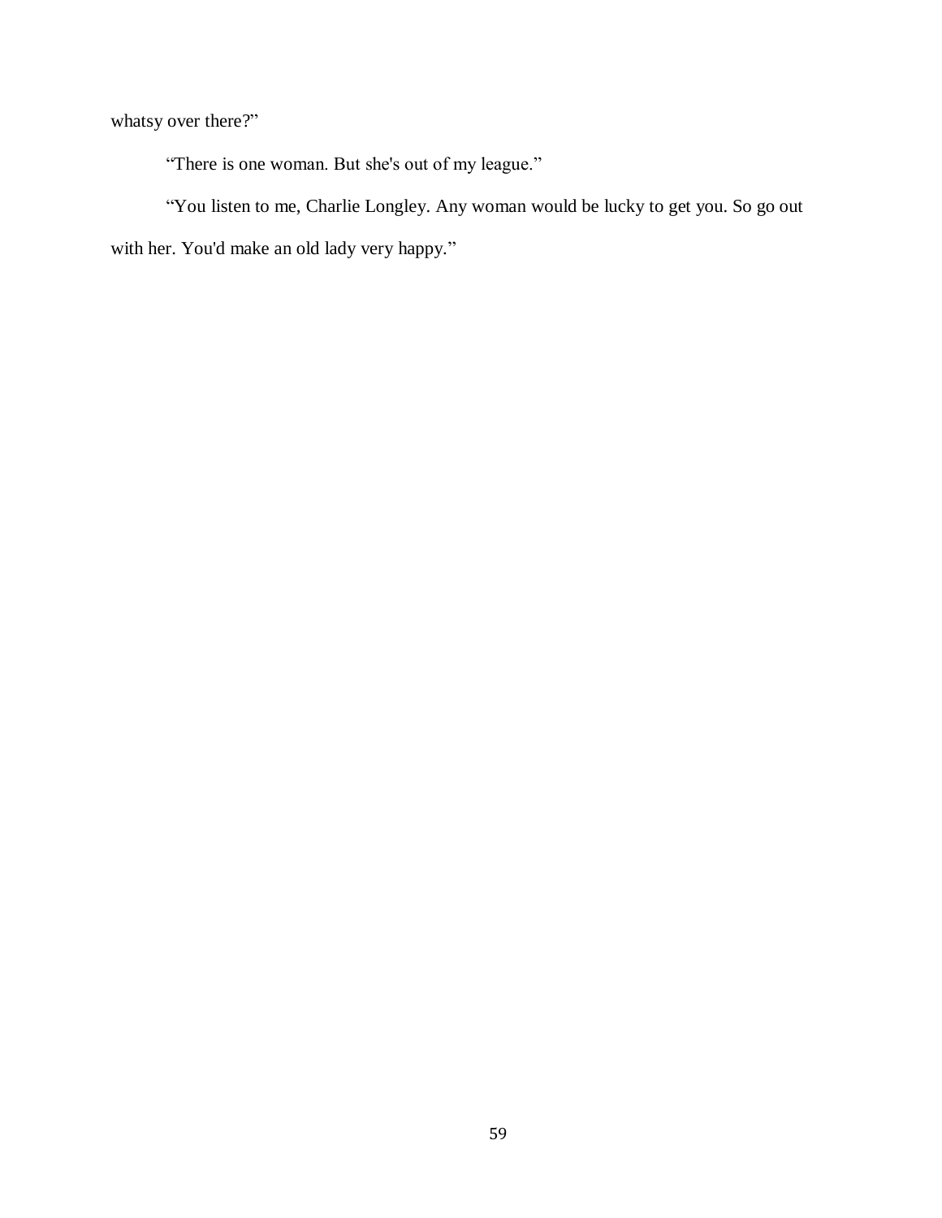whatsy over there?"

"There is one woman. But she's out of my league."

"You listen to me, Charlie Longley. Any woman would be lucky to get you. So go out with her. You'd make an old lady very happy."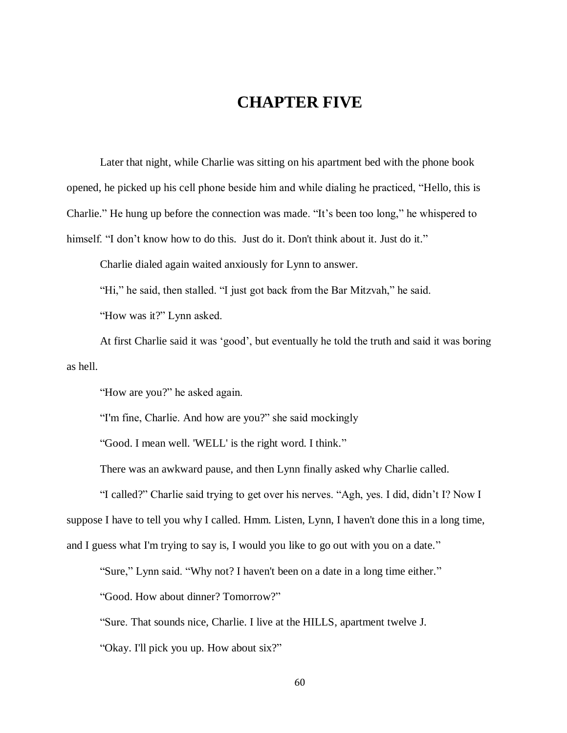# CHAPTER FIVE

Later that night, while Charlie was sitting on his apartment bed with the phone book opened, he picked up his cell phone beside him and while dialing he practiced, "Hello, this is Charlie." He hung up before the connection was made. "It's been too long," he whispered to himself. "I don't know how to do this.  Just do it. Don't think about it. Just do it."

Charlie dialed again waited anxiously for Lynn to answer.

"Hi," he said, then stalled. "I just got back from the Bar Mitzvah," he said.

"How was it?" Lynn asked.

At first Charlie said it was 'good', but eventually he told the truth and said it was boring as hell.

"How are you?" he asked again.

"I'm fine, Charlie. And how are you?" she said mockingly

"Good. I mean well. 'WELL' is the right word. I think."

There was an awkward pause, and then Lynn finally asked why Charlie called.

"I called?" Charlie said trying to get over his nerves. "Agh, yes. I did, didn't I? Now I suppose I have to tell you why I called. Hmm. Listen, Lynn, I haven't done this in a long time, and I guess what I'm trying to say is, I would you like to go out with you on a date."

"Sure," Lynn said. "Why not? I haven't been on a date in a long time either."

"Good. How about dinner? Tomorrow?"

"Sure. That sounds nice, Charlie. I live at the HILLS, apartment twelve J.

"Okay. I'll pick you up. How about six?"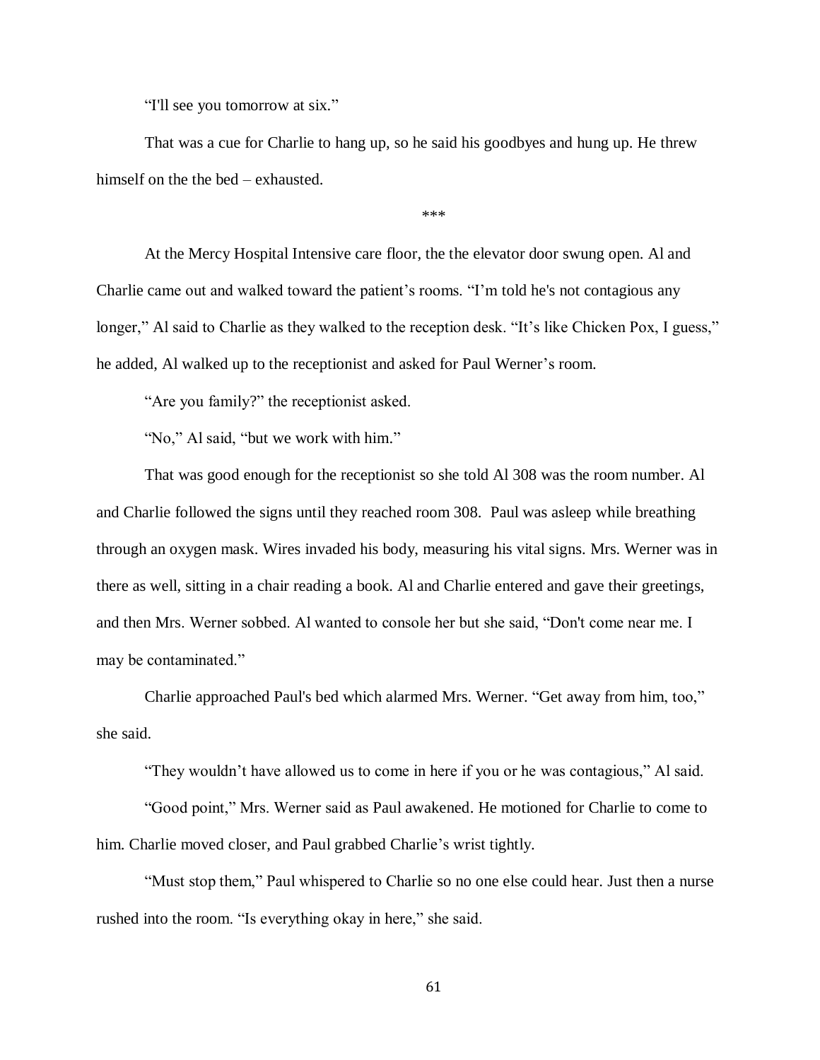“I'll see you tomorrow at six.”

That was a cue for Charlie to hang up, so he said his goodbyes and hung up. He threw himself on the the bed – exhausted.

***

At the Mercy Hospital Intensive care floor, the the elevator door swung open. Al and Charlie came out and walked toward the patient’s rooms. “I’m told he's not contagious any longer,” Al said to Charlie as they walked to the reception desk. “It’s like Chicken Pox, I guess,” he added, Al walked up to the receptionist and asked for Paul Werner’s room.

“Are you family?” the receptionist asked.

“No,” Al said, “but we work with him.”

That was good enough for the receptionist so she told Al 308 was the room number. Al and Charlie followed the signs until they reached room 308. Paul was asleep while breathing through an oxygen mask. Wires invaded his body, measuring his vital signs. Mrs. Werner was in there as well, sitting in a chair reading a book. Al and Charlie entered and gave their greetings, and then Mrs. Werner sobbed. Al wanted to console her but she said, “Don't come near me. I may be contaminated.”

Charlie approached Paul's bed which alarmed Mrs. Werner. “Get away from him, too,” she said.

“They wouldn’t have allowed us to come in here if you or he was contagious,” Al said.

“Good point,” Mrs. Werner said as Paul awakened. He motioned for Charlie to come to him. Charlie moved closer, and Paul grabbed Charlie’s wrist tightly.

“Must stop them,” Paul whispered to Charlie so no one else could hear. Just then a nurse rushed into the room. “Is everything okay in here,” she said.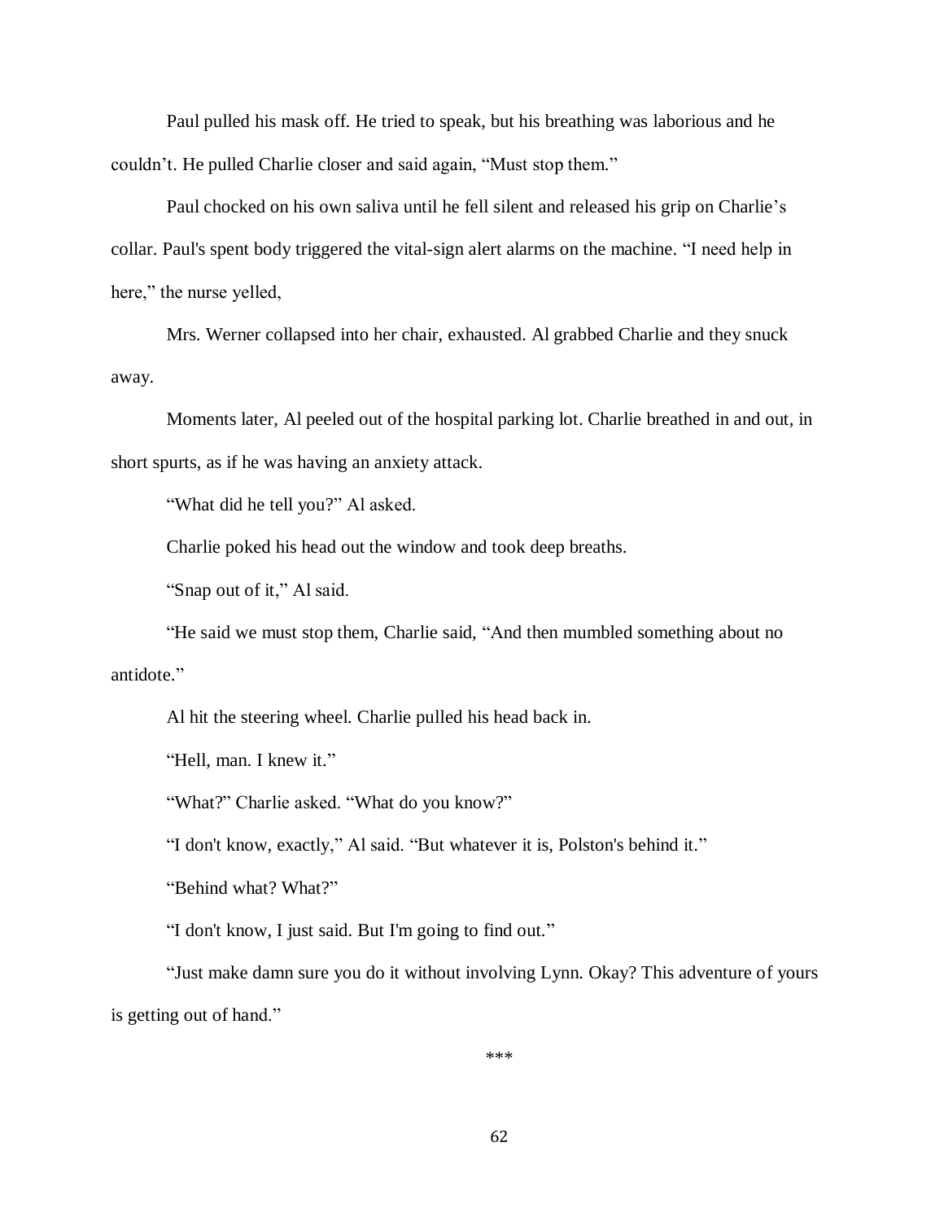Paul pulled his mask off. He tried to speak, but his breathing was laborious and he couldn't. He pulled Charlie closer and said again, "Must stop them."

Paul chocked on his own saliva until he fell silent and released his grip on Charlie's collar. Paul's spent body triggered the vital-sign alert alarms on the machine. "I need help in here," the nurse yelled,

Mrs. Werner collapsed into her chair, exhausted. Al grabbed Charlie and they snuck away.

Moments later, Al peeled out of the hospital parking lot. Charlie breathed in and out, in short spurts, as if he was having an anxiety attack.

"What did he tell you?" Al asked.

Charlie poked his head out the window and took deep breaths.

"Snap out of it," Al said.

"He said we must stop them, Charlie said, "And then mumbled something about no antidote."

Al hit the steering wheel. Charlie pulled his head back in.

"Hell, man. I knew it."

"What?" Charlie asked. "What do you know?"

"I don't know, exactly," Al said. "But whatever it is, Polston's behind it."

"Behind what? What?"

"I don't know, I just said. But I'm going to find out."

"Just make damn sure you do it without involving Lynn. Okay? This adventure of yours is getting out of hand."

***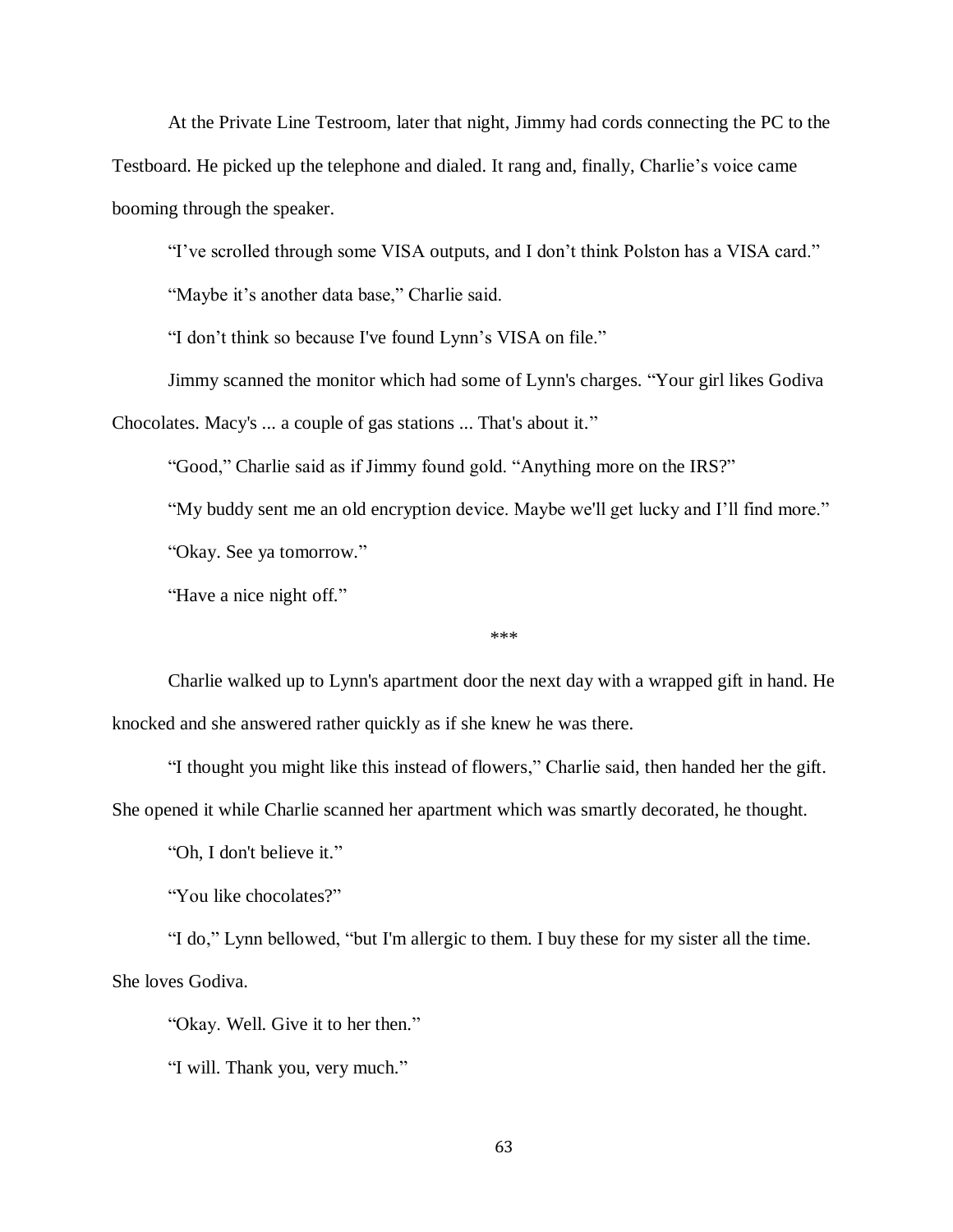At the Private Line Testroom, later that night, Jimmy had cords connecting the PC to the Testboard. He picked up the telephone and dialed. It rang and, finally, Charlie's voice came booming through the speaker.

"I've scrolled through some VISA outputs, and I don't think Polston has a VISA card."

"Maybe it's another data base," Charlie said.

"I don't think so because I've found Lynn's VISA on file."

Jimmy scanned the monitor which had some of Lynn's charges. "Your girl likes Godiva Chocolates. Macy's ... a couple of gas stations ... That's about it."

"Good," Charlie said as if Jimmy found gold. "Anything more on the IRS?"

"My buddy sent me an old encryption device. Maybe we'll get lucky and I'll find more."

"Okay. See ya tomorrow."

"Have a nice night off."

***

Charlie walked up to Lynn's apartment door the next day with a wrapped gift in hand. He knocked and she answered rather quickly as if she knew he was there.

"I thought you might like this instead of flowers," Charlie said, then handed her the gift. She opened it while Charlie scanned her apartment which was smartly decorated, he thought.

"Oh, I don't believe it."

"You like chocolates?"

"I do," Lynn bellowed, "but I'm allergic to them. I buy these for my sister all the time. She loves Godiva.

"Okay. Well. Give it to her then."

"I will. Thank you, very much."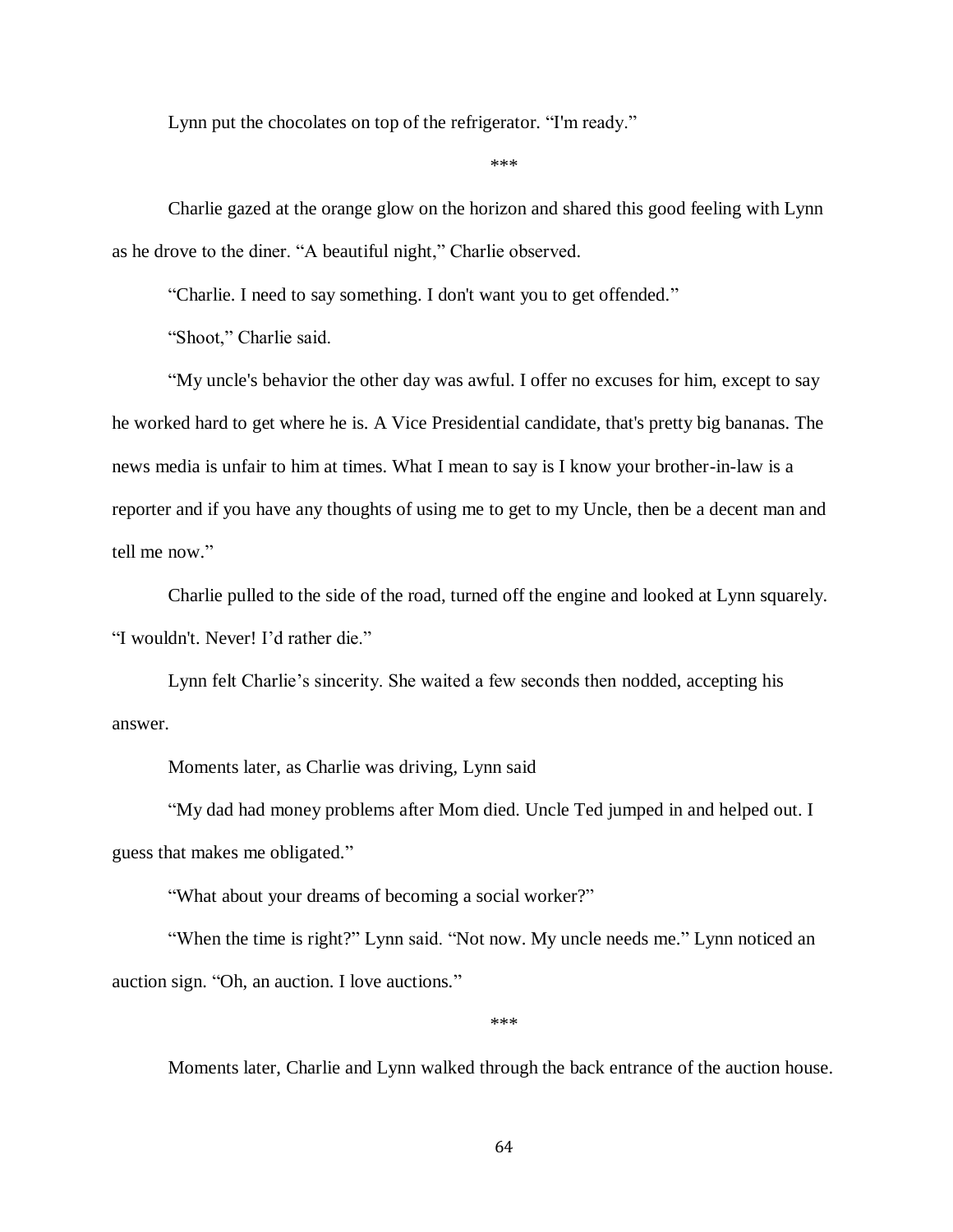Lynn put the chocolates on top of the refrigerator. “I'm ready.”

***

Charlie gazed at the orange glow on the horizon and shared this good feeling with Lynn as he drove to the diner. “A beautiful night,” Charlie observed.

“Charlie. I need to say something. I don't want you to get offended.”

“Shoot,” Charlie said.

“My uncle's behavior the other day was awful. I offer no excuses for him, except to say he worked hard to get where he is. A Vice Presidential candidate, that's pretty big bananas. The news media is unfair to him at times. What I mean to say is I know your brother-in-law is a reporter and if you have any thoughts of using me to get to my Uncle, then be a decent man and tell me now.”

Charlie pulled to the side of the road, turned off the engine and looked at Lynn squarely. “I wouldn't. Never! I’d rather die.”

Lynn felt Charlie’s sincerity. She waited a few seconds then nodded, accepting his answer.

Moments later, as Charlie was driving, Lynn said

“My dad had money problems after Mom died. Uncle Ted jumped in and helped out. I guess that makes me obligated.”

“What about your dreams of becoming a social worker?”

“When the time is right?” Lynn said. “Not now. My uncle needs me.” Lynn noticed an auction sign. “Oh, an auction. I love auctions.”

***

Moments later, Charlie and Lynn walked through the back entrance of the auction house.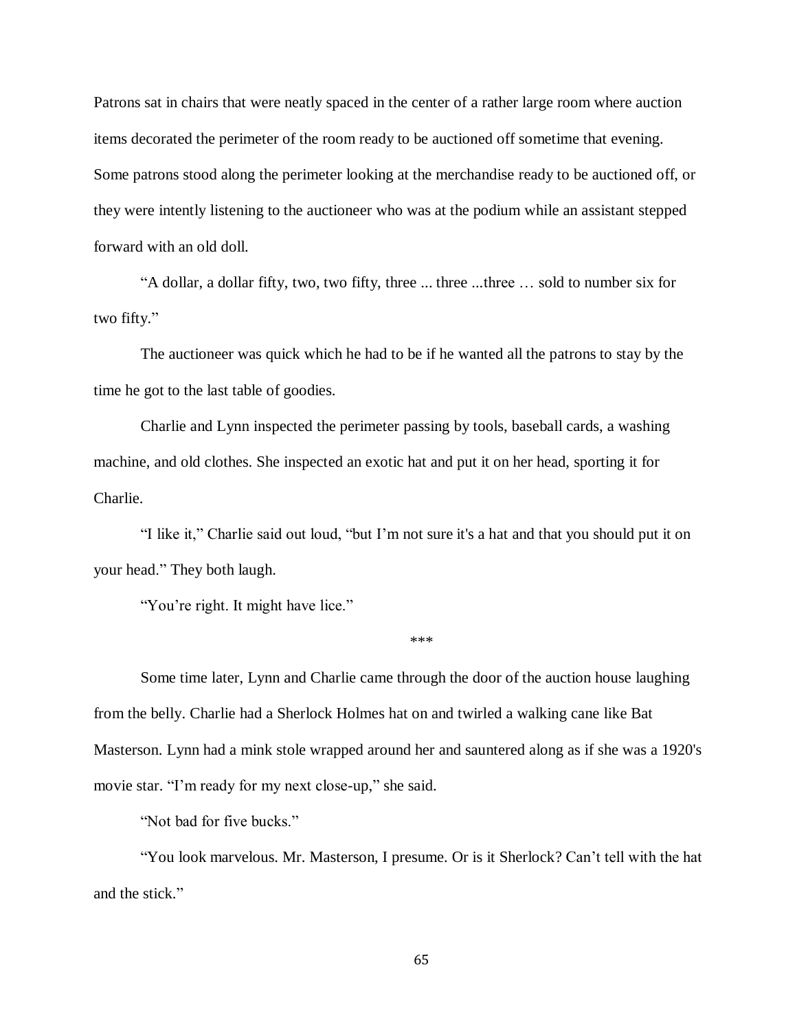Patrons sat in chairs that were neatly spaced in the center of a rather large room where auction items decorated the perimeter of the room ready to be auctioned off sometime that evening. Some patrons stood along the perimeter looking at the merchandise ready to be auctioned off, or they were intently listening to the auctioneer who was at the podium while an assistant stepped forward with an old doll.

"A dollar, a dollar fifty, two, two fifty, three ... three ...three … sold to number six for two fifty."

The auctioneer was quick which he had to be if he wanted all the patrons to stay by the time he got to the last table of goodies.

Charlie and Lynn inspected the perimeter passing by tools, baseball cards, a washing machine, and old clothes. She inspected an exotic hat and put it on her head, sporting it for Charlie.

"I like it," Charlie said out loud, "but I'm not sure it's a hat and that you should put it on your head." They both laugh.

"You're right. It might have lice."

\*\*\*

Some time later, Lynn and Charlie came through the door of the auction house laughing from the belly. Charlie had a Sherlock Holmes hat on and twirled a walking cane like Bat Masterson. Lynn had a mink stole wrapped around her and sauntered along as if she was a 1920's movie star. "I'm ready for my next close-up," she said.

"Not bad for five bucks."

"You look marvelous. Mr. Masterson, I presume. Or is it Sherlock? Can't tell with the hat and the stick."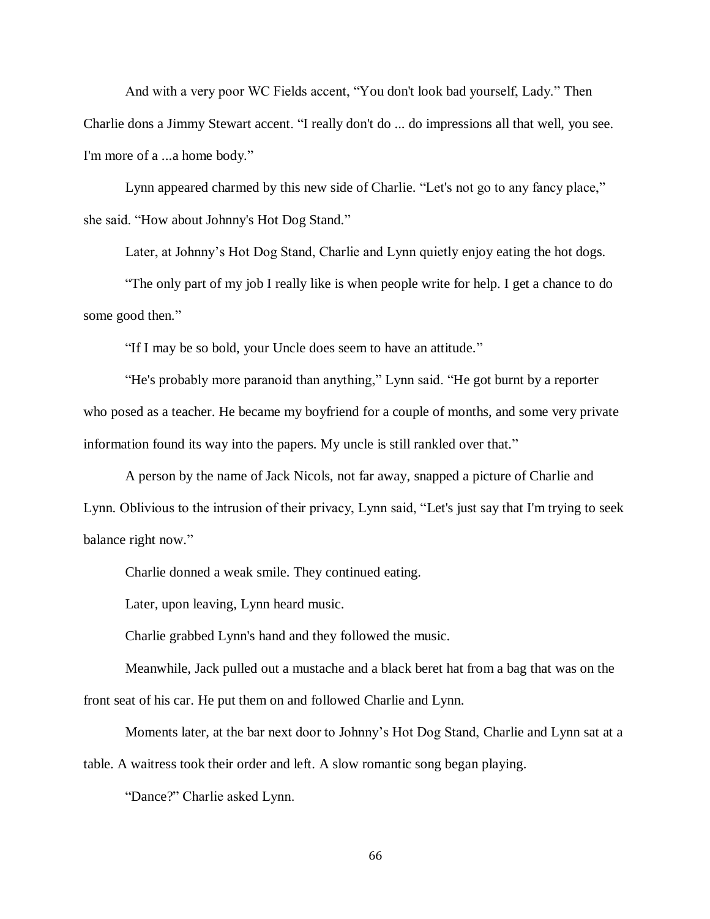And with a very poor WC Fields accent, "You don't look bad yourself, Lady." Then Charlie dons a Jimmy Stewart accent. "I really don't do ... do impressions all that well, you see. I'm more of a ...a home body."

Lynn appeared charmed by this new side of Charlie. "Let's not go to any fancy place," she said. "How about Johnny's Hot Dog Stand."

Later, at Johnny's Hot Dog Stand, Charlie and Lynn quietly enjoy eating the hot dogs.

"The only part of my job I really like is when people write for help. I get a chance to do some good then."

"If I may be so bold, your Uncle does seem to have an attitude."

"He's probably more paranoid than anything," Lynn said. "He got burnt by a reporter who posed as a teacher. He became my boyfriend for a couple of months, and some very private information found its way into the papers. My uncle is still rankled over that."

A person by the name of Jack Nicols, not far away, snapped a picture of Charlie and Lynn. Oblivious to the intrusion of their privacy, Lynn said, "Let's just say that I'm trying to seek balance right now."

Charlie donned a weak smile. They continued eating.

Later, upon leaving, Lynn heard music.

Charlie grabbed Lynn's hand and they followed the music.

Meanwhile, Jack pulled out a mustache and a black beret hat from a bag that was on the front seat of his car. He put them on and followed Charlie and Lynn.

Moments later, at the bar next door to Johnny's Hot Dog Stand, Charlie and Lynn sat at a table. A waitress took their order and left. A slow romantic song began playing.

"Dance?" Charlie asked Lynn.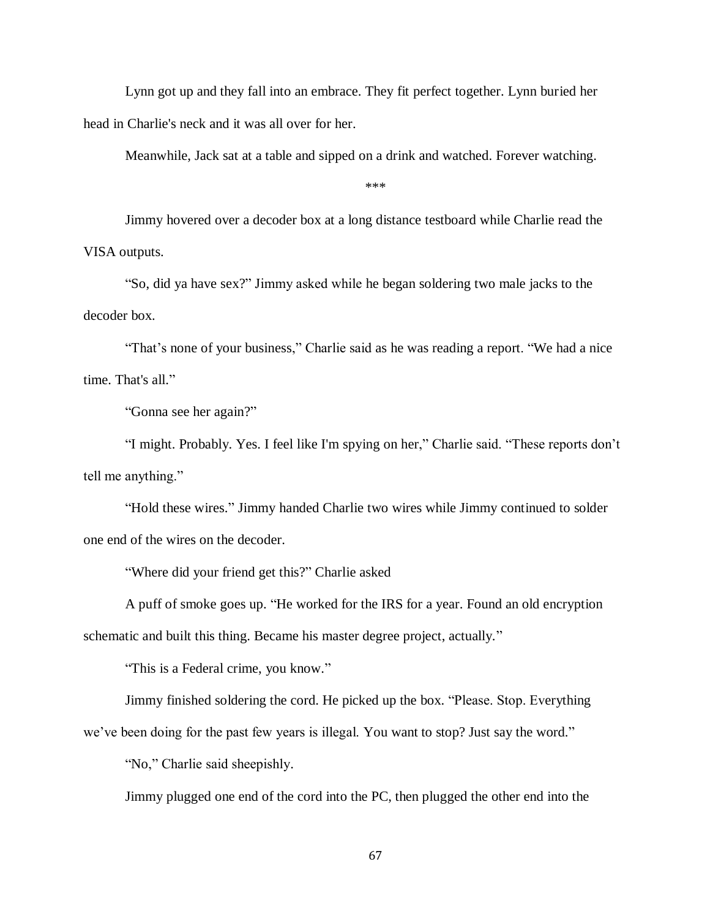Lynn got up and they fall into an embrace. They fit perfect together. Lynn buried her head in Charlie's neck and it was all over for her.

Meanwhile, Jack sat at a table and sipped on a drink and watched. Forever watching.

***

Jimmy hovered over a decoder box at a long distance testboard while Charlie read the VISA outputs.

"So, did ya have sex?" Jimmy asked while he began soldering two male jacks to the decoder box.

"That's none of your business," Charlie said as he was reading a report. "We had a nice time. That's all."

"Gonna see her again?"

"I might. Probably. Yes. I feel like I'm spying on her," Charlie said. "These reports don't tell me anything."

"Hold these wires." Jimmy handed Charlie two wires while Jimmy continued to solder one end of the wires on the decoder.

"Where did your friend get this?" Charlie asked

A puff of smoke goes up. "He worked for the IRS for a year. Found an old encryption schematic and built this thing. Became his master degree project, actually."

"This is a Federal crime, you know."

Jimmy finished soldering the cord. He picked up the box. "Please. Stop. Everything we've been doing for the past few years is illegal. You want to stop? Just say the word."

"No," Charlie said sheepishly.

Jimmy plugged one end of the cord into the PC, then plugged the other end into the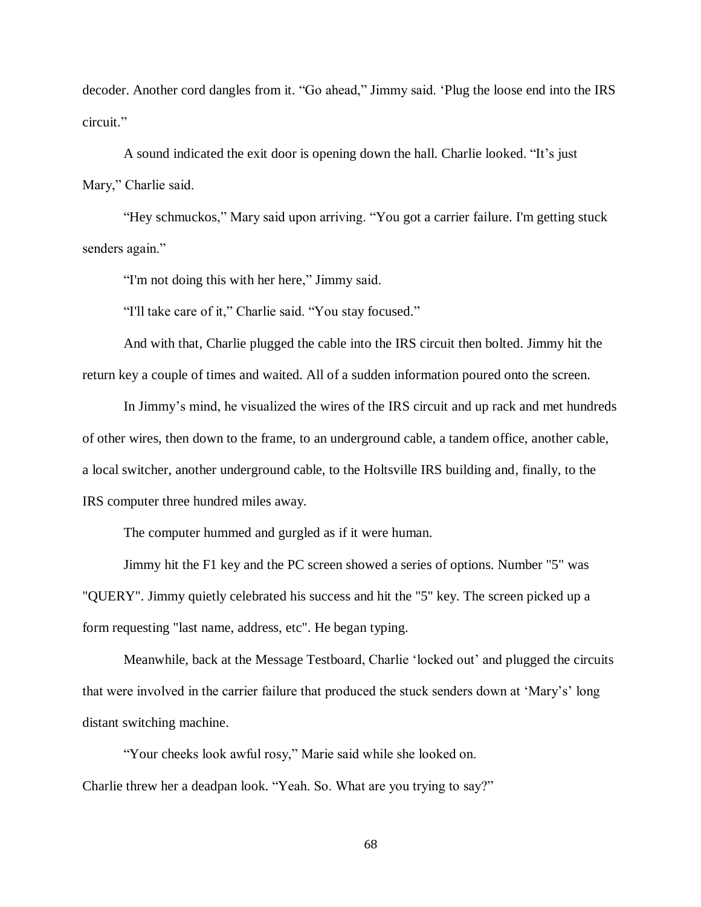decoder. Another cord dangles from it. “Go ahead,” Jimmy said. ‘Plug the loose end into the IRS circuit.”

A sound indicated the exit door is opening down the hall. Charlie looked. “It’s just Mary,” Charlie said.

“Hey schmuckos,” Mary said upon arriving. “You got a carrier failure. I'm getting stuck senders again.”

“I'm not doing this with her here,” Jimmy said.

“I'll take care of it,” Charlie said. “You stay focused.”

And with that, Charlie plugged the cable into the IRS circuit then bolted. Jimmy hit the return key a couple of times and waited. All of a sudden information poured onto the screen.

In Jimmy’s mind, he visualized the wires of the IRS circuit and up rack and met hundreds of other wires, then down to the frame, to an underground cable, a tandem office, another cable, a local switcher, another underground cable, to the Holtsville IRS building and, finally, to the IRS computer three hundred miles away.

The computer hummed and gurgled as if it were human.

Jimmy hit the F1 key and the PC screen showed a series of options. Number "5" was "QUERY". Jimmy quietly celebrated his success and hit the "5" key. The screen picked up a form requesting "last name, address, etc". He began typing.

Meanwhile, back at the Message Testboard, Charlie ‘locked out’ and plugged the circuits that were involved in the carrier failure that produced the stuck senders down at ‘Mary’s’ long distant switching machine.

“Your cheeks look awful rosy,” Marie said while she looked on.

Charlie threw her a deadpan look. “Yeah. So. What are you trying to say?”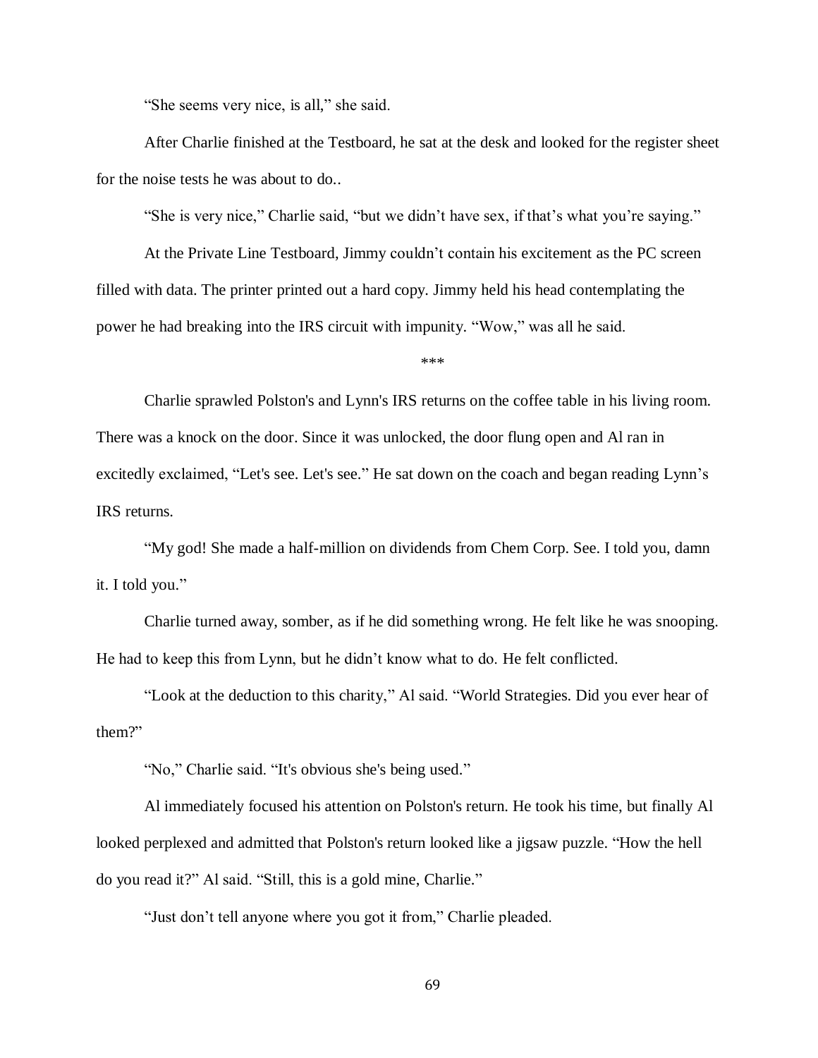"She seems very nice, is all," she said.

After Charlie finished at the Testboard, he sat at the desk and looked for the register sheet for the noise tests he was about to do..

"She is very nice," Charlie said, "but we didn't have sex, if that's what you're saying."

At the Private Line Testboard, Jimmy couldn't contain his excitement as the PC screen filled with data. The printer printed out a hard copy. Jimmy held his head contemplating the power he had breaking into the IRS circuit with impunity. "Wow," was all he said.

\*\*\*

Charlie sprawled Polston's and Lynn's IRS returns on the coffee table in his living room. There was a knock on the door. Since it was unlocked, the door flung open and Al ran in excitedly exclaimed, "Let's see. Let's see." He sat down on the coach and began reading Lynn's IRS returns.

"My god! She made a half-million on dividends from Chem Corp. See. I told you, damn it. I told you."

Charlie turned away, somber, as if he did something wrong. He felt like he was snooping. He had to keep this from Lynn, but he didn't know what to do. He felt conflicted.

"Look at the deduction to this charity," Al said. "World Strategies. Did you ever hear of them?"

"No," Charlie said. "It's obvious she's being used."

Al immediately focused his attention on Polston's return. He took his time, but finally Al looked perplexed and admitted that Polston's return looked like a jigsaw puzzle. "How the hell do you read it?" Al said. "Still, this is a gold mine, Charlie."

"Just don't tell anyone where you got it from," Charlie pleaded.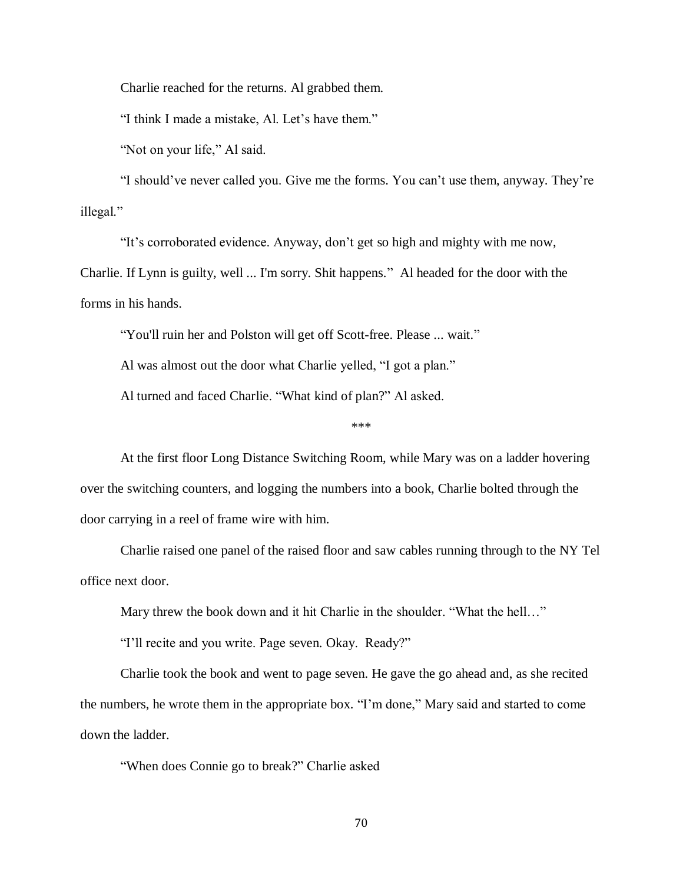Charlie reached for the returns. Al grabbed them.

"I think I made a mistake, Al. Let's have them."

"Not on your life," Al said.

"I should've never called you. Give me the forms. You can't use them, anyway. They're illegal."

"It's corroborated evidence. Anyway, don't get so high and mighty with me now, Charlie. If Lynn is guilty, well ... I'm sorry. Shit happens." Al headed for the door with the forms in his hands.

"You'll ruin her and Polston will get off Scott-free. Please ... wait."

Al was almost out the door what Charlie yelled, "I got a plan."

Al turned and faced Charlie. "What kind of plan?" Al asked.

\*\*\*

At the first floor Long Distance Switching Room, while Mary was on a ladder hovering over the switching counters, and logging the numbers into a book, Charlie bolted through the door carrying in a reel of frame wire with him.

Charlie raised one panel of the raised floor and saw cables running through to the NY Tel office next door.

Mary threw the book down and it hit Charlie in the shoulder. "What the hell…"

"I'll recite and you write. Page seven. Okay. Ready?"

Charlie took the book and went to page seven. He gave the go ahead and, as she recited the numbers, he wrote them in the appropriate box. "I'm done," Mary said and started to come down the ladder.

"When does Connie go to break?" Charlie asked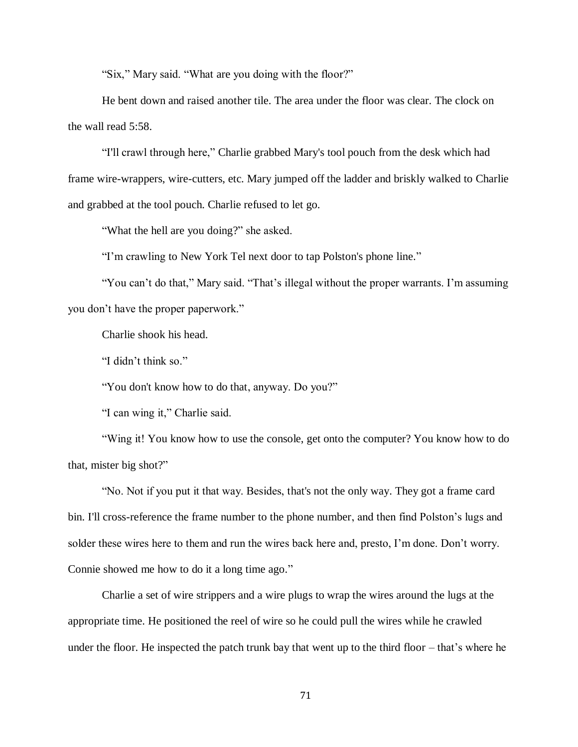"Six," Mary said. "What are you doing with the floor?"

He bent down and raised another tile. The area under the floor was clear. The clock on the wall read 5:58.

"I'll crawl through here," Charlie grabbed Mary's tool pouch from the desk which had frame wire-wrappers, wire-cutters, etc. Mary jumped off the ladder and briskly walked to Charlie and grabbed at the tool pouch. Charlie refused to let go.

"What the hell are you doing?" she asked.

"I'm crawling to New York Tel next door to tap Polston's phone line."

"You can't do that," Mary said. "That's illegal without the proper warrants. I'm assuming you don't have the proper paperwork."

Charlie shook his head.

"I didn't think so."

"You don't know how to do that, anyway. Do you?"

"I can wing it," Charlie said.

"Wing it! You know how to use the console, get onto the computer? You know how to do that, mister big shot?"

"No. Not if you put it that way. Besides, that's not the only way. They got a frame card bin. I'll cross-reference the frame number to the phone number, and then find Polston's lugs and solder these wires here to them and run the wires back here and, presto, I'm done. Don't worry. Connie showed me how to do it a long time ago."

Charlie a set of wire strippers and a wire plugs to wrap the wires around the lugs at the appropriate time. He positioned the reel of wire so he could pull the wires while he crawled under the floor. He inspected the patch trunk bay that went up to the third floor – that's where he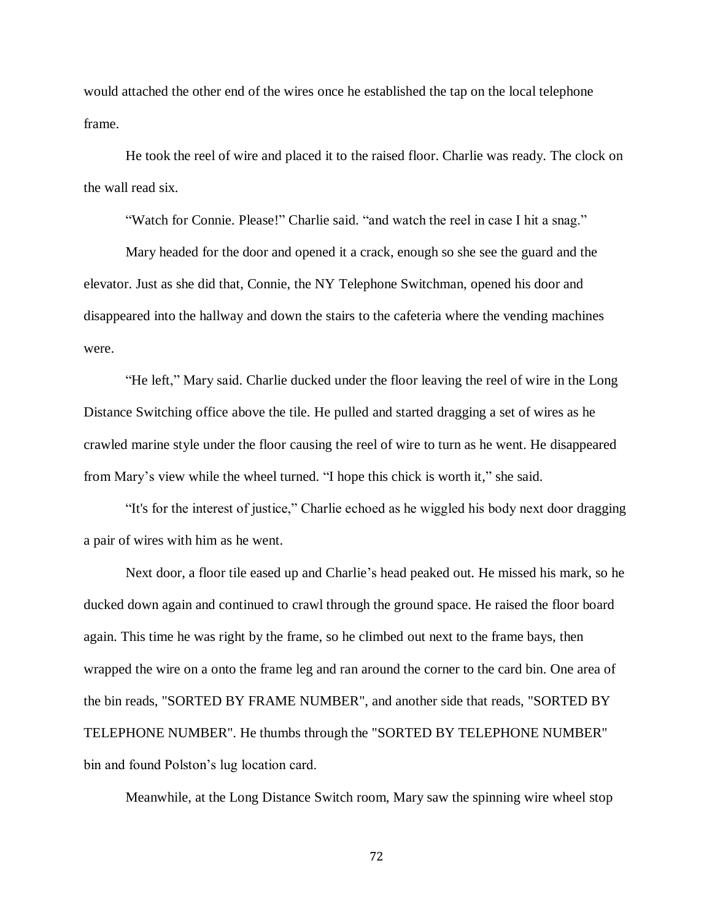would attached the other end of the wires once he established the tap on the local telephone frame.

He took the reel of wire and placed it to the raised floor. Charlie was ready. The clock on the wall read six.

“Watch for Connie. Please!” Charlie said. “and watch the reel in case I hit a snag.”

Mary headed for the door and opened it a crack, enough so she see the guard and the elevator. Just as she did that, Connie, the NY Telephone Switchman, opened his door and disappeared into the hallway and down the stairs to the cafeteria where the vending machines were.

“He left,” Mary said. Charlie ducked under the floor leaving the reel of wire in the Long Distance Switching office above the tile. He pulled and started dragging a set of wires as he crawled marine style under the floor causing the reel of wire to turn as he went. He disappeared from Mary’s view while the wheel turned. “I hope this chick is worth it,” she said.

“It's for the interest of justice,” Charlie echoed as he wiggled his body next door dragging a pair of wires with him as he went.

Next door, a floor tile eased up and Charlie’s head peaked out. He missed his mark, so he ducked down again and continued to crawl through the ground space. He raised the floor board again. This time he was right by the frame, so he climbed out next to the frame bays, then wrapped the wire on a onto the frame leg and ran around the corner to the card bin. One area of the bin reads, "SORTED BY FRAME NUMBER", and another side that reads, "SORTED BY TELEPHONE NUMBER". He thumbs through the "SORTED BY TELEPHONE NUMBER" bin and found Polston’s lug location card.

Meanwhile, at the Long Distance Switch room, Mary saw the spinning wire wheel stop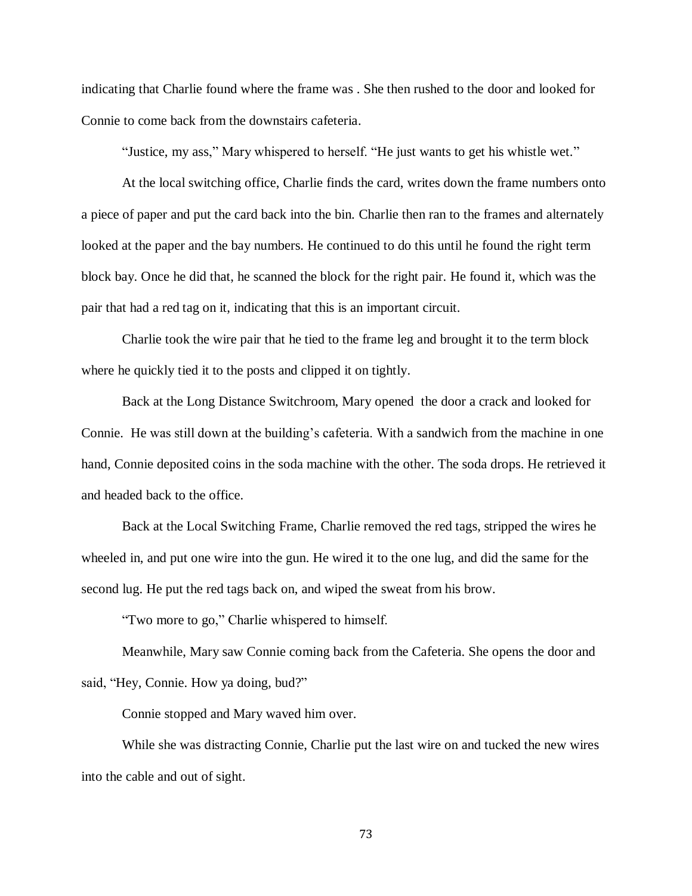indicating that Charlie found where the frame was . She then rushed to the door and looked for Connie to come back from the downstairs cafeteria.

"Justice, my ass," Mary whispered to herself. "He just wants to get his whistle wet."

At the local switching office, Charlie finds the card, writes down the frame numbers onto a piece of paper and put the card back into the bin. Charlie then ran to the frames and alternately looked at the paper and the bay numbers. He continued to do this until he found the right term block bay. Once he did that, he scanned the block for the right pair. He found it, which was the pair that had a red tag on it, indicating that this is an important circuit.

Charlie took the wire pair that he tied to the frame leg and brought it to the term block where he quickly tied it to the posts and clipped it on tightly.

Back at the Long Distance Switchroom, Mary opened the door a crack and looked for Connie. He was still down at the building's cafeteria. With a sandwich from the machine in one hand, Connie deposited coins in the soda machine with the other. The soda drops. He retrieved it and headed back to the office.

Back at the Local Switching Frame, Charlie removed the red tags, stripped the wires he wheeled in, and put one wire into the gun. He wired it to the one lug, and did the same for the second lug. He put the red tags back on, and wiped the sweat from his brow.

"Two more to go," Charlie whispered to himself.

Meanwhile, Mary saw Connie coming back from the Cafeteria. She opens the door and said, "Hey, Connie. How ya doing, bud?"

Connie stopped and Mary waved him over.

While she was distracting Connie, Charlie put the last wire on and tucked the new wires into the cable and out of sight.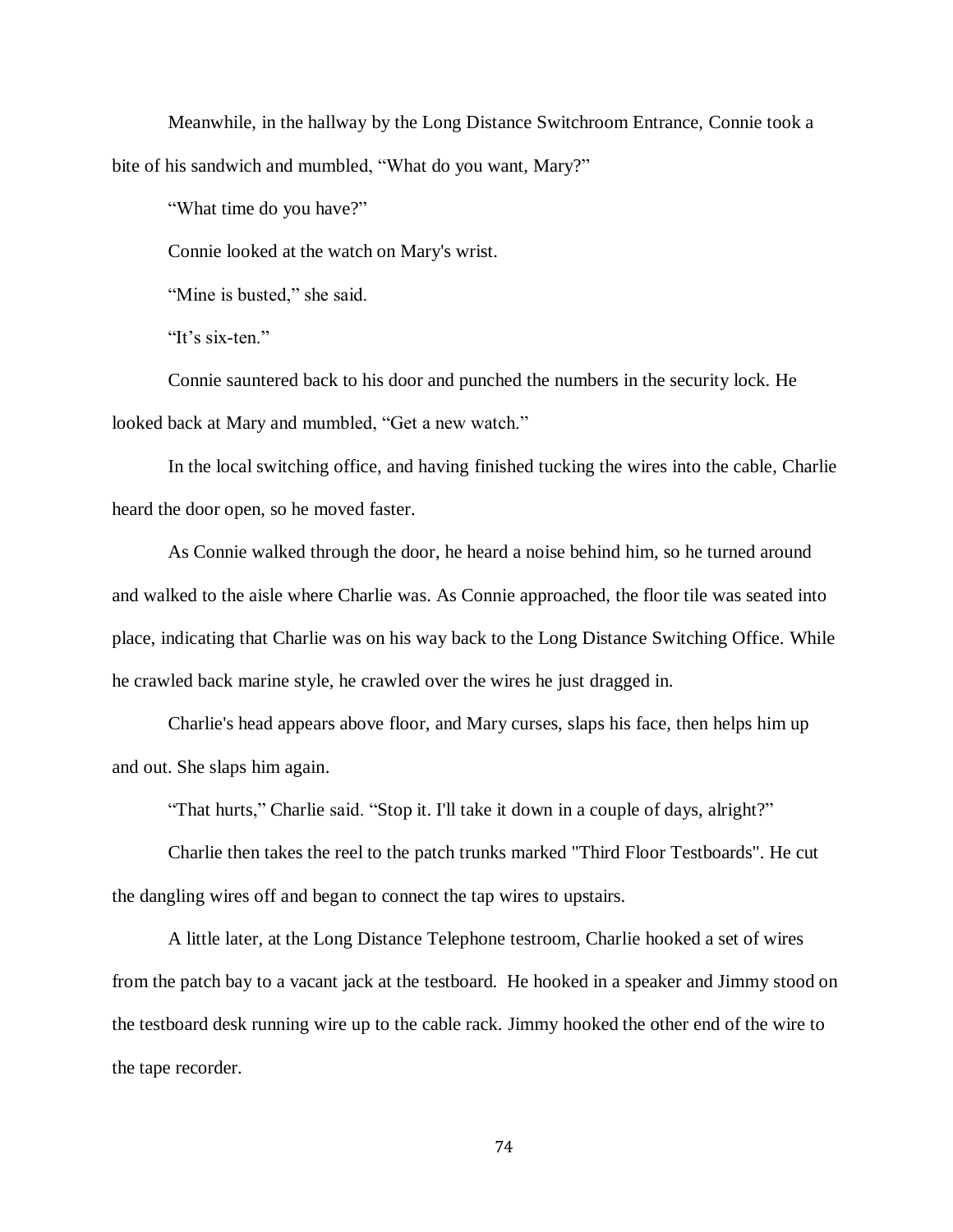Meanwhile, in the hallway by the Long Distance Switchroom Entrance, Connie took a bite of his sandwich and mumbled, "What do you want, Mary?"

"What time do you have?"

Connie looked at the watch on Mary's wrist.

"Mine is busted," she said.

"It's six-ten."

Connie sauntered back to his door and punched the numbers in the security lock. He looked back at Mary and mumbled, "Get a new watch."

In the local switching office, and having finished tucking the wires into the cable, Charlie heard the door open, so he moved faster.

As Connie walked through the door, he heard a noise behind him, so he turned around and walked to the aisle where Charlie was. As Connie approached, the floor tile was seated into place, indicating that Charlie was on his way back to the Long Distance Switching Office. While he crawled back marine style, he crawled over the wires he just dragged in.

Charlie's head appears above floor, and Mary curses, slaps his face, then helps him up and out. She slaps him again.

"That hurts," Charlie said. "Stop it. I'll take it down in a couple of days, alright?"

Charlie then takes the reel to the patch trunks marked "Third Floor Testboards". He cut the dangling wires off and began to connect the tap wires to upstairs.

A little later, at the Long Distance Telephone testroom, Charlie hooked a set of wires from the patch bay to a vacant jack at the testboard. He hooked in a speaker and Jimmy stood on the testboard desk running wire up to the cable rack. Jimmy hooked the other end of the wire to the tape recorder.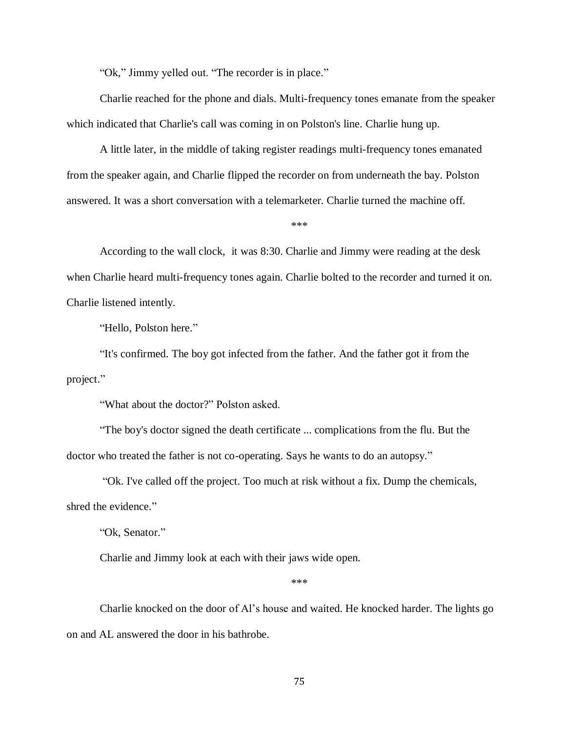"Ok," Jimmy yelled out. "The recorder is in place."

Charlie reached for the phone and dials. Multi-frequency tones emanate from the speaker which indicated that Charlie's call was coming in on Polston's line. Charlie hung up.

A little later, in the middle of taking register readings multi-frequency tones emanated from the speaker again, and Charlie flipped the recorder on from underneath the bay. Polston answered. It was a short conversation with a telemarketer. Charlie turned the machine off.

\*\*\*

According to the wall clock, it was 8:30. Charlie and Jimmy were reading at the desk when Charlie heard multi-frequency tones again. Charlie bolted to the recorder and turned it on. Charlie listened intently.

"Hello, Polston here."

"It's confirmed. The boy got infected from the father. And the father got it from the project."

"What about the doctor?" Polston asked.

"The boy's doctor signed the death certificate ... complications from the flu. But the doctor who treated the father is not co-operating. Says he wants to do an autopsy."

"Ok. I've called off the project. Too much at risk without a fix. Dump the chemicals, shred the evidence."

"Ok, Senator."

Charlie and Jimmy look at each with their jaws wide open.

\*\*\*

Charlie knocked on the door of Al's house and waited. He knocked harder. The lights go on and AL answered the door in his bathrobe.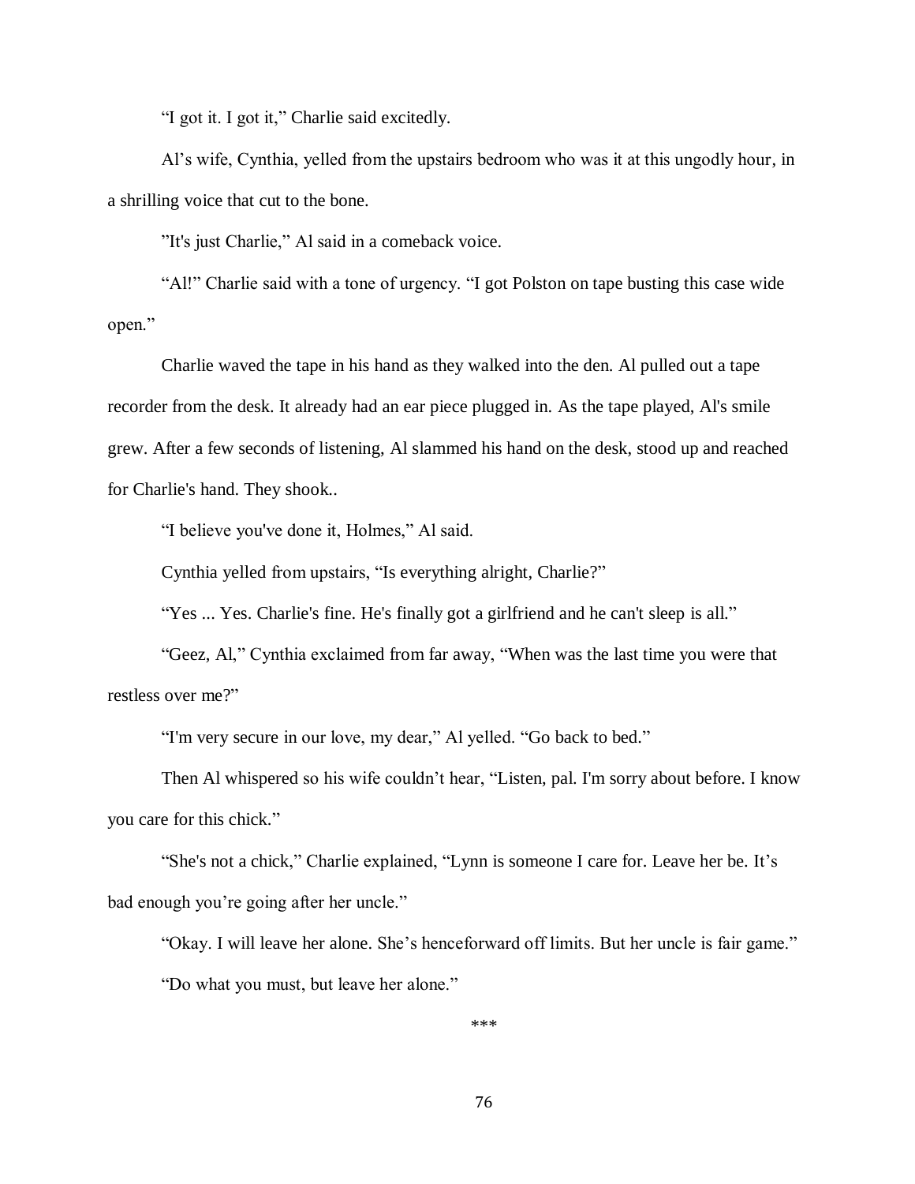"I got it. I got it," Charlie said excitedly.

Al's wife, Cynthia, yelled from the upstairs bedroom who was it at this ungodly hour, in a shrilling voice that cut to the bone.

"It's just Charlie," Al said in a comeback voice.

"Al!" Charlie said with a tone of urgency. "I got Polston on tape busting this case wide open."

Charlie waved the tape in his hand as they walked into the den. Al pulled out a tape recorder from the desk. It already had an ear piece plugged in. As the tape played, Al's smile grew. After a few seconds of listening, Al slammed his hand on the desk, stood up and reached for Charlie's hand. They shook..

"I believe you've done it, Holmes," Al said.

Cynthia yelled from upstairs, "Is everything alright, Charlie?"

"Yes ... Yes. Charlie's fine. He's finally got a girlfriend and he can't sleep is all."

"Geez, Al," Cynthia exclaimed from far away, "When was the last time you were that restless over me?"

"I'm very secure in our love, my dear," Al yelled. "Go back to bed."

Then Al whispered so his wife couldn't hear, "Listen, pal. I'm sorry about before. I know you care for this chick."

"She's not a chick," Charlie explained, "Lynn is someone I care for. Leave her be. It's bad enough you're going after her uncle."

"Okay. I will leave her alone. She's henceforward off limits. But her uncle is fair game."

"Do what you must, but leave her alone."

***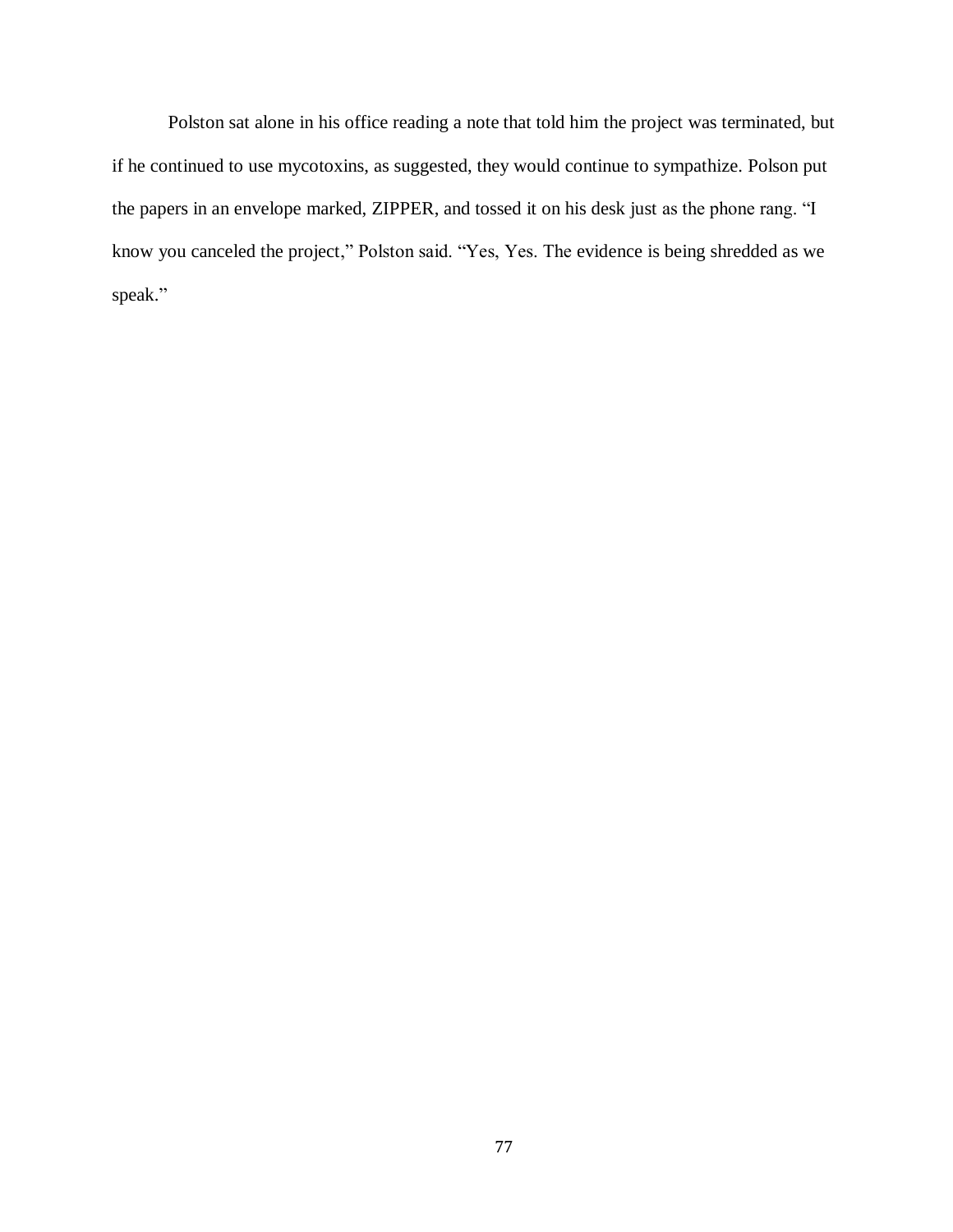Polston sat alone in his office reading a note that told him the project was terminated, but if he continued to use mycotoxins, as suggested, they would continue to sympathize. Polson put the papers in an envelope marked, ZIPPER, and tossed it on his desk just as the phone rang. "I know you canceled the project," Polston said. "Yes, Yes. The evidence is being shredded as we speak."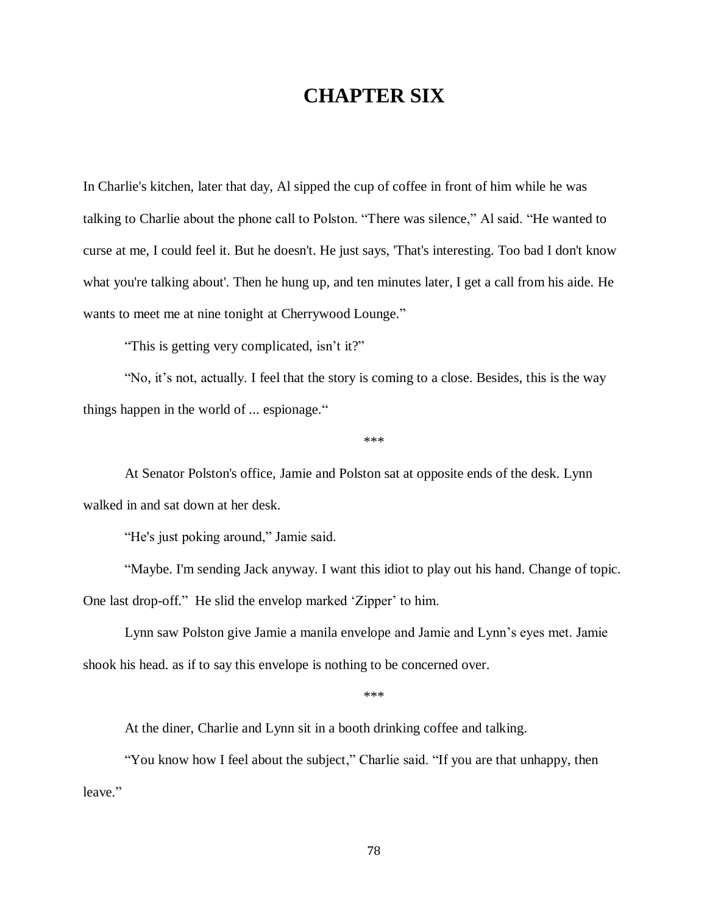# CHAPTER SIX

In Charlie's kitchen, later that day, Al sipped the cup of coffee in front of him while he was talking to Charlie about the phone call to Polston. "There was silence," Al said. "He wanted to curse at me, I could feel it. But he doesn't. He just says, 'That's interesting. Too bad I don't know what you're talking about'. Then he hung up, and ten minutes later, I get a call from his aide. He wants to meet me at nine tonight at Cherrywood Lounge."

"This is getting very complicated, isn't it?"

"No, it's not, actually. I feel that the story is coming to a close. Besides, this is the way things happen in the world of ... espionage."

\*\*\*

At Senator Polston's office, Jamie and Polston sat at opposite ends of the desk. Lynn walked in and sat down at her desk.

"He's just poking around," Jamie said.

"Maybe. I'm sending Jack anyway. I want this idiot to play out his hand. Change of topic. One last drop-off." He slid the envelop marked 'Zipper' to him.

Lynn saw Polston give Jamie a manila envelope and Jamie and Lynn's eyes met. Jamie shook his head. as if to say this envelope is nothing to be concerned over.

\*\*\*

At the diner, Charlie and Lynn sit in a booth drinking coffee and talking.

"You know how I feel about the subject," Charlie said. "If you are that unhappy, then leave."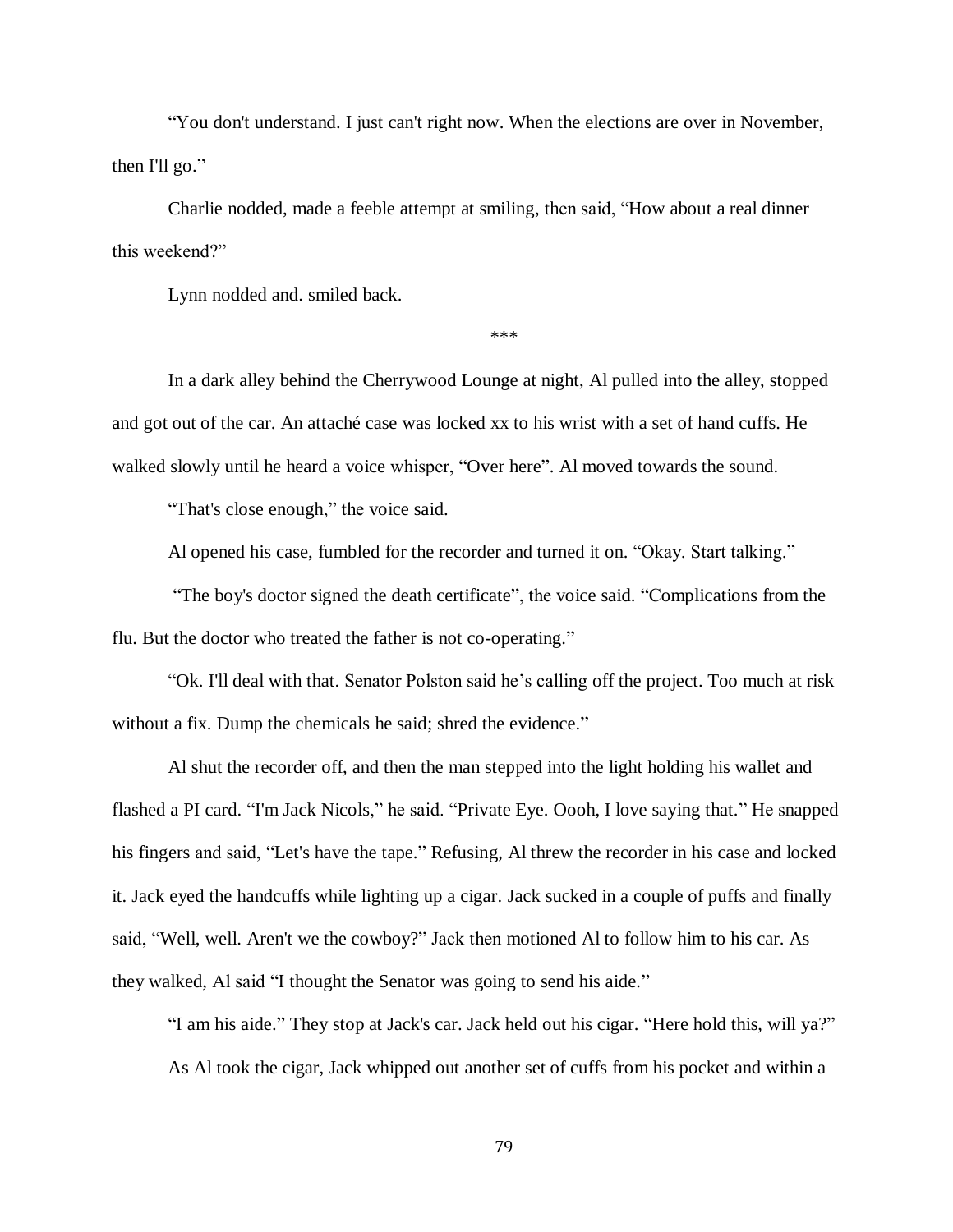"You don't understand. I just can't right now. When the elections are over in November, then I'll go."

Charlie nodded, made a feeble attempt at smiling, then said, "How about a real dinner this weekend?"

Lynn nodded and. smiled back.

***

In a dark alley behind the Cherrywood Lounge at night, Al pulled into the alley, stopped and got out of the car. An attaché case was locked xx to his wrist with a set of hand cuffs. He walked slowly until he heard a voice whisper, "Over here". Al moved towards the sound.

"That's close enough," the voice said.

Al opened his case, fumbled for the recorder and turned it on. "Okay. Start talking."

"The boy's doctor signed the death certificate", the voice said. "Complications from the flu. But the doctor who treated the father is not co-operating."

"Ok. I'll deal with that. Senator Polston said he's calling off the project. Too much at risk without a fix. Dump the chemicals he said; shred the evidence."

Al shut the recorder off, and then the man stepped into the light holding his wallet and flashed a PI card. "I'm Jack Nicols," he said. "Private Eye. Oooh, I love saying that." He snapped his fingers and said, "Let's have the tape." Refusing, Al threw the recorder in his case and locked it. Jack eyed the handcuffs while lighting up a cigar. Jack sucked in a couple of puffs and finally said, "Well, well. Aren't we the cowboy?" Jack then motioned Al to follow him to his car. As they walked, Al said "I thought the Senator was going to send his aide."

"I am his aide." They stop at Jack's car. Jack held out his cigar. "Here hold this, will ya?"

As Al took the cigar, Jack whipped out another set of cuffs from his pocket and within a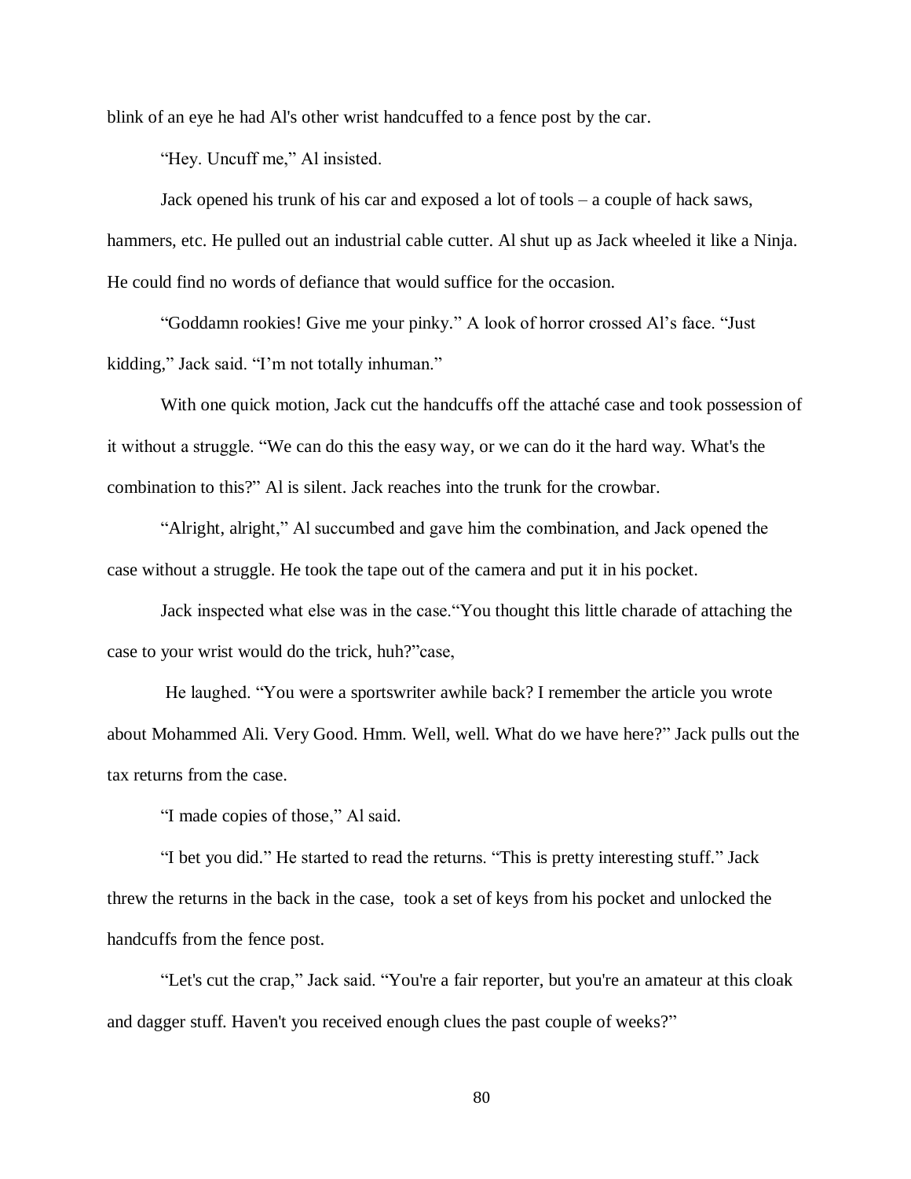blink of an eye he had Al's other wrist handcuffed to a fence post by the car.

"Hey. Uncuff me," Al insisted.

Jack opened his trunk of his car and exposed a lot of tools – a couple of hack saws, hammers, etc. He pulled out an industrial cable cutter. Al shut up as Jack wheeled it like a Ninja. He could find no words of defiance that would suffice for the occasion.

"Goddamn rookies! Give me your pinky." A look of horror crossed Al's face. "Just kidding," Jack said. "I'm not totally inhuman."

With one quick motion, Jack cut the handcuffs off the attaché case and took possession of it without a struggle. "We can do this the easy way, or we can do it the hard way. What's the combination to this?" Al is silent. Jack reaches into the trunk for the crowbar.

"Alright, alright," Al succumbed and gave him the combination, and Jack opened the case without a struggle. He took the tape out of the camera and put it in his pocket.

Jack inspected what else was in the case."You thought this little charade of attaching the case to your wrist would do the trick, huh?"case,

He laughed. "You were a sportswriter awhile back? I remember the article you wrote about Mohammed Ali. Very Good. Hmm. Well, well. What do we have here?" Jack pulls out the tax returns from the case.

"I made copies of those," Al said.

"I bet you did." He started to read the returns. "This is pretty interesting stuff." Jack threw the returns in the back in the case, took a set of keys from his pocket and unlocked the handcuffs from the fence post.

"Let's cut the crap," Jack said. "You're a fair reporter, but you're an amateur at this cloak and dagger stuff. Haven't you received enough clues the past couple of weeks?"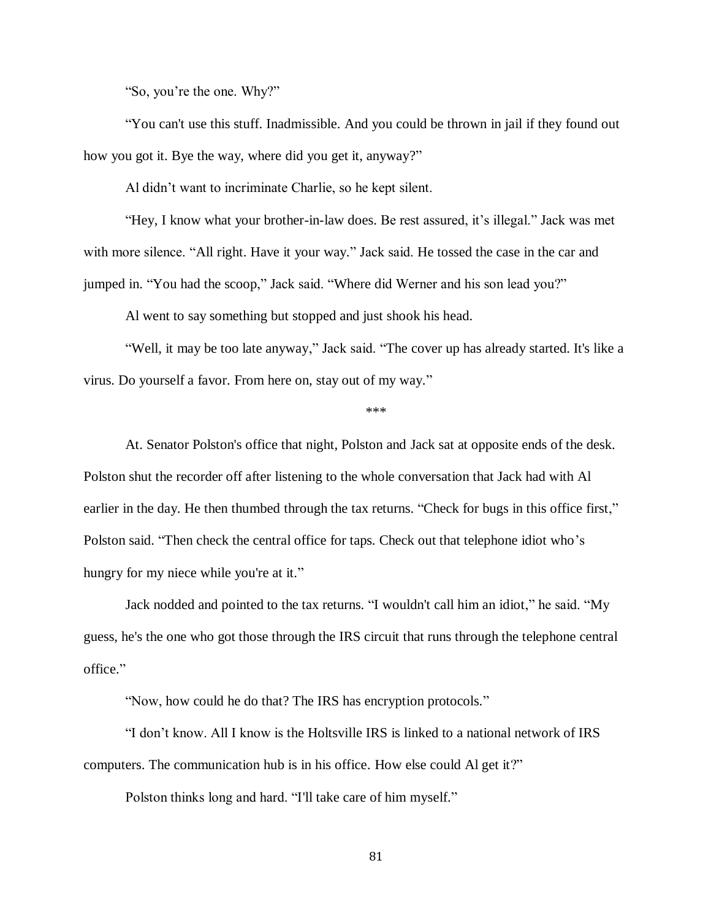"So, you're the one. Why?"

"You can't use this stuff. Inadmissible. And you could be thrown in jail if they found out how you got it. Bye the way, where did you get it, anyway?"

Al didn't want to incriminate Charlie, so he kept silent.

"Hey, I know what your brother-in-law does. Be rest assured, it's illegal." Jack was met with more silence. "All right. Have it your way." Jack said. He tossed the case in the car and jumped in. "You had the scoop," Jack said. "Where did Werner and his son lead you?"

Al went to say something but stopped and just shook his head.

"Well, it may be too late anyway," Jack said. "The cover up has already started. It's like a virus. Do yourself a favor. From here on, stay out of my way."

\*\*\*

At. Senator Polston's office that night, Polston and Jack sat at opposite ends of the desk. Polston shut the recorder off after listening to the whole conversation that Jack had with Al earlier in the day. He then thumbed through the tax returns. "Check for bugs in this office first," Polston said. "Then check the central office for taps. Check out that telephone idiot who's hungry for my niece while you're at it."

Jack nodded and pointed to the tax returns. "I wouldn't call him an idiot," he said. "My guess, he's the one who got those through the IRS circuit that runs through the telephone central office."

"Now, how could he do that? The IRS has encryption protocols."

"I don't know. All I know is the Holtsville IRS is linked to a national network of IRS computers. The communication hub is in his office. How else could Al get it?"

Polston thinks long and hard. "I'll take care of him myself."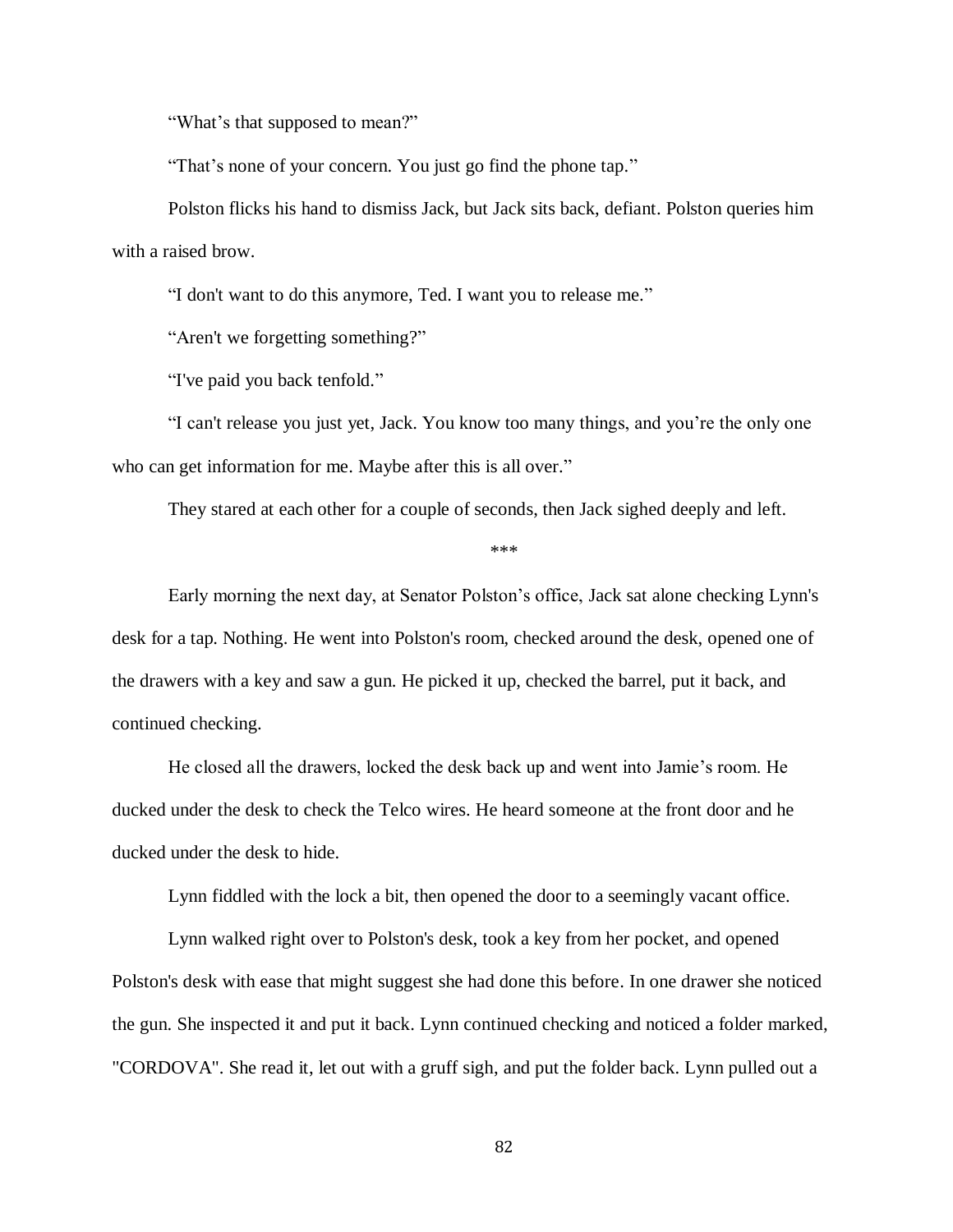"What's that supposed to mean?"

"That's none of your concern. You just go find the phone tap."

Polston flicks his hand to dismiss Jack, but Jack sits back, defiant. Polston queries him with a raised brow.

"I don't want to do this anymore, Ted. I want you to release me."

"Aren't we forgetting something?"

"I've paid you back tenfold."

"I can't release you just yet, Jack. You know too many things, and you're the only one who can get information for me. Maybe after this is all over."

They stared at each other for a couple of seconds, then Jack sighed deeply and left.

***

Early morning the next day, at Senator Polston's office, Jack sat alone checking Lynn's desk for a tap. Nothing. He went into Polston's room, checked around the desk, opened one of the drawers with a key and saw a gun. He picked it up, checked the barrel, put it back, and continued checking.

He closed all the drawers, locked the desk back up and went into Jamie's room. He ducked under the desk to check the Telco wires. He heard someone at the front door and he ducked under the desk to hide.

Lynn fiddled with the lock a bit, then opened the door to a seemingly vacant office.

Lynn walked right over to Polston's desk, took a key from her pocket, and opened Polston's desk with ease that might suggest she had done this before. In one drawer she noticed the gun. She inspected it and put it back. Lynn continued checking and noticed a folder marked, "CORDOVA". She read it, let out with a gruff sigh, and put the folder back. Lynn pulled out a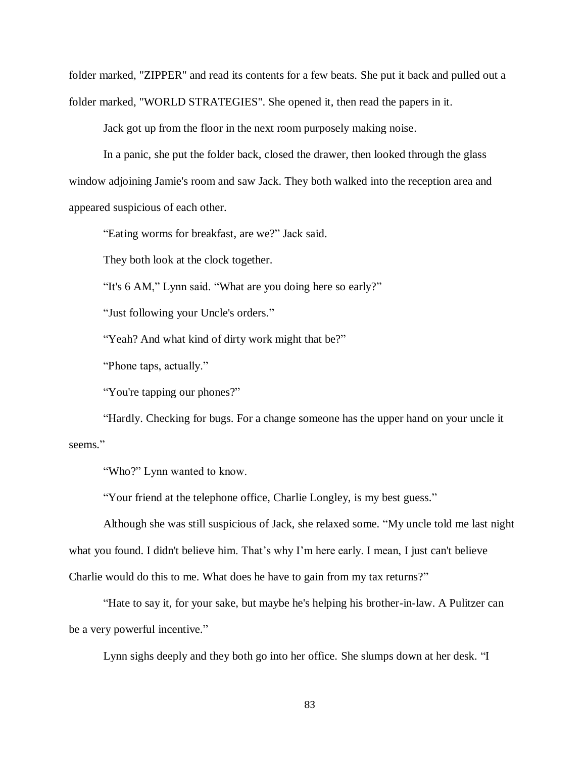folder marked, "ZIPPER" and read its contents for a few beats. She put it back and pulled out a folder marked, "WORLD STRATEGIES". She opened it, then read the papers in it.

Jack got up from the floor in the next room purposely making noise.

In a panic, she put the folder back, closed the drawer, then looked through the glass window adjoining Jamie's room and saw Jack. They both walked into the reception area and appeared suspicious of each other.

“Eating worms for breakfast, are we?” Jack said.

They both look at the clock together.

“It's 6 AM,” Lynn said. “What are you doing here so early?”

“Just following your Uncle's orders.”

“Yeah? And what kind of dirty work might that be?”

“Phone taps, actually.”

“You're tapping our phones?”

“Hardly. Checking for bugs. For a change someone has the upper hand on your uncle it seems.”

“Who?” Lynn wanted to know.

“Your friend at the telephone office, Charlie Longley, is my best guess.”

Although she was still suspicious of Jack, she relaxed some. “My uncle told me last night what you found. I didn't believe him. That’s why I’m here early. I mean, I just can't believe Charlie would do this to me. What does he have to gain from my tax returns?”

“Hate to say it, for your sake, but maybe he's helping his brother-in-law. A Pulitzer can be a very powerful incentive.”

Lynn sighs deeply and they both go into her office. She slumps down at her desk. “I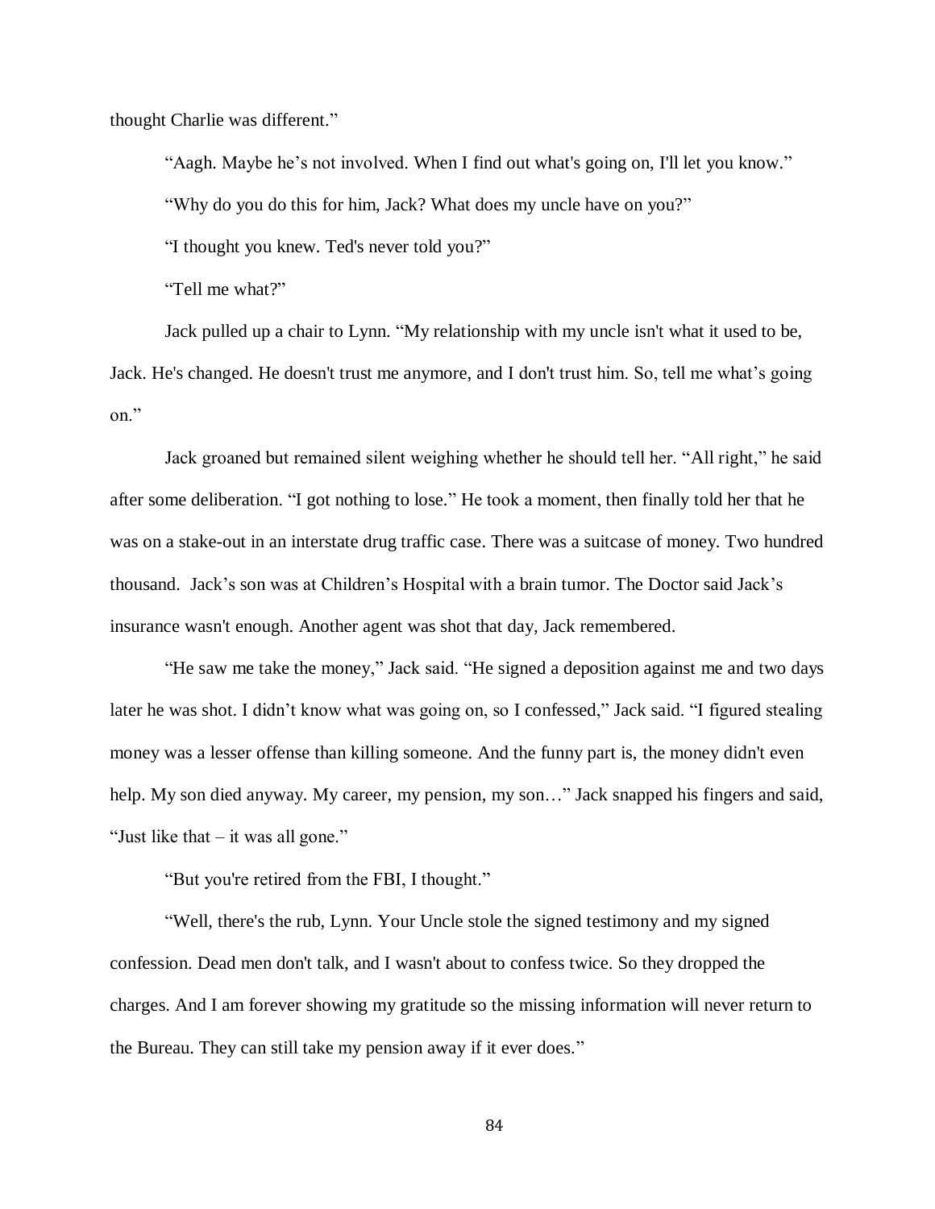thought Charlie was different."

"Aagh. Maybe he's not involved. When I find out what's going on, I'll let you know."

"Why do you do this for him, Jack? What does my uncle have on you?"

"I thought you knew. Ted's never told you?"

"Tell me what?"

Jack pulled up a chair to Lynn. "My relationship with my uncle isn't what it used to be, Jack. He's changed. He doesn't trust me anymore, and I don't trust him. So, tell me what's going on."

Jack groaned but remained silent weighing whether he should tell her. "All right," he said after some deliberation. "I got nothing to lose." He took a moment, then finally told her that he was on a stake-out in an interstate drug traffic case. There was a suitcase of money. Two hundred thousand. Jack's son was at Children's Hospital with a brain tumor. The Doctor said Jack's insurance wasn't enough. Another agent was shot that day, Jack remembered.

"He saw me take the money," Jack said. "He signed a deposition against me and two days later he was shot. I didn't know what was going on, so I confessed," Jack said. "I figured stealing money was a lesser offense than killing someone. And the funny part is, the money didn't even help. My son died anyway. My career, my pension, my son…" Jack snapped his fingers and said, "Just like that – it was all gone."

"But you're retired from the FBI, I thought."

"Well, there's the rub, Lynn. Your Uncle stole the signed testimony and my signed confession. Dead men don't talk, and I wasn't about to confess twice. So they dropped the charges. And I am forever showing my gratitude so the missing information will never return to the Bureau. They can still take my pension away if it ever does."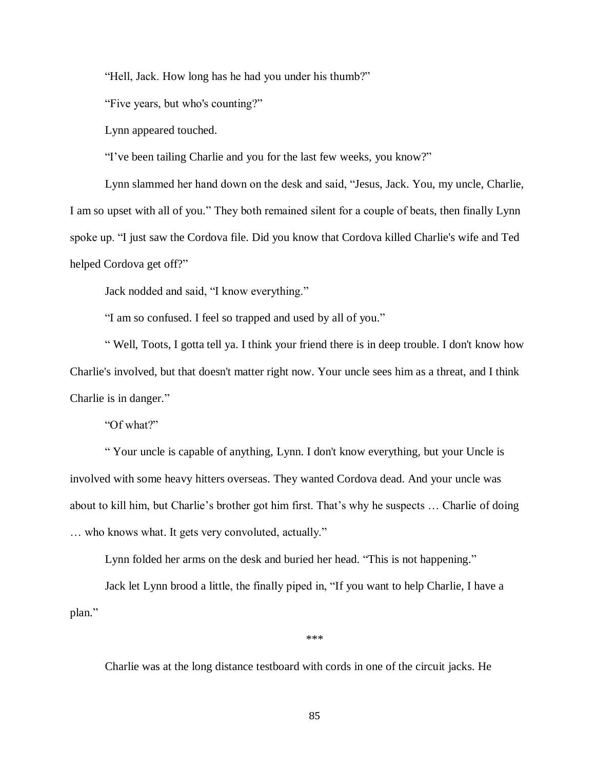"Hell, Jack. How long has he had you under his thumb?"

"Five years, but who's counting?"

Lynn appeared touched.

"I've been tailing Charlie and you for the last few weeks, you know?"

Lynn slammed her hand down on the desk and said, "Jesus, Jack. You, my uncle, Charlie, I am so upset with all of you." They both remained silent for a couple of beats, then finally Lynn spoke up. "I just saw the Cordova file. Did you know that Cordova killed Charlie's wife and Ted helped Cordova get off?"

Jack nodded and said, "I know everything."

"I am so confused. I feel so trapped and used by all of you."

" Well, Toots, I gotta tell ya. I think your friend there is in deep trouble. I don't know how Charlie's involved, but that doesn't matter right now. Your uncle sees him as a threat, and I think Charlie is in danger."

"Of what?"

" Your uncle is capable of anything, Lynn. I don't know everything, but your Uncle is involved with some heavy hitters overseas. They wanted Cordova dead. And your uncle was about to kill him, but Charlie's brother got him first. That's why he suspects … Charlie of doing … who knows what. It gets very convoluted, actually."

Lynn folded her arms on the desk and buried her head. "This is not happening."

Jack let Lynn brood a little, the finally piped in, "If you want to help Charlie, I have a plan."

\*\*\*

Charlie was at the long distance testboard with cords in one of the circuit jacks. He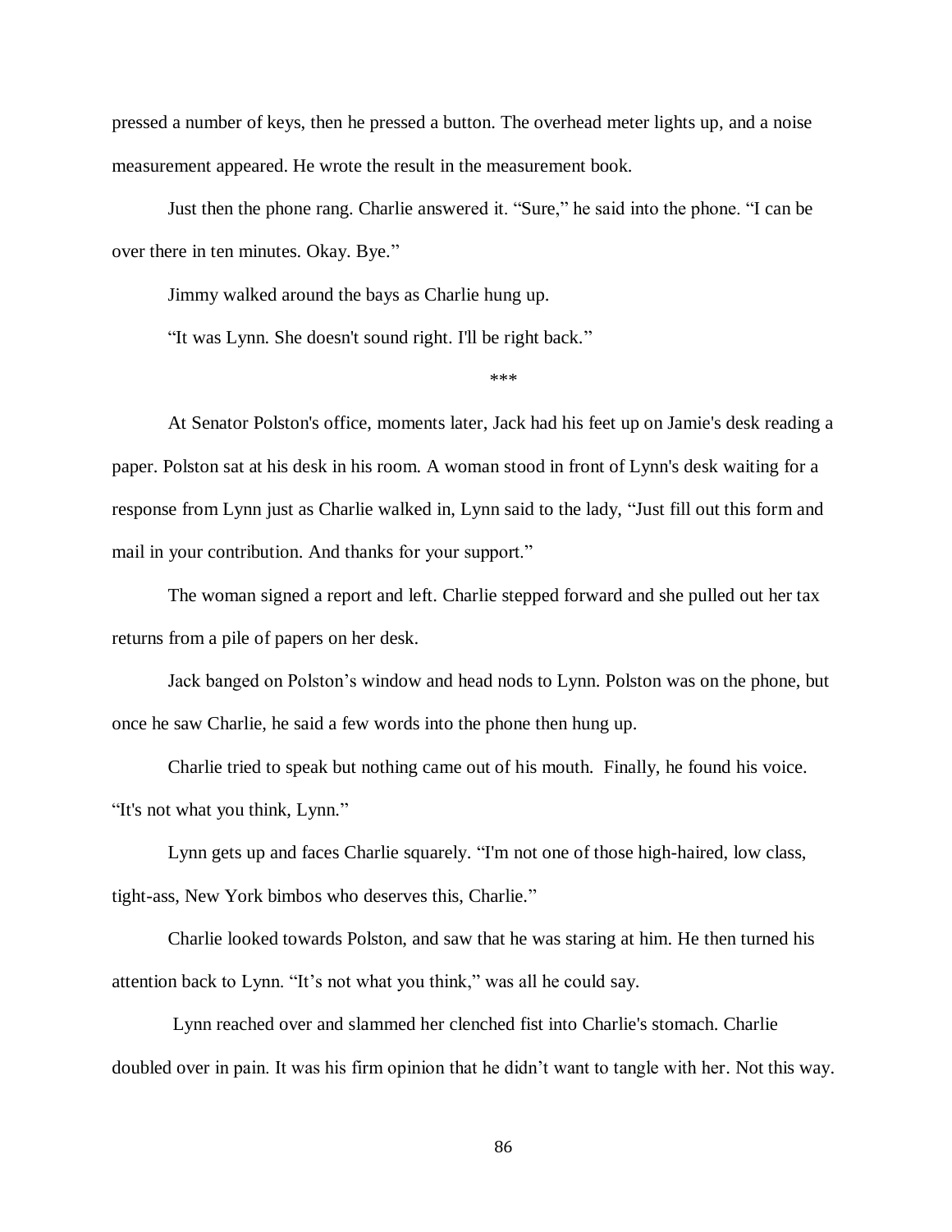pressed a number of keys, then he pressed a button. The overhead meter lights up, and a noise measurement appeared. He wrote the result in the measurement book.

Just then the phone rang. Charlie answered it. "Sure," he said into the phone. "I can be over there in ten minutes. Okay. Bye."

Jimmy walked around the bays as Charlie hung up.

"It was Lynn. She doesn't sound right. I'll be right back."

***

At Senator Polston's office, moments later, Jack had his feet up on Jamie's desk reading a paper. Polston sat at his desk in his room. A woman stood in front of Lynn's desk waiting for a response from Lynn just as Charlie walked in, Lynn said to the lady, "Just fill out this form and mail in your contribution. And thanks for your support."

The woman signed a report and left. Charlie stepped forward and she pulled out her tax returns from a pile of papers on her desk.

Jack banged on Polston's window and head nods to Lynn. Polston was on the phone, but once he saw Charlie, he said a few words into the phone then hung up.

Charlie tried to speak but nothing came out of his mouth. Finally, he found his voice. "It's not what you think, Lynn."

Lynn gets up and faces Charlie squarely. "I'm not one of those high-haired, low class, tight-ass, New York bimbos who deserves this, Charlie."

Charlie looked towards Polston, and saw that he was staring at him. He then turned his attention back to Lynn. "It's not what you think," was all he could say.

Lynn reached over and slammed her clenched fist into Charlie's stomach. Charlie doubled over in pain. It was his firm opinion that he didn't want to tangle with her. Not this way.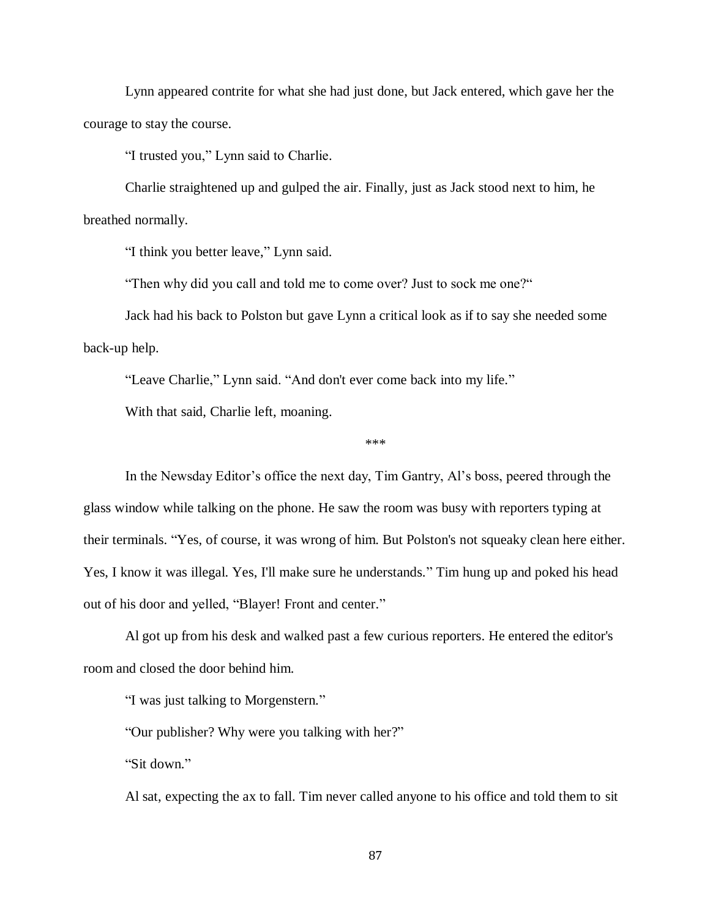Lynn appeared contrite for what she had just done, but Jack entered, which gave her the courage to stay the course.

"I trusted you," Lynn said to Charlie.

Charlie straightened up and gulped the air. Finally, just as Jack stood next to him, he breathed normally.

"I think you better leave," Lynn said.

"Then why did you call and told me to come over? Just to sock me one?"

Jack had his back to Polston but gave Lynn a critical look as if to say she needed some back-up help.

"Leave Charlie," Lynn said. "And don't ever come back into my life."

With that said, Charlie left, moaning.

***

In the Newsday Editor's office the next day, Tim Gantry, Al's boss, peered through the glass window while talking on the phone. He saw the room was busy with reporters typing at their terminals. "Yes, of course, it was wrong of him. But Polston's not squeaky clean here either. Yes, I know it was illegal. Yes, I'll make sure he understands." Tim hung up and poked his head out of his door and yelled, "Blayer! Front and center."

Al got up from his desk and walked past a few curious reporters. He entered the editor's room and closed the door behind him.

"I was just talking to Morgenstern."

"Our publisher? Why were you talking with her?"

"Sit down."

Al sat, expecting the ax to fall. Tim never called anyone to his office and told them to sit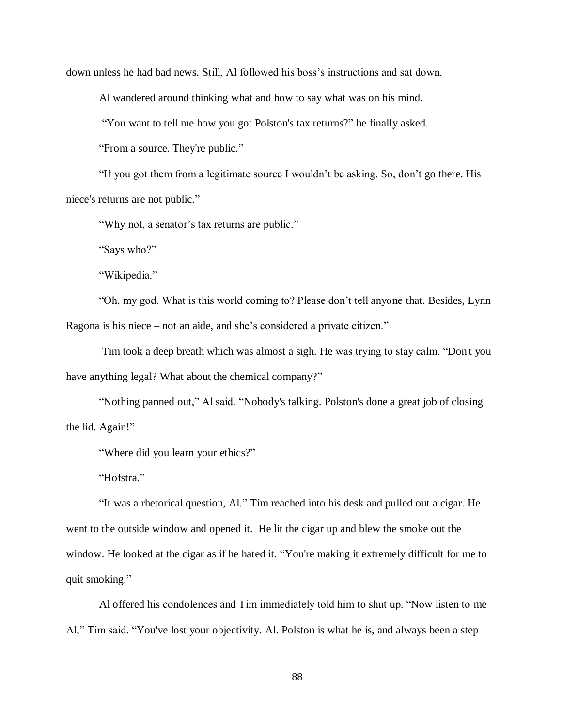down unless he had bad news. Still, Al followed his boss's instructions and sat down.

Al wandered around thinking what and how to say what was on his mind.

"You want to tell me how you got Polston's tax returns?" he finally asked.

"From a source. They're public."

"If you got them from a legitimate source I wouldn't be asking. So, don't go there. His niece's returns are not public."

"Why not, a senator's tax returns are public."

"Says who?"

"Wikipedia."

"Oh, my god. What is this world coming to? Please don't tell anyone that. Besides, Lynn Ragona is his niece – not an aide, and she's considered a private citizen."

Tim took a deep breath which was almost a sigh. He was trying to stay calm. "Don't you have anything legal? What about the chemical company?"

"Nothing panned out," Al said. "Nobody's talking. Polston's done a great job of closing the lid. Again!"

"Where did you learn your ethics?"

"Hofstra."

"It was a rhetorical question, Al." Tim reached into his desk and pulled out a cigar. He went to the outside window and opened it. He lit the cigar up and blew the smoke out the window. He looked at the cigar as if he hated it. "You're making it extremely difficult for me to quit smoking."

Al offered his condolences and Tim immediately told him to shut up. "Now listen to me Al," Tim said. "You've lost your objectivity. Al. Polston is what he is, and always been a step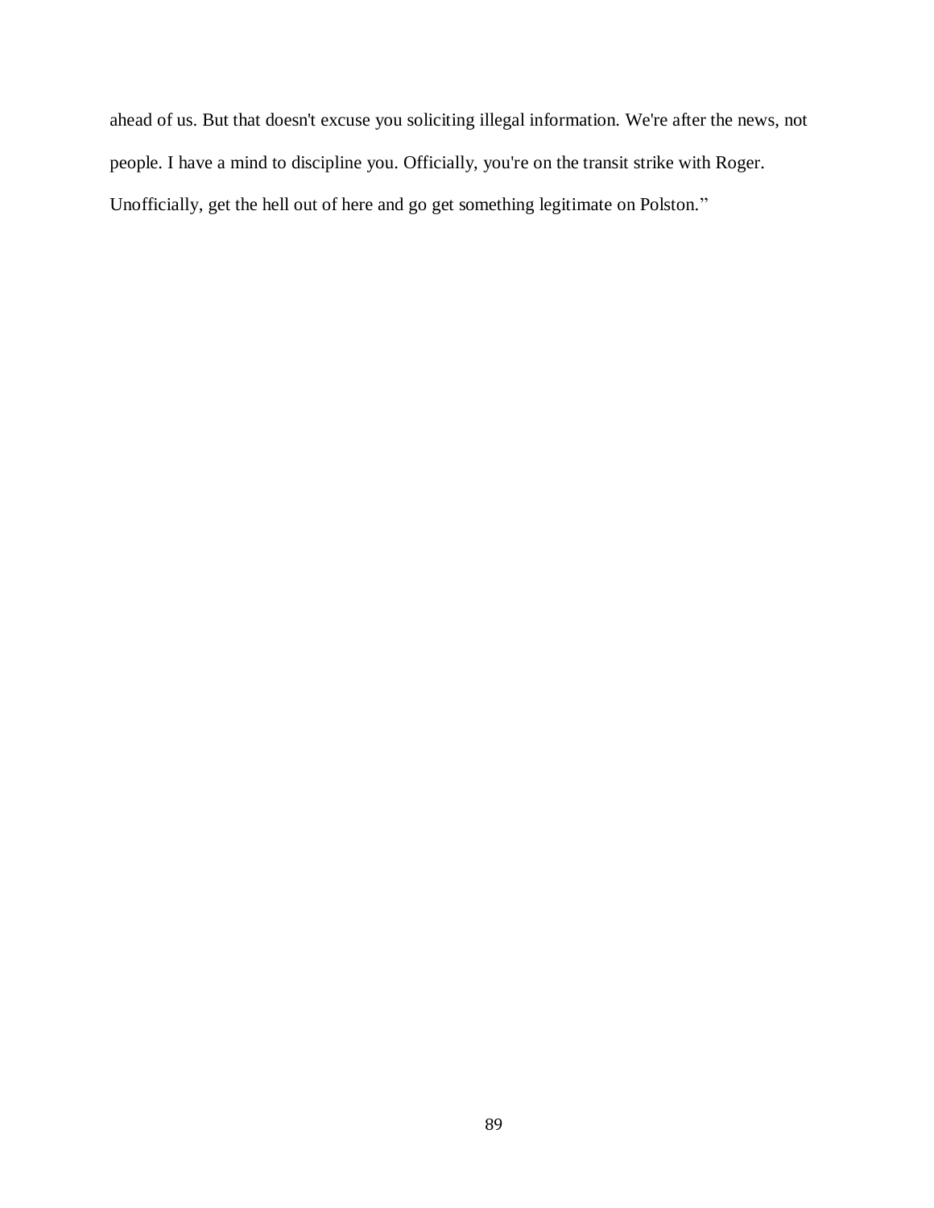ahead of us. But that doesn't excuse you soliciting illegal information. We're after the news, not people. I have a mind to discipline you. Officially, you're on the transit strike with Roger. Unofficially, get the hell out of here and go get something legitimate on Polston.”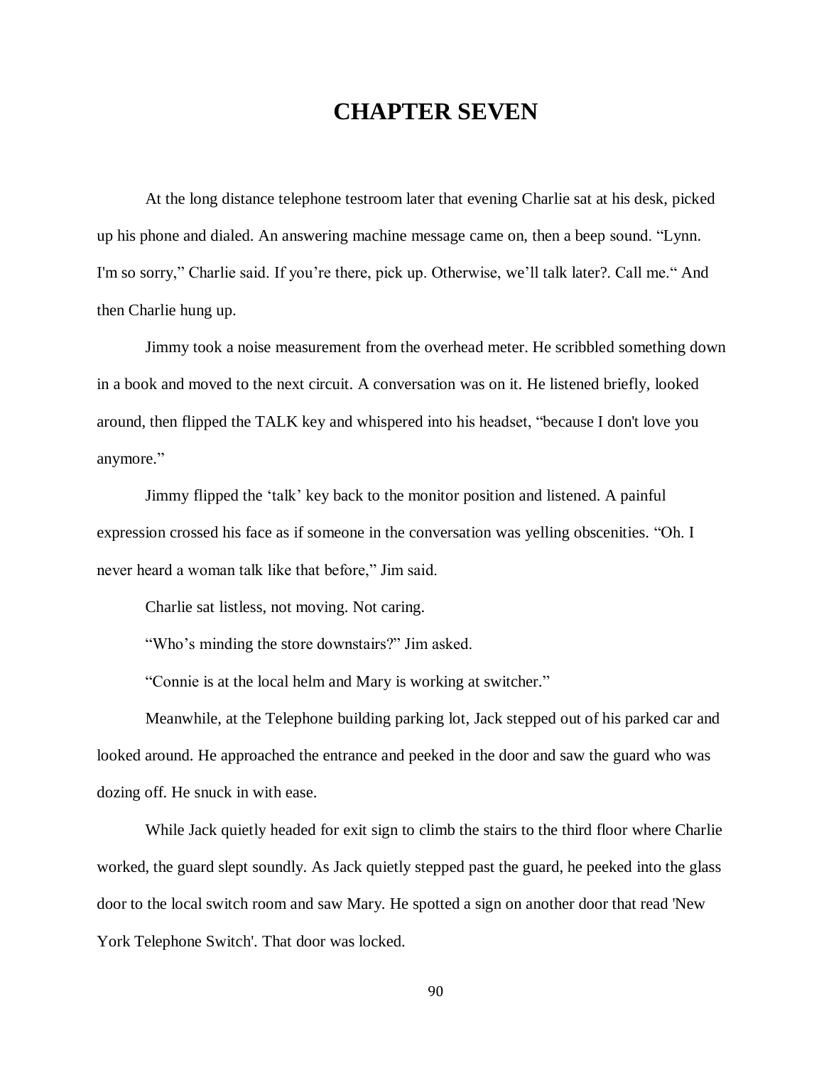# CHAPTER SEVEN

At the long distance telephone testroom later that evening Charlie sat at his desk, picked up his phone and dialed. An answering machine message came on, then a beep sound. "Lynn. I'm so sorry," Charlie said. If you're there, pick up. Otherwise, we'll talk later?. Call me." And then Charlie hung up.

Jimmy took a noise measurement from the overhead meter. He scribbled something down in a book and moved to the next circuit. A conversation was on it. He listened briefly, looked around, then flipped the TALK key and whispered into his headset, "because I don't love you anymore."

Jimmy flipped the 'talk' key back to the monitor position and listened. A painful expression crossed his face as if someone in the conversation was yelling obscenities. "Oh. I never heard a woman talk like that before," Jim said.

Charlie sat listless, not moving. Not caring.

"Who's minding the store downstairs?" Jim asked.

"Connie is at the local helm and Mary is working at switcher."

Meanwhile, at the Telephone building parking lot, Jack stepped out of his parked car and looked around. He approached the entrance and peeked in the door and saw the guard who was dozing off. He snuck in with ease.

While Jack quietly headed for exit sign to climb the stairs to the third floor where Charlie worked, the guard slept soundly. As Jack quietly stepped past the guard, he peeked into the glass door to the local switch room and saw Mary. He spotted a sign on another door that read 'New York Telephone Switch'. That door was locked.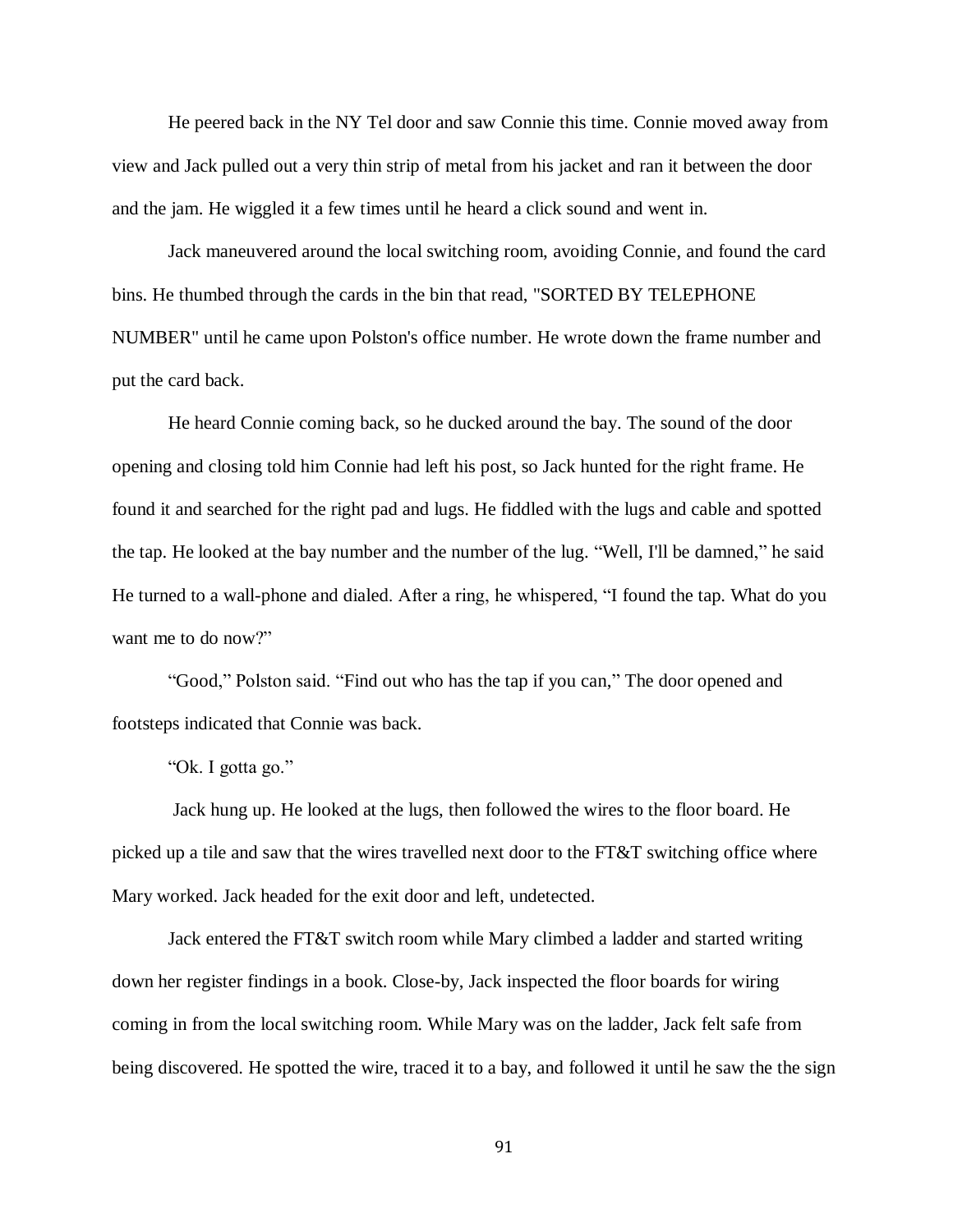He peered back in the NY Tel door and saw Connie this time. Connie moved away from view and Jack pulled out a very thin strip of metal from his jacket and ran it between the door and the jam. He wiggled it a few times until he heard a click sound and went in.

Jack maneuvered around the local switching room, avoiding Connie, and found the card bins. He thumbed through the cards in the bin that read, "SORTED BY TELEPHONE NUMBER" until he came upon Polston's office number. He wrote down the frame number and put the card back.

He heard Connie coming back, so he ducked around the bay. The sound of the door opening and closing told him Connie had left his post, so Jack hunted for the right frame. He found it and searched for the right pad and lugs. He fiddled with the lugs and cable and spotted the tap. He looked at the bay number and the number of the lug. "Well, I'll be damned," he said He turned to a wall-phone and dialed. After a ring, he whispered, "I found the tap. What do you want me to do now?"

"Good," Polston said. "Find out who has the tap if you can," The door opened and footsteps indicated that Connie was back.

"Ok. I gotta go."

Jack hung up. He looked at the lugs, then followed the wires to the floor board. He picked up a tile and saw that the wires travelled next door to the FT&T switching office where Mary worked. Jack headed for the exit door and left, undetected.

Jack entered the FT&T switch room while Mary climbed a ladder and started writing down her register findings in a book. Close-by, Jack inspected the floor boards for wiring coming in from the local switching room. While Mary was on the ladder, Jack felt safe from being discovered. He spotted the wire, traced it to a bay, and followed it until he saw the the sign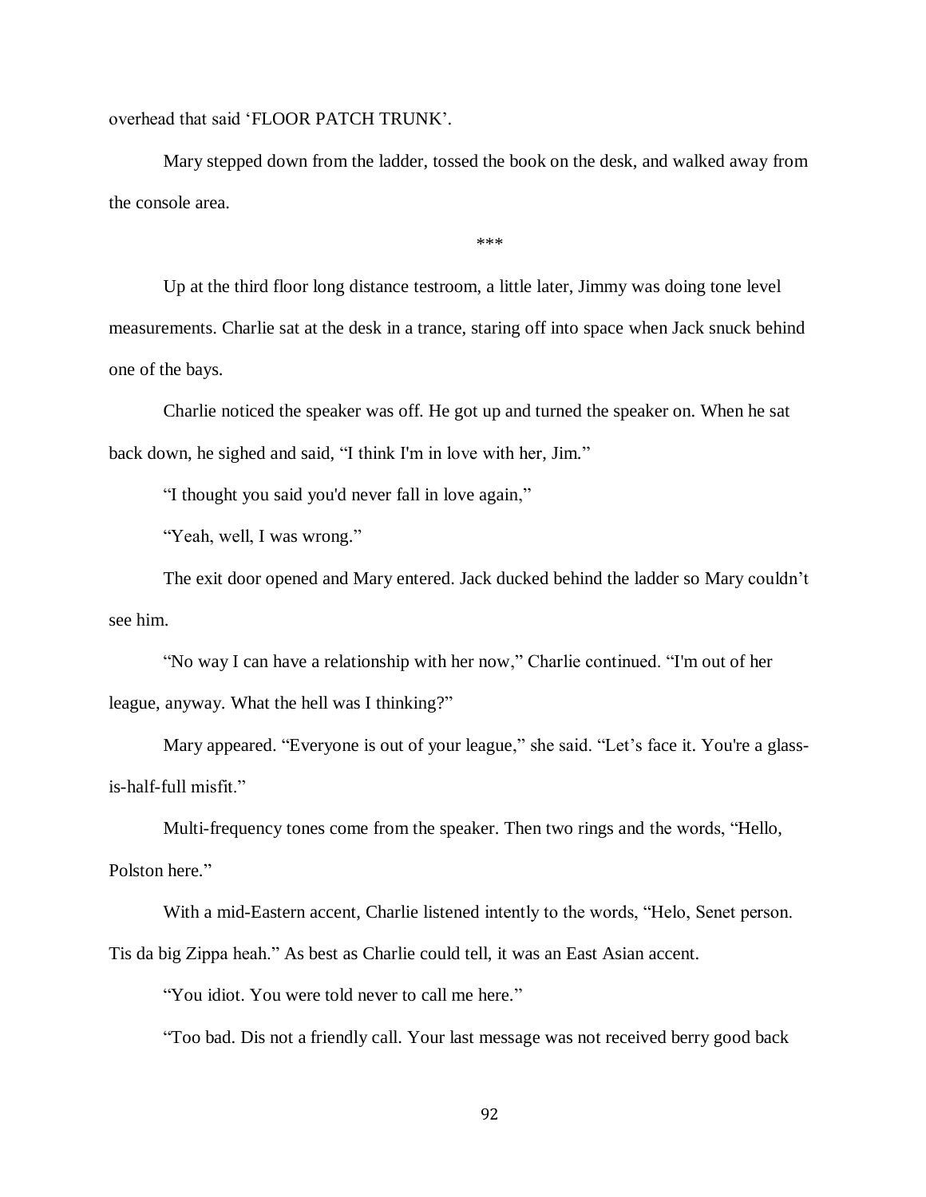overhead that said 'FLOOR PATCH TRUNK'.

Mary stepped down from the ladder, tossed the book on the desk, and walked away from the console area.

***

Up at the third floor long distance testroom, a little later, Jimmy was doing tone level measurements. Charlie sat at the desk in a trance, staring off into space when Jack snuck behind one of the bays.

Charlie noticed the speaker was off. He got up and turned the speaker on. When he sat back down, he sighed and said, "I think I'm in love with her, Jim."

"I thought you said you'd never fall in love again,"

"Yeah, well, I was wrong."

The exit door opened and Mary entered. Jack ducked behind the ladder so Mary couldn't see him.

"No way I can have a relationship with her now," Charlie continued. "I'm out of her league, anyway. What the hell was I thinking?"

Mary appeared. "Everyone is out of your league," she said. "Let's face it. You're a glass-is-half-full misfit."

Multi-frequency tones come from the speaker. Then two rings and the words, "Hello, Polston here."

With a mid-Eastern accent, Charlie listened intently to the words, "Helo, Senet person. Tis da big Zippa heah." As best as Charlie could tell, it was an East Asian accent.

"You idiot. You were told never to call me here."

"Too bad. Dis not a friendly call. Your last message was not received berry good back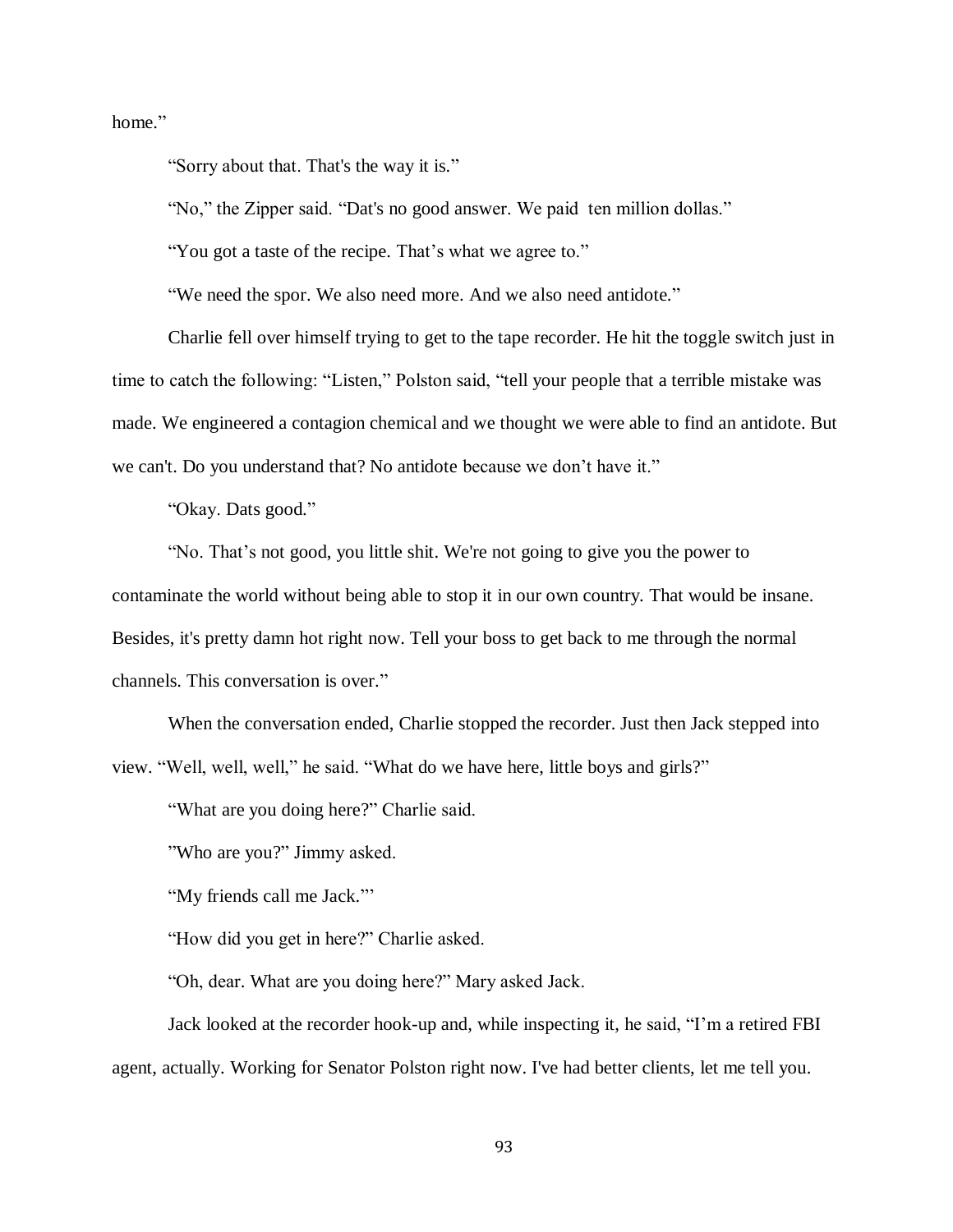home."

"Sorry about that. That's the way it is."

"No," the Zipper said. "Dat's no good answer. We paid ten million dollas."

"You got a taste of the recipe. That's what we agree to."

"We need the spor. We also need more. And we also need antidote."

Charlie fell over himself trying to get to the tape recorder. He hit the toggle switch just in time to catch the following: "Listen," Polston said, "tell your people that a terrible mistake was made. We engineered a contagion chemical and we thought we were able to find an antidote. But we can't. Do you understand that? No antidote because we don't have it."

"Okay. Dats good."

"No. That's not good, you little shit. We're not going to give you the power to contaminate the world without being able to stop it in our own country. That would be insane. Besides, it's pretty damn hot right now. Tell your boss to get back to me through the normal channels. This conversation is over."

When the conversation ended, Charlie stopped the recorder. Just then Jack stepped into view. "Well, well, well," he said. "What do we have here, little boys and girls?"

"What are you doing here?" Charlie said.

"Who are you?" Jimmy asked.

"My friends call me Jack."'

"How did you get in here?" Charlie asked.

"Oh, dear. What are you doing here?" Mary asked Jack.

Jack looked at the recorder hook-up and, while inspecting it, he said, "I'm a retired FBI agent, actually. Working for Senator Polston right now. I've had better clients, let me tell you.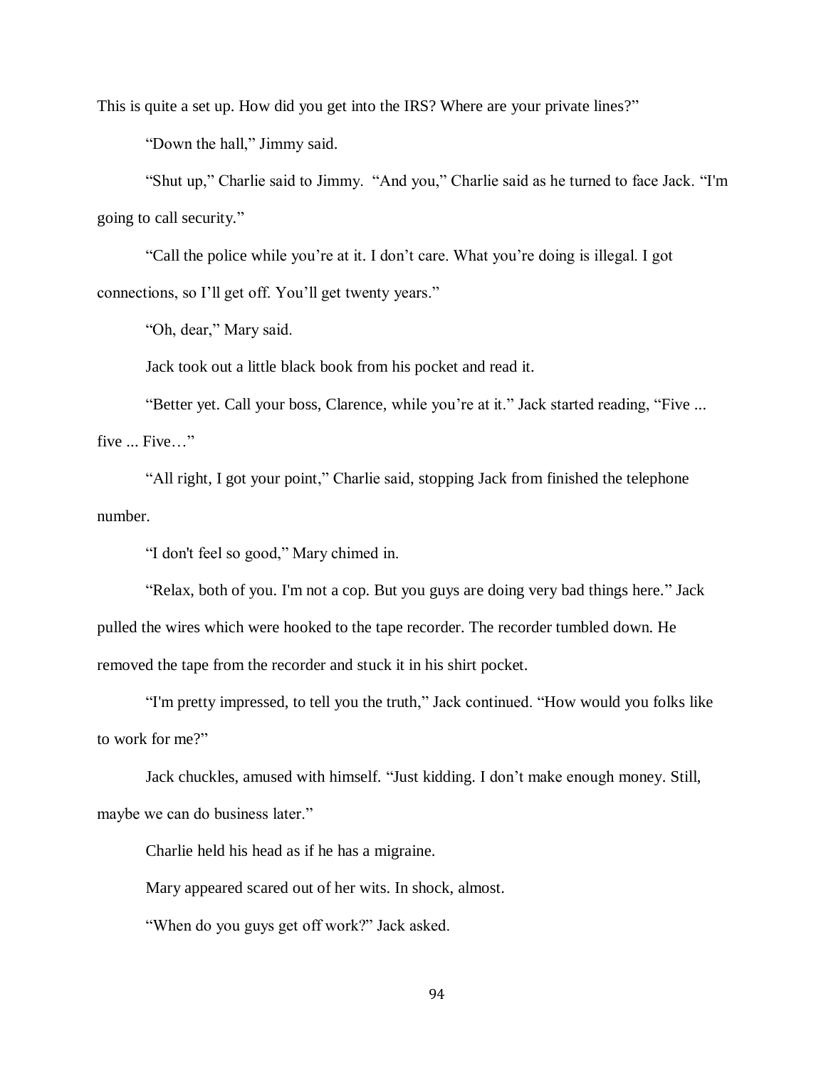This is quite a set up. How did you get into the IRS? Where are your private lines?"

"Down the hall," Jimmy said.

"Shut up," Charlie said to Jimmy. "And you," Charlie said as he turned to face Jack. "I'm going to call security."

"Call the police while you're at it. I don't care. What you're doing is illegal. I got connections, so I'll get off. You'll get twenty years."

"Oh, dear," Mary said.

Jack took out a little black book from his pocket and read it.

"Better yet. Call your boss, Clarence, while you're at it." Jack started reading, "Five ... five ... Five…"

"All right, I got your point," Charlie said, stopping Jack from finished the telephone number.

"I don't feel so good," Mary chimed in.

"Relax, both of you. I'm not a cop. But you guys are doing very bad things here." Jack pulled the wires which were hooked to the tape recorder. The recorder tumbled down. He removed the tape from the recorder and stuck it in his shirt pocket.

"I'm pretty impressed, to tell you the truth," Jack continued. "How would you folks like to work for me?"

Jack chuckles, amused with himself. "Just kidding. I don't make enough money. Still, maybe we can do business later."

Charlie held his head as if he has a migraine.

Mary appeared scared out of her wits. In shock, almost.

"When do you guys get off work?" Jack asked.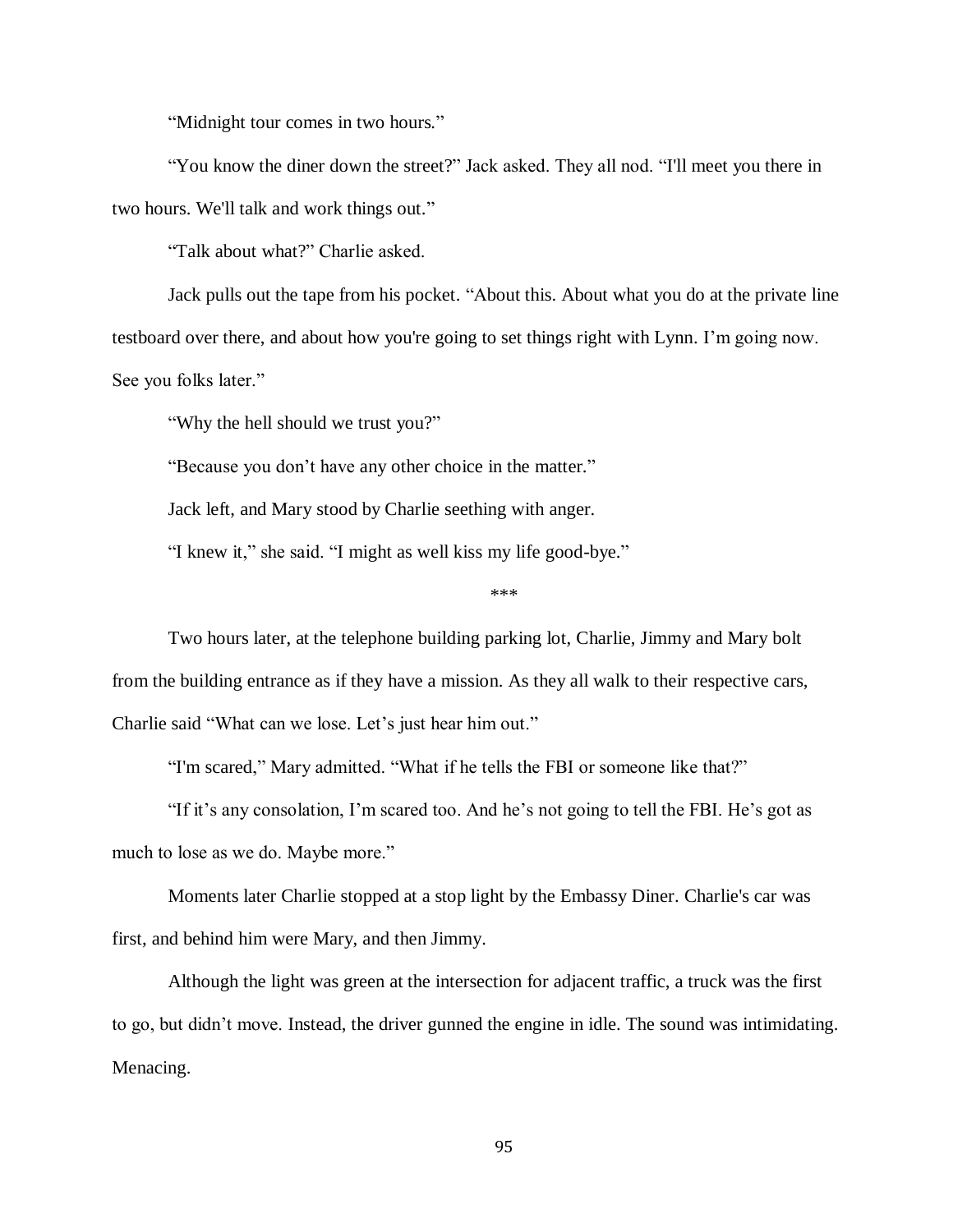"Midnight tour comes in two hours."

"You know the diner down the street?" Jack asked. They all nod. "I'll meet you there in two hours. We'll talk and work things out."

"Talk about what?" Charlie asked.

Jack pulls out the tape from his pocket. "About this. About what you do at the private line testboard over there, and about how you're going to set things right with Lynn. I'm going now. See you folks later."

"Why the hell should we trust you?"

"Because you don't have any other choice in the matter."

Jack left, and Mary stood by Charlie seething with anger.

"I knew it," she said. "I might as well kiss my life good-bye."

***

Two hours later, at the telephone building parking lot, Charlie, Jimmy and Mary bolt from the building entrance as if they have a mission. As they all walk to their respective cars, Charlie said "What can we lose. Let's just hear him out."

"I'm scared," Mary admitted. "What if he tells the FBI or someone like that?"

"If it's any consolation, I'm scared too. And he's not going to tell the FBI. He's got as much to lose as we do. Maybe more."

Moments later Charlie stopped at a stop light by the Embassy Diner. Charlie's car was first, and behind him were Mary, and then Jimmy.

Although the light was green at the intersection for adjacent traffic, a truck was the first to go, but didn't move. Instead, the driver gunned the engine in idle. The sound was intimidating. Menacing.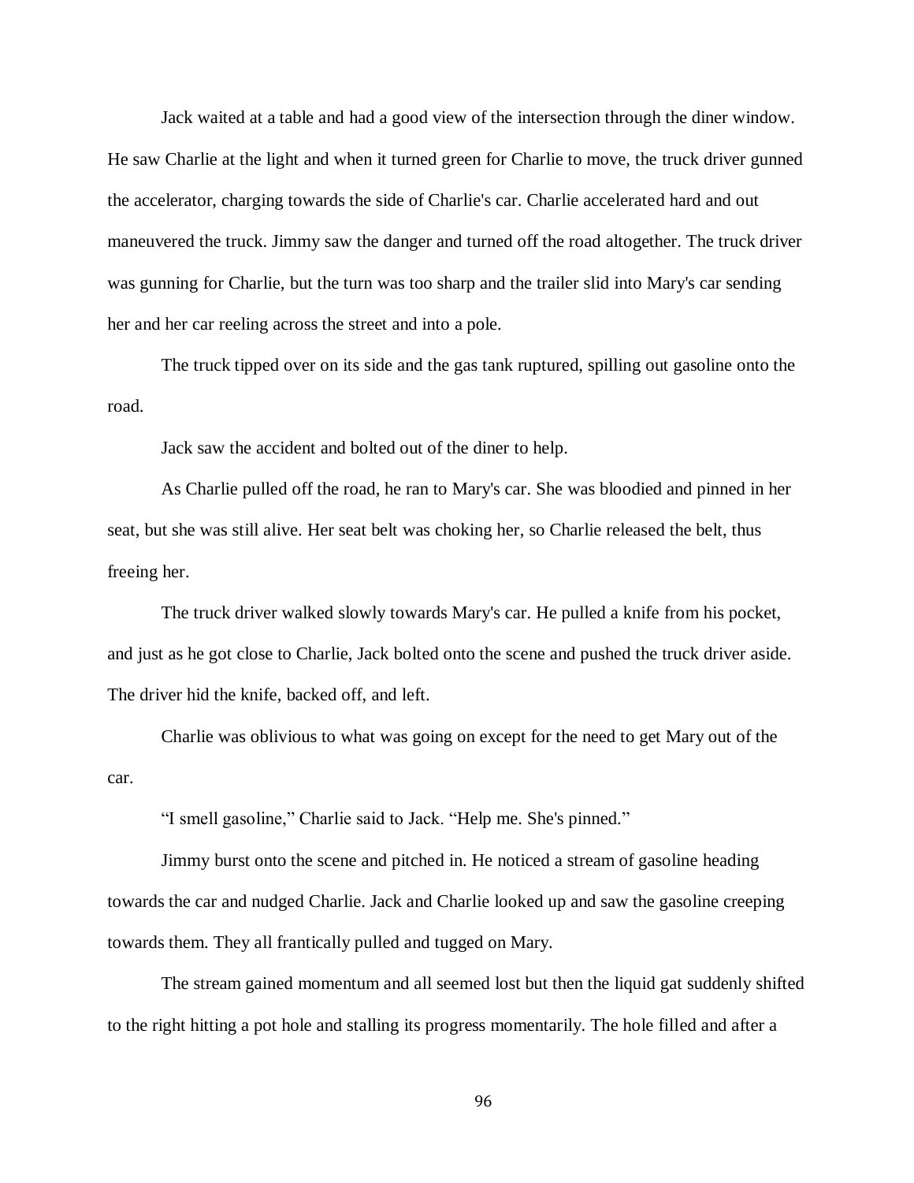Jack waited at a table and had a good view of the intersection through the diner window. He saw Charlie at the light and when it turned green for Charlie to move, the truck driver gunned the accelerator, charging towards the side of Charlie's car. Charlie accelerated hard and out maneuvered the truck. Jimmy saw the danger and turned off the road altogether. The truck driver was gunning for Charlie, but the turn was too sharp and the trailer slid into Mary's car sending her and her car reeling across the street and into a pole.

The truck tipped over on its side and the gas tank ruptured, spilling out gasoline onto the road.

Jack saw the accident and bolted out of the diner to help.

As Charlie pulled off the road, he ran to Mary's car. She was bloodied and pinned in her seat, but she was still alive. Her seat belt was choking her, so Charlie released the belt, thus freeing her.

The truck driver walked slowly towards Mary's car. He pulled a knife from his pocket, and just as he got close to Charlie, Jack bolted onto the scene and pushed the truck driver aside. The driver hid the knife, backed off, and left.

Charlie was oblivious to what was going on except for the need to get Mary out of the car.

"I smell gasoline," Charlie said to Jack. "Help me. She's pinned."

Jimmy burst onto the scene and pitched in. He noticed a stream of gasoline heading towards the car and nudged Charlie. Jack and Charlie looked up and saw the gasoline creeping towards them. They all frantically pulled and tugged on Mary.

The stream gained momentum and all seemed lost but then the liquid gat suddenly shifted to the right hitting a pot hole and stalling its progress momentarily. The hole filled and after a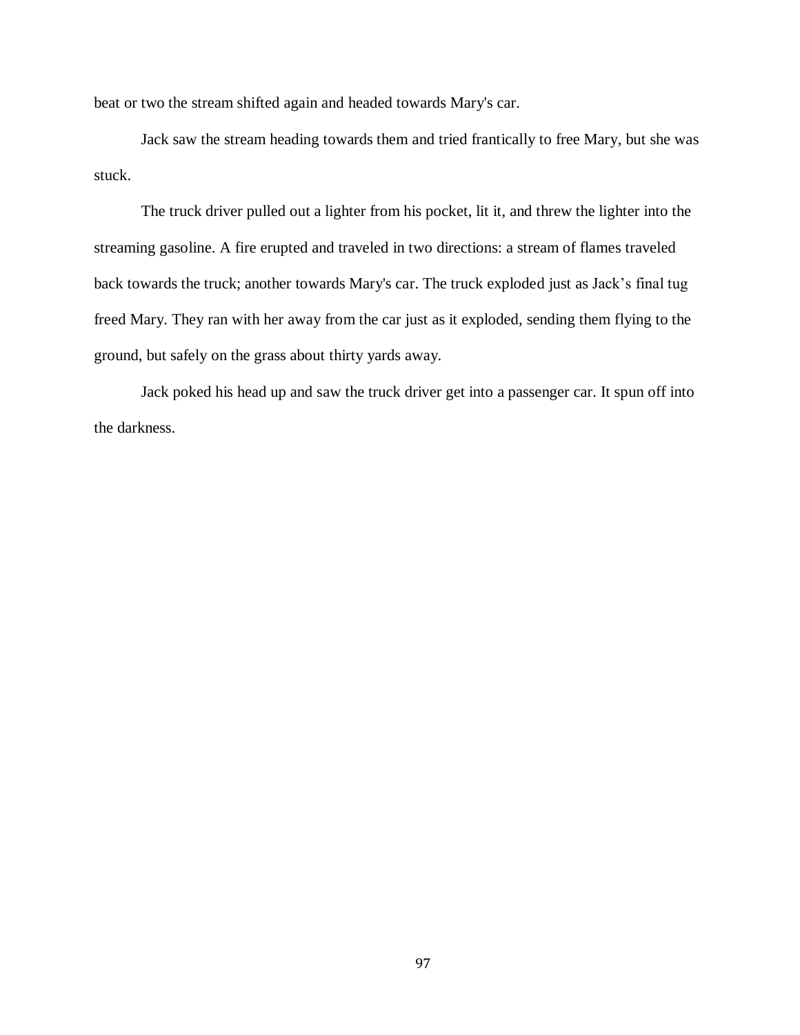beat or two the stream shifted again and headed towards Mary's car.

Jack saw the stream heading towards them and tried frantically to free Mary, but she was stuck.

The truck driver pulled out a lighter from his pocket, lit it, and threw the lighter into the streaming gasoline. A fire erupted and traveled in two directions: a stream of flames traveled back towards the truck; another towards Mary's car. The truck exploded just as Jack’s final tug freed Mary. They ran with her away from the car just as it exploded, sending them flying to the ground, but safely on the grass about thirty yards away.

Jack poked his head up and saw the truck driver get into a passenger car. It spun off into the darkness.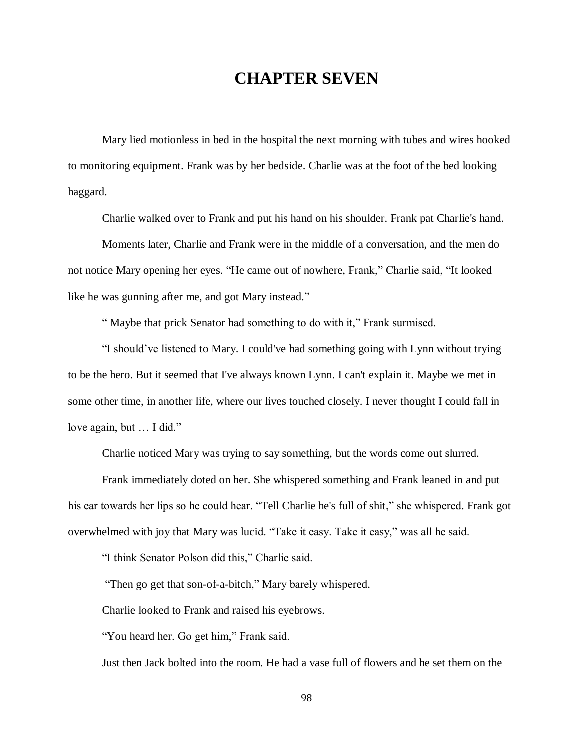# CHAPTER SEVEN

Mary lied motionless in bed in the hospital the next morning with tubes and wires hooked to monitoring equipment. Frank was by her bedside. Charlie was at the foot of the bed looking haggard.

Charlie walked over to Frank and put his hand on his shoulder. Frank pat Charlie's hand.

Moments later, Charlie and Frank were in the middle of a conversation, and the men do not notice Mary opening her eyes. “He came out of nowhere, Frank,” Charlie said, “It looked like he was gunning after me, and got Mary instead.”

“ Maybe that prick Senator had something to do with it,” Frank surmised.

“I should’ve listened to Mary. I could've had something going with Lynn without trying to be the hero. But it seemed that I've always known Lynn. I can't explain it. Maybe we met in some other time, in another life, where our lives touched closely. I never thought I could fall in love again, but … I did.”

Charlie noticed Mary was trying to say something, but the words come out slurred.

Frank immediately doted on her. She whispered something and Frank leaned in and put his ear towards her lips so he could hear. “Tell Charlie he's full of shit,” she whispered. Frank got overwhelmed with joy that Mary was lucid. “Take it easy. Take it easy,” was all he said.

“I think Senator Polson did this,” Charlie said.

“Then go get that son-of-a-bitch,” Mary barely whispered.

Charlie looked to Frank and raised his eyebrows.

“You heard her. Go get him,” Frank said.

Just then Jack bolted into the room. He had a vase full of flowers and he set them on the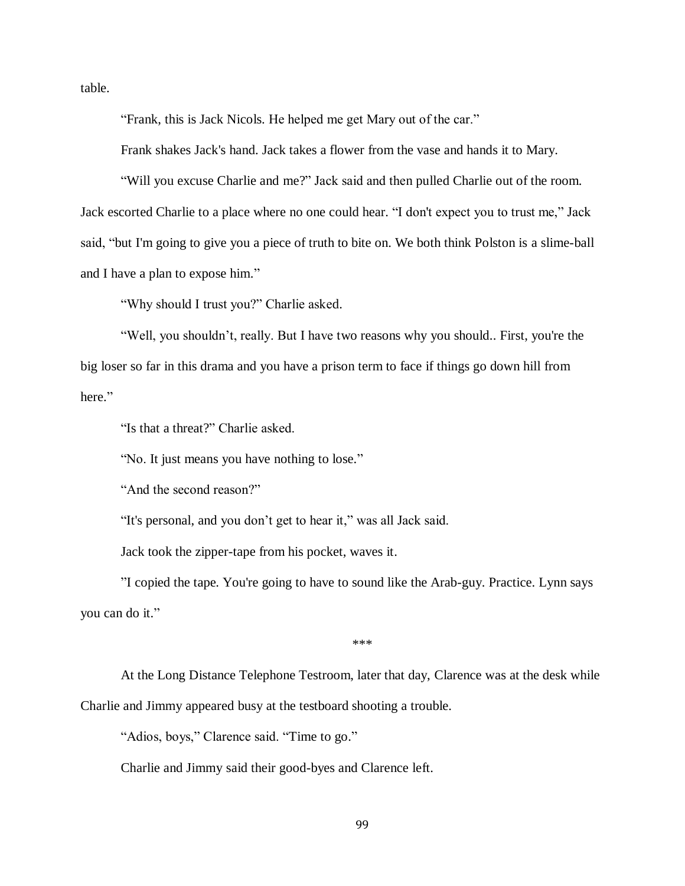table.

"Frank, this is Jack Nicols. He helped me get Mary out of the car."

Frank shakes Jack's hand. Jack takes a flower from the vase and hands it to Mary.

"Will you excuse Charlie and me?" Jack said and then pulled Charlie out of the room. Jack escorted Charlie to a place where no one could hear. "I don't expect you to trust me," Jack said, "but I'm going to give you a piece of truth to bite on. We both think Polston is a slime-ball and I have a plan to expose him."

"Why should I trust you?" Charlie asked.

"Well, you shouldn't, really. But I have two reasons why you should.. First, you're the big loser so far in this drama and you have a prison term to face if things go down hill from here."

"Is that a threat?" Charlie asked.

"No. It just means you have nothing to lose."

"And the second reason?"

"It's personal, and you don't get to hear it," was all Jack said.

Jack took the zipper-tape from his pocket, waves it.

"I copied the tape. You're going to have to sound like the Arab-guy. Practice. Lynn says you can do it."

\*\*\*

At the Long Distance Telephone Testroom, later that day, Clarence was at the desk while Charlie and Jimmy appeared busy at the testboard shooting a trouble.

"Adios, boys," Clarence said. "Time to go."

Charlie and Jimmy said their good-byes and Clarence left.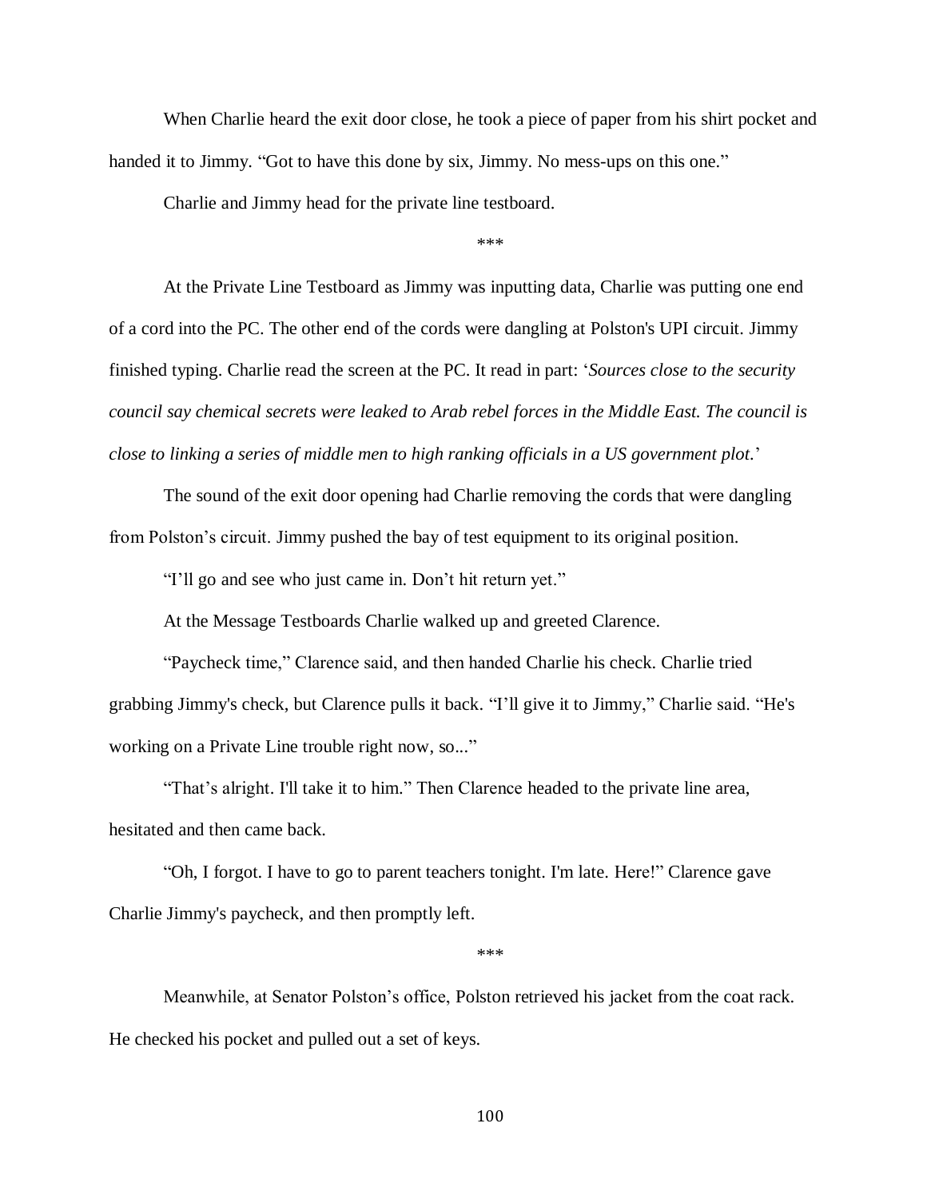When Charlie heard the exit door close, he took a piece of paper from his shirt pocket and handed it to Jimmy. “Got to have this done by six, Jimmy. No mess-ups on this one.”

Charlie and Jimmy head for the private line testboard.

***

At the Private Line Testboard as Jimmy was inputting data, Charlie was putting one end of a cord into the PC. The other end of the cords were dangling at Polston's UPI circuit. Jimmy finished typing. Charlie read the screen at the PC. It read in part: ‘*Sources close to the security council say chemical secrets were leaked to Arab rebel forces in the Middle East. The council is close to linking a series of middle men to high ranking officials in a US government plot.*’

The sound of the exit door opening had Charlie removing the cords that were dangling from Polston’s circuit. Jimmy pushed the bay of test equipment to its original position.

“I’ll go and see who just came in. Don’t hit return yet.”

At the Message Testboards Charlie walked up and greeted Clarence.

“Paycheck time,” Clarence said, and then handed Charlie his check. Charlie tried grabbing Jimmy's check, but Clarence pulls it back. “I’ll give it to Jimmy,” Charlie said. “He's working on a Private Line trouble right now, so...”

“That’s alright. I'll take it to him.” Then Clarence headed to the private line area, hesitated and then came back.

“Oh, I forgot. I have to go to parent teachers tonight. I'm late. Here!” Clarence gave Charlie Jimmy's paycheck, and then promptly left.

***

Meanwhile, at Senator Polston’s office, Polston retrieved his jacket from the coat rack. He checked his pocket and pulled out a set of keys.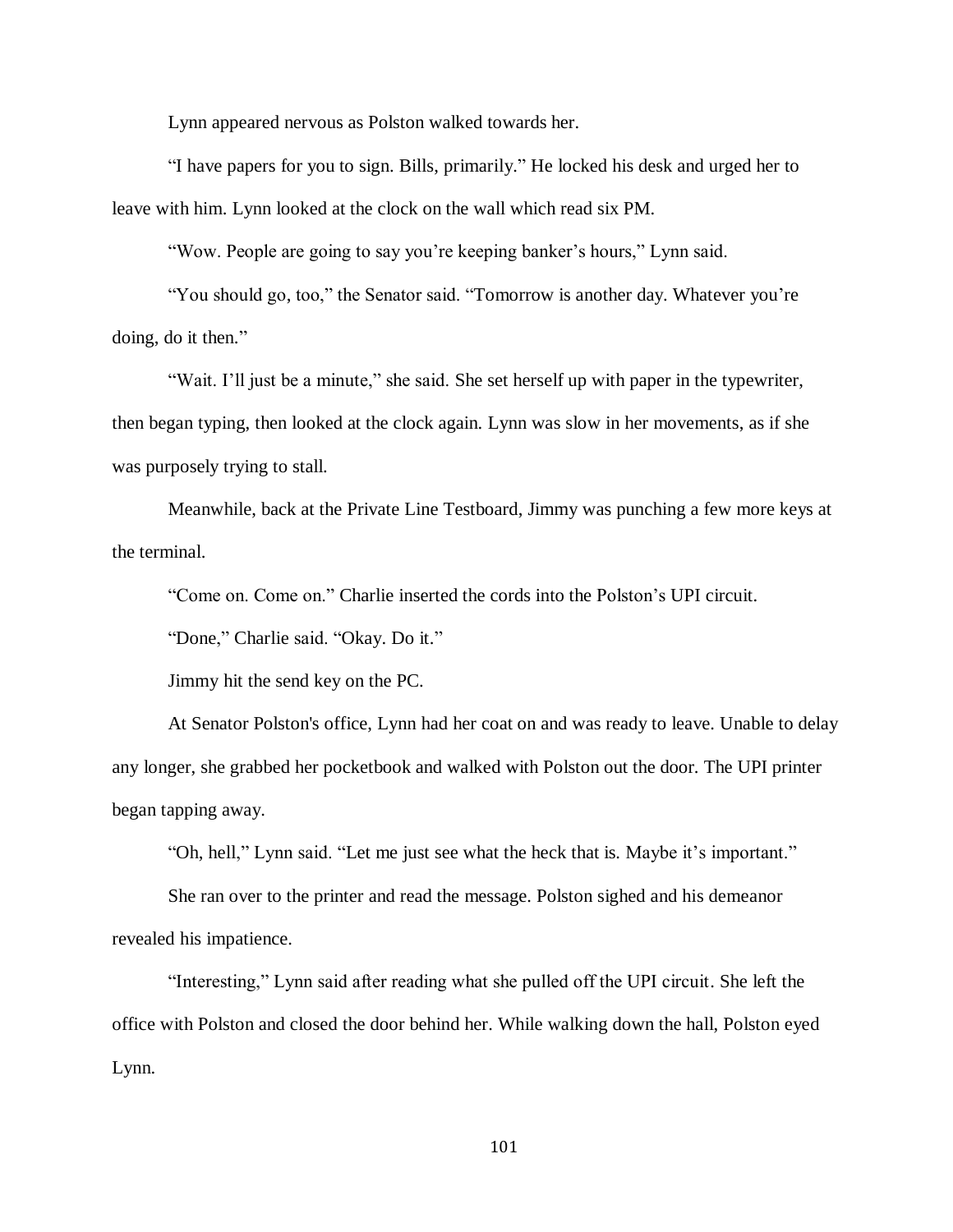Lynn appeared nervous as Polston walked towards her.

“I have papers for you to sign. Bills, primarily.” He locked his desk and urged her to leave with him. Lynn looked at the clock on the wall which read six PM.

“Wow. People are going to say you’re keeping banker’s hours,” Lynn said.

“You should go, too,” the Senator said. “Tomorrow is another day. Whatever you’re doing, do it then.”

“Wait. I’ll just be a minute,” she said. She set herself up with paper in the typewriter, then began typing, then looked at the clock again. Lynn was slow in her movements, as if she was purposely trying to stall.

Meanwhile, back at the Private Line Testboard, Jimmy was punching a few more keys at the terminal.

“Come on. Come on.” Charlie inserted the cords into the Polston’s UPI circuit.

“Done,” Charlie said. “Okay. Do it.”

Jimmy hit the send key on the PC.

At Senator Polston's office, Lynn had her coat on and was ready to leave. Unable to delay any longer, she grabbed her pocketbook and walked with Polston out the door. The UPI printer began tapping away.

“Oh, hell,” Lynn said. “Let me just see what the heck that is. Maybe it’s important.”

She ran over to the printer and read the message. Polston sighed and his demeanor revealed his impatience.

“Interesting,” Lynn said after reading what she pulled off the UPI circuit. She left the office with Polston and closed the door behind her. While walking down the hall, Polston eyed Lynn.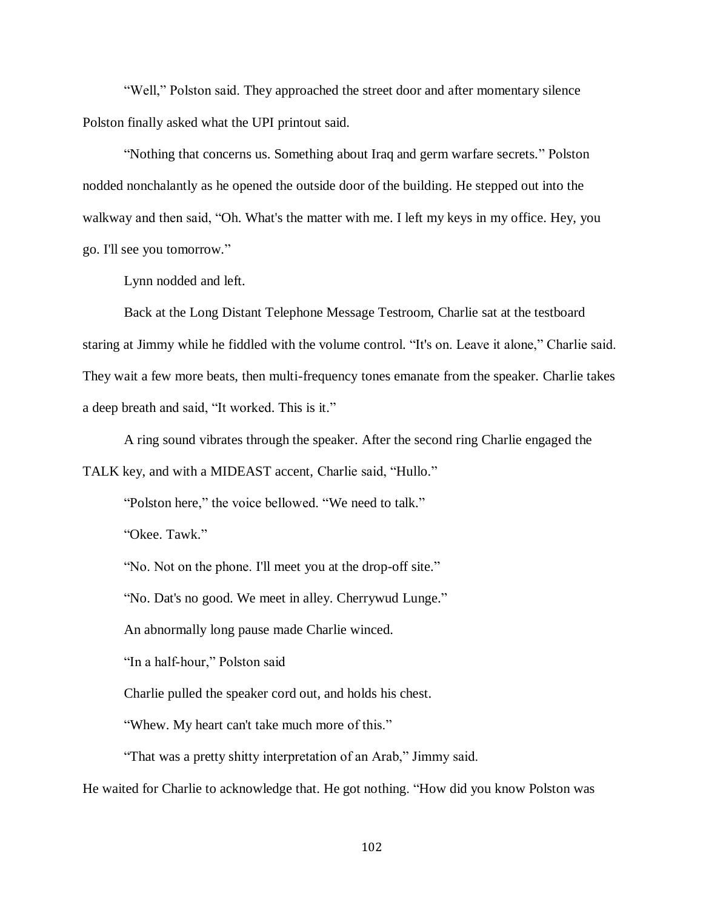"Well," Polston said. They approached the street door and after momentary silence Polston finally asked what the UPI printout said.

"Nothing that concerns us. Something about Iraq and germ warfare secrets." Polston nodded nonchalantly as he opened the outside door of the building. He stepped out into the walkway and then said, "Oh. What's the matter with me. I left my keys in my office. Hey, you go. I'll see you tomorrow."

Lynn nodded and left.

Back at the Long Distant Telephone Message Testroom, Charlie sat at the testboard staring at Jimmy while he fiddled with the volume control. "It's on. Leave it alone," Charlie said. They wait a few more beats, then multi-frequency tones emanate from the speaker. Charlie takes a deep breath and said, "It worked. This is it."

A ring sound vibrates through the speaker. After the second ring Charlie engaged the TALK key, and with a MIDEAST accent, Charlie said, "Hullo."

"Polston here," the voice bellowed. "We need to talk."

"Okee. Tawk."

"No. Not on the phone. I'll meet you at the drop-off site."

"No. Dat's no good. We meet in alley. Cherrywud Lunge."

An abnormally long pause made Charlie winced.

"In a half-hour," Polston said

Charlie pulled the speaker cord out, and holds his chest.

"Whew. My heart can't take much more of this."

"That was a pretty shitty interpretation of an Arab," Jimmy said.

He waited for Charlie to acknowledge that. He got nothing. "How did you know Polston was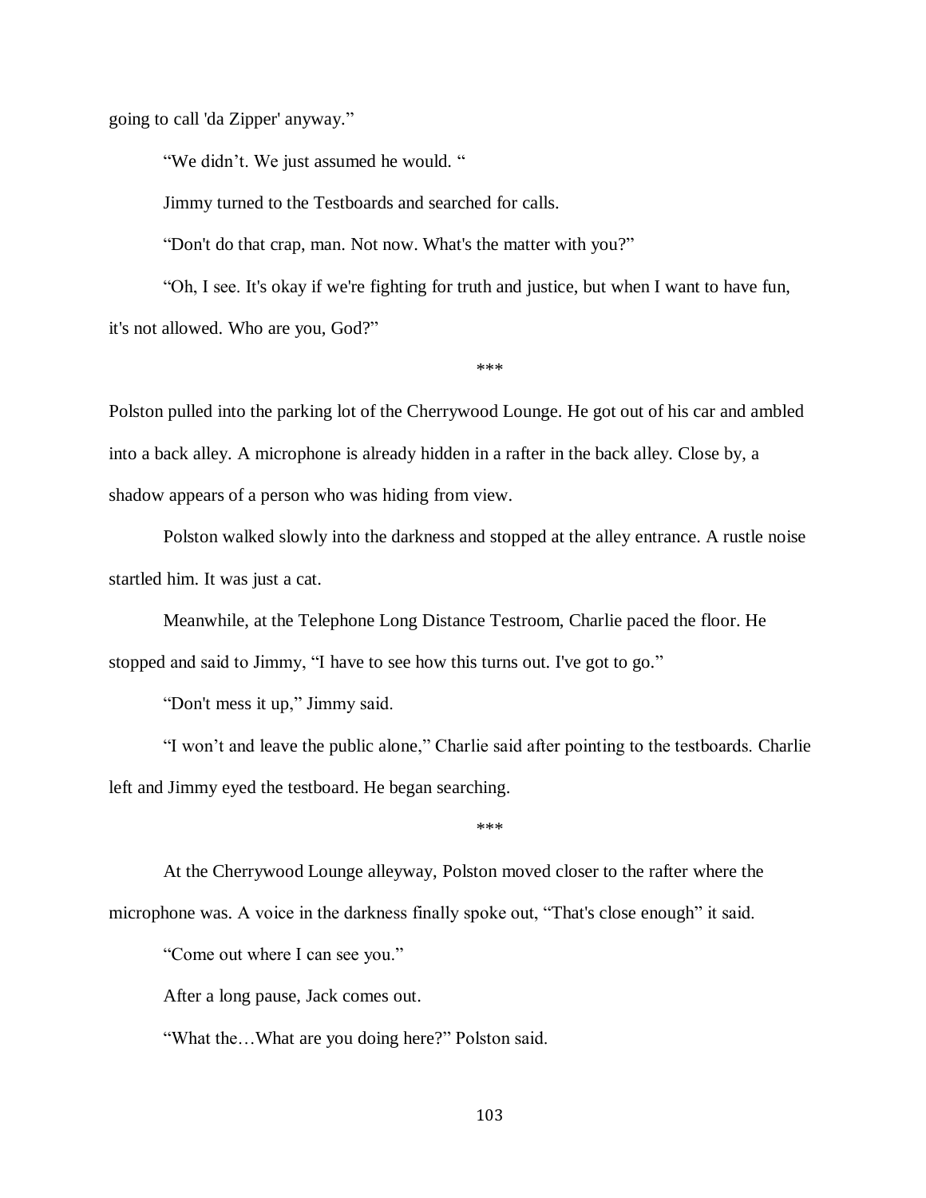going to call 'da Zipper' anyway."

"We didn't. We just assumed he would. "

Jimmy turned to the Testboards and searched for calls.

"Don't do that crap, man. Not now. What's the matter with you?"

"Oh, I see. It's okay if we're fighting for truth and justice, but when I want to have fun, it's not allowed. Who are you, God?"

***

Polston pulled into the parking lot of the Cherrywood Lounge. He got out of his car and ambled into a back alley. A microphone is already hidden in a rafter in the back alley. Close by, a shadow appears of a person who was hiding from view.

Polston walked slowly into the darkness and stopped at the alley entrance. A rustle noise startled him. It was just a cat.

Meanwhile, at the Telephone Long Distance Testroom, Charlie paced the floor. He stopped and said to Jimmy, "I have to see how this turns out. I've got to go."

"Don't mess it up," Jimmy said.

"I won't and leave the public alone," Charlie said after pointing to the testboards. Charlie left and Jimmy eyed the testboard. He began searching.

***

At the Cherrywood Lounge alleyway, Polston moved closer to the rafter where the microphone was. A voice in the darkness finally spoke out, "That's close enough" it said.

"Come out where I can see you."

After a long pause, Jack comes out.

"What the…What are you doing here?" Polston said.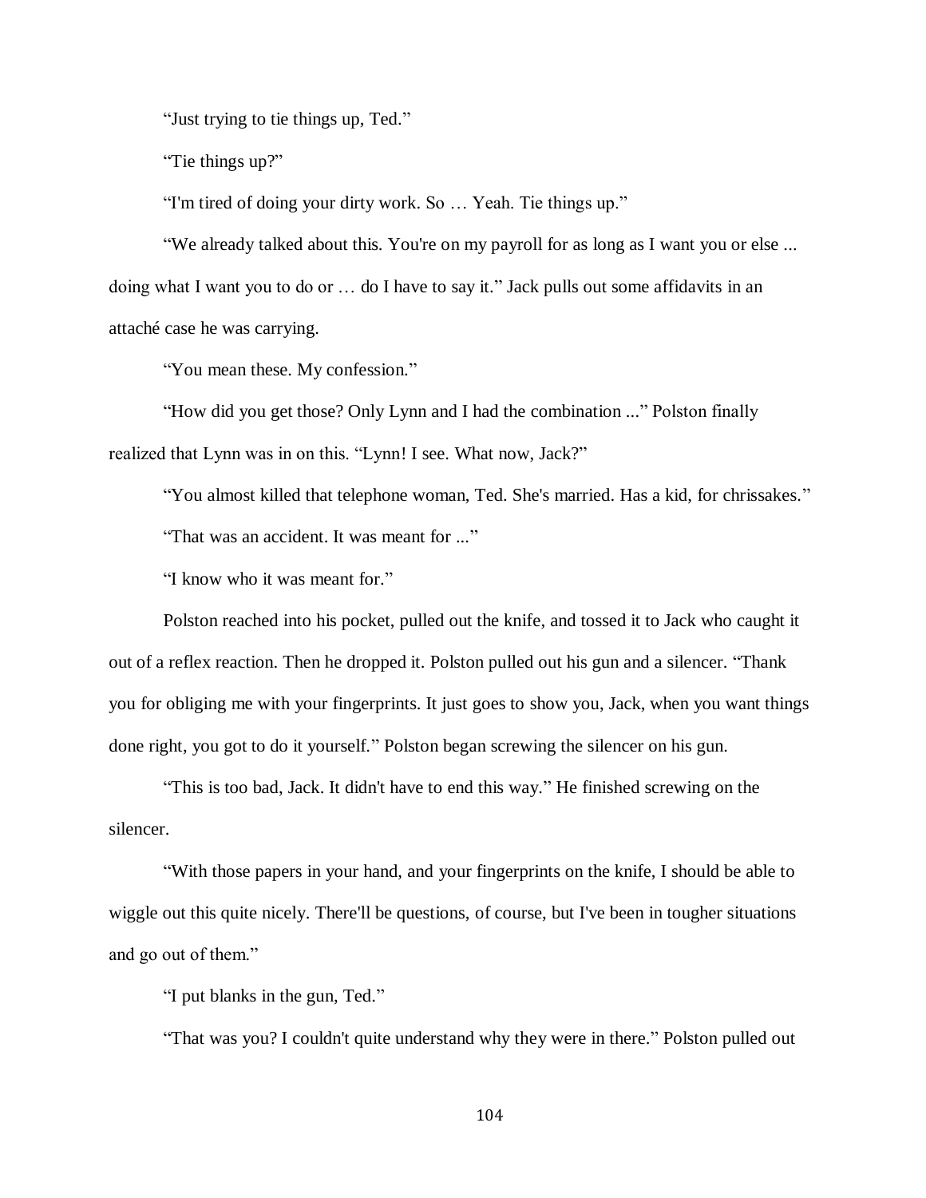"Just trying to tie things up, Ted."

"Tie things up?"

"I'm tired of doing your dirty work. So … Yeah. Tie things up."

"We already talked about this. You're on my payroll for as long as I want you or else ... doing what I want you to do or … do I have to say it." Jack pulls out some affidavits in an attaché case he was carrying.

"You mean these. My confession."

"How did you get those? Only Lynn and I had the combination ..." Polston finally realized that Lynn was in on this. "Lynn! I see. What now, Jack?"

"You almost killed that telephone woman, Ted. She's married. Has a kid, for chrissakes."

"That was an accident. It was meant for ..."

"I know who it was meant for."

Polston reached into his pocket, pulled out the knife, and tossed it to Jack who caught it out of a reflex reaction. Then he dropped it. Polston pulled out his gun and a silencer. "Thank you for obliging me with your fingerprints. It just goes to show you, Jack, when you want things done right, you got to do it yourself." Polston began screwing the silencer on his gun.

"This is too bad, Jack. It didn't have to end this way." He finished screwing on the silencer.

"With those papers in your hand, and your fingerprints on the knife, I should be able to wiggle out this quite nicely. There'll be questions, of course, but I've been in tougher situations and go out of them."

"I put blanks in the gun, Ted."

"That was you? I couldn't quite understand why they were in there." Polston pulled out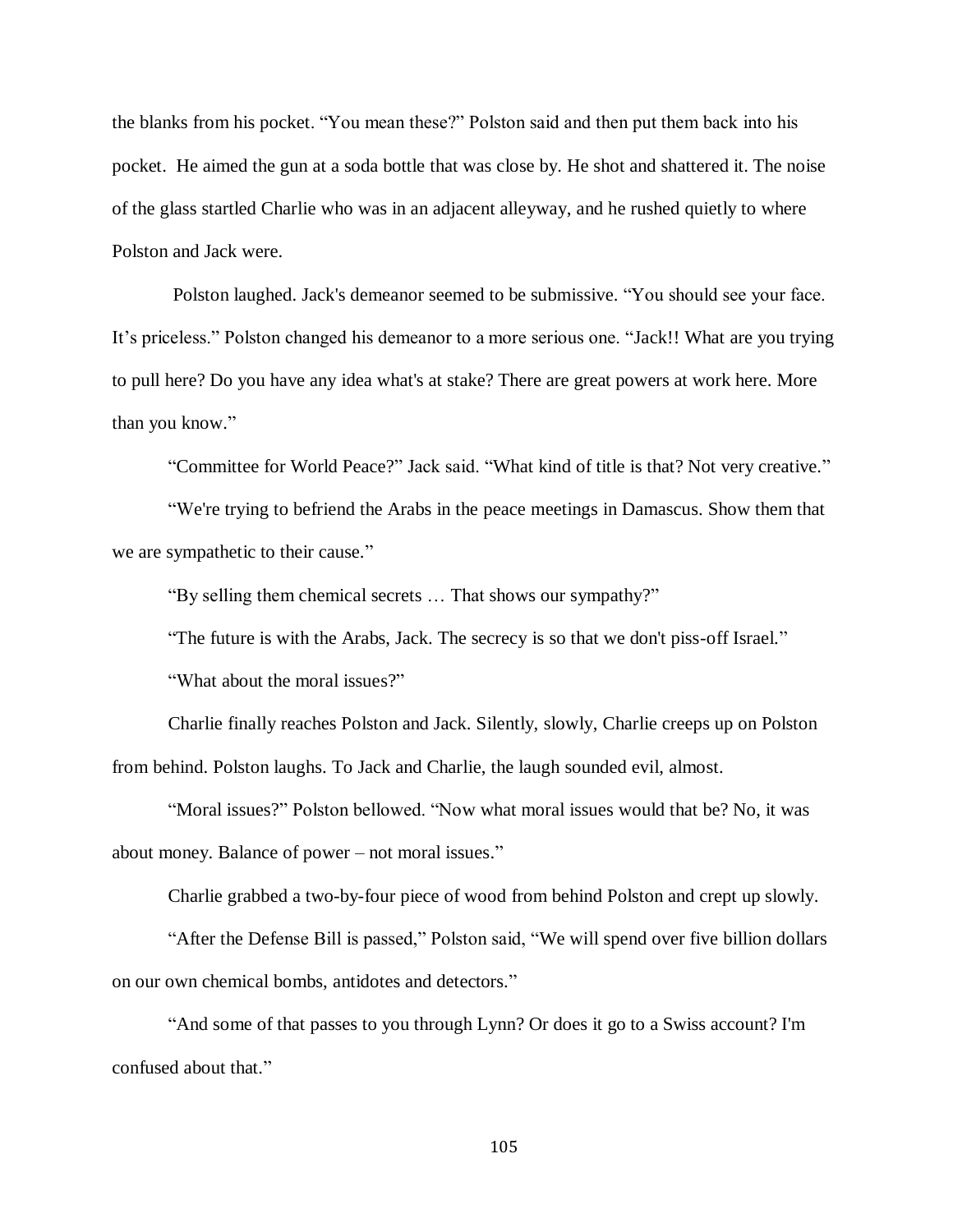the blanks from his pocket. "You mean these?" Polston said and then put them back into his pocket. He aimed the gun at a soda bottle that was close by. He shot and shattered it. The noise of the glass startled Charlie who was in an adjacent alleyway, and he rushed quietly to where Polston and Jack were.

Polston laughed. Jack's demeanor seemed to be submissive. "You should see your face. It's priceless." Polston changed his demeanor to a more serious one. "Jack!! What are you trying to pull here? Do you have any idea what's at stake? There are great powers at work here. More than you know."

"Committee for World Peace?" Jack said. "What kind of title is that? Not very creative."

"We're trying to befriend the Arabs in the peace meetings in Damascus. Show them that we are sympathetic to their cause."

"By selling them chemical secrets … That shows our sympathy?"

"The future is with the Arabs, Jack. The secrecy is so that we don't piss-off Israel."

"What about the moral issues?"

Charlie finally reaches Polston and Jack. Silently, slowly, Charlie creeps up on Polston from behind. Polston laughs. To Jack and Charlie, the laugh sounded evil, almost.

"Moral issues?" Polston bellowed. "Now what moral issues would that be? No, it was about money. Balance of power – not moral issues."

Charlie grabbed a two-by-four piece of wood from behind Polston and crept up slowly.

"After the Defense Bill is passed," Polston said, "We will spend over five billion dollars on our own chemical bombs, antidotes and detectors."

"And some of that passes to you through Lynn? Or does it go to a Swiss account? I'm confused about that."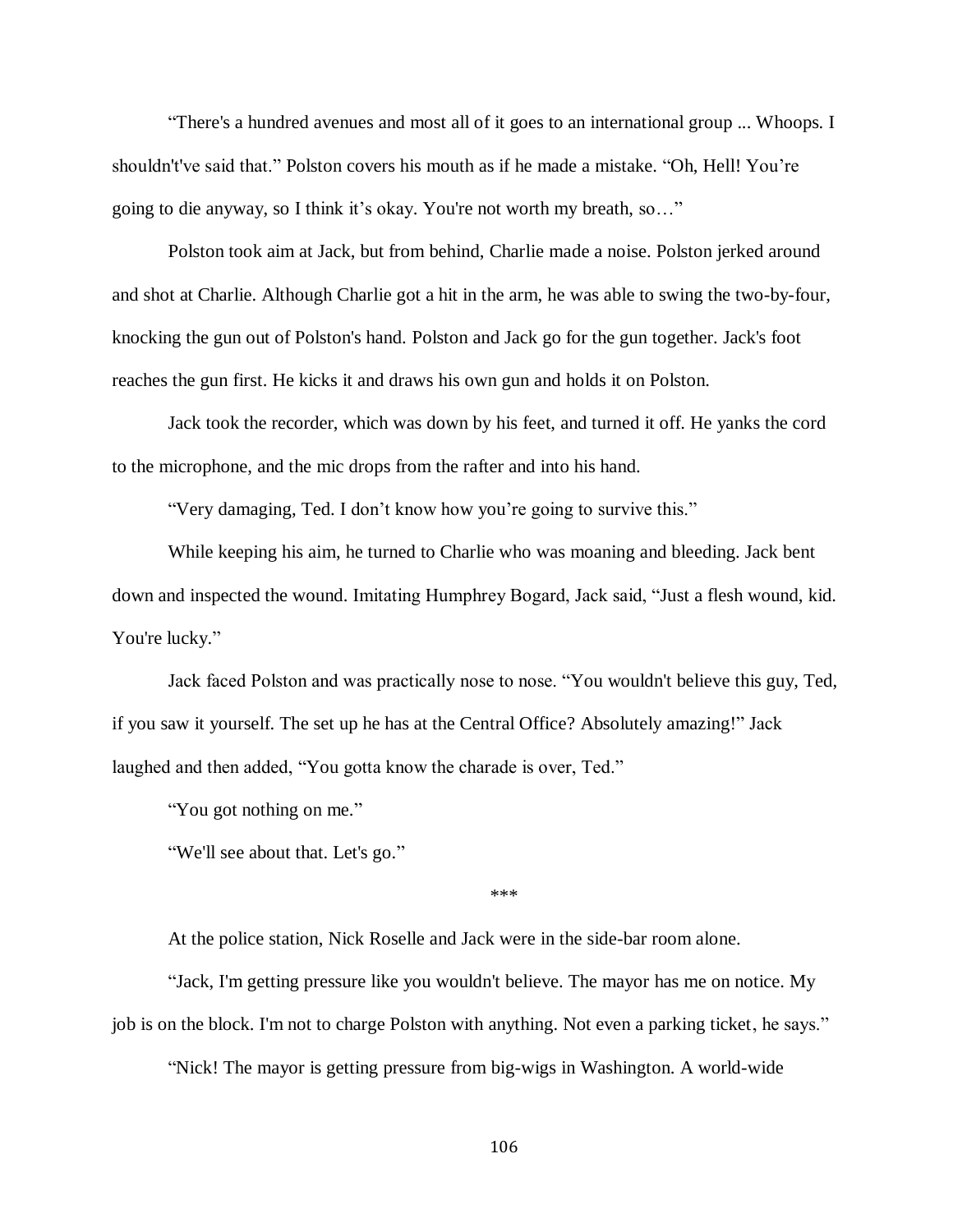"There's a hundred avenues and most all of it goes to an international group ... Whoops. I shouldn't've said that." Polston covers his mouth as if he made a mistake. "Oh, Hell! You're going to die anyway, so I think it's okay. You're not worth my breath, so…"

Polston took aim at Jack, but from behind, Charlie made a noise. Polston jerked around and shot at Charlie. Although Charlie got a hit in the arm, he was able to swing the two-by-four, knocking the gun out of Polston's hand. Polston and Jack go for the gun together. Jack's foot reaches the gun first. He kicks it and draws his own gun and holds it on Polston.

Jack took the recorder, which was down by his feet, and turned it off. He yanks the cord to the microphone, and the mic drops from the rafter and into his hand.

"Very damaging, Ted. I don't know how you're going to survive this."

While keeping his aim, he turned to Charlie who was moaning and bleeding. Jack bent down and inspected the wound. Imitating Humphrey Bogard, Jack said, "Just a flesh wound, kid. You're lucky."

Jack faced Polston and was practically nose to nose. "You wouldn't believe this guy, Ted, if you saw it yourself. The set up he has at the Central Office? Absolutely amazing!" Jack laughed and then added, "You gotta know the charade is over, Ted."

"You got nothing on me."

"We'll see about that. Let's go."

***

At the police station, Nick Roselle and Jack were in the side-bar room alone.

"Jack, I'm getting pressure like you wouldn't believe. The mayor has me on notice. My job is on the block. I'm not to charge Polston with anything. Not even a parking ticket, he says."

"Nick! The mayor is getting pressure from big-wigs in Washington. A world-wide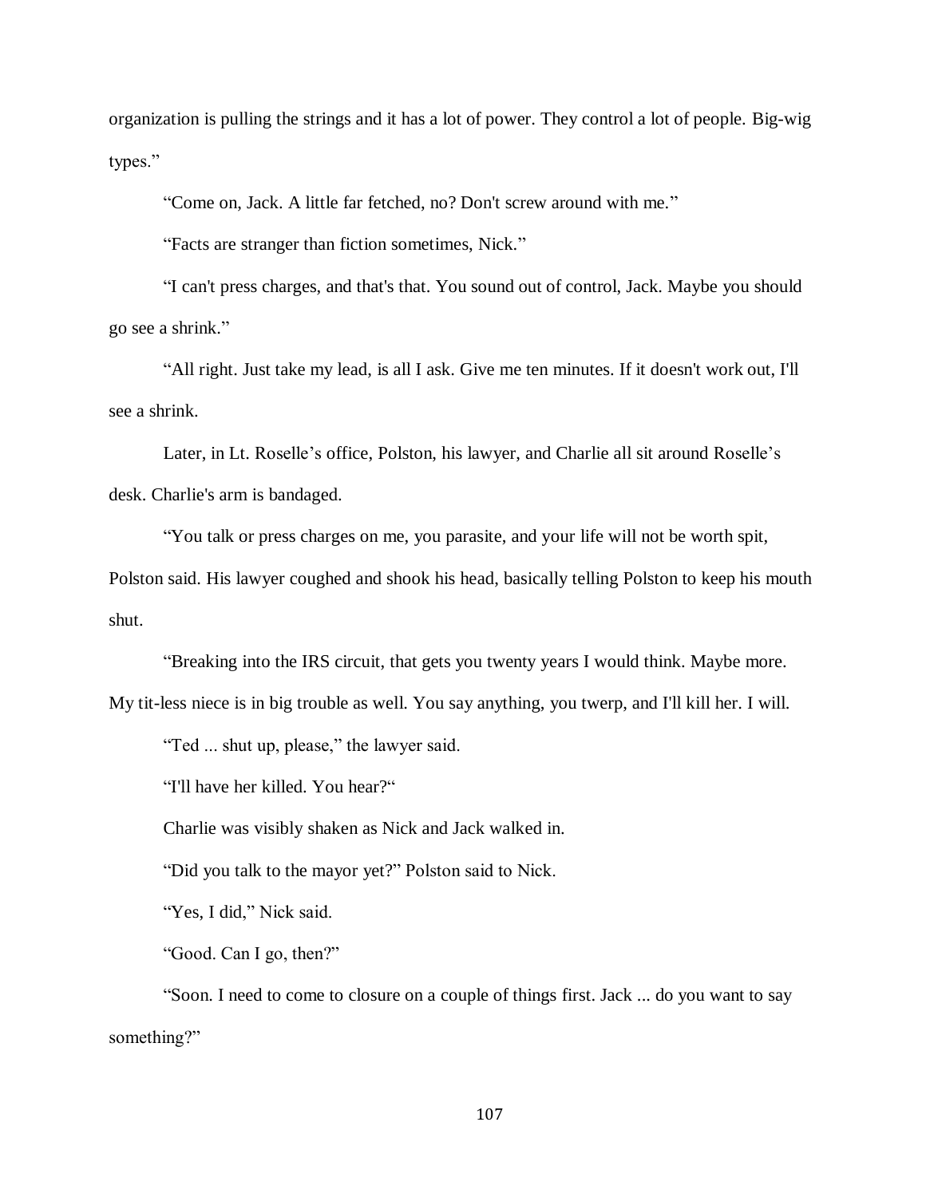organization is pulling the strings and it has a lot of power. They control a lot of people. Big-wig types."

"Come on, Jack. A little far fetched, no? Don't screw around with me."

"Facts are stranger than fiction sometimes, Nick."

"I can't press charges, and that's that. You sound out of control, Jack. Maybe you should go see a shrink."

"All right. Just take my lead, is all I ask. Give me ten minutes. If it doesn't work out, I'll see a shrink.

Later, in Lt. Roselle's office, Polston, his lawyer, and Charlie all sit around Roselle's desk. Charlie's arm is bandaged.

"You talk or press charges on me, you parasite, and your life will not be worth spit, Polston said. His lawyer coughed and shook his head, basically telling Polston to keep his mouth shut.

"Breaking into the IRS circuit, that gets you twenty years I would think. Maybe more. My tit-less niece is in big trouble as well. You say anything, you twerp, and I'll kill her. I will.

"Ted ... shut up, please," the lawyer said.

"I'll have her killed. You hear?"

Charlie was visibly shaken as Nick and Jack walked in.

"Did you talk to the mayor yet?" Polston said to Nick.

"Yes, I did," Nick said.

"Good. Can I go, then?"

"Soon. I need to come to closure on a couple of things first. Jack ... do you want to say something?"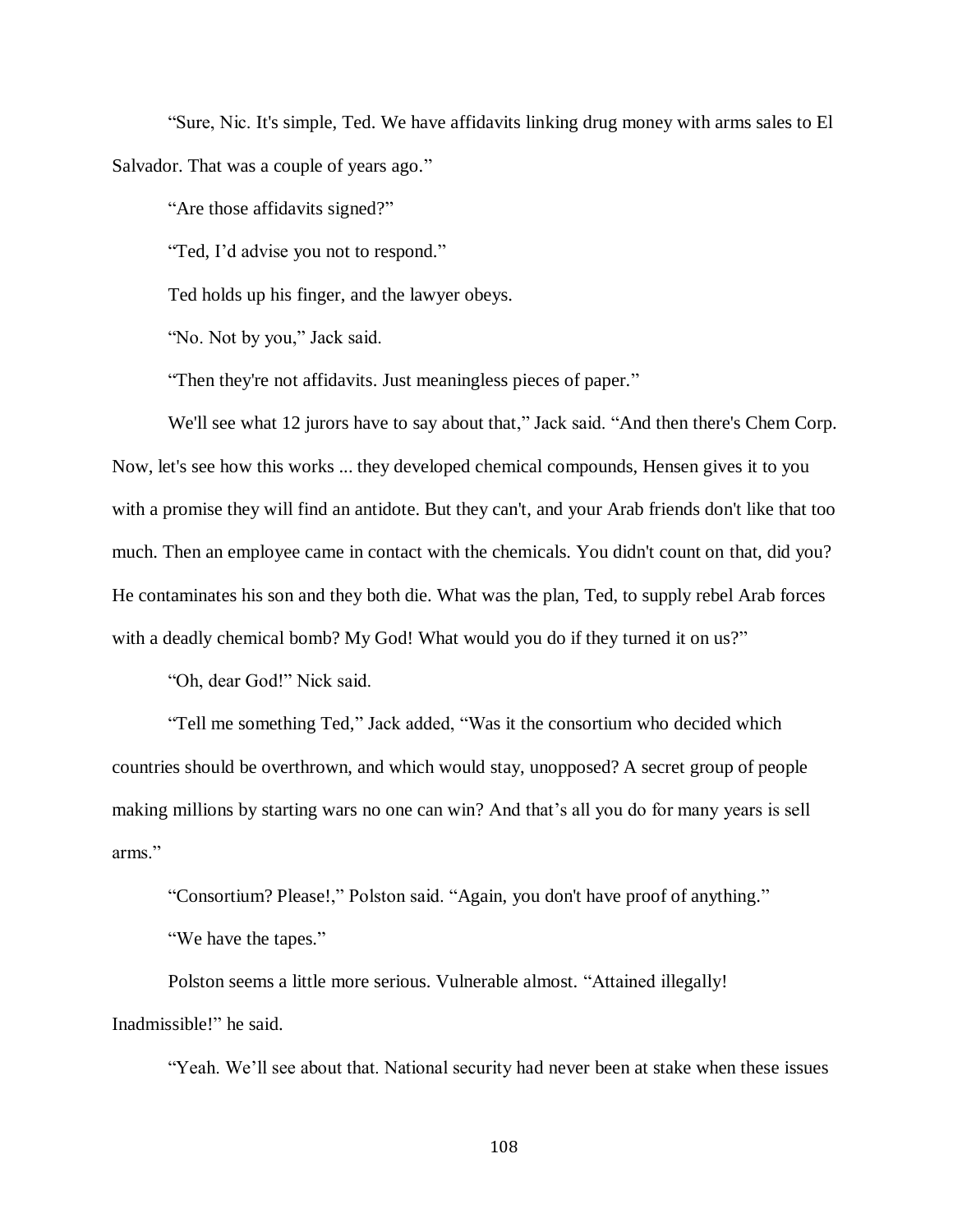"Sure, Nic. It's simple, Ted. We have affidavits linking drug money with arms sales to El Salvador. That was a couple of years ago."

"Are those affidavits signed?"

"Ted, I'd advise you not to respond."

Ted holds up his finger, and the lawyer obeys.

"No. Not by you," Jack said.

"Then they're not affidavits. Just meaningless pieces of paper."

We'll see what 12 jurors have to say about that," Jack said. "And then there's Chem Corp. Now, let's see how this works ... they developed chemical compounds, Hensen gives it to you with a promise they will find an antidote. But they can't, and your Arab friends don't like that too much. Then an employee came in contact with the chemicals. You didn't count on that, did you? He contaminates his son and they both die. What was the plan, Ted, to supply rebel Arab forces with a deadly chemical bomb? My God! What would you do if they turned it on us?"

"Oh, dear God!" Nick said.

"Tell me something Ted," Jack added, "Was it the consortium who decided which countries should be overthrown, and which would stay, unopposed? A secret group of people making millions by starting wars no one can win? And that's all you do for many years is sell arms."

"Consortium? Please!," Polston said. "Again, you don't have proof of anything."

"We have the tapes."

Polston seems a little more serious. Vulnerable almost. "Attained illegally! Inadmissible!" he said.

"Yeah. We'll see about that. National security had never been at stake when these issues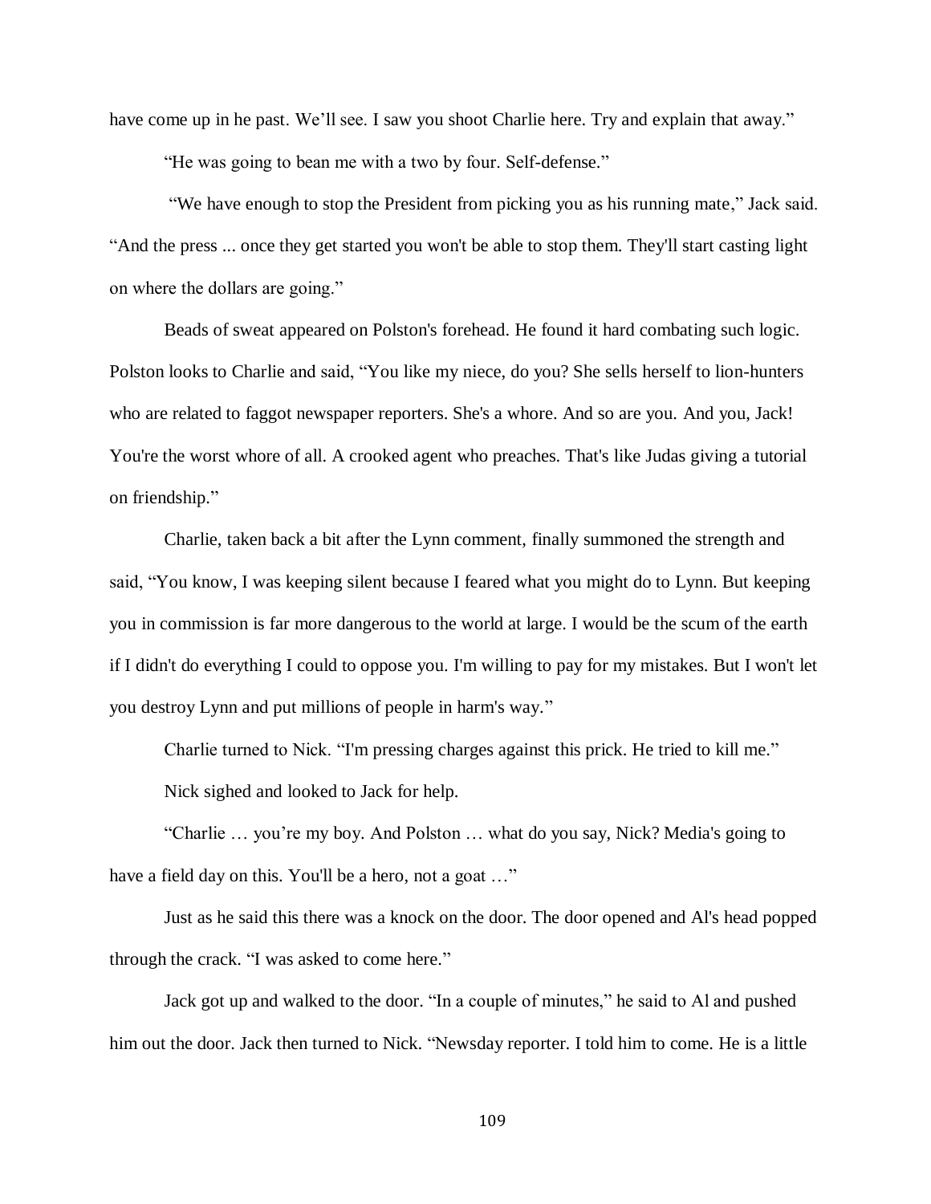have come up in he past. We'll see. I saw you shoot Charlie here. Try and explain that away."

"He was going to bean me with a two by four. Self-defense."

"We have enough to stop the President from picking you as his running mate," Jack said. "And the press ... once they get started you won't be able to stop them. They'll start casting light on where the dollars are going."

Beads of sweat appeared on Polston's forehead. He found it hard combating such logic. Polston looks to Charlie and said, "You like my niece, do you? She sells herself to lion-hunters who are related to faggot newspaper reporters. She's a whore. And so are you. And you, Jack! You're the worst whore of all. A crooked agent who preaches. That's like Judas giving a tutorial on friendship."

Charlie, taken back a bit after the Lynn comment, finally summoned the strength and said, "You know, I was keeping silent because I feared what you might do to Lynn. But keeping you in commission is far more dangerous to the world at large. I would be the scum of the earth if I didn't do everything I could to oppose you. I'm willing to pay for my mistakes. But I won't let you destroy Lynn and put millions of people in harm's way."

Charlie turned to Nick. "I'm pressing charges against this prick. He tried to kill me."

Nick sighed and looked to Jack for help.

"Charlie … you're my boy. And Polston … what do you say, Nick? Media's going to have a field day on this. You'll be a hero, not a goat …"

Just as he said this there was a knock on the door. The door opened and Al's head popped through the crack. "I was asked to come here."

Jack got up and walked to the door. "In a couple of minutes," he said to Al and pushed him out the door. Jack then turned to Nick. "Newsday reporter. I told him to come. He is a little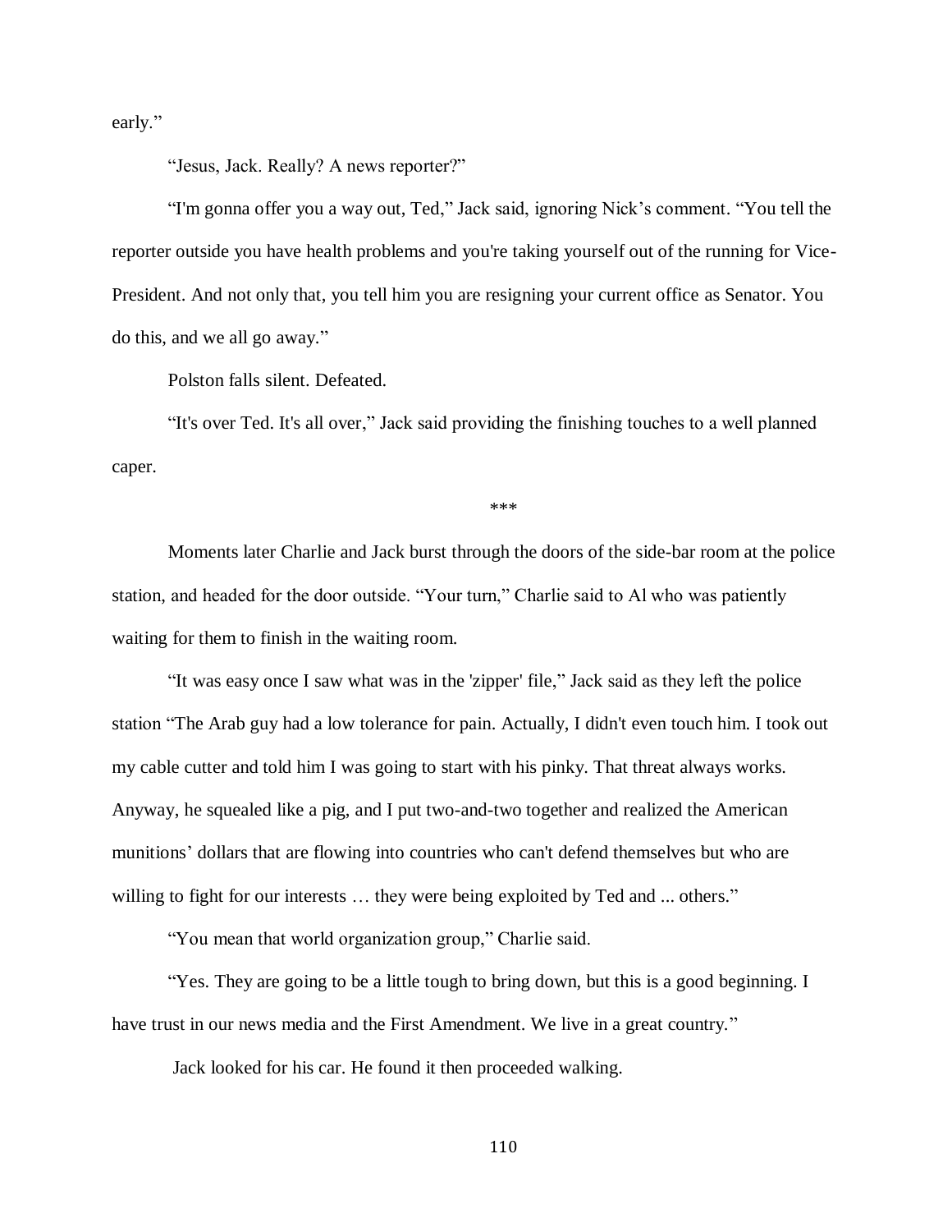early."

"Jesus, Jack. Really? A news reporter?"

"I'm gonna offer you a way out, Ted," Jack said, ignoring Nick's comment. "You tell the reporter outside you have health problems and you're taking yourself out of the running for Vice-President. And not only that, you tell him you are resigning your current office as Senator. You do this, and we all go away."

Polston falls silent. Defeated.

"It's over Ted. It's all over," Jack said providing the finishing touches to a well planned caper.

***

Moments later Charlie and Jack burst through the doors of the side-bar room at the police station, and headed for the door outside. "Your turn," Charlie said to Al who was patiently waiting for them to finish in the waiting room.

"It was easy once I saw what was in the 'zipper' file," Jack said as they left the police station "The Arab guy had a low tolerance for pain. Actually, I didn't even touch him. I took out my cable cutter and told him I was going to start with his pinky. That threat always works. Anyway, he squealed like a pig, and I put two-and-two together and realized the American munitions' dollars that are flowing into countries who can't defend themselves but who are willing to fight for our interests … they were being exploited by Ted and ... others."

"You mean that world organization group," Charlie said.

"Yes. They are going to be a little tough to bring down, but this is a good beginning. I have trust in our news media and the First Amendment. We live in a great country."

Jack looked for his car. He found it then proceeded walking.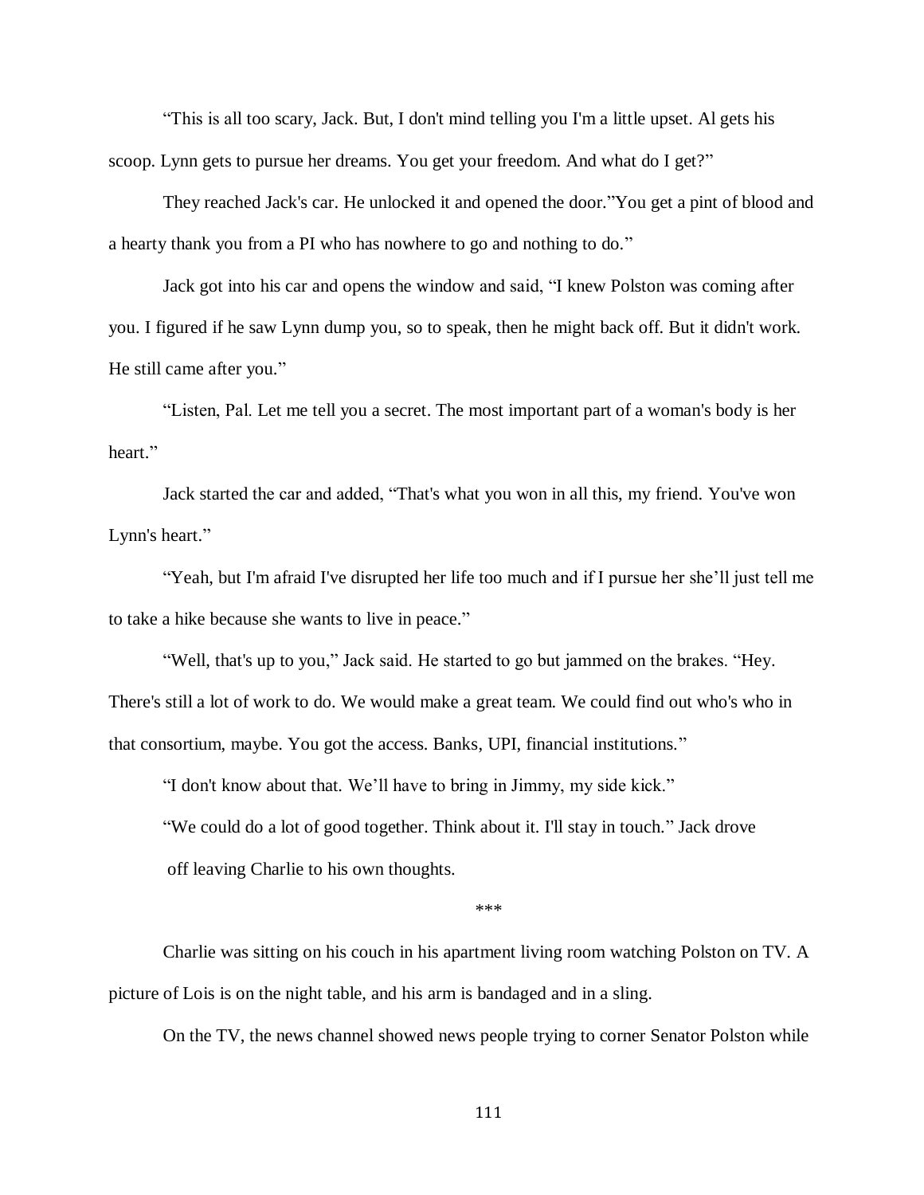"This is all too scary, Jack. But, I don't mind telling you I'm a little upset. Al gets his scoop. Lynn gets to pursue her dreams. You get your freedom. And what do I get?"

They reached Jack's car. He unlocked it and opened the door."You get a pint of blood and a hearty thank you from a PI who has nowhere to go and nothing to do."

Jack got into his car and opens the window and said, "I knew Polston was coming after you. I figured if he saw Lynn dump you, so to speak, then he might back off. But it didn't work. He still came after you."

"Listen, Pal. Let me tell you a secret. The most important part of a woman's body is her heart."

Jack started the car and added, "That's what you won in all this, my friend. You've won Lynn's heart."

"Yeah, but I'm afraid I've disrupted her life too much and if I pursue her she'll just tell me to take a hike because she wants to live in peace."

"Well, that's up to you," Jack said. He started to go but jammed on the brakes. "Hey. There's still a lot of work to do. We would make a great team. We could find out who's who in that consortium, maybe. You got the access. Banks, UPI, financial institutions."

"I don't know about that. We'll have to bring in Jimmy, my side kick."

"We could do a lot of good together. Think about it. I'll stay in touch." Jack drove off leaving Charlie to his own thoughts.

\*\*\*

Charlie was sitting on his couch in his apartment living room watching Polston on TV. A picture of Lois is on the night table, and his arm is bandaged and in a sling.

On the TV, the news channel showed news people trying to corner Senator Polston while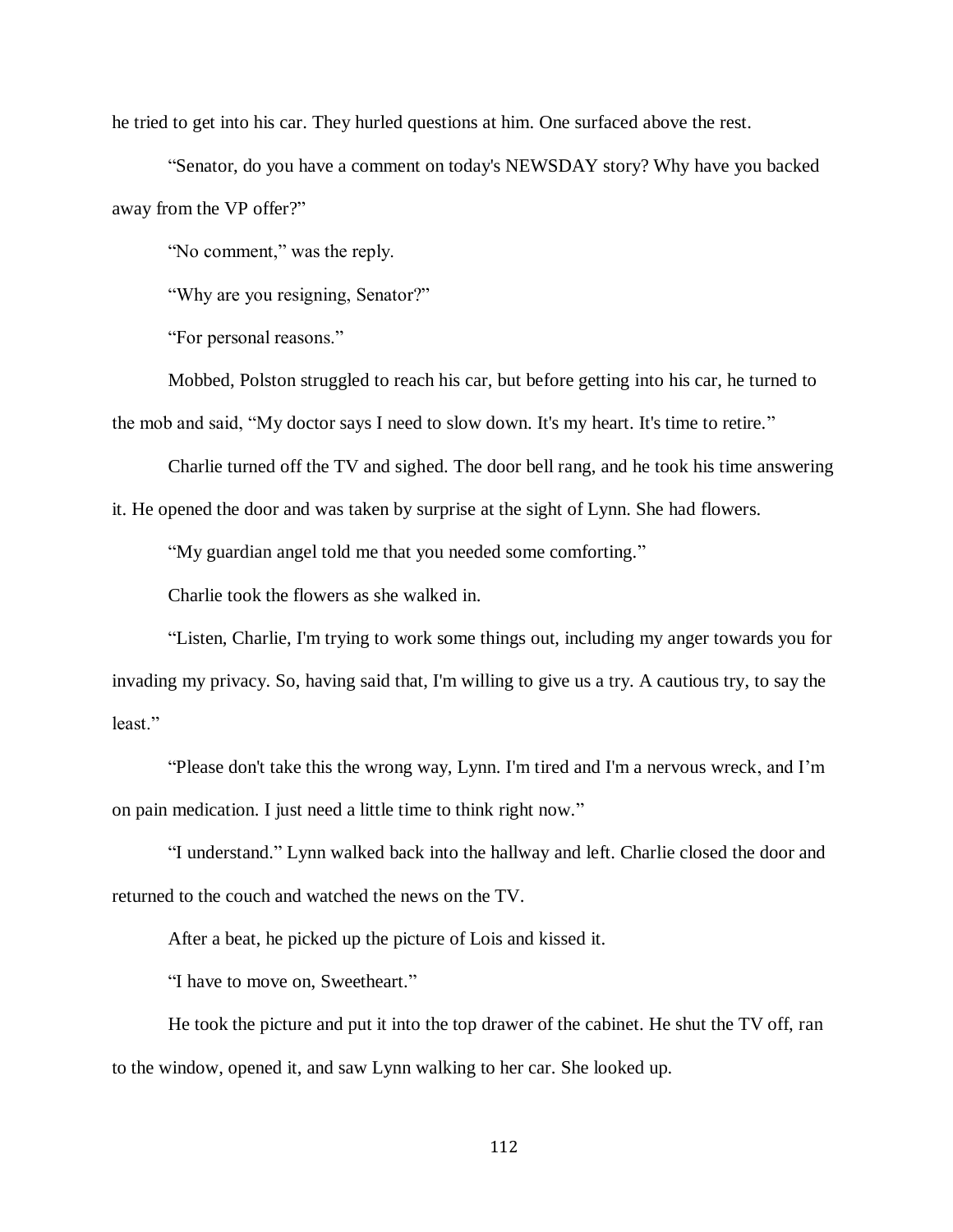he tried to get into his car. They hurled questions at him. One surfaced above the rest.

"Senator, do you have a comment on today's NEWSDAY story? Why have you backed away from the VP offer?"

"No comment," was the reply.

"Why are you resigning, Senator?"

"For personal reasons."

Mobbed, Polston struggled to reach his car, but before getting into his car, he turned to the mob and said, "My doctor says I need to slow down. It's my heart. It's time to retire."

Charlie turned off the TV and sighed. The door bell rang, and he took his time answering it. He opened the door and was taken by surprise at the sight of Lynn. She had flowers.

"My guardian angel told me that you needed some comforting."

Charlie took the flowers as she walked in.

"Listen, Charlie, I'm trying to work some things out, including my anger towards you for invading my privacy. So, having said that, I'm willing to give us a try. A cautious try, to say the least."

"Please don't take this the wrong way, Lynn. I'm tired and I'm a nervous wreck, and I'm on pain medication. I just need a little time to think right now."

"I understand." Lynn walked back into the hallway and left. Charlie closed the door and returned to the couch and watched the news on the TV.

After a beat, he picked up the picture of Lois and kissed it.

"I have to move on, Sweetheart."

He took the picture and put it into the top drawer of the cabinet. He shut the TV off, ran to the window, opened it, and saw Lynn walking to her car. She looked up.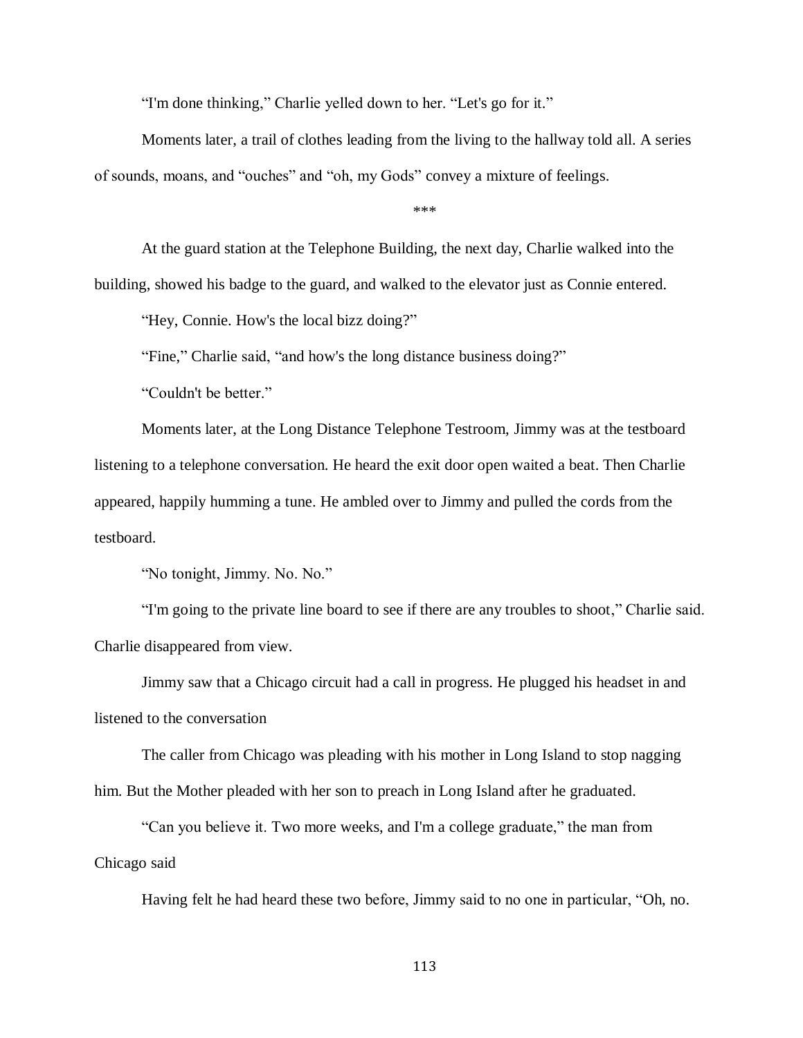"I'm done thinking," Charlie yelled down to her. "Let's go for it."

Moments later, a trail of clothes leading from the living to the hallway told all. A series of sounds, moans, and "ouches" and "oh, my Gods" convey a mixture of feelings.

***

At the guard station at the Telephone Building, the next day, Charlie walked into the building, showed his badge to the guard, and walked to the elevator just as Connie entered.

"Hey, Connie. How's the local bizz doing?"

"Fine," Charlie said, "and how's the long distance business doing?"

"Couldn't be better."

Moments later, at the Long Distance Telephone Testroom, Jimmy was at the testboard listening to a telephone conversation. He heard the exit door open waited a beat. Then Charlie appeared, happily humming a tune. He ambled over to Jimmy and pulled the cords from the testboard.

"No tonight, Jimmy. No. No."

"I'm going to the private line board to see if there are any troubles to shoot," Charlie said. Charlie disappeared from view.

Jimmy saw that a Chicago circuit had a call in progress. He plugged his headset in and listened to the conversation

The caller from Chicago was pleading with his mother in Long Island to stop nagging him. But the Mother pleaded with her son to preach in Long Island after he graduated.

"Can you believe it. Two more weeks, and I'm a college graduate," the man from Chicago said

Having felt he had heard these two before, Jimmy said to no one in particular, "Oh, no.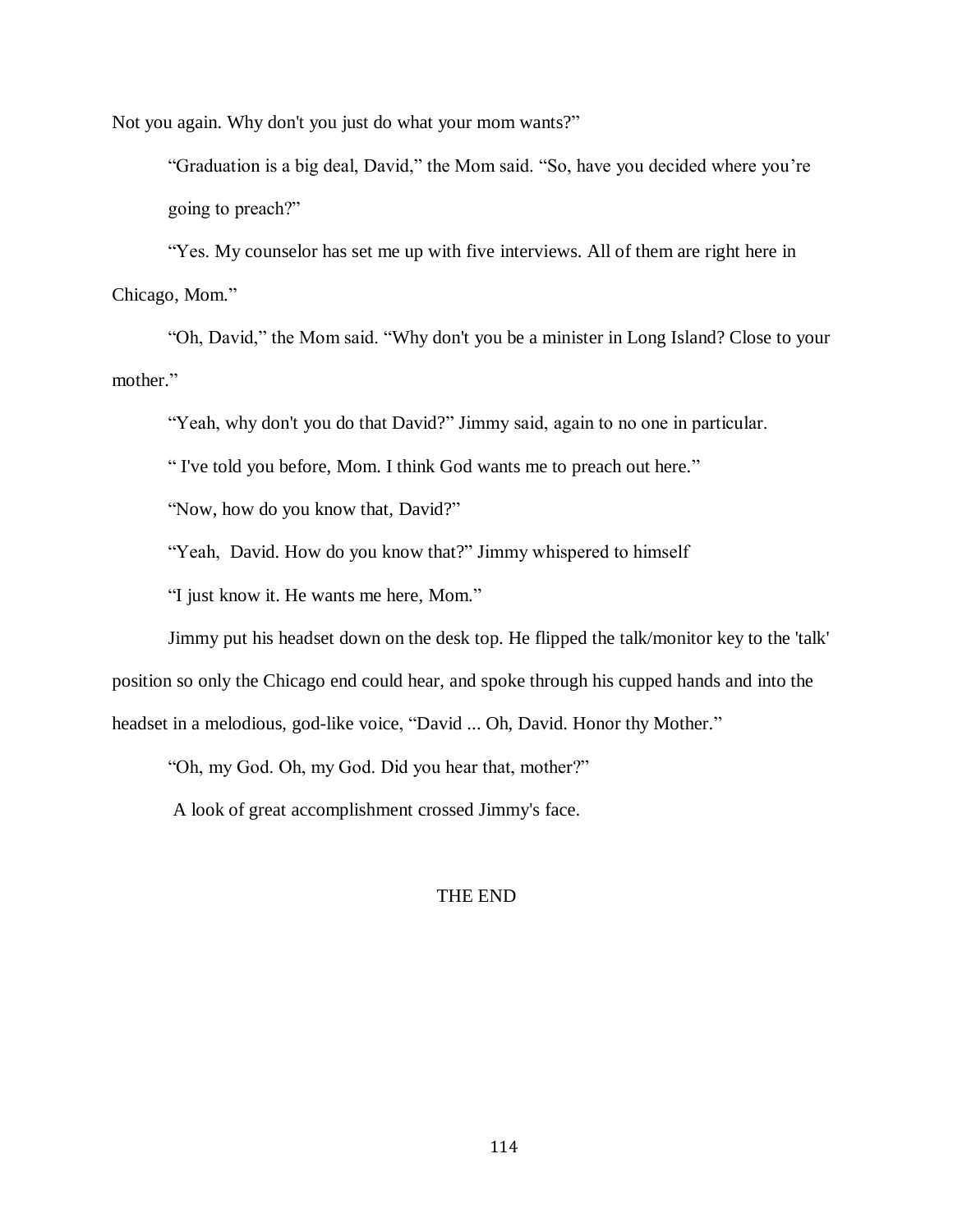Not you again. Why don't you just do what your mom wants?"

"Graduation is a big deal, David," the Mom said. "So, have you decided where you're going to preach?"

"Yes. My counselor has set me up with five interviews. All of them are right here in Chicago, Mom."

"Oh, David," the Mom said. "Why don't you be a minister in Long Island? Close to your mother."

"Yeah, why don't you do that David?" Jimmy said, again to no one in particular.

" I've told you before, Mom. I think God wants me to preach out here."

"Now, how do you know that, David?"

"Yeah,  David. How do you know that?" Jimmy whispered to himself

"I just know it. He wants me here, Mom."

Jimmy put his headset down on the desk top. He flipped the talk/monitor key to the 'talk' position so only the Chicago end could hear, and spoke through his cupped hands and into the headset in a melodious, god-like voice, "David ... Oh, David. Honor thy Mother."

"Oh, my God. Oh, my God. Did you hear that, mother?"

A look of great accomplishment crossed Jimmy's face.

THE END